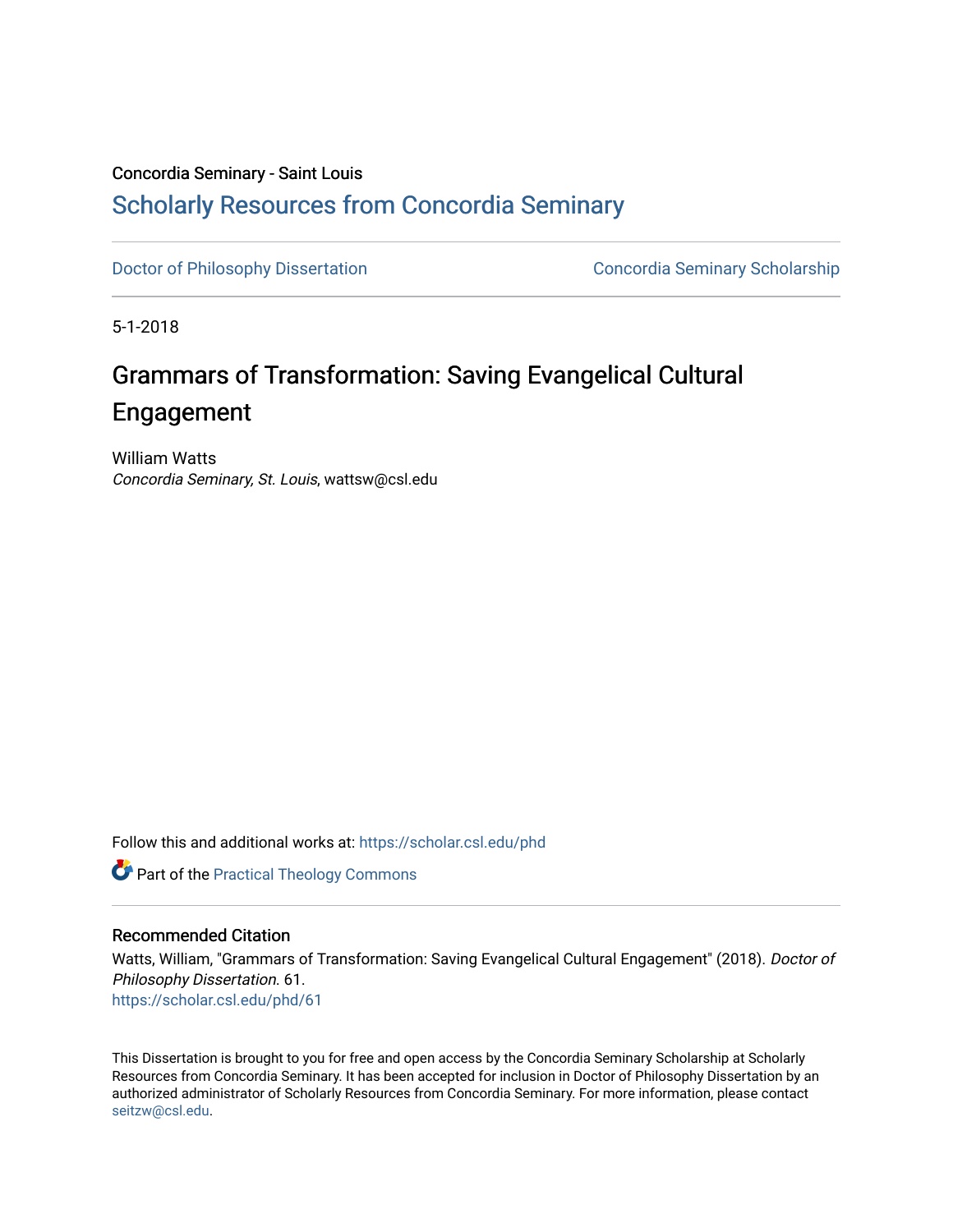Concordia Seminary - Saint Louis

# Scholarly Resources from Concordia Seminary

Doctor of Philosophy Dissertation    Concordia Seminary Scholarship

5-1-2018

## Grammars of Transformation: Saving Evangelical Cultural Engagement

William Watts
*Concordia Seminary, St. Louis*, wattsw@csl.edu

Follow this and additional works at: https://scholar.csl.edu/phd

Part of the Practical Theology Commons

### Recommended Citation

Watts, William, "Grammars of Transformation: Saving Evangelical Cultural Engagement" (2018). *Doctor of Philosophy Dissertation*. 61.
https://scholar.csl.edu/phd/61

This Dissertation is brought to you for free and open access by the Concordia Seminary Scholarship at Scholarly Resources from Concordia Seminary. It has been accepted for inclusion in Doctor of Philosophy Dissertation by an authorized administrator of Scholarly Resources from Concordia Seminary. For more information, please contact seitzw@csl.edu.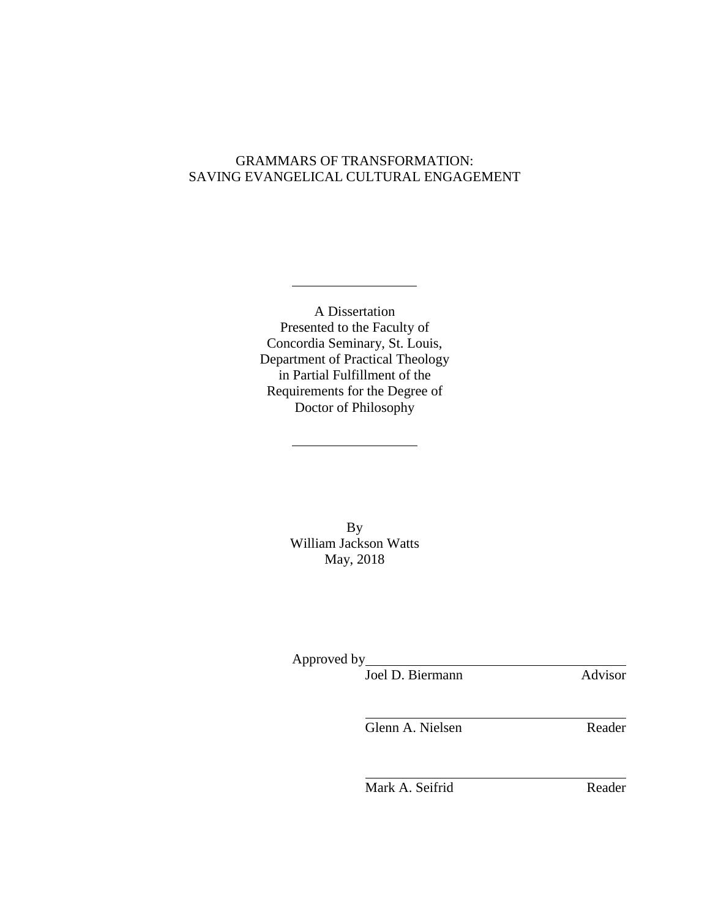# GRAMMARS OF TRANSFORMATION: SAVING EVANGELICAL CULTURAL ENGAGEMENT

---

A Dissertation
Presented to the Faculty of
Concordia Seminary, St. Louis,
Department of Practical Theology
in Partial Fulfillment of the
Requirements for the Degree of
Doctor of Philosophy

---

By
William Jackson Watts
May, 2018

Approved by ______________________________
Joel D. Biermann Advisor

______________________________
Glenn A. Nielsen Reader

______________________________
Mark A. Seifrid Reader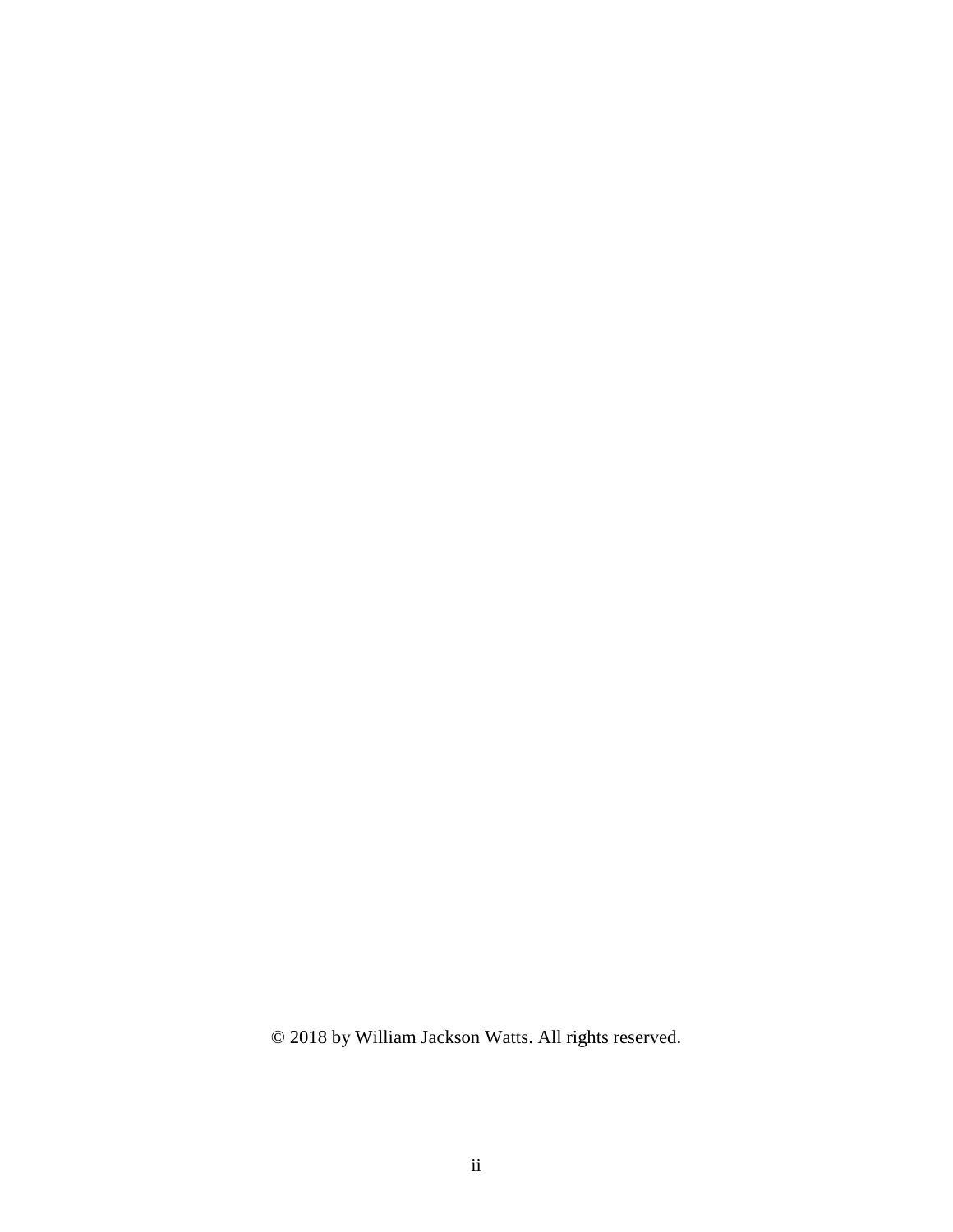© 2018 by William Jackson Watts. All rights reserved.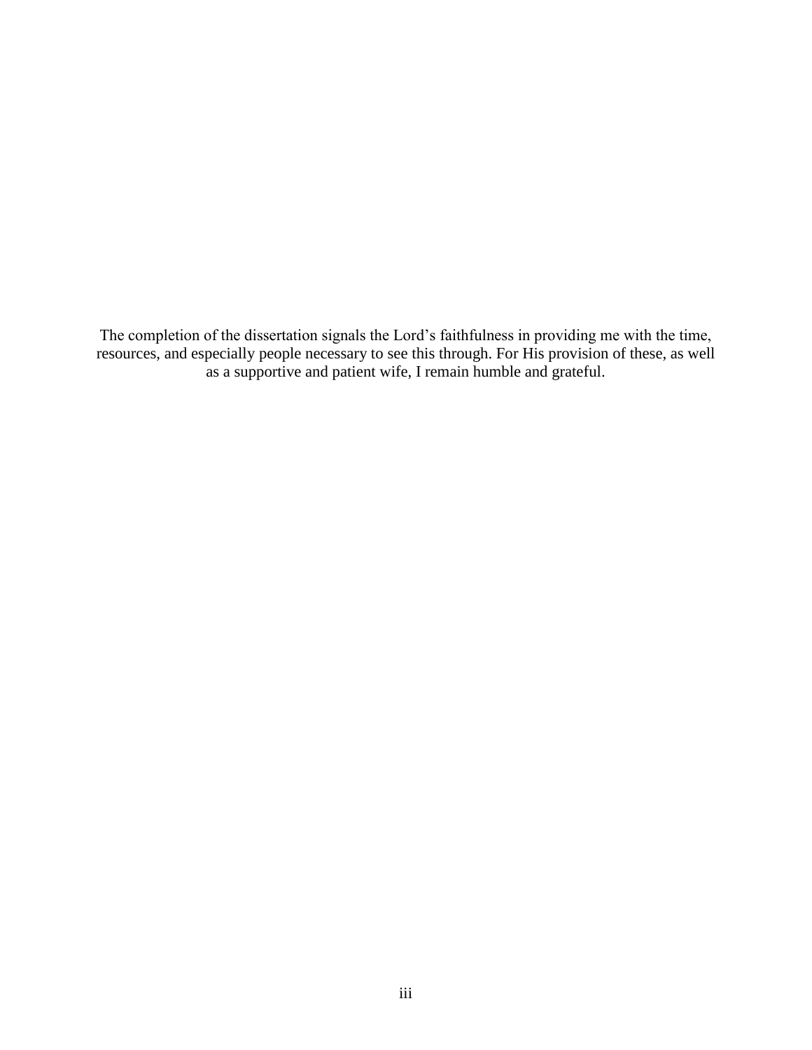The completion of the dissertation signals the Lord's faithfulness in providing me with the time, resources, and especially people necessary to see this through. For His provision of these, as well as a supportive and patient wife, I remain humble and grateful.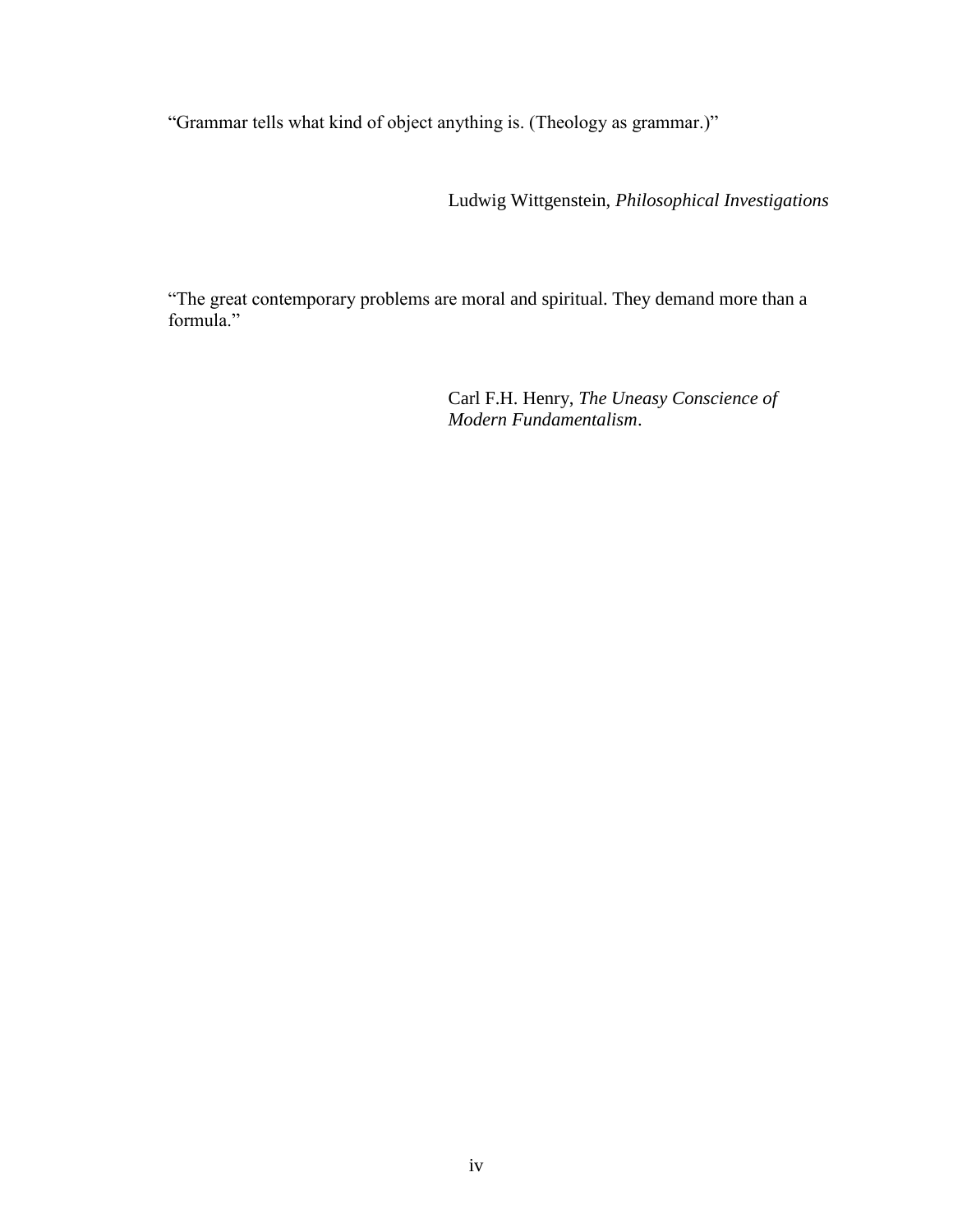"Grammar tells what kind of object anything is. (Theology as grammar.)"

Ludwig Wittgenstein, *Philosophical Investigations*

"The great contemporary problems are moral and spiritual. They demand more than a formula."

Carl F.H. Henry, *The Uneasy Conscience of Modern Fundamentalism*.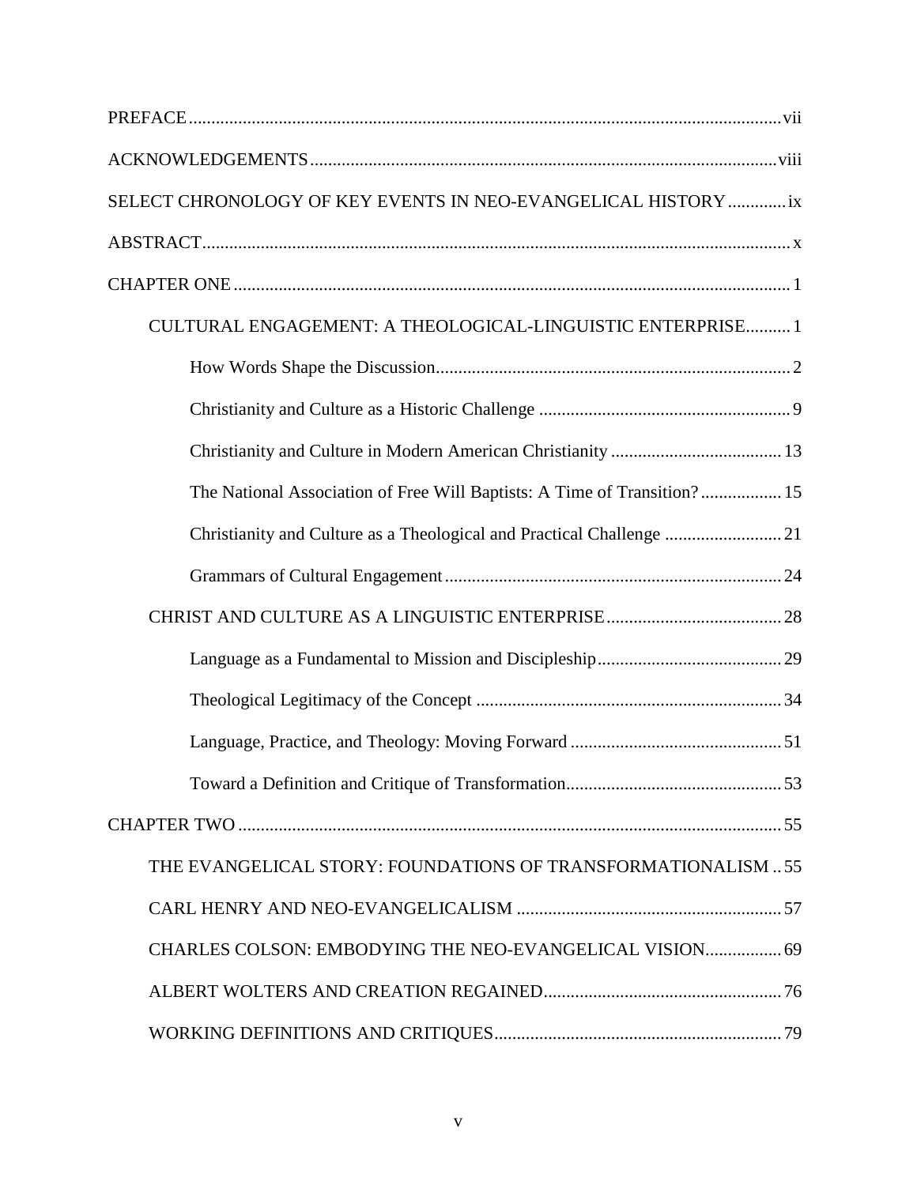PREFACE .......... vii

ACKNOWLEDGEMENTS .......... viii

SELECT CHRONOLOGY OF KEY EVENTS IN NEO-EVANGELICAL HISTORY .......... ix

ABSTRACT .......... x

CHAPTER ONE .......... 1

- CULTURAL ENGAGEMENT: A THEOLOGICAL-LINGUISTIC ENTERPRISE .......... 1
  - How Words Shape the Discussion .......... 2
  - Christianity and Culture as a Historic Challenge .......... 9
  - Christianity and Culture in Modern American Christianity .......... 13
  - The National Association of Free Will Baptists: A Time of Transition? .......... 15
  - Christianity and Culture as a Theological and Practical Challenge .......... 21
  - Grammars of Cultural Engagement .......... 24
- CHRIST AND CULTURE AS A LINGUISTIC ENTERPRISE .......... 28
  - Language as a Fundamental to Mission and Discipleship .......... 29
  - Theological Legitimacy of the Concept .......... 34
  - Language, Practice, and Theology: Moving Forward .......... 51
  - Toward a Definition and Critique of Transformation .......... 53

CHAPTER TWO .......... 55

- THE EVANGELICAL STORY: FOUNDATIONS OF TRANSFORMATIONALISM .......... 55
- CARL HENRY AND NEO-EVANGELICALISM .......... 57
- CHARLES COLSON: EMBODYING THE NEO-EVANGELICAL VISION .......... 69
- ALBERT WOLTERS AND CREATION REGAINED .......... 76
- WORKING DEFINITIONS AND CRITIQUES .......... 79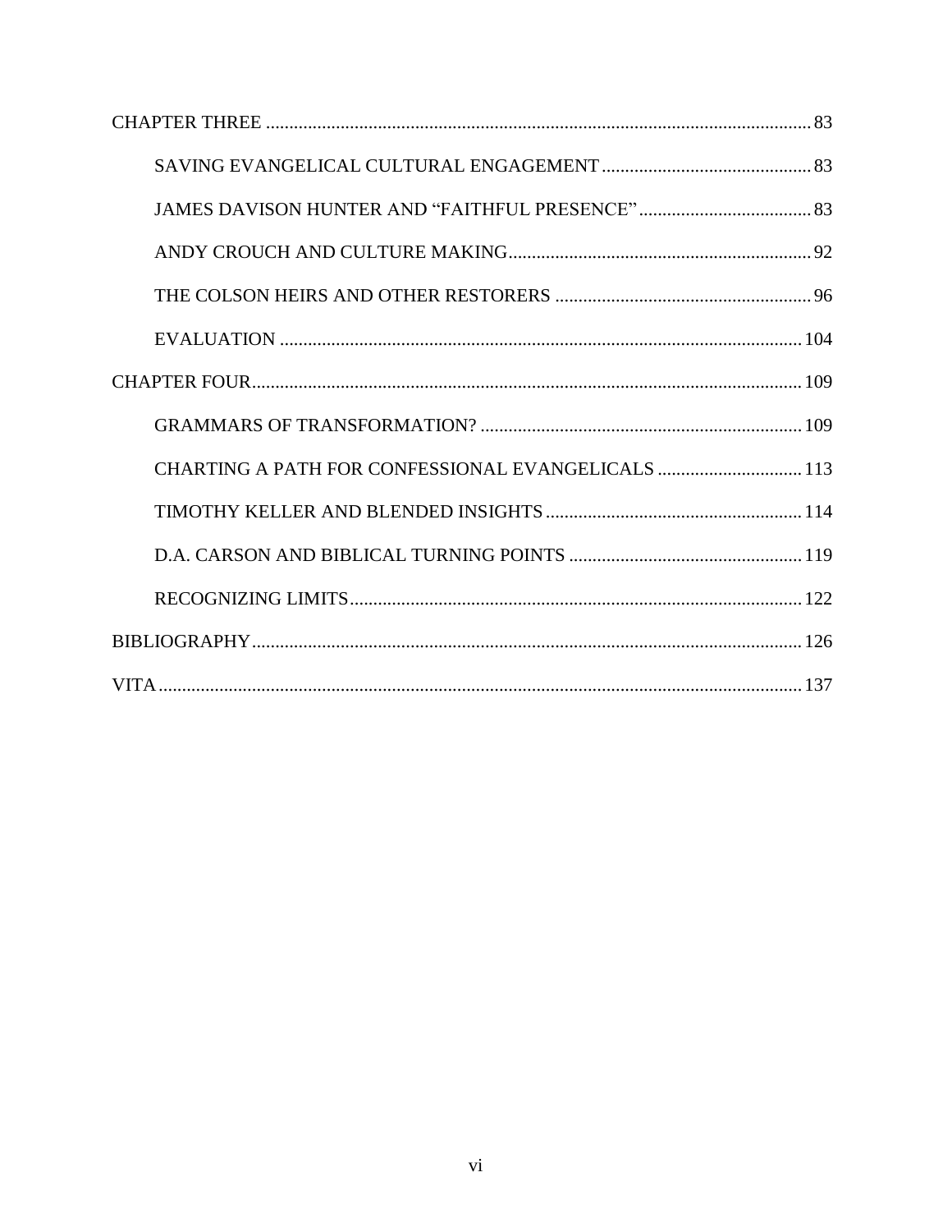CHAPTER THREE .......... 83

- SAVING EVANGELICAL CULTURAL ENGAGEMENT .......... 83
- JAMES DAVISON HUNTER AND "FAITHFUL PRESENCE" .......... 83
- ANDY CROUCH AND CULTURE MAKING .......... 92
- THE COLSON HEIRS AND OTHER RESTORERS .......... 96
- EVALUATION .......... 104

CHAPTER FOUR .......... 109

- GRAMMARS OF TRANSFORMATION? .......... 109
- CHARTING A PATH FOR CONFESSIONAL EVANGELICALS .......... 113
- TIMOTHY KELLER AND BLENDED INSIGHTS .......... 114
- D.A. CARSON AND BIBLICAL TURNING POINTS .......... 119
- RECOGNIZING LIMITS .......... 122

BIBLIOGRAPHY .......... 126

VITA .......... 137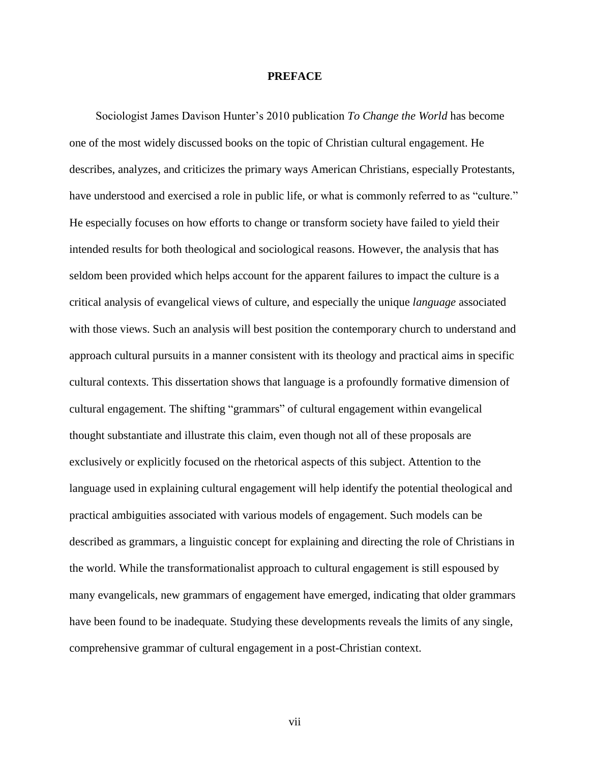# PREFACE

Sociologist James Davison Hunter's 2010 publication *To Change the World* has become one of the most widely discussed books on the topic of Christian cultural engagement. He describes, analyzes, and criticizes the primary ways American Christians, especially Protestants, have understood and exercised a role in public life, or what is commonly referred to as "culture." He especially focuses on how efforts to change or transform society have failed to yield their intended results for both theological and sociological reasons. However, the analysis that has seldom been provided which helps account for the apparent failures to impact the culture is a critical analysis of evangelical views of culture, and especially the unique *language* associated with those views. Such an analysis will best position the contemporary church to understand and approach cultural pursuits in a manner consistent with its theology and practical aims in specific cultural contexts. This dissertation shows that language is a profoundly formative dimension of cultural engagement. The shifting "grammars" of cultural engagement within evangelical thought substantiate and illustrate this claim, even though not all of these proposals are exclusively or explicitly focused on the rhetorical aspects of this subject. Attention to the language used in explaining cultural engagement will help identify the potential theological and practical ambiguities associated with various models of engagement. Such models can be described as grammars, a linguistic concept for explaining and directing the role of Christians in the world. While the transformationalist approach to cultural engagement is still espoused by many evangelicals, new grammars of engagement have emerged, indicating that older grammars have been found to be inadequate. Studying these developments reveals the limits of any single, comprehensive grammar of cultural engagement in a post-Christian context.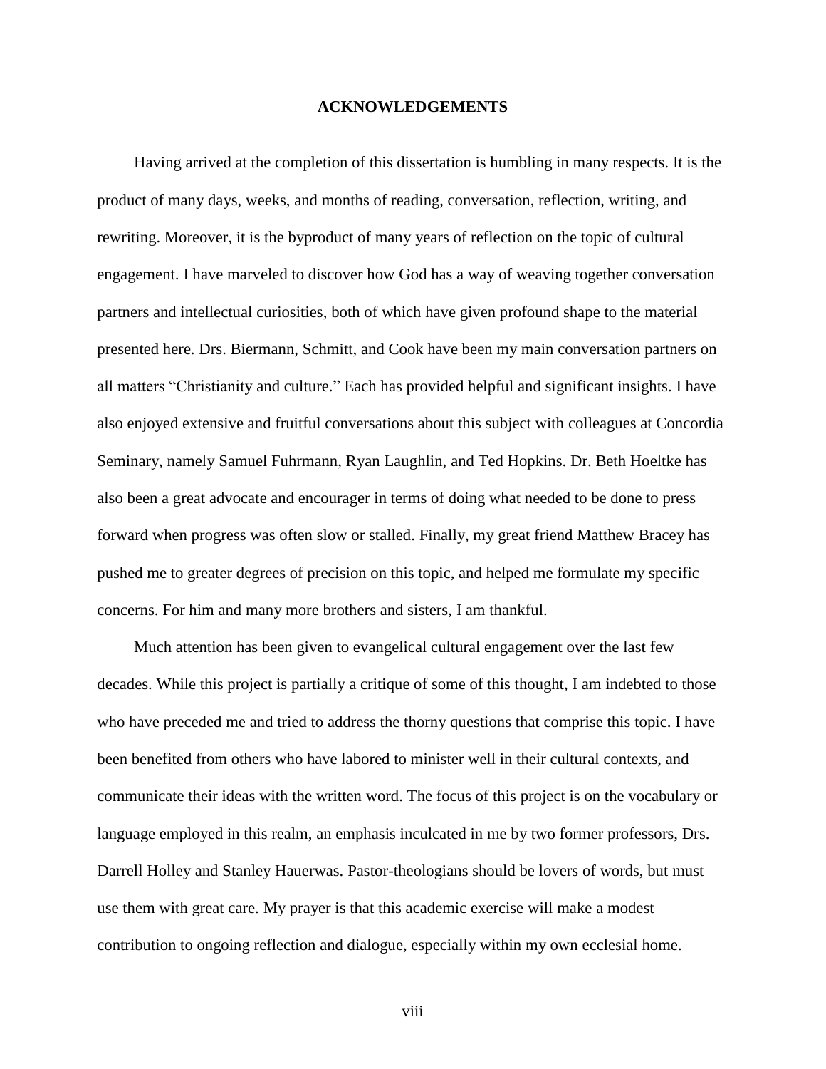# ACKNOWLEDGEMENTS

Having arrived at the completion of this dissertation is humbling in many respects. It is the product of many days, weeks, and months of reading, conversation, reflection, writing, and rewriting. Moreover, it is the byproduct of many years of reflection on the topic of cultural engagement. I have marveled to discover how God has a way of weaving together conversation partners and intellectual curiosities, both of which have given profound shape to the material presented here. Drs. Biermann, Schmitt, and Cook have been my main conversation partners on all matters "Christianity and culture." Each has provided helpful and significant insights. I have also enjoyed extensive and fruitful conversations about this subject with colleagues at Concordia Seminary, namely Samuel Fuhrmann, Ryan Laughlin, and Ted Hopkins. Dr. Beth Hoeltke has also been a great advocate and encourager in terms of doing what needed to be done to press forward when progress was often slow or stalled. Finally, my great friend Matthew Bracey has pushed me to greater degrees of precision on this topic, and helped me formulate my specific concerns. For him and many more brothers and sisters, I am thankful.

Much attention has been given to evangelical cultural engagement over the last few decades. While this project is partially a critique of some of this thought, I am indebted to those who have preceded me and tried to address the thorny questions that comprise this topic. I have been benefited from others who have labored to minister well in their cultural contexts, and communicate their ideas with the written word. The focus of this project is on the vocabulary or language employed in this realm, an emphasis inculcated in me by two former professors, Drs. Darrell Holley and Stanley Hauerwas. Pastor-theologians should be lovers of words, but must use them with great care. My prayer is that this academic exercise will make a modest contribution to ongoing reflection and dialogue, especially within my own ecclesial home.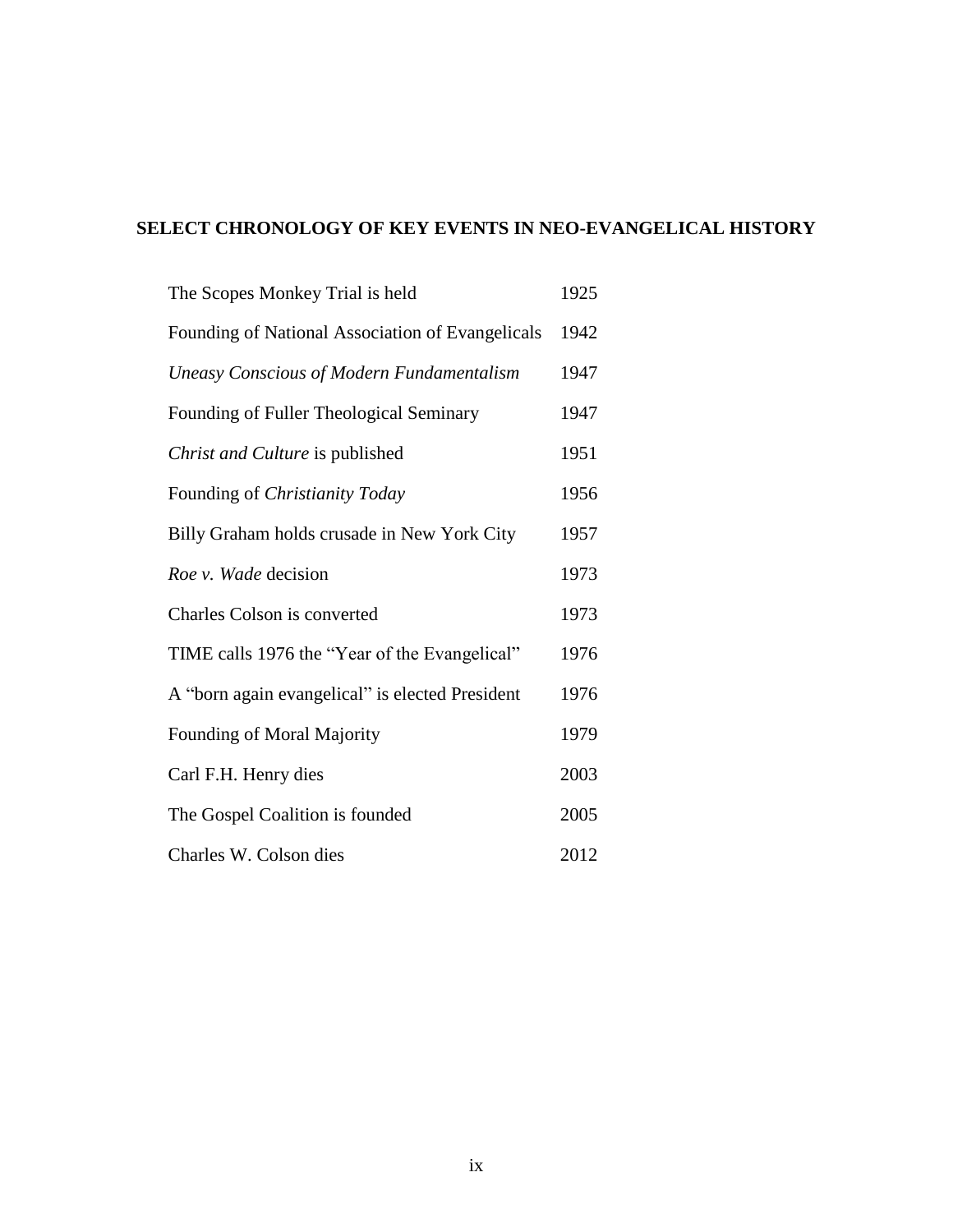## SELECT CHRONOLOGY OF KEY EVENTS IN NEO-EVANGELICAL HISTORY

| | |
|---|---|
| The Scopes Monkey Trial is held | 1925 |
| Founding of National Association of Evangelicals | 1942 |
| *Uneasy Conscious of Modern Fundamentalism* | 1947 |
| Founding of Fuller Theological Seminary | 1947 |
| *Christ and Culture* is published | 1951 |
| Founding of *Christianity Today* | 1956 |
| Billy Graham holds crusade in New York City | 1957 |
| *Roe v. Wade* decision | 1973 |
| Charles Colson is converted | 1973 |
| TIME calls 1976 the "Year of the Evangelical" | 1976 |
| A "born again evangelical" is elected President | 1976 |
| Founding of Moral Majority | 1979 |
| Carl F.H. Henry dies | 2003 |
| The Gospel Coalition is founded | 2005 |
| Charles W. Colson dies | 2012 |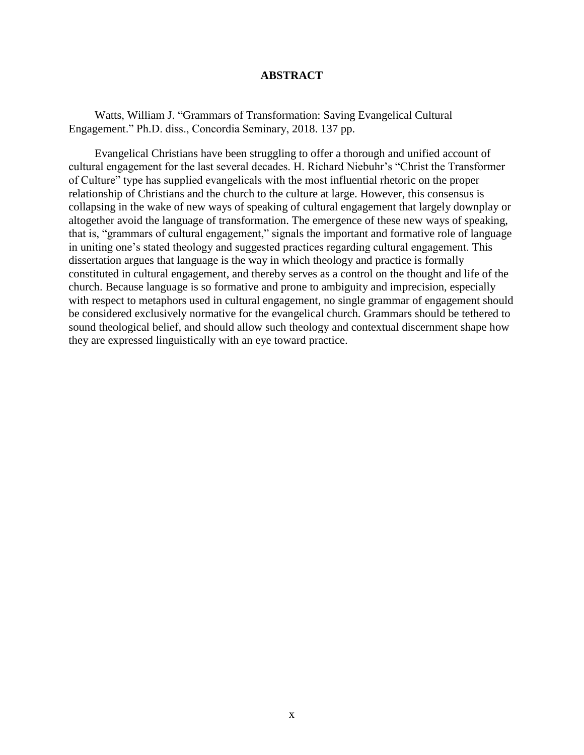# ABSTRACT

Watts, William J. "Grammars of Transformation: Saving Evangelical Cultural Engagement." Ph.D. diss., Concordia Seminary, 2018. 137 pp.

Evangelical Christians have been struggling to offer a thorough and unified account of cultural engagement for the last several decades. H. Richard Niebuhr's "Christ the Transformer of Culture" type has supplied evangelicals with the most influential rhetoric on the proper relationship of Christians and the church to the culture at large. However, this consensus is collapsing in the wake of new ways of speaking of cultural engagement that largely downplay or altogether avoid the language of transformation. The emergence of these new ways of speaking, that is, "grammars of cultural engagement," signals the important and formative role of language in uniting one's stated theology and suggested practices regarding cultural engagement. This dissertation argues that language is the way in which theology and practice is formally constituted in cultural engagement, and thereby serves as a control on the thought and life of the church. Because language is so formative and prone to ambiguity and imprecision, especially with respect to metaphors used in cultural engagement, no single grammar of engagement should be considered exclusively normative for the evangelical church. Grammars should be tethered to sound theological belief, and should allow such theology and contextual discernment shape how they are expressed linguistically with an eye toward practice.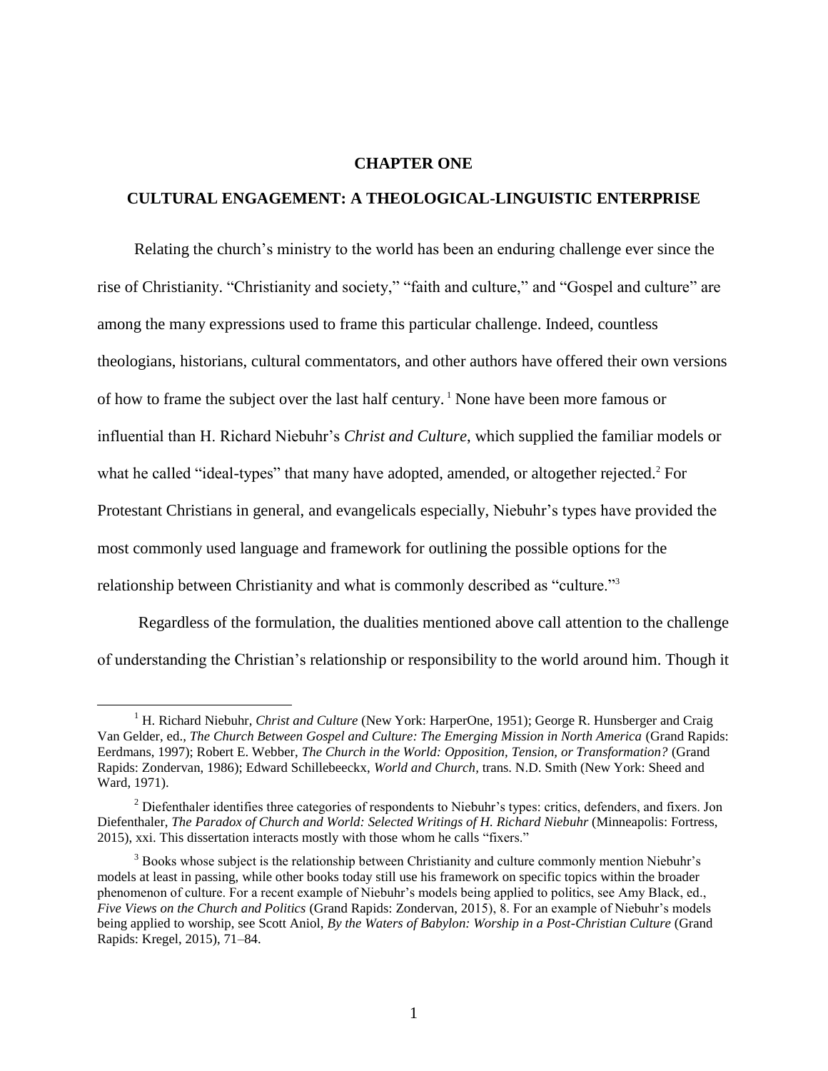# CHAPTER ONE

## CULTURAL ENGAGEMENT: A THEOLOGICAL-LINGUISTIC ENTERPRISE

Relating the church's ministry to the world has been an enduring challenge ever since the rise of Christianity. "Christianity and society," "faith and culture," and "Gospel and culture" are among the many expressions used to frame this particular challenge. Indeed, countless theologians, historians, cultural commentators, and other authors have offered their own versions of how to frame the subject over the last half century. [1] None have been more famous or influential than H. Richard Niebuhr's *Christ and Culture*, which supplied the familiar models or what he called "ideal-types" that many have adopted, amended, or altogether rejected.[2] For Protestant Christians in general, and evangelicals especially, Niebuhr's types have provided the most commonly used language and framework for outlining the possible options for the relationship between Christianity and what is commonly described as "culture."[3]

Regardless of the formulation, the dualities mentioned above call attention to the challenge of understanding the Christian's relationship or responsibility to the world around him. Though it

---

[1] H. Richard Niebuhr, *Christ and Culture* (New York: HarperOne, 1951); George R. Hunsberger and Craig Van Gelder, ed., *The Church Between Gospel and Culture: The Emerging Mission in North America* (Grand Rapids: Eerdmans, 1997); Robert E. Webber, *The Church in the World: Opposition, Tension, or Transformation?* (Grand Rapids: Zondervan, 1986); Edward Schillebeeckx, *World and Church,* trans. N.D. Smith (New York: Sheed and Ward, 1971).

[2] Diefenthaler identifies three categories of respondents to Niebuhr's types: critics, defenders, and fixers. Jon Diefenthaler, *The Paradox of Church and World: Selected Writings of H. Richard Niebuhr* (Minneapolis: Fortress, 2015), xxi. This dissertation interacts mostly with those whom he calls "fixers."

[3] Books whose subject is the relationship between Christianity and culture commonly mention Niebuhr's models at least in passing, while other books today still use his framework on specific topics within the broader phenomenon of culture. For a recent example of Niebuhr's models being applied to politics, see Amy Black, ed., *Five Views on the Church and Politics* (Grand Rapids: Zondervan, 2015), 8. For an example of Niebuhr's models being applied to worship, see Scott Aniol, *By the Waters of Babylon: Worship in a Post-Christian Culture* (Grand Rapids: Kregel, 2015), 71–84.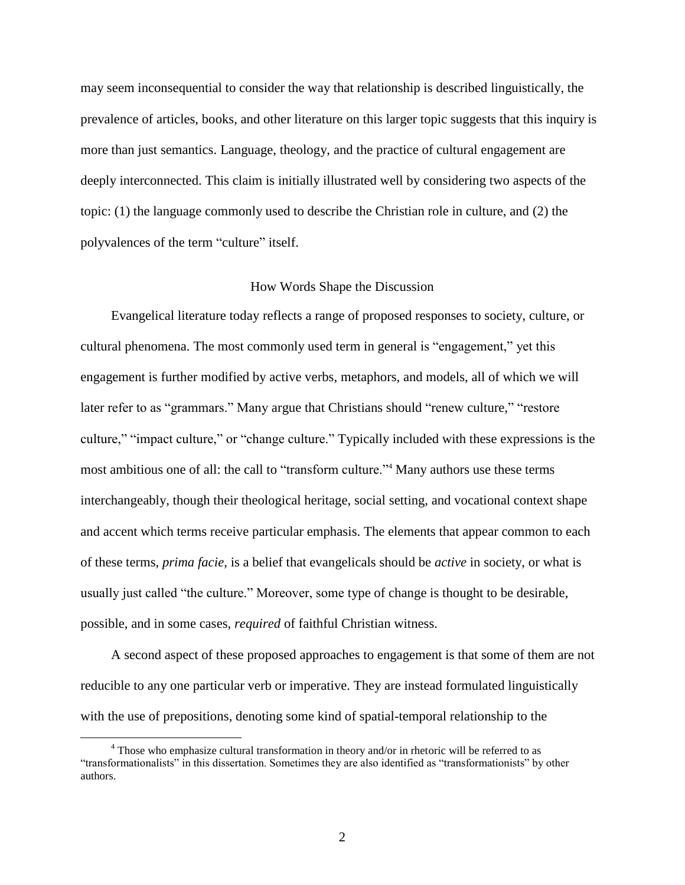may seem inconsequential to consider the way that relationship is described linguistically, the prevalence of articles, books, and other literature on this larger topic suggests that this inquiry is more than just semantics. Language, theology, and the practice of cultural engagement are deeply interconnected. This claim is initially illustrated well by considering two aspects of the topic: (1) the language commonly used to describe the Christian role in culture, and (2) the polyvalences of the term "culture" itself.

## How Words Shape the Discussion

Evangelical literature today reflects a range of proposed responses to society, culture, or cultural phenomena. The most commonly used term in general is "engagement," yet this engagement is further modified by active verbs, metaphors, and models, all of which we will later refer to as "grammars." Many argue that Christians should "renew culture," "restore culture," "impact culture," or "change culture." Typically included with these expressions is the most ambitious one of all: the call to "transform culture."[4] Many authors use these terms interchangeably, though their theological heritage, social setting, and vocational context shape and accent which terms receive particular emphasis. The elements that appear common to each of these terms, *prima facie*, is a belief that evangelicals should be *active* in society, or what is usually just called "the culture." Moreover, some type of change is thought to be desirable, possible, and in some cases, *required* of faithful Christian witness.

A second aspect of these proposed approaches to engagement is that some of them are not reducible to any one particular verb or imperative. They are instead formulated linguistically with the use of prepositions, denoting some kind of spatial-temporal relationship to the

[4] Those who emphasize cultural transformation in theory and/or in rhetoric will be referred to as "transformationalists" in this dissertation. Sometimes they are also identified as "transformationists" by other authors.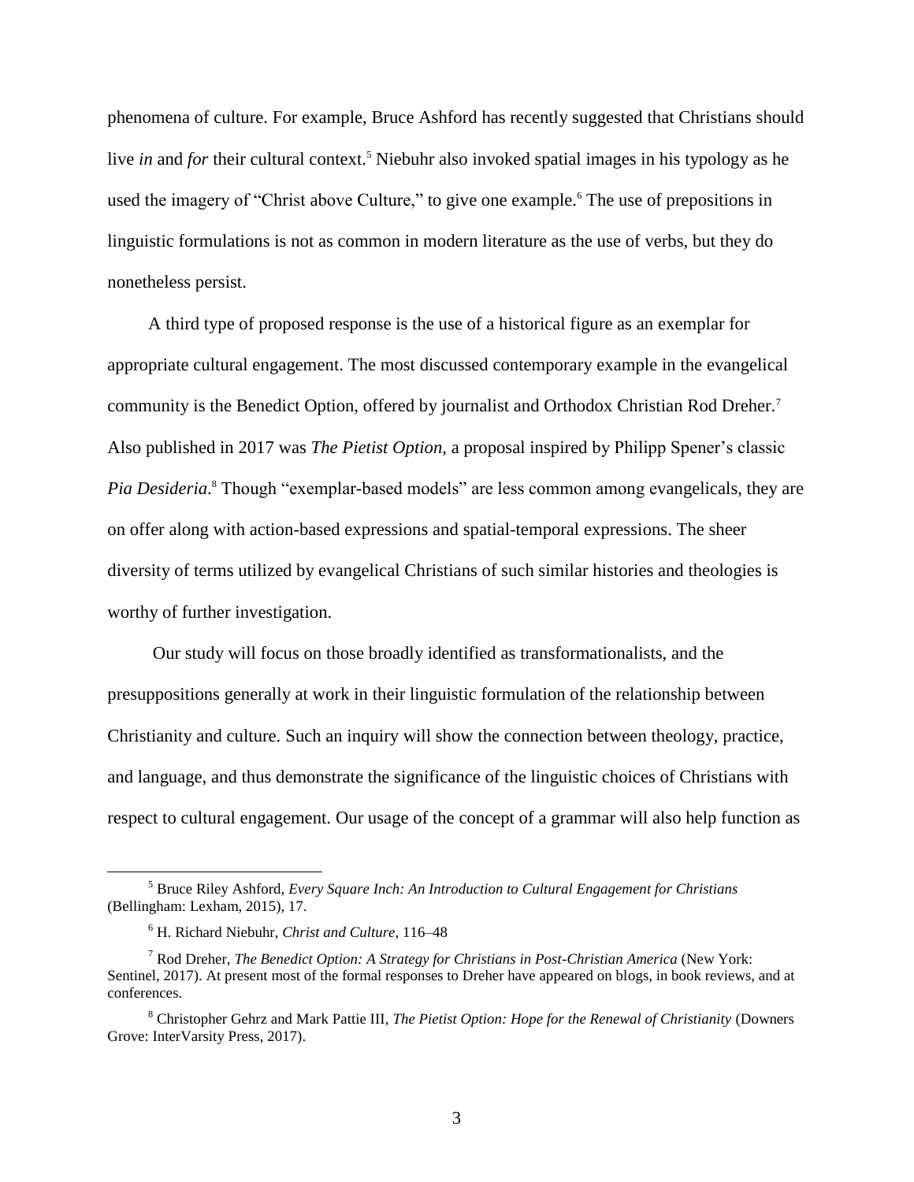phenomena of culture. For example, Bruce Ashford has recently suggested that Christians should live *in* and *for* their cultural context.[5] Niebuhr also invoked spatial images in his typology as he used the imagery of "Christ above Culture," to give one example.[6] The use of prepositions in linguistic formulations is not as common in modern literature as the use of verbs, but they do nonetheless persist.

A third type of proposed response is the use of a historical figure as an exemplar for appropriate cultural engagement. The most discussed contemporary example in the evangelical community is the Benedict Option, offered by journalist and Orthodox Christian Rod Dreher.[7] Also published in 2017 was *The Pietist Option*, a proposal inspired by Philipp Spener's classic *Pia Desideria*.[8] Though "exemplar-based models" are less common among evangelicals, they are on offer along with action-based expressions and spatial-temporal expressions. The sheer diversity of terms utilized by evangelical Christians of such similar histories and theologies is worthy of further investigation.

Our study will focus on those broadly identified as transformationalists, and the presuppositions generally at work in their linguistic formulation of the relationship between Christianity and culture. Such an inquiry will show the connection between theology, practice, and language, and thus demonstrate the significance of the linguistic choices of Christians with respect to cultural engagement. Our usage of the concept of a grammar will also help function as

---

[5] Bruce Riley Ashford, *Every Square Inch: An Introduction to Cultural Engagement for Christians* (Bellingham: Lexham, 2015), 17.

[6] H. Richard Niebuhr, *Christ and Culture*, 116–48

[7] Rod Dreher, *The Benedict Option: A Strategy for Christians in Post-Christian America* (New York: Sentinel, 2017). At present most of the formal responses to Dreher have appeared on blogs, in book reviews, and at conferences.

[8] Christopher Gehrz and Mark Pattie III, *The Pietist Option: Hope for the Renewal of Christianity* (Downers Grove: InterVarsity Press, 2017).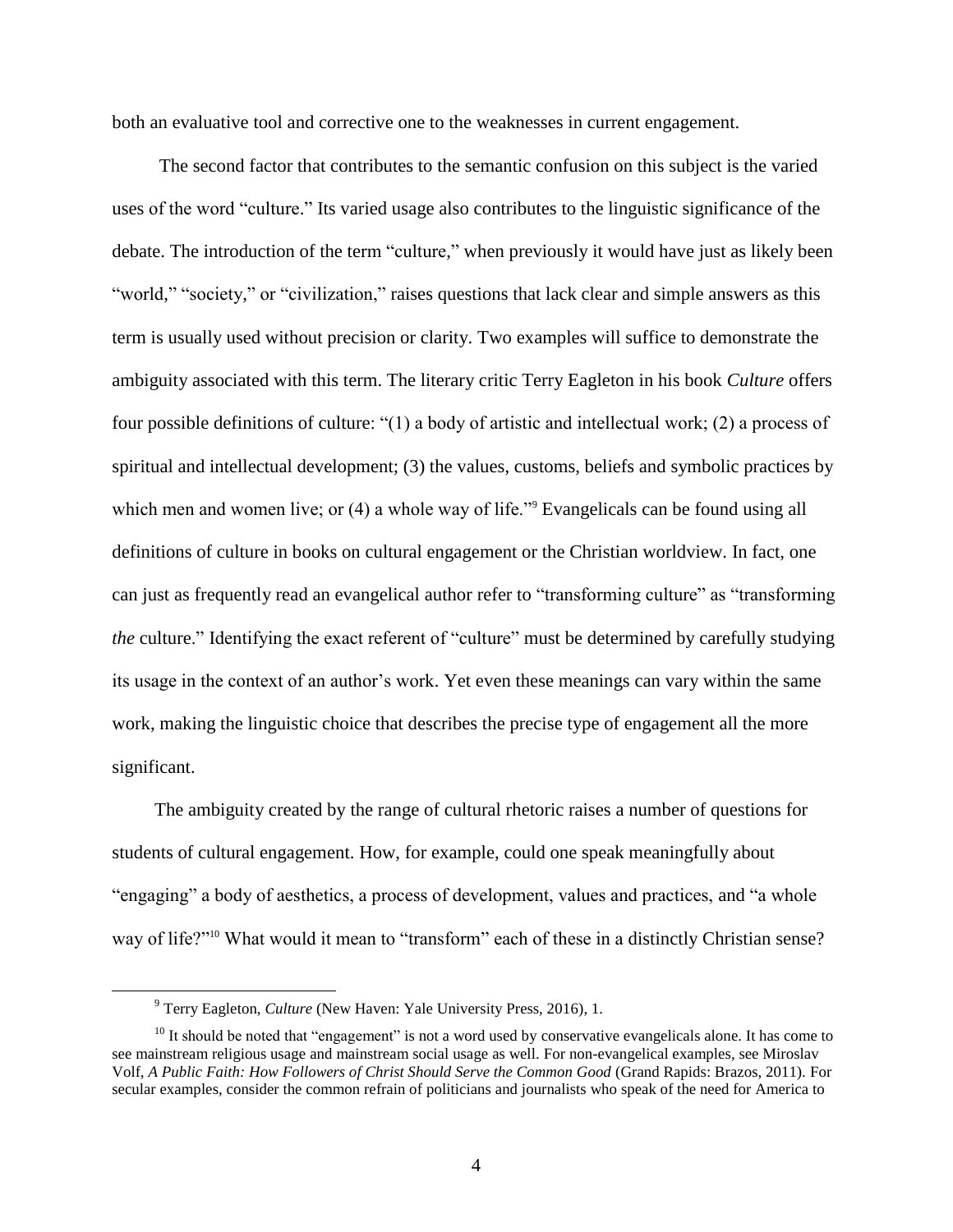both an evaluative tool and corrective one to the weaknesses in current engagement.

The second factor that contributes to the semantic confusion on this subject is the varied uses of the word "culture." Its varied usage also contributes to the linguistic significance of the debate. The introduction of the term "culture," when previously it would have just as likely been "world," "society," or "civilization," raises questions that lack clear and simple answers as this term is usually used without precision or clarity. Two examples will suffice to demonstrate the ambiguity associated with this term. The literary critic Terry Eagleton in his book *Culture* offers four possible definitions of culture: "(1) a body of artistic and intellectual work; (2) a process of spiritual and intellectual development; (3) the values, customs, beliefs and symbolic practices by which men and women live; or (4) a whole way of life."[9] Evangelicals can be found using all definitions of culture in books on cultural engagement or the Christian worldview. In fact, one can just as frequently read an evangelical author refer to "transforming culture" as "transforming *the* culture." Identifying the exact referent of "culture" must be determined by carefully studying its usage in the context of an author's work. Yet even these meanings can vary within the same work, making the linguistic choice that describes the precise type of engagement all the more significant.

The ambiguity created by the range of cultural rhetoric raises a number of questions for students of cultural engagement. How, for example, could one speak meaningfully about "engaging" a body of aesthetics, a process of development, values and practices, and "a whole way of life?"[10] What would it mean to "transform" each of these in a distinctly Christian sense?

---

[9] Terry Eagleton, *Culture* (New Haven: Yale University Press, 2016), 1.

[10] It should be noted that "engagement" is not a word used by conservative evangelicals alone. It has come to see mainstream religious usage and mainstream social usage as well. For non-evangelical examples, see Miroslav Volf, *A Public Faith: How Followers of Christ Should Serve the Common Good* (Grand Rapids: Brazos, 2011). For secular examples, consider the common refrain of politicians and journalists who speak of the need for America to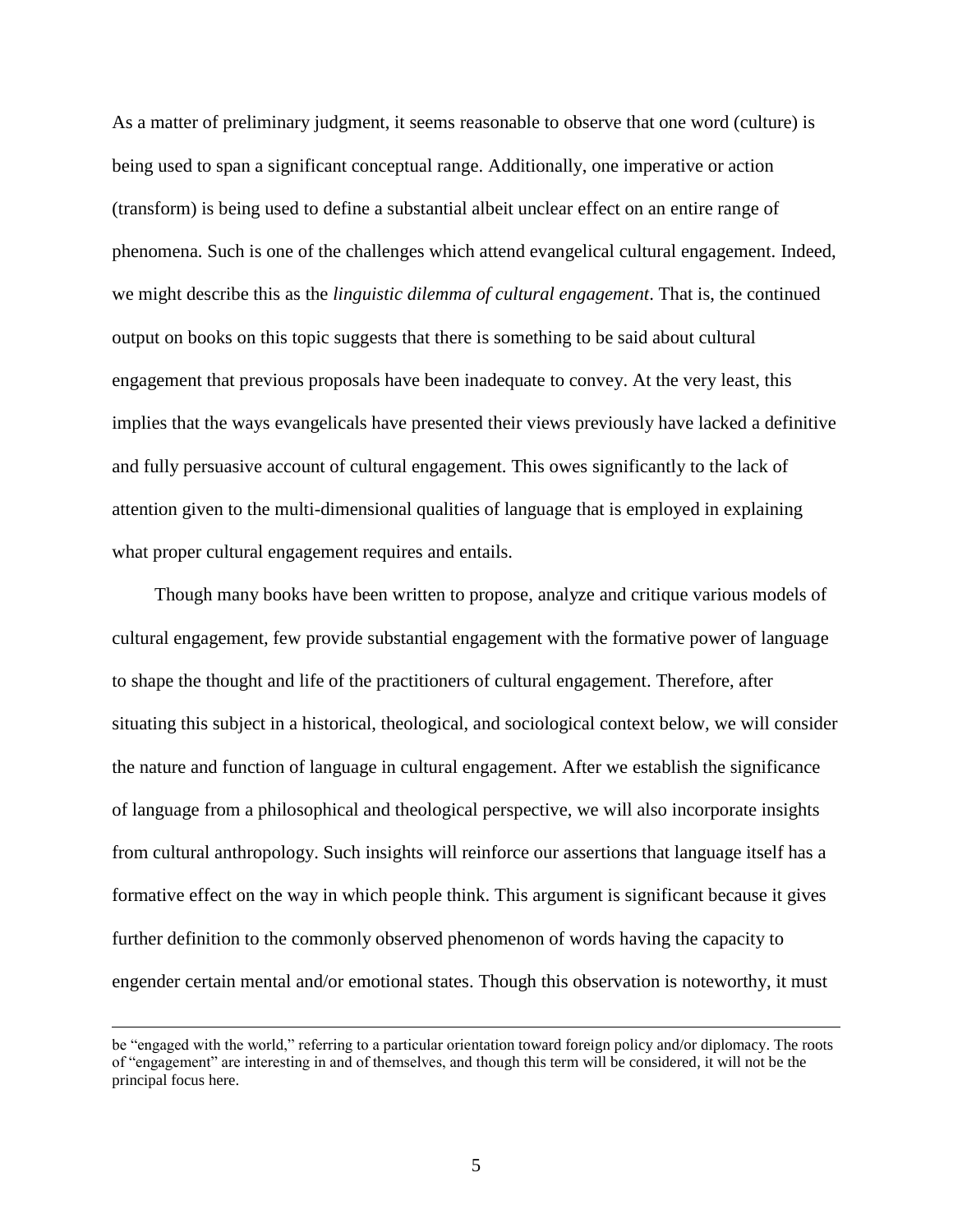As a matter of preliminary judgment, it seems reasonable to observe that one word (culture) is being used to span a significant conceptual range. Additionally, one imperative or action (transform) is being used to define a substantial albeit unclear effect on an entire range of phenomena. Such is one of the challenges which attend evangelical cultural engagement. Indeed, we might describe this as the *linguistic dilemma of cultural engagement*. That is, the continued output on books on this topic suggests that there is something to be said about cultural engagement that previous proposals have been inadequate to convey. At the very least, this implies that the ways evangelicals have presented their views previously have lacked a definitive and fully persuasive account of cultural engagement. This owes significantly to the lack of attention given to the multi-dimensional qualities of language that is employed in explaining what proper cultural engagement requires and entails.

Though many books have been written to propose, analyze and critique various models of cultural engagement, few provide substantial engagement with the formative power of language to shape the thought and life of the practitioners of cultural engagement. Therefore, after situating this subject in a historical, theological, and sociological context below, we will consider the nature and function of language in cultural engagement. After we establish the significance of language from a philosophical and theological perspective, we will also incorporate insights from cultural anthropology. Such insights will reinforce our assertions that language itself has a formative effect on the way in which people think. This argument is significant because it gives further definition to the commonly observed phenomenon of words having the capacity to engender certain mental and/or emotional states. Though this observation is noteworthy, it must

be "engaged with the world," referring to a particular orientation toward foreign policy and/or diplomacy. The roots of "engagement" are interesting in and of themselves, and though this term will be considered, it will not be the principal focus here.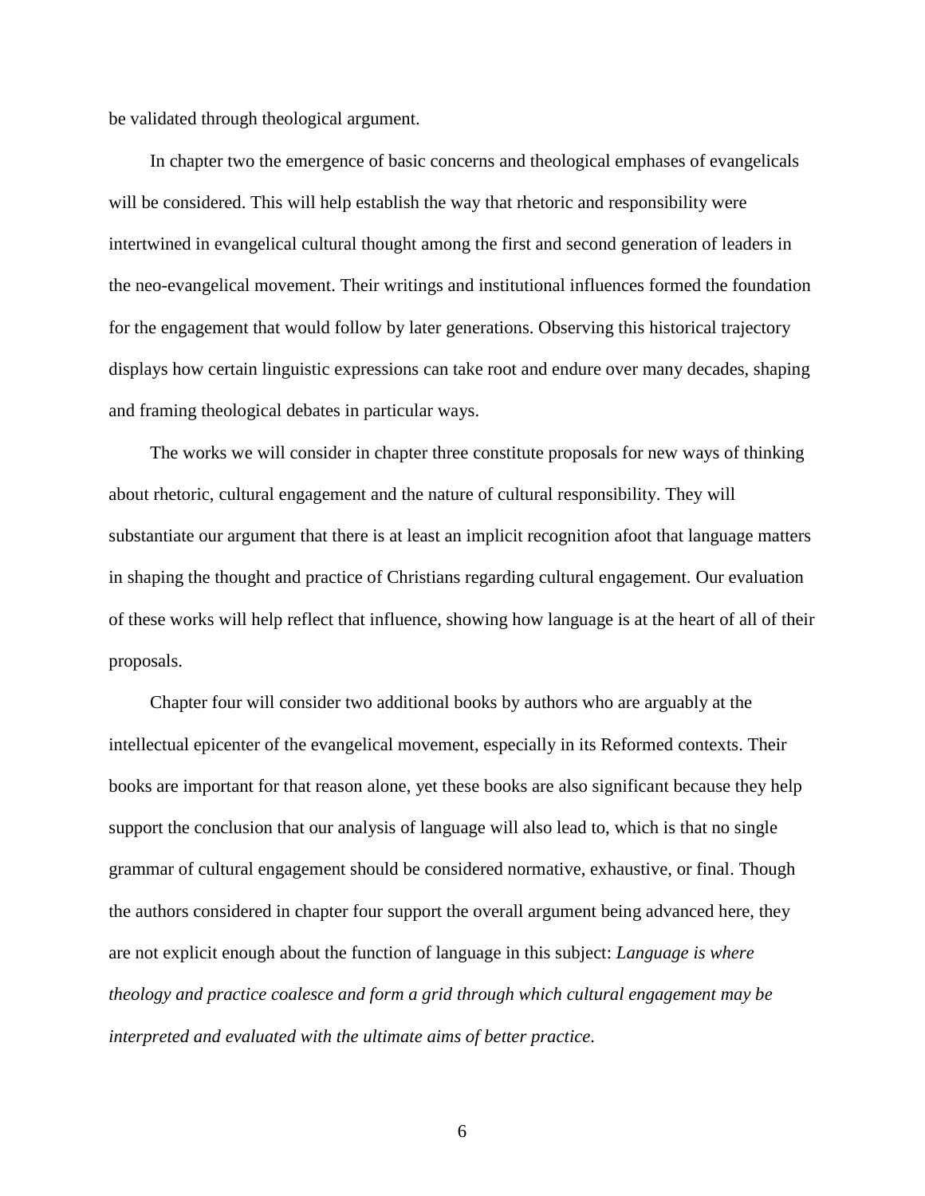be validated through theological argument.

In chapter two the emergence of basic concerns and theological emphases of evangelicals will be considered. This will help establish the way that rhetoric and responsibility were intertwined in evangelical cultural thought among the first and second generation of leaders in the neo-evangelical movement. Their writings and institutional influences formed the foundation for the engagement that would follow by later generations. Observing this historical trajectory displays how certain linguistic expressions can take root and endure over many decades, shaping and framing theological debates in particular ways.

The works we will consider in chapter three constitute proposals for new ways of thinking about rhetoric, cultural engagement and the nature of cultural responsibility. They will substantiate our argument that there is at least an implicit recognition afoot that language matters in shaping the thought and practice of Christians regarding cultural engagement. Our evaluation of these works will help reflect that influence, showing how language is at the heart of all of their proposals.

Chapter four will consider two additional books by authors who are arguably at the intellectual epicenter of the evangelical movement, especially in its Reformed contexts. Their books are important for that reason alone, yet these books are also significant because they help support the conclusion that our analysis of language will also lead to, which is that no single grammar of cultural engagement should be considered normative, exhaustive, or final. Though the authors considered in chapter four support the overall argument being advanced here, they are not explicit enough about the function of language in this subject: *Language is where theology and practice coalesce and form a grid through which cultural engagement may be interpreted and evaluated with the ultimate aims of better practice*.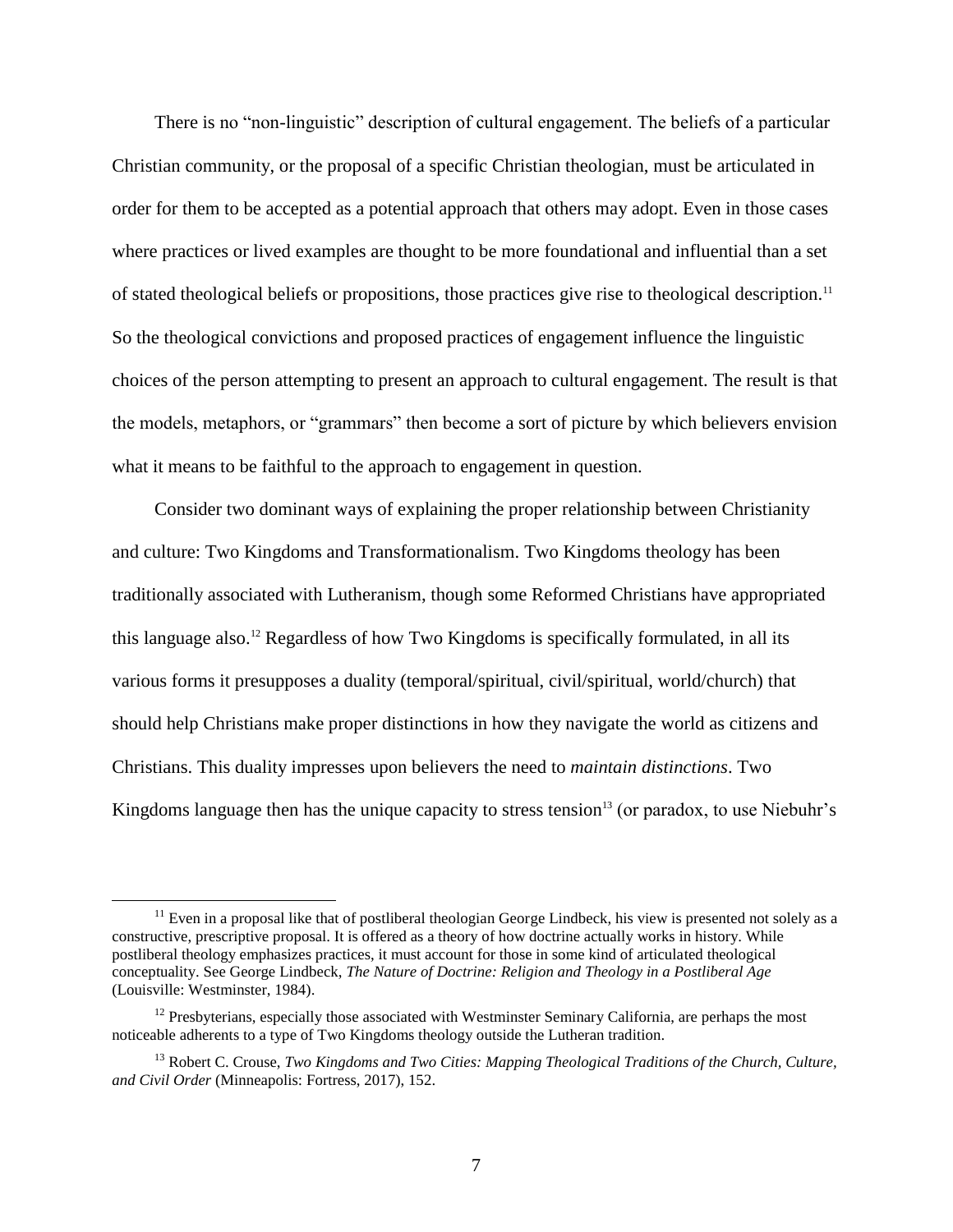There is no "non-linguistic" description of cultural engagement. The beliefs of a particular Christian community, or the proposal of a specific Christian theologian, must be articulated in order for them to be accepted as a potential approach that others may adopt. Even in those cases where practices or lived examples are thought to be more foundational and influential than a set of stated theological beliefs or propositions, those practices give rise to theological description.[11] So the theological convictions and proposed practices of engagement influence the linguistic choices of the person attempting to present an approach to cultural engagement. The result is that the models, metaphors, or "grammars" then become a sort of picture by which believers envision what it means to be faithful to the approach to engagement in question.

Consider two dominant ways of explaining the proper relationship between Christianity and culture: Two Kingdoms and Transformationalism. Two Kingdoms theology has been traditionally associated with Lutheranism, though some Reformed Christians have appropriated this language also.[12] Regardless of how Two Kingdoms is specifically formulated, in all its various forms it presupposes a duality (temporal/spiritual, civil/spiritual, world/church) that should help Christians make proper distinctions in how they navigate the world as citizens and Christians. This duality impresses upon believers the need to *maintain distinctions*. Two Kingdoms language then has the unique capacity to stress tension[13] (or paradox, to use Niebuhr's

[11] Even in a proposal like that of postliberal theologian George Lindbeck, his view is presented not solely as a constructive, prescriptive proposal. It is offered as a theory of how doctrine actually works in history. While postliberal theology emphasizes practices, it must account for those in some kind of articulated theological conceptuality. See George Lindbeck, *The Nature of Doctrine: Religion and Theology in a Postliberal Age* (Louisville: Westminster, 1984).

[12] Presbyterians, especially those associated with Westminster Seminary California, are perhaps the most noticeable adherents to a type of Two Kingdoms theology outside the Lutheran tradition.

[13] Robert C. Crouse, *Two Kingdoms and Two Cities: Mapping Theological Traditions of the Church, Culture, and Civil Order* (Minneapolis: Fortress, 2017), 152.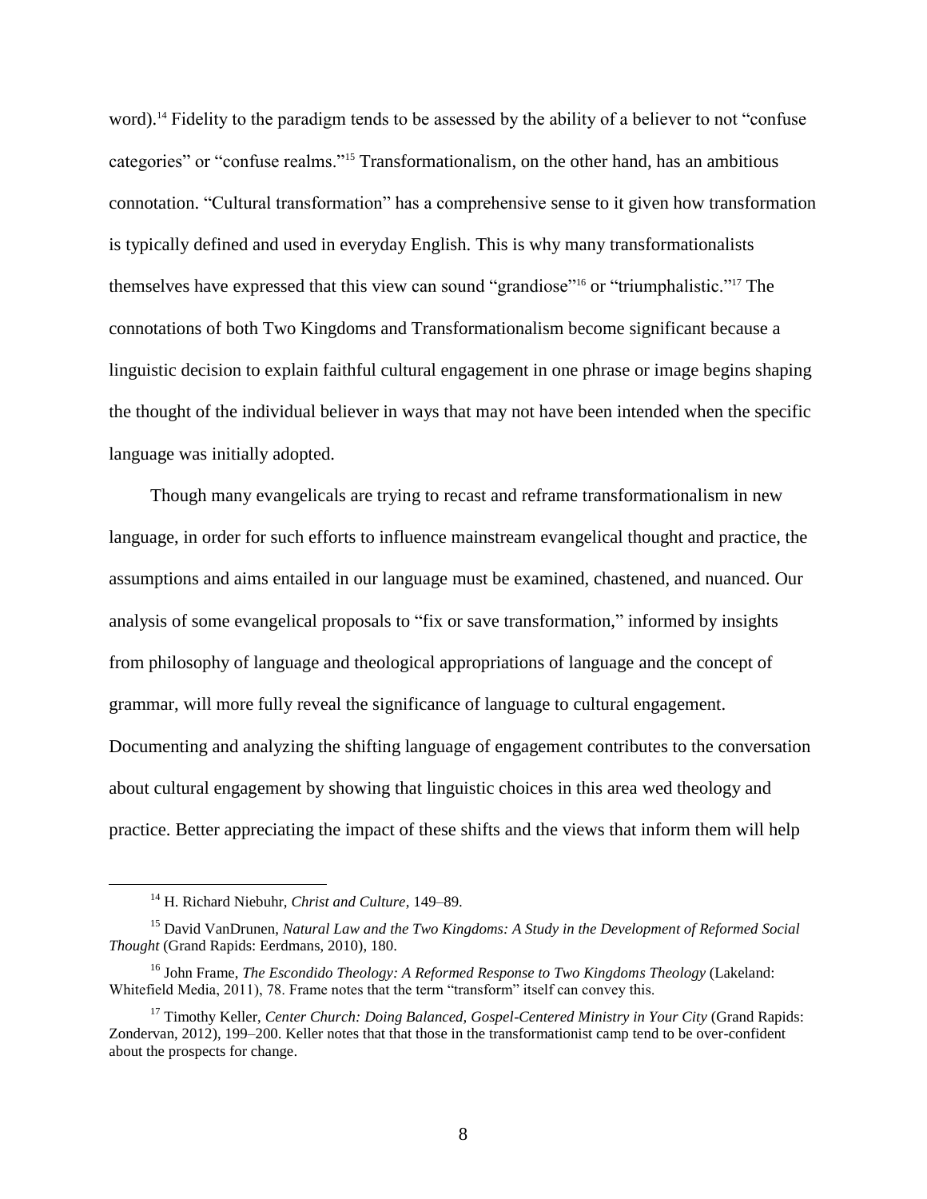word).[14] Fidelity to the paradigm tends to be assessed by the ability of a believer to not "confuse categories" or "confuse realms."[15] Transformationalism, on the other hand, has an ambitious connotation. "Cultural transformation" has a comprehensive sense to it given how transformation is typically defined and used in everyday English. This is why many transformationalists themselves have expressed that this view can sound "grandiose"[16] or "triumphalistic."[17] The connotations of both Two Kingdoms and Transformationalism become significant because a linguistic decision to explain faithful cultural engagement in one phrase or image begins shaping the thought of the individual believer in ways that may not have been intended when the specific language was initially adopted.

Though many evangelicals are trying to recast and reframe transformationalism in new language, in order for such efforts to influence mainstream evangelical thought and practice, the assumptions and aims entailed in our language must be examined, chastened, and nuanced. Our analysis of some evangelical proposals to "fix or save transformation," informed by insights from philosophy of language and theological appropriations of language and the concept of grammar, will more fully reveal the significance of language to cultural engagement. Documenting and analyzing the shifting language of engagement contributes to the conversation about cultural engagement by showing that linguistic choices in this area wed theology and practice. Better appreciating the impact of these shifts and the views that inform them will help

---

[14] H. Richard Niebuhr, *Christ and Culture*, 149–89.

[15] David VanDrunen, *Natural Law and the Two Kingdoms: A Study in the Development of Reformed Social Thought* (Grand Rapids: Eerdmans, 2010), 180.

[16] John Frame, *The Escondido Theology: A Reformed Response to Two Kingdoms Theology* (Lakeland: Whitefield Media, 2011), 78. Frame notes that the term "transform" itself can convey this.

[17] Timothy Keller, *Center Church: Doing Balanced, Gospel-Centered Ministry in Your City* (Grand Rapids: Zondervan, 2012), 199–200. Keller notes that that those in the transformationist camp tend to be over-confident about the prospects for change.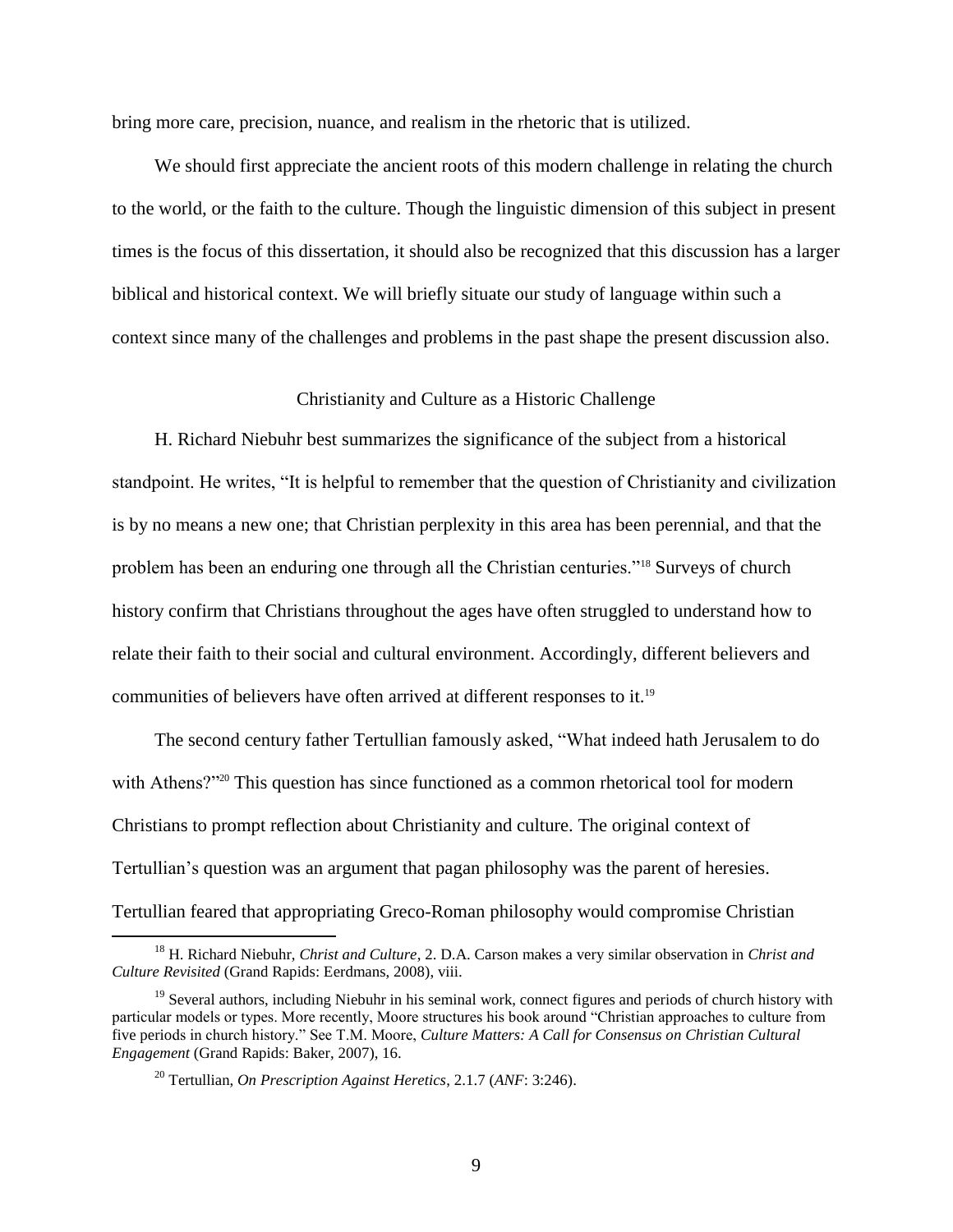bring more care, precision, nuance, and realism in the rhetoric that is utilized.

We should first appreciate the ancient roots of this modern challenge in relating the church to the world, or the faith to the culture. Though the linguistic dimension of this subject in present times is the focus of this dissertation, it should also be recognized that this discussion has a larger biblical and historical context. We will briefly situate our study of language within such a context since many of the challenges and problems in the past shape the present discussion also.

## Christianity and Culture as a Historic Challenge

H. Richard Niebuhr best summarizes the significance of the subject from a historical standpoint. He writes, "It is helpful to remember that the question of Christianity and civilization is by no means a new one; that Christian perplexity in this area has been perennial, and that the problem has been an enduring one through all the Christian centuries."[18] Surveys of church history confirm that Christians throughout the ages have often struggled to understand how to relate their faith to their social and cultural environment. Accordingly, different believers and communities of believers have often arrived at different responses to it.[19]

The second century father Tertullian famously asked, "What indeed hath Jerusalem to do with Athens?"[20] This question has since functioned as a common rhetorical tool for modern Christians to prompt reflection about Christianity and culture. The original context of Tertullian's question was an argument that pagan philosophy was the parent of heresies. Tertullian feared that appropriating Greco-Roman philosophy would compromise Christian

---

[18] H. Richard Niebuhr, *Christ and Culture*, 2. D.A. Carson makes a very similar observation in *Christ and Culture Revisited* (Grand Rapids: Eerdmans, 2008), viii.

[19] Several authors, including Niebuhr in his seminal work, connect figures and periods of church history with particular models or types. More recently, Moore structures his book around "Christian approaches to culture from five periods in church history." See T.M. Moore, *Culture Matters: A Call for Consensus on Christian Cultural Engagement* (Grand Rapids: Baker, 2007), 16.

[20] Tertullian, *On Prescription Against Heretics*, 2.1.7 (*ANF*: 3:246).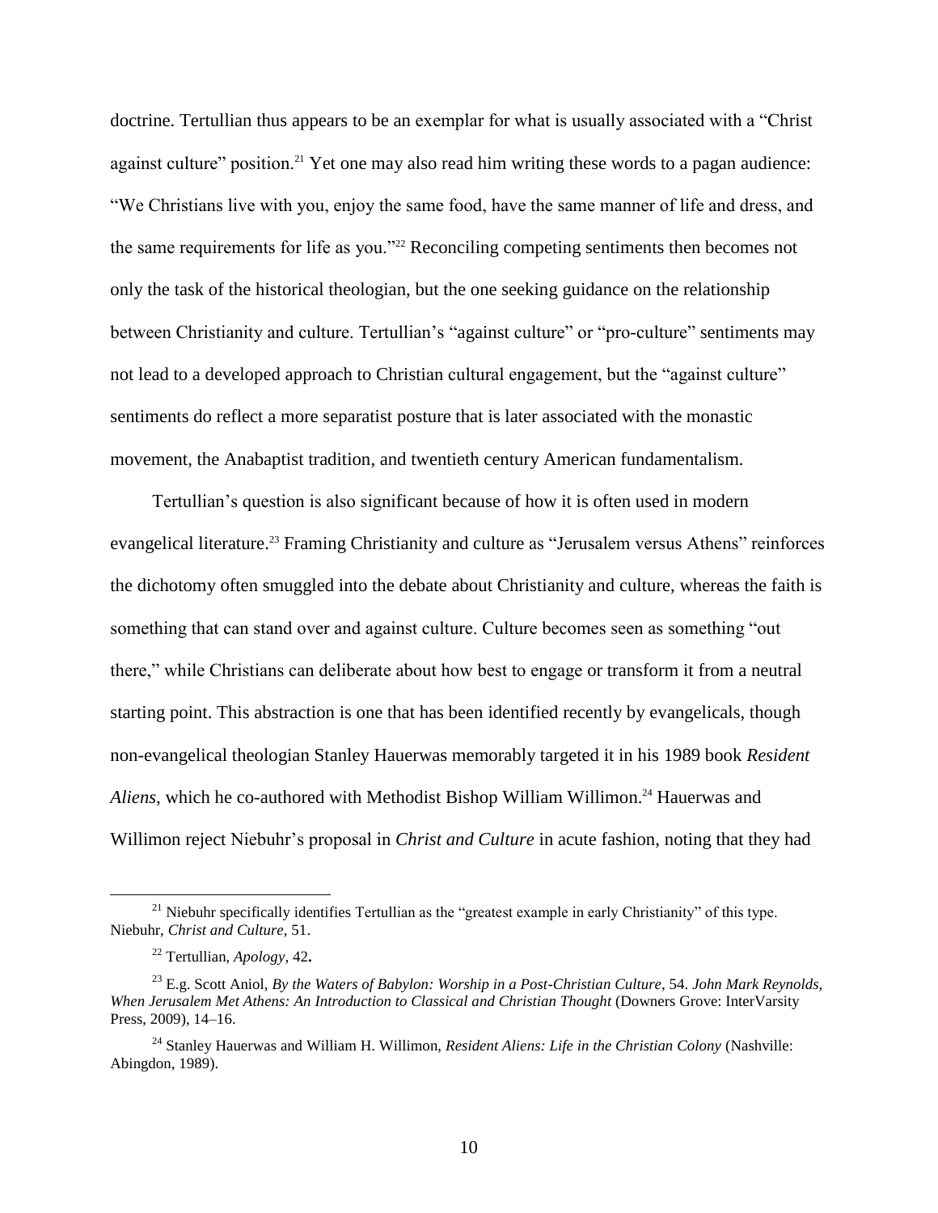doctrine. Tertullian thus appears to be an exemplar for what is usually associated with a "Christ against culture" position.[21] Yet one may also read him writing these words to a pagan audience: "We Christians live with you, enjoy the same food, have the same manner of life and dress, and the same requirements for life as you."[22] Reconciling competing sentiments then becomes not only the task of the historical theologian, but the one seeking guidance on the relationship between Christianity and culture. Tertullian's "against culture" or "pro-culture" sentiments may not lead to a developed approach to Christian cultural engagement, but the "against culture" sentiments do reflect a more separatist posture that is later associated with the monastic movement, the Anabaptist tradition, and twentieth century American fundamentalism.

Tertullian's question is also significant because of how it is often used in modern evangelical literature.[23] Framing Christianity and culture as "Jerusalem versus Athens" reinforces the dichotomy often smuggled into the debate about Christianity and culture, whereas the faith is something that can stand over and against culture. Culture becomes seen as something "out there," while Christians can deliberate about how best to engage or transform it from a neutral starting point. This abstraction is one that has been identified recently by evangelicals, though non-evangelical theologian Stanley Hauerwas memorably targeted it in his 1989 book *Resident Aliens*, which he co-authored with Methodist Bishop William Willimon.[24] Hauerwas and Willimon reject Niebuhr's proposal in *Christ and Culture* in acute fashion, noting that they had

---

[21] Niebuhr specifically identifies Tertullian as the "greatest example in early Christianity" of this type. Niebuhr, *Christ and Culture*, 51.

[22] Tertullian, *Apology*, 42**.**

[23] E.g. Scott Aniol, *By the Waters of Babylon: Worship in a Post-Christian Culture*, 54. *John Mark Reynolds, When Jerusalem Met Athens: An Introduction to Classical and Christian Thought* (Downers Grove: InterVarsity Press, 2009), 14–16.

[24] Stanley Hauerwas and William H. Willimon, *Resident Aliens: Life in the Christian Colony* (Nashville: Abingdon, 1989).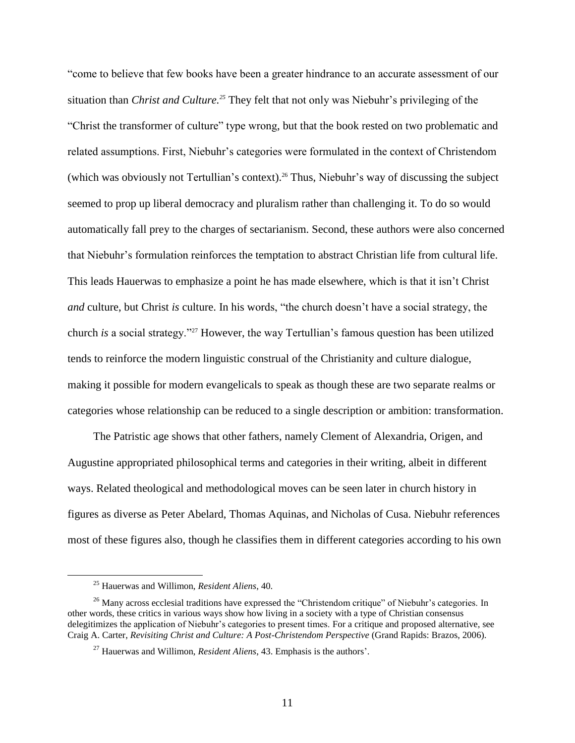"come to believe that few books have been a greater hindrance to an accurate assessment of our situation than *Christ and Culture.*[25] They felt that not only was Niebuhr's privileging of the "Christ the transformer of culture" type wrong, but that the book rested on two problematic and related assumptions. First, Niebuhr's categories were formulated in the context of Christendom (which was obviously not Tertullian's context).[26] Thus, Niebuhr's way of discussing the subject seemed to prop up liberal democracy and pluralism rather than challenging it. To do so would automatically fall prey to the charges of sectarianism. Second, these authors were also concerned that Niebuhr's formulation reinforces the temptation to abstract Christian life from cultural life. This leads Hauerwas to emphasize a point he has made elsewhere, which is that it isn't Christ *and* culture, but Christ *is* culture. In his words, "the church doesn't have a social strategy, the church *is* a social strategy."[27] However, the way Tertullian's famous question has been utilized tends to reinforce the modern linguistic construal of the Christianity and culture dialogue, making it possible for modern evangelicals to speak as though these are two separate realms or categories whose relationship can be reduced to a single description or ambition: transformation.

The Patristic age shows that other fathers, namely Clement of Alexandria, Origen, and Augustine appropriated philosophical terms and categories in their writing, albeit in different ways. Related theological and methodological moves can be seen later in church history in figures as diverse as Peter Abelard, Thomas Aquinas, and Nicholas of Cusa. Niebuhr references most of these figures also, though he classifies them in different categories according to his own

---

[25] Hauerwas and Willimon, *Resident Aliens*, 40.

[26] Many across ecclesial traditions have expressed the "Christendom critique" of Niebuhr's categories. In other words, these critics in various ways show how living in a society with a type of Christian consensus delegitimizes the application of Niebuhr's categories to present times. For a critique and proposed alternative, see Craig A. Carter, *Revisiting Christ and Culture: A Post-Christendom Perspective* (Grand Rapids: Brazos, 2006).

[27] Hauerwas and Willimon, *Resident Aliens*, 43. Emphasis is the authors'.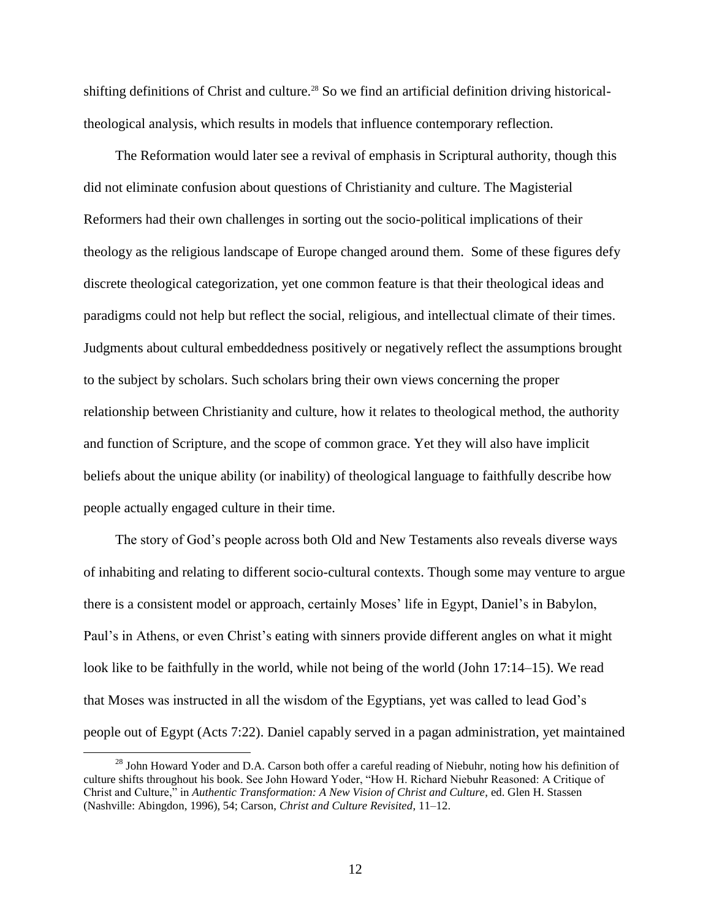shifting definitions of Christ and culture.[28] So we find an artificial definition driving historical-theological analysis, which results in models that influence contemporary reflection.

The Reformation would later see a revival of emphasis in Scriptural authority, though this did not eliminate confusion about questions of Christianity and culture. The Magisterial Reformers had their own challenges in sorting out the socio-political implications of their theology as the religious landscape of Europe changed around them. Some of these figures defy discrete theological categorization, yet one common feature is that their theological ideas and paradigms could not help but reflect the social, religious, and intellectual climate of their times. Judgments about cultural embeddedness positively or negatively reflect the assumptions brought to the subject by scholars. Such scholars bring their own views concerning the proper relationship between Christianity and culture, how it relates to theological method, the authority and function of Scripture, and the scope of common grace. Yet they will also have implicit beliefs about the unique ability (or inability) of theological language to faithfully describe how people actually engaged culture in their time.

The story of God's people across both Old and New Testaments also reveals diverse ways of inhabiting and relating to different socio-cultural contexts. Though some may venture to argue there is a consistent model or approach, certainly Moses' life in Egypt, Daniel's in Babylon, Paul's in Athens, or even Christ's eating with sinners provide different angles on what it might look like to be faithfully in the world, while not being of the world (John 17:14–15). We read that Moses was instructed in all the wisdom of the Egyptians, yet was called to lead God's people out of Egypt (Acts 7:22). Daniel capably served in a pagan administration, yet maintained

[28] John Howard Yoder and D.A. Carson both offer a careful reading of Niebuhr, noting how his definition of culture shifts throughout his book. See John Howard Yoder, "How H. Richard Niebuhr Reasoned: A Critique of Christ and Culture," in *Authentic Transformation: A New Vision of Christ and Culture*, ed. Glen H. Stassen (Nashville: Abingdon, 1996), 54; Carson, *Christ and Culture Revisited*, 11–12.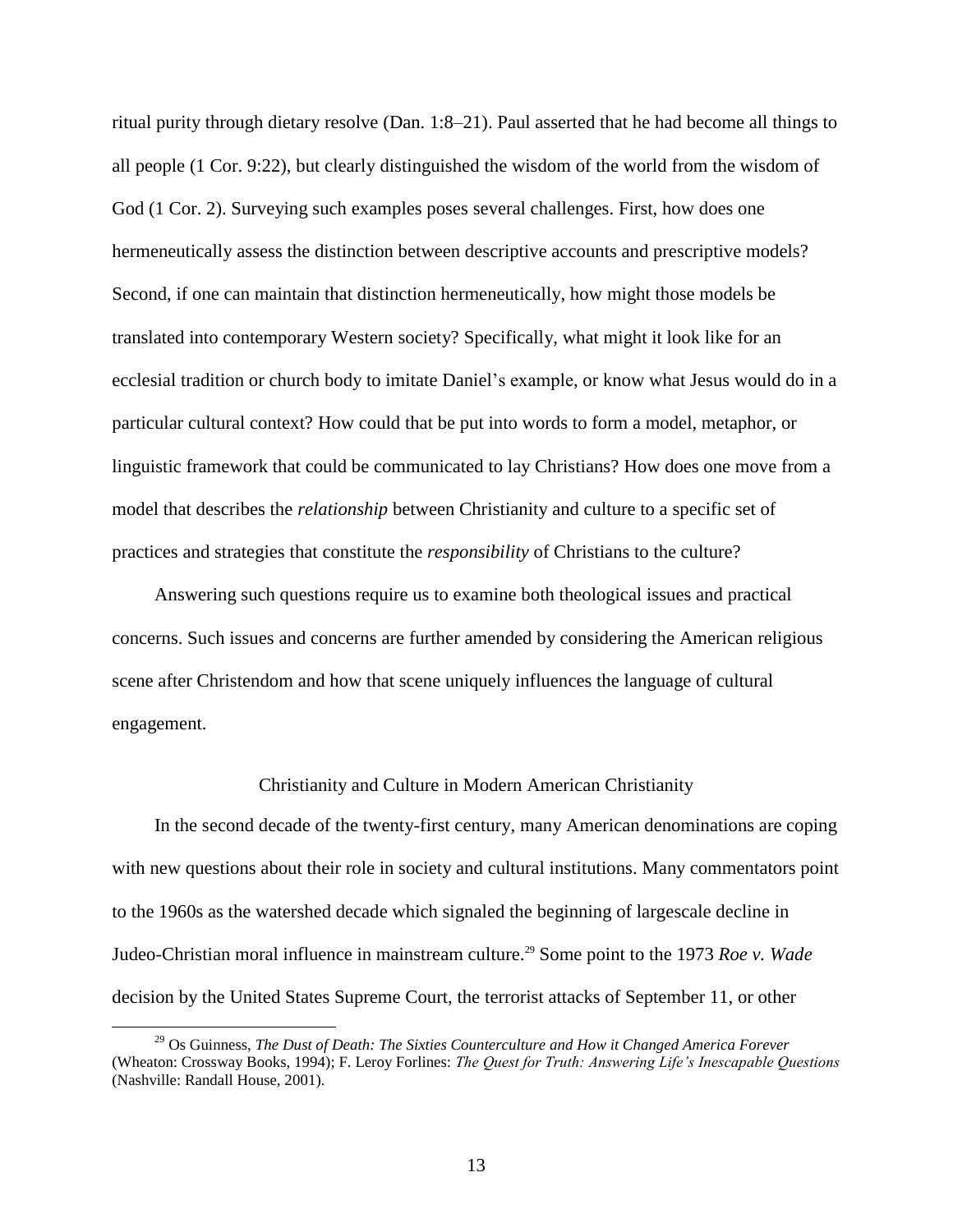ritual purity through dietary resolve (Dan. 1:8–21). Paul asserted that he had become all things to all people (1 Cor. 9:22), but clearly distinguished the wisdom of the world from the wisdom of God (1 Cor. 2). Surveying such examples poses several challenges. First, how does one hermeneutically assess the distinction between descriptive accounts and prescriptive models? Second, if one can maintain that distinction hermeneutically, how might those models be translated into contemporary Western society? Specifically, what might it look like for an ecclesial tradition or church body to imitate Daniel's example, or know what Jesus would do in a particular cultural context? How could that be put into words to form a model, metaphor, or linguistic framework that could be communicated to lay Christians? How does one move from a model that describes the *relationship* between Christianity and culture to a specific set of practices and strategies that constitute the *responsibility* of Christians to the culture?

Answering such questions require us to examine both theological issues and practical concerns. Such issues and concerns are further amended by considering the American religious scene after Christendom and how that scene uniquely influences the language of cultural engagement.

## Christianity and Culture in Modern American Christianity

In the second decade of the twenty-first century, many American denominations are coping with new questions about their role in society and cultural institutions. Many commentators point to the 1960s as the watershed decade which signaled the beginning of largescale decline in Judeo-Christian moral influence in mainstream culture.[29] Some point to the 1973 *Roe v. Wade* decision by the United States Supreme Court, the terrorist attacks of September 11, or other

---

[29] Os Guinness, *The Dust of Death: The Sixties Counterculture and How it Changed America Forever* (Wheaton: Crossway Books, 1994); F. Leroy Forlines: *The Quest for Truth: Answering Life's Inescapable Questions* (Nashville: Randall House, 2001).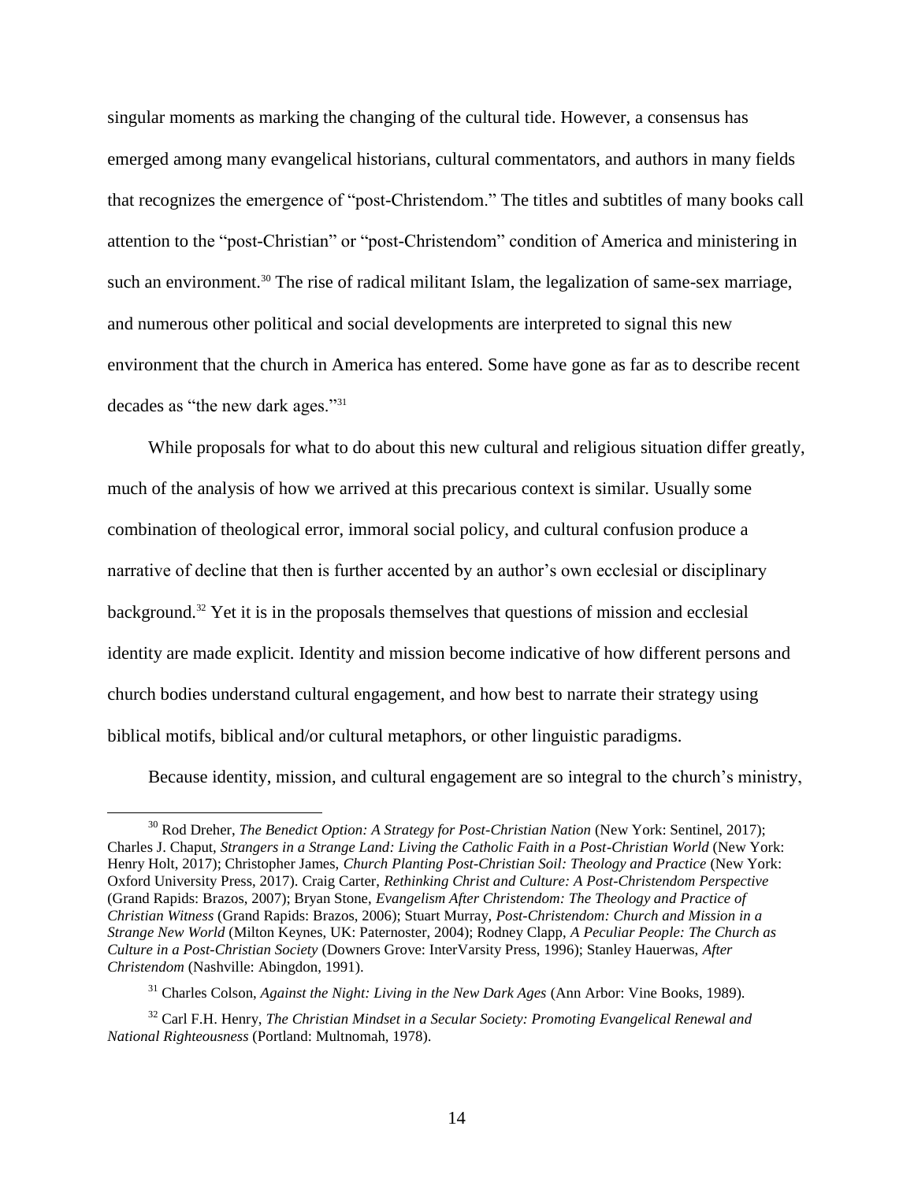singular moments as marking the changing of the cultural tide. However, a consensus has emerged among many evangelical historians, cultural commentators, and authors in many fields that recognizes the emergence of "post-Christendom." The titles and subtitles of many books call attention to the "post-Christian" or "post-Christendom" condition of America and ministering in such an environment.[30] The rise of radical militant Islam, the legalization of same-sex marriage, and numerous other political and social developments are interpreted to signal this new environment that the church in America has entered. Some have gone as far as to describe recent decades as "the new dark ages."[31]

While proposals for what to do about this new cultural and religious situation differ greatly, much of the analysis of how we arrived at this precarious context is similar. Usually some combination of theological error, immoral social policy, and cultural confusion produce a narrative of decline that then is further accented by an author's own ecclesial or disciplinary background.[32] Yet it is in the proposals themselves that questions of mission and ecclesial identity are made explicit. Identity and mission become indicative of how different persons and church bodies understand cultural engagement, and how best to narrate their strategy using biblical motifs, biblical and/or cultural metaphors, or other linguistic paradigms.

Because identity, mission, and cultural engagement are so integral to the church's ministry,

---

[30] Rod Dreher, *The Benedict Option: A Strategy for Post-Christian Nation* (New York: Sentinel, 2017); Charles J. Chaput, *Strangers in a Strange Land: Living the Catholic Faith in a Post-Christian World* (New York: Henry Holt, 2017); Christopher James, *Church Planting Post-Christian Soil: Theology and Practice* (New York: Oxford University Press, 2017). Craig Carter, *Rethinking Christ and Culture: A Post-Christendom Perspective* (Grand Rapids: Brazos, 2007); Bryan Stone, *Evangelism After Christendom: The Theology and Practice of Christian Witness* (Grand Rapids: Brazos, 2006); Stuart Murray, *Post-Christendom: Church and Mission in a Strange New World* (Milton Keynes, UK: Paternoster, 2004); Rodney Clapp, *A Peculiar People: The Church as Culture in a Post-Christian Society* (Downers Grove: InterVarsity Press, 1996); Stanley Hauerwas, *After Christendom* (Nashville: Abingdon, 1991).

[31] Charles Colson, *Against the Night: Living in the New Dark Ages* (Ann Arbor: Vine Books, 1989).

[32] Carl F.H. Henry, *The Christian Mindset in a Secular Society: Promoting Evangelical Renewal and National Righteousness* (Portland: Multnomah, 1978).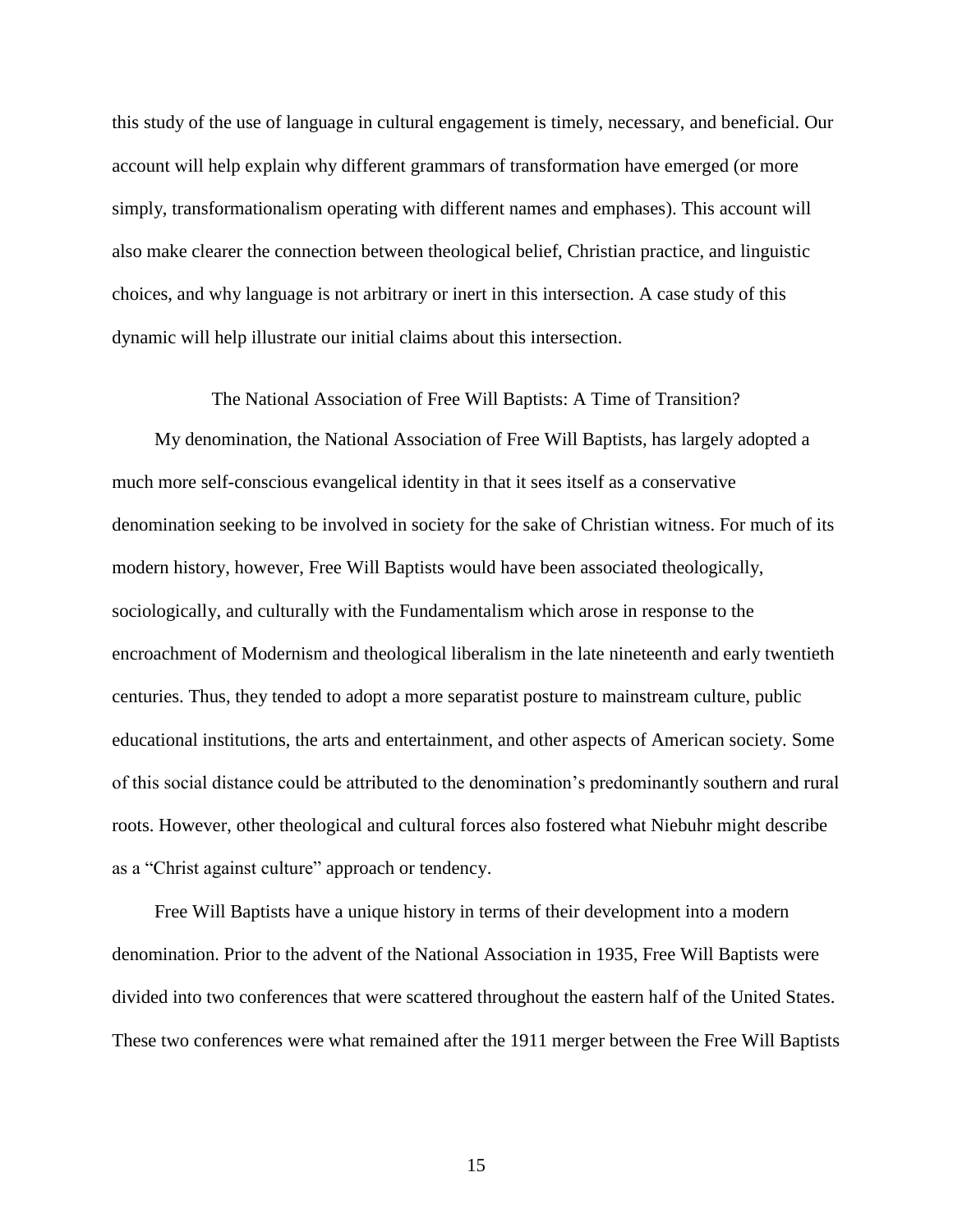this study of the use of language in cultural engagement is timely, necessary, and beneficial. Our account will help explain why different grammars of transformation have emerged (or more simply, transformationalism operating with different names and emphases). This account will also make clearer the connection between theological belief, Christian practice, and linguistic choices, and why language is not arbitrary or inert in this intersection. A case study of this dynamic will help illustrate our initial claims about this intersection.

## The National Association of Free Will Baptists: A Time of Transition?

My denomination, the National Association of Free Will Baptists, has largely adopted a much more self-conscious evangelical identity in that it sees itself as a conservative denomination seeking to be involved in society for the sake of Christian witness. For much of its modern history, however, Free Will Baptists would have been associated theologically, sociologically, and culturally with the Fundamentalism which arose in response to the encroachment of Modernism and theological liberalism in the late nineteenth and early twentieth centuries. Thus, they tended to adopt a more separatist posture to mainstream culture, public educational institutions, the arts and entertainment, and other aspects of American society. Some of this social distance could be attributed to the denomination's predominantly southern and rural roots. However, other theological and cultural forces also fostered what Niebuhr might describe as a "Christ against culture" approach or tendency.

Free Will Baptists have a unique history in terms of their development into a modern denomination. Prior to the advent of the National Association in 1935, Free Will Baptists were divided into two conferences that were scattered throughout the eastern half of the United States. These two conferences were what remained after the 1911 merger between the Free Will Baptists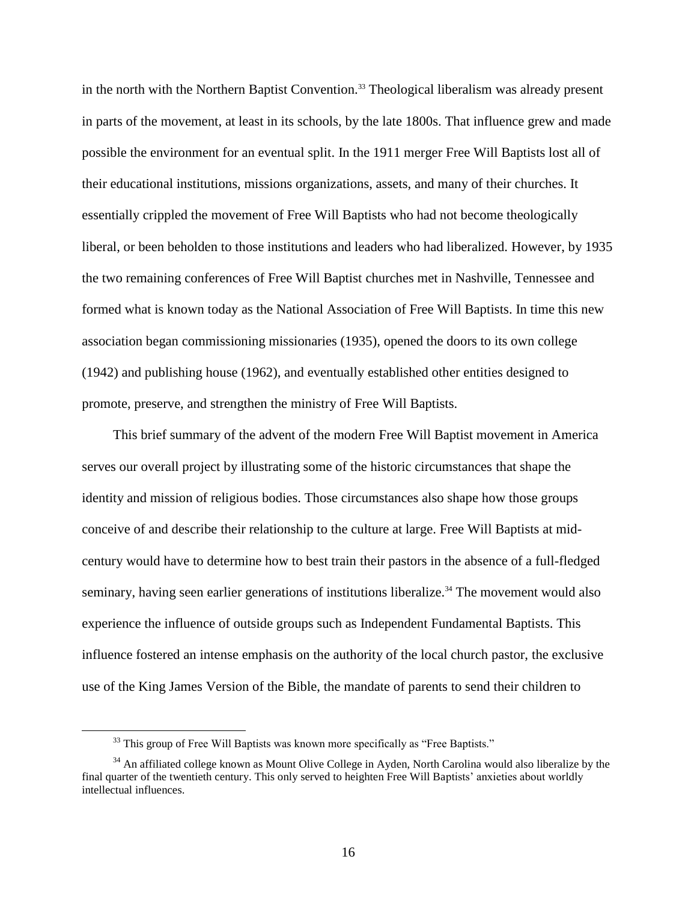in the north with the Northern Baptist Convention.[33] Theological liberalism was already present in parts of the movement, at least in its schools, by the late 1800s. That influence grew and made possible the environment for an eventual split. In the 1911 merger Free Will Baptists lost all of their educational institutions, missions organizations, assets, and many of their churches. It essentially crippled the movement of Free Will Baptists who had not become theologically liberal, or been beholden to those institutions and leaders who had liberalized. However, by 1935 the two remaining conferences of Free Will Baptist churches met in Nashville, Tennessee and formed what is known today as the National Association of Free Will Baptists. In time this new association began commissioning missionaries (1935), opened the doors to its own college (1942) and publishing house (1962), and eventually established other entities designed to promote, preserve, and strengthen the ministry of Free Will Baptists.

This brief summary of the advent of the modern Free Will Baptist movement in America serves our overall project by illustrating some of the historic circumstances that shape the identity and mission of religious bodies. Those circumstances also shape how those groups conceive of and describe their relationship to the culture at large. Free Will Baptists at mid-century would have to determine how to best train their pastors in the absence of a full-fledged seminary, having seen earlier generations of institutions liberalize.[34] The movement would also experience the influence of outside groups such as Independent Fundamental Baptists. This influence fostered an intense emphasis on the authority of the local church pastor, the exclusive use of the King James Version of the Bible, the mandate of parents to send their children to

[33] This group of Free Will Baptists was known more specifically as "Free Baptists."

[34] An affiliated college known as Mount Olive College in Ayden, North Carolina would also liberalize by the final quarter of the twentieth century. This only served to heighten Free Will Baptists' anxieties about worldly intellectual influences.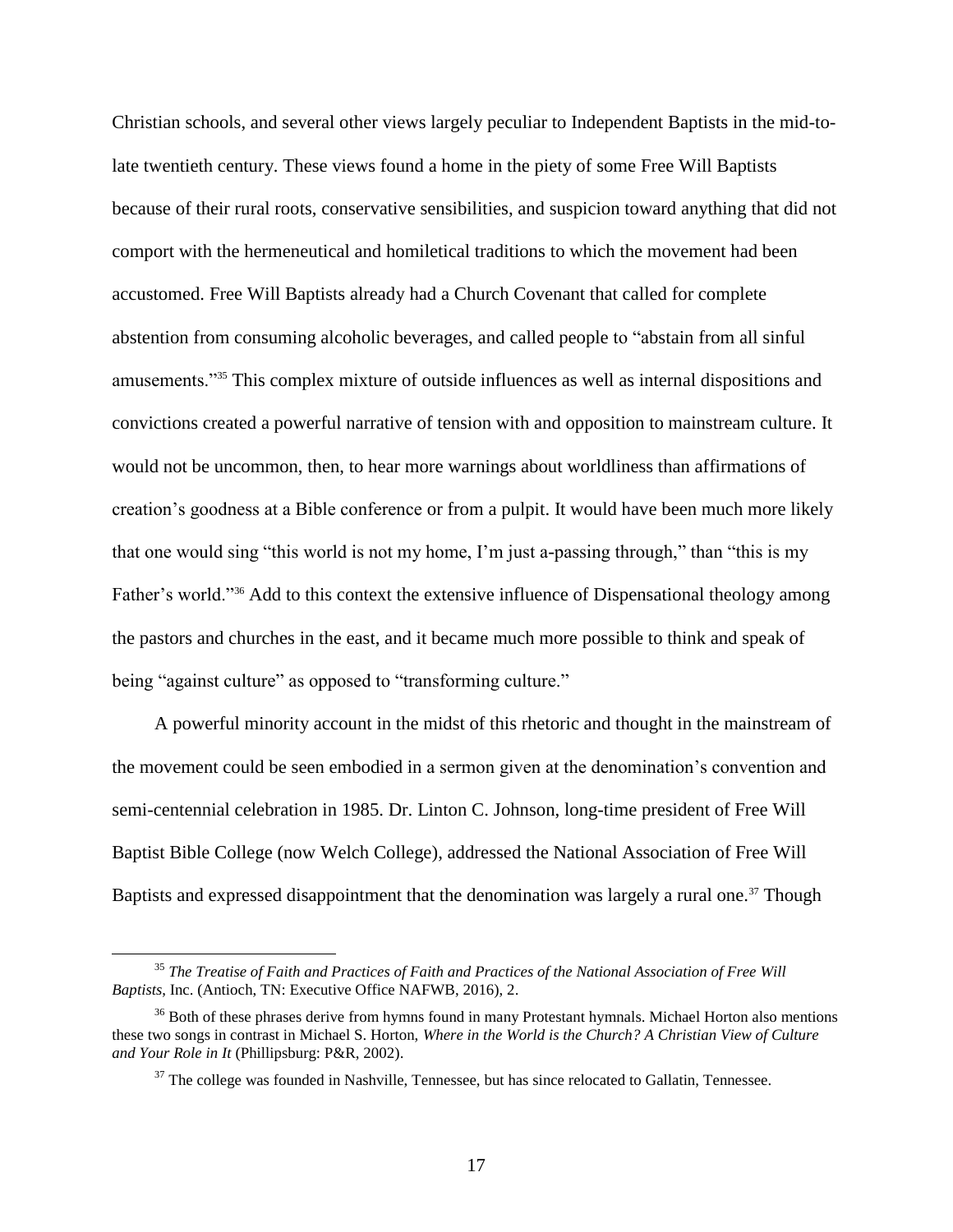Christian schools, and several other views largely peculiar to Independent Baptists in the mid-to-late twentieth century. These views found a home in the piety of some Free Will Baptists because of their rural roots, conservative sensibilities, and suspicion toward anything that did not comport with the hermeneutical and homiletical traditions to which the movement had been accustomed. Free Will Baptists already had a Church Covenant that called for complete abstention from consuming alcoholic beverages, and called people to "abstain from all sinful amusements."[35] This complex mixture of outside influences as well as internal dispositions and convictions created a powerful narrative of tension with and opposition to mainstream culture. It would not be uncommon, then, to hear more warnings about worldliness than affirmations of creation's goodness at a Bible conference or from a pulpit. It would have been much more likely that one would sing "this world is not my home, I'm just a-passing through," than "this is my Father's world."[36] Add to this context the extensive influence of Dispensational theology among the pastors and churches in the east, and it became much more possible to think and speak of being "against culture" as opposed to "transforming culture."

A powerful minority account in the midst of this rhetoric and thought in the mainstream of the movement could be seen embodied in a sermon given at the denomination's convention and semi-centennial celebration in 1985. Dr. Linton C. Johnson, long-time president of Free Will Baptist Bible College (now Welch College), addressed the National Association of Free Will Baptists and expressed disappointment that the denomination was largely a rural one.[37] Though

---

[35] *The Treatise of Faith and Practices of Faith and Practices of the National Association of Free Will Baptists*, Inc. (Antioch, TN: Executive Office NAFWB, 2016), 2.

[36] Both of these phrases derive from hymns found in many Protestant hymnals. Michael Horton also mentions these two songs in contrast in Michael S. Horton, *Where in the World is the Church? A Christian View of Culture and Your Role in It* (Phillipsburg: P&R, 2002).

[37] The college was founded in Nashville, Tennessee, but has since relocated to Gallatin, Tennessee.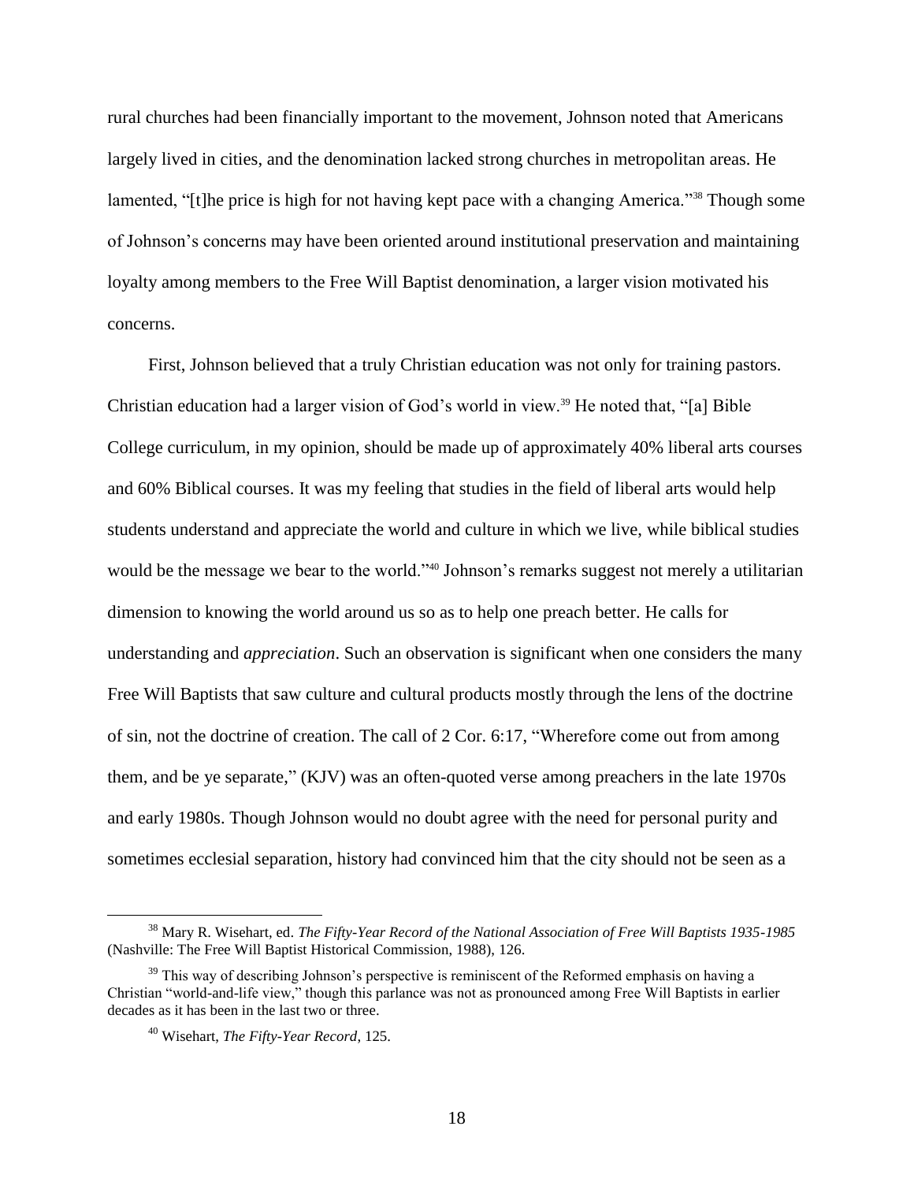rural churches had been financially important to the movement, Johnson noted that Americans largely lived in cities, and the denomination lacked strong churches in metropolitan areas. He lamented, "[t]he price is high for not having kept pace with a changing America."[38] Though some of Johnson's concerns may have been oriented around institutional preservation and maintaining loyalty among members to the Free Will Baptist denomination, a larger vision motivated his concerns.

First, Johnson believed that a truly Christian education was not only for training pastors. Christian education had a larger vision of God's world in view.[39] He noted that, "[a] Bible College curriculum, in my opinion, should be made up of approximately 40% liberal arts courses and 60% Biblical courses. It was my feeling that studies in the field of liberal arts would help students understand and appreciate the world and culture in which we live, while biblical studies would be the message we bear to the world."[40] Johnson's remarks suggest not merely a utilitarian dimension to knowing the world around us so as to help one preach better. He calls for understanding and *appreciation*. Such an observation is significant when one considers the many Free Will Baptists that saw culture and cultural products mostly through the lens of the doctrine of sin, not the doctrine of creation. The call of 2 Cor. 6:17, "Wherefore come out from among them, and be ye separate," (KJV) was an often-quoted verse among preachers in the late 1970s and early 1980s. Though Johnson would no doubt agree with the need for personal purity and sometimes ecclesial separation, history had convinced him that the city should not be seen as a

---

[38] Mary R. Wisehart, ed. *The Fifty-Year Record of the National Association of Free Will Baptists 1935-1985* (Nashville: The Free Will Baptist Historical Commission, 1988), 126.

[39] This way of describing Johnson's perspective is reminiscent of the Reformed emphasis on having a Christian "world-and-life view," though this parlance was not as pronounced among Free Will Baptists in earlier decades as it has been in the last two or three.

[40] Wisehart, *The Fifty-Year Record*, 125.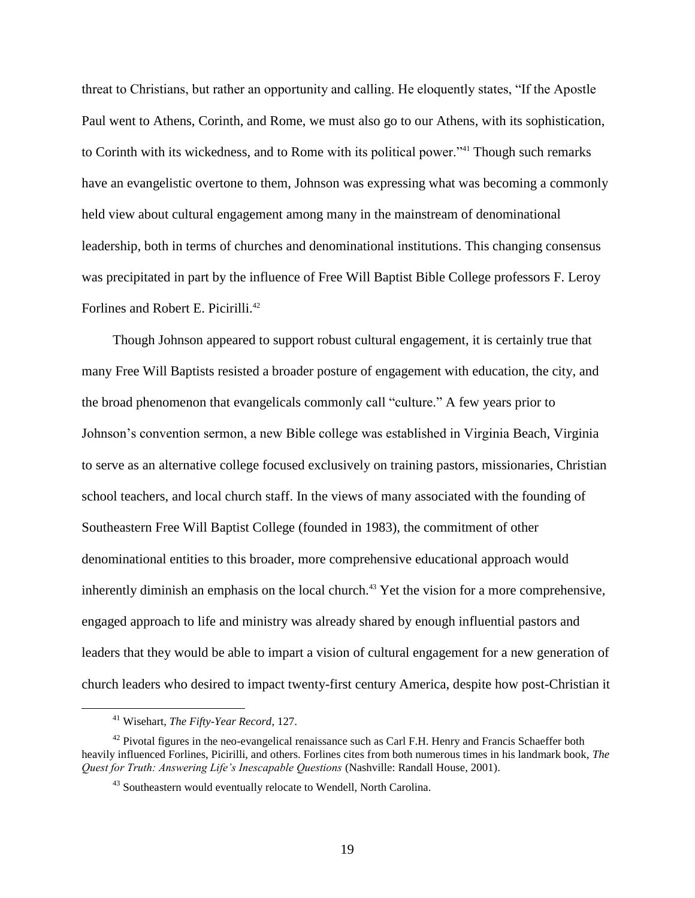threat to Christians, but rather an opportunity and calling. He eloquently states, "If the Apostle Paul went to Athens, Corinth, and Rome, we must also go to our Athens, with its sophistication, to Corinth with its wickedness, and to Rome with its political power."[41] Though such remarks have an evangelistic overtone to them, Johnson was expressing what was becoming a commonly held view about cultural engagement among many in the mainstream of denominational leadership, both in terms of churches and denominational institutions. This changing consensus was precipitated in part by the influence of Free Will Baptist Bible College professors F. Leroy Forlines and Robert E. Picirilli.[42]

Though Johnson appeared to support robust cultural engagement, it is certainly true that many Free Will Baptists resisted a broader posture of engagement with education, the city, and the broad phenomenon that evangelicals commonly call "culture." A few years prior to Johnson's convention sermon, a new Bible college was established in Virginia Beach, Virginia to serve as an alternative college focused exclusively on training pastors, missionaries, Christian school teachers, and local church staff. In the views of many associated with the founding of Southeastern Free Will Baptist College (founded in 1983), the commitment of other denominational entities to this broader, more comprehensive educational approach would inherently diminish an emphasis on the local church.[43] Yet the vision for a more comprehensive, engaged approach to life and ministry was already shared by enough influential pastors and leaders that they would be able to impart a vision of cultural engagement for a new generation of church leaders who desired to impact twenty-first century America, despite how post-Christian it

---

[41] Wisehart, *The Fifty-Year Record*, 127.

[42] Pivotal figures in the neo-evangelical renaissance such as Carl F.H. Henry and Francis Schaeffer both heavily influenced Forlines, Picirilli, and others. Forlines cites from both numerous times in his landmark book, *The Quest for Truth: Answering Life's Inescapable Questions* (Nashville: Randall House, 2001).

[43] Southeastern would eventually relocate to Wendell, North Carolina.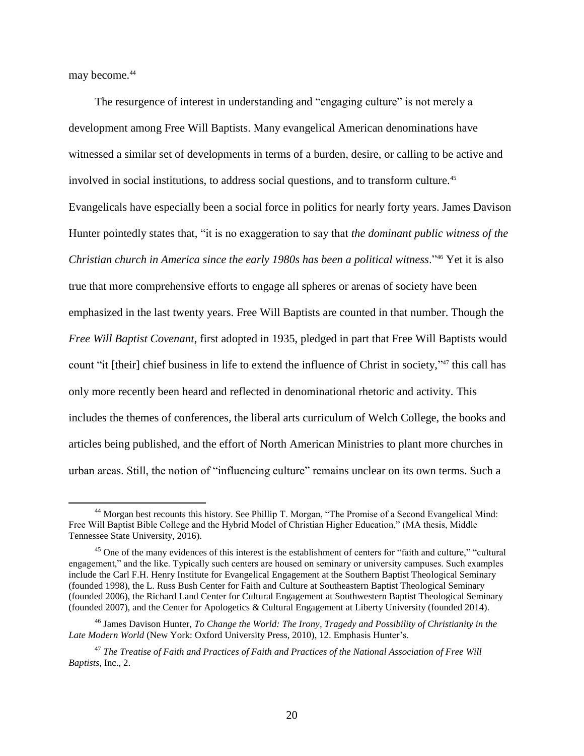may become.[44]

The resurgence of interest in understanding and "engaging culture" is not merely a development among Free Will Baptists. Many evangelical American denominations have witnessed a similar set of developments in terms of a burden, desire, or calling to be active and involved in social institutions, to address social questions, and to transform culture.[45] Evangelicals have especially been a social force in politics for nearly forty years. James Davison Hunter pointedly states that, "it is no exaggeration to say that *the dominant public witness of the Christian church in America since the early 1980s has been a political witness*."[46] Yet it is also true that more comprehensive efforts to engage all spheres or arenas of society have been emphasized in the last twenty years. Free Will Baptists are counted in that number. Though the *Free Will Baptist Covenant*, first adopted in 1935, pledged in part that Free Will Baptists would count "it [their] chief business in life to extend the influence of Christ in society,"[47] this call has only more recently been heard and reflected in denominational rhetoric and activity. This includes the themes of conferences, the liberal arts curriculum of Welch College, the books and articles being published, and the effort of North American Ministries to plant more churches in urban areas. Still, the notion of "influencing culture" remains unclear on its own terms. Such a

---

[44] Morgan best recounts this history. See Phillip T. Morgan, "The Promise of a Second Evangelical Mind: Free Will Baptist Bible College and the Hybrid Model of Christian Higher Education," (MA thesis, Middle Tennessee State University, 2016).

[45] One of the many evidences of this interest is the establishment of centers for "faith and culture," "cultural engagement," and the like. Typically such centers are housed on seminary or university campuses. Such examples include the Carl F.H. Henry Institute for Evangelical Engagement at the Southern Baptist Theological Seminary (founded 1998), the L. Russ Bush Center for Faith and Culture at Southeastern Baptist Theological Seminary (founded 2006), the Richard Land Center for Cultural Engagement at Southwestern Baptist Theological Seminary (founded 2007), and the Center for Apologetics & Cultural Engagement at Liberty University (founded 2014).

[46] James Davison Hunter, *To Change the World: The Irony, Tragedy and Possibility of Christianity in the Late Modern World* (New York: Oxford University Press, 2010), 12. Emphasis Hunter's.

[47] *The Treatise of Faith and Practices of Faith and Practices of the National Association of Free Will Baptists*, Inc., 2.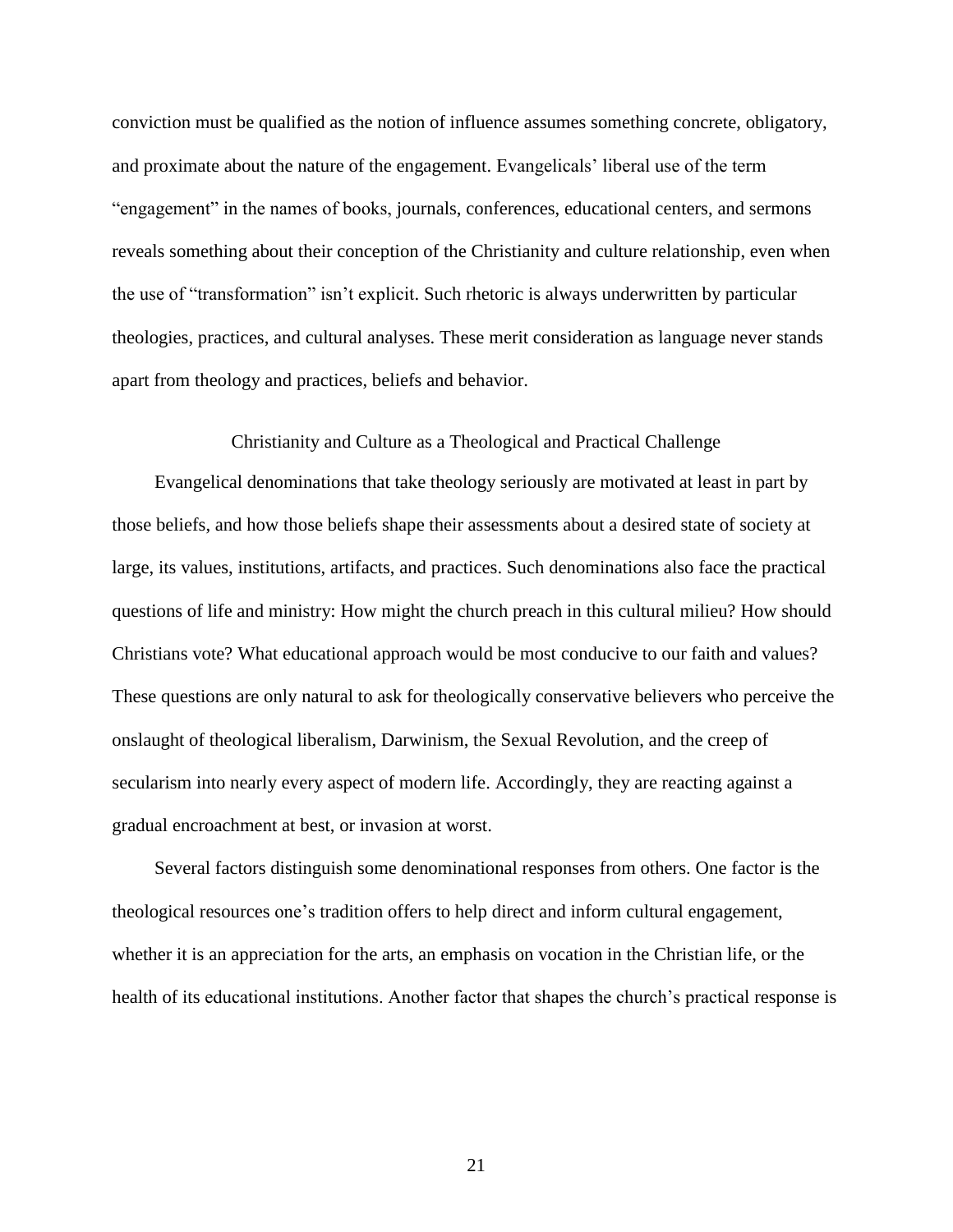conviction must be qualified as the notion of influence assumes something concrete, obligatory, and proximate about the nature of the engagement. Evangelicals' liberal use of the term "engagement" in the names of books, journals, conferences, educational centers, and sermons reveals something about their conception of the Christianity and culture relationship, even when the use of "transformation" isn't explicit. Such rhetoric is always underwritten by particular theologies, practices, and cultural analyses. These merit consideration as language never stands apart from theology and practices, beliefs and behavior.

## Christianity and Culture as a Theological and Practical Challenge

Evangelical denominations that take theology seriously are motivated at least in part by those beliefs, and how those beliefs shape their assessments about a desired state of society at large, its values, institutions, artifacts, and practices. Such denominations also face the practical questions of life and ministry: How might the church preach in this cultural milieu? How should Christians vote? What educational approach would be most conducive to our faith and values? These questions are only natural to ask for theologically conservative believers who perceive the onslaught of theological liberalism, Darwinism, the Sexual Revolution, and the creep of secularism into nearly every aspect of modern life. Accordingly, they are reacting against a gradual encroachment at best, or invasion at worst.

Several factors distinguish some denominational responses from others. One factor is the theological resources one's tradition offers to help direct and inform cultural engagement, whether it is an appreciation for the arts, an emphasis on vocation in the Christian life, or the health of its educational institutions. Another factor that shapes the church's practical response is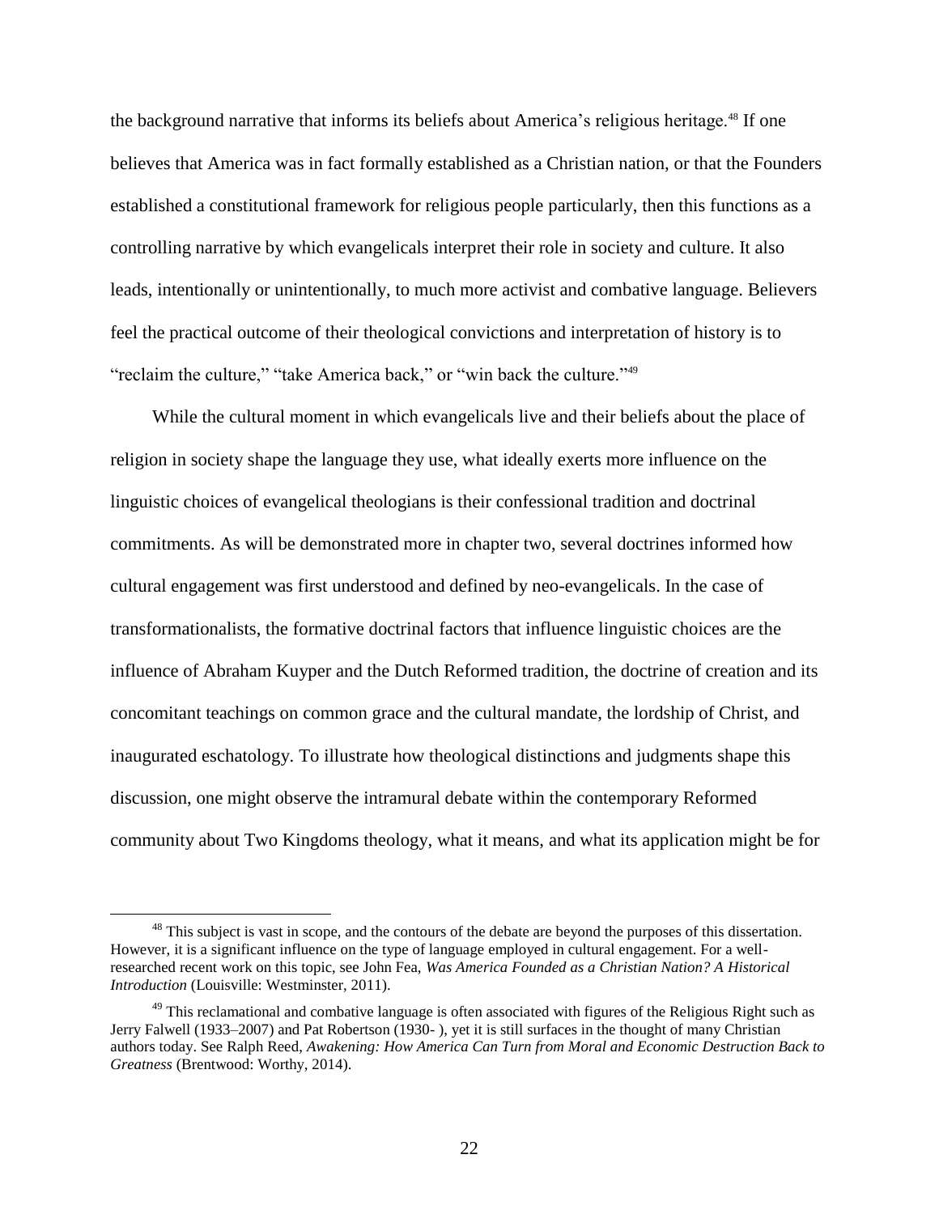the background narrative that informs its beliefs about America's religious heritage.[48] If one believes that America was in fact formally established as a Christian nation, or that the Founders established a constitutional framework for religious people particularly, then this functions as a controlling narrative by which evangelicals interpret their role in society and culture. It also leads, intentionally or unintentionally, to much more activist and combative language. Believers feel the practical outcome of their theological convictions and interpretation of history is to "reclaim the culture," "take America back," or "win back the culture."[49]

While the cultural moment in which evangelicals live and their beliefs about the place of religion in society shape the language they use, what ideally exerts more influence on the linguistic choices of evangelical theologians is their confessional tradition and doctrinal commitments. As will be demonstrated more in chapter two, several doctrines informed how cultural engagement was first understood and defined by neo-evangelicals. In the case of transformationalists, the formative doctrinal factors that influence linguistic choices are the influence of Abraham Kuyper and the Dutch Reformed tradition, the doctrine of creation and its concomitant teachings on common grace and the cultural mandate, the lordship of Christ, and inaugurated eschatology. To illustrate how theological distinctions and judgments shape this discussion, one might observe the intramural debate within the contemporary Reformed community about Two Kingdoms theology, what it means, and what its application might be for

[48] This subject is vast in scope, and the contours of the debate are beyond the purposes of this dissertation. However, it is a significant influence on the type of language employed in cultural engagement. For a well-researched recent work on this topic, see John Fea, *Was America Founded as a Christian Nation? A Historical Introduction* (Louisville: Westminster, 2011).

[49] This reclamational and combative language is often associated with figures of the Religious Right such as Jerry Falwell (1933–2007) and Pat Robertson (1930- ), yet it is still surfaces in the thought of many Christian authors today. See Ralph Reed, *Awakening: How America Can Turn from Moral and Economic Destruction Back to Greatness* (Brentwood: Worthy, 2014).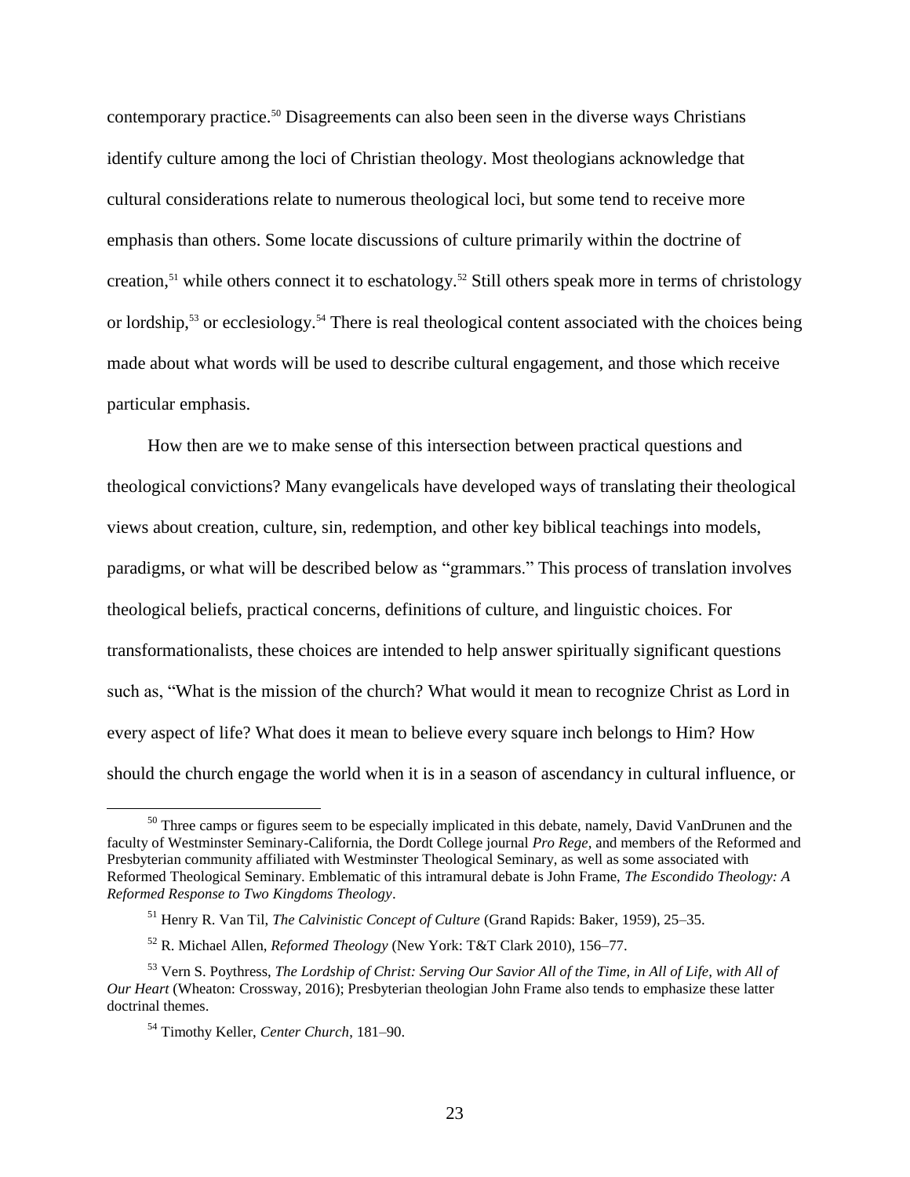contemporary practice.[50] Disagreements can also been seen in the diverse ways Christians identify culture among the loci of Christian theology. Most theologians acknowledge that cultural considerations relate to numerous theological loci, but some tend to receive more emphasis than others. Some locate discussions of culture primarily within the doctrine of creation,[51] while others connect it to eschatology.[52] Still others speak more in terms of christology or lordship,[53] or ecclesiology.[54] There is real theological content associated with the choices being made about what words will be used to describe cultural engagement, and those which receive particular emphasis.

How then are we to make sense of this intersection between practical questions and theological convictions? Many evangelicals have developed ways of translating their theological views about creation, culture, sin, redemption, and other key biblical teachings into models, paradigms, or what will be described below as "grammars." This process of translation involves theological beliefs, practical concerns, definitions of culture, and linguistic choices. For transformationalists, these choices are intended to help answer spiritually significant questions such as, "What is the mission of the church? What would it mean to recognize Christ as Lord in every aspect of life? What does it mean to believe every square inch belongs to Him? How should the church engage the world when it is in a season of ascendancy in cultural influence, or

---

[50] Three camps or figures seem to be especially implicated in this debate, namely, David VanDrunen and the faculty of Westminster Seminary-California, the Dordt College journal *Pro Rege*, and members of the Reformed and Presbyterian community affiliated with Westminster Theological Seminary, as well as some associated with Reformed Theological Seminary. Emblematic of this intramural debate is John Frame, *The Escondido Theology: A Reformed Response to Two Kingdoms Theology*.

[51] Henry R. Van Til, *The Calvinistic Concept of Culture* (Grand Rapids: Baker, 1959), 25–35.

[52] R. Michael Allen, *Reformed Theology* (New York: T&T Clark 2010), 156–77.

[53] Vern S. Poythress, *The Lordship of Christ: Serving Our Savior All of the Time, in All of Life, with All of Our Heart* (Wheaton: Crossway, 2016); Presbyterian theologian John Frame also tends to emphasize these latter doctrinal themes.

[54] Timothy Keller, *Center Church*, 181–90.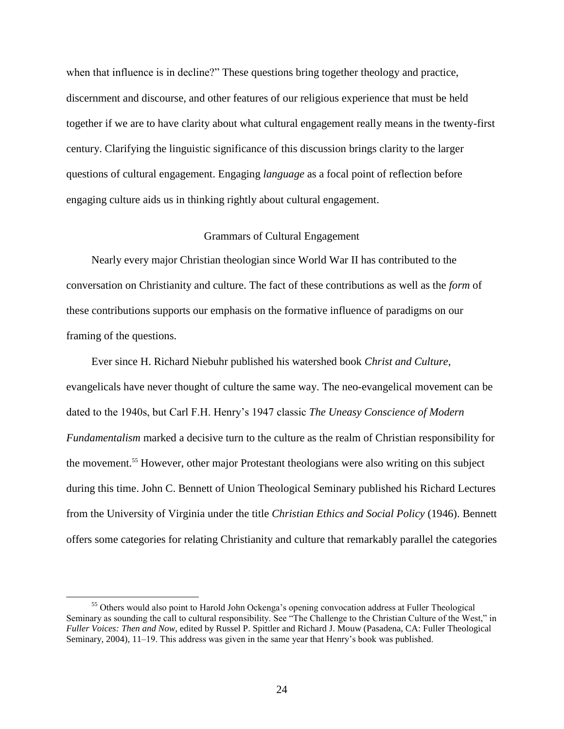when that influence is in decline?" These questions bring together theology and practice, discernment and discourse, and other features of our religious experience that must be held together if we are to have clarity about what cultural engagement really means in the twenty-first century. Clarifying the linguistic significance of this discussion brings clarity to the larger questions of cultural engagement. Engaging *language* as a focal point of reflection before engaging culture aids us in thinking rightly about cultural engagement.

## Grammars of Cultural Engagement

Nearly every major Christian theologian since World War II has contributed to the conversation on Christianity and culture. The fact of these contributions as well as the *form* of these contributions supports our emphasis on the formative influence of paradigms on our framing of the questions.

Ever since H. Richard Niebuhr published his watershed book *Christ and Culture*, evangelicals have never thought of culture the same way. The neo-evangelical movement can be dated to the 1940s, but Carl F.H. Henry's 1947 classic *The Uneasy Conscience of Modern Fundamentalism* marked a decisive turn to the culture as the realm of Christian responsibility for the movement.[55] However, other major Protestant theologians were also writing on this subject during this time. John C. Bennett of Union Theological Seminary published his Richard Lectures from the University of Virginia under the title *Christian Ethics and Social Policy* (1946). Bennett offers some categories for relating Christianity and culture that remarkably parallel the categories

---

[55] Others would also point to Harold John Ockenga's opening convocation address at Fuller Theological Seminary as sounding the call to cultural responsibility. See "The Challenge to the Christian Culture of the West," in *Fuller Voices: Then and Now*, edited by Russel P. Spittler and Richard J. Mouw (Pasadena, CA: Fuller Theological Seminary, 2004), 11–19. This address was given in the same year that Henry's book was published.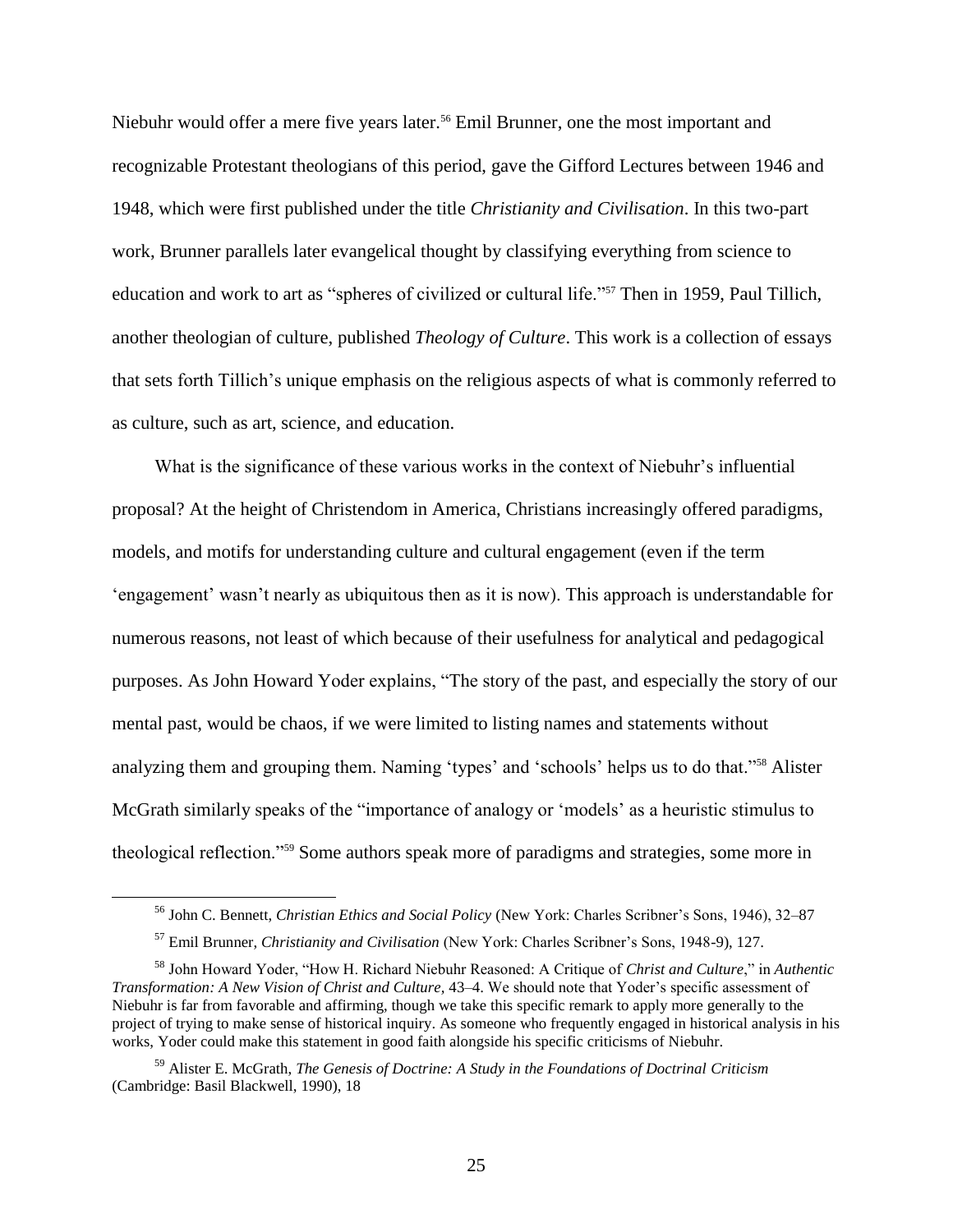Niebuhr would offer a mere five years later.[56] Emil Brunner, one the most important and recognizable Protestant theologians of this period, gave the Gifford Lectures between 1946 and 1948, which were first published under the title *Christianity and Civilisation*. In this two-part work, Brunner parallels later evangelical thought by classifying everything from science to education and work to art as "spheres of civilized or cultural life."[57] Then in 1959, Paul Tillich, another theologian of culture, published *Theology of Culture*. This work is a collection of essays that sets forth Tillich's unique emphasis on the religious aspects of what is commonly referred to as culture, such as art, science, and education.

What is the significance of these various works in the context of Niebuhr's influential proposal? At the height of Christendom in America, Christians increasingly offered paradigms, models, and motifs for understanding culture and cultural engagement (even if the term 'engagement' wasn't nearly as ubiquitous then as it is now). This approach is understandable for numerous reasons, not least of which because of their usefulness for analytical and pedagogical purposes. As John Howard Yoder explains, "The story of the past, and especially the story of our mental past, would be chaos, if we were limited to listing names and statements without analyzing them and grouping them. Naming 'types' and 'schools' helps us to do that."[58] Alister McGrath similarly speaks of the "importance of analogy or 'models' as a heuristic stimulus to theological reflection."[59] Some authors speak more of paradigms and strategies, some more in

---

[56] John C. Bennett, *Christian Ethics and Social Policy* (New York: Charles Scribner's Sons, 1946), 32–87

[57] Emil Brunner, *Christianity and Civilisation* (New York: Charles Scribner's Sons, 1948-9), 127.

[58] John Howard Yoder, "How H. Richard Niebuhr Reasoned: A Critique of *Christ and Culture*," in *Authentic Transformation: A New Vision of Christ and Culture,* 43–4. We should note that Yoder's specific assessment of Niebuhr is far from favorable and affirming, though we take this specific remark to apply more generally to the project of trying to make sense of historical inquiry. As someone who frequently engaged in historical analysis in his works, Yoder could make this statement in good faith alongside his specific criticisms of Niebuhr.

[59] Alister E. McGrath, *The Genesis of Doctrine: A Study in the Foundations of Doctrinal Criticism* (Cambridge: Basil Blackwell, 1990), 18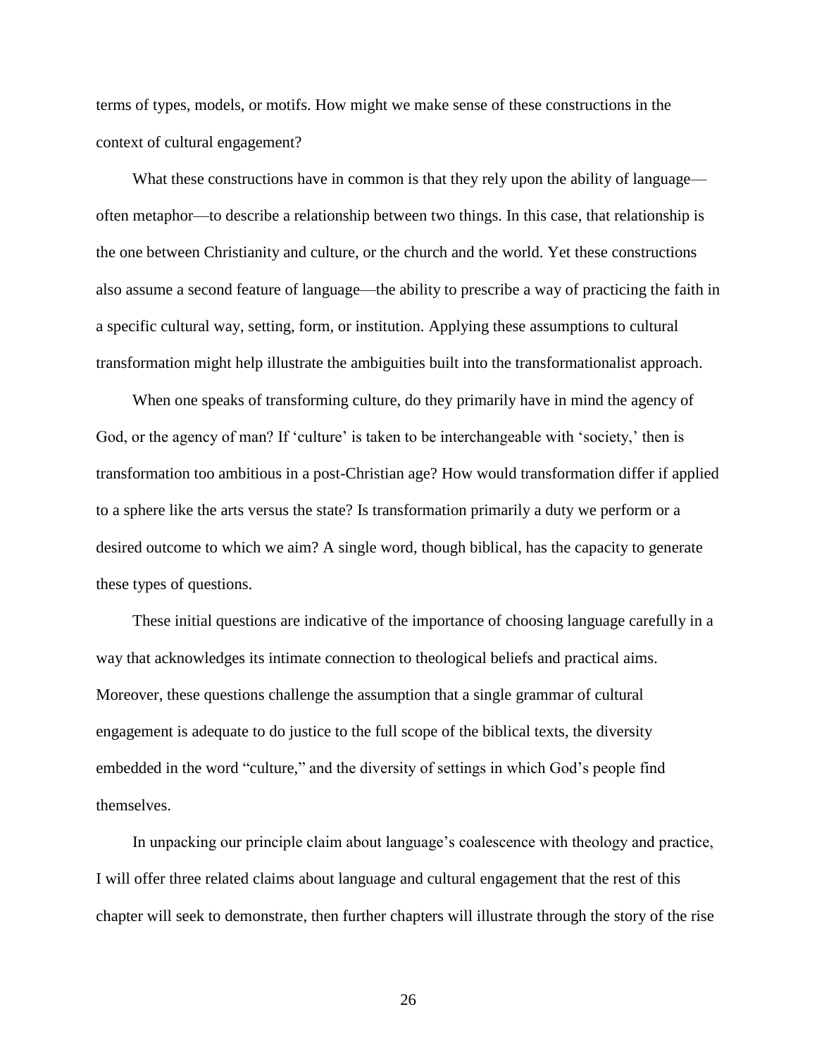terms of types, models, or motifs. How might we make sense of these constructions in the context of cultural engagement?

What these constructions have in common is that they rely upon the ability of language—often metaphor—to describe a relationship between two things. In this case, that relationship is the one between Christianity and culture, or the church and the world. Yet these constructions also assume a second feature of language—the ability to prescribe a way of practicing the faith in a specific cultural way, setting, form, or institution. Applying these assumptions to cultural transformation might help illustrate the ambiguities built into the transformationalist approach.

When one speaks of transforming culture, do they primarily have in mind the agency of God, or the agency of man? If 'culture' is taken to be interchangeable with 'society,' then is transformation too ambitious in a post-Christian age? How would transformation differ if applied to a sphere like the arts versus the state? Is transformation primarily a duty we perform or a desired outcome to which we aim? A single word, though biblical, has the capacity to generate these types of questions.

These initial questions are indicative of the importance of choosing language carefully in a way that acknowledges its intimate connection to theological beliefs and practical aims. Moreover, these questions challenge the assumption that a single grammar of cultural engagement is adequate to do justice to the full scope of the biblical texts, the diversity embedded in the word "culture," and the diversity of settings in which God's people find themselves.

In unpacking our principle claim about language's coalescence with theology and practice, I will offer three related claims about language and cultural engagement that the rest of this chapter will seek to demonstrate, then further chapters will illustrate through the story of the rise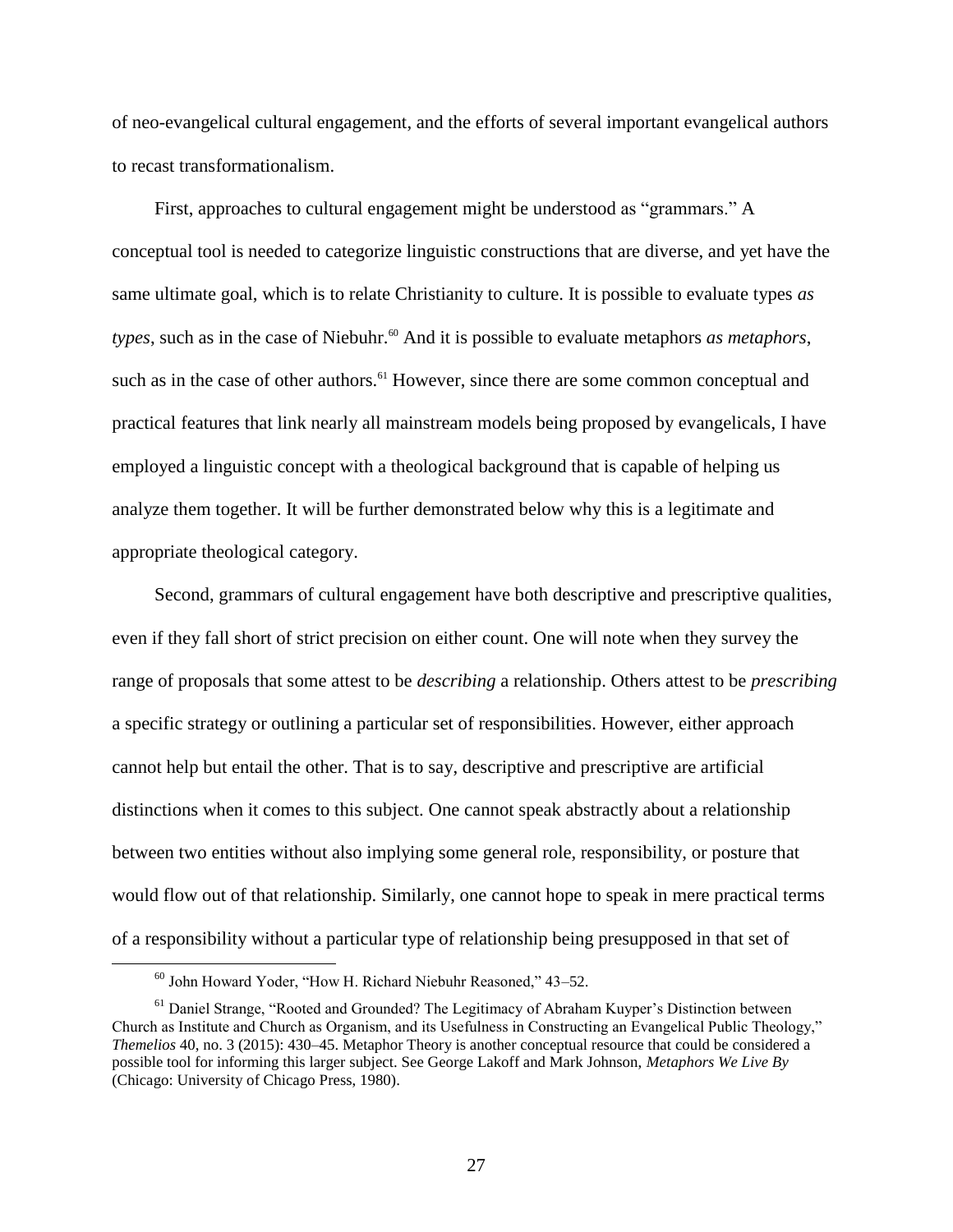of neo-evangelical cultural engagement, and the efforts of several important evangelical authors to recast transformationalism.

First, approaches to cultural engagement might be understood as "grammars." A conceptual tool is needed to categorize linguistic constructions that are diverse, and yet have the same ultimate goal, which is to relate Christianity to culture. It is possible to evaluate types *as types*, such as in the case of Niebuhr.[60] And it is possible to evaluate metaphors *as metaphors*, such as in the case of other authors.[61] However, since there are some common conceptual and practical features that link nearly all mainstream models being proposed by evangelicals, I have employed a linguistic concept with a theological background that is capable of helping us analyze them together. It will be further demonstrated below why this is a legitimate and appropriate theological category.

Second, grammars of cultural engagement have both descriptive and prescriptive qualities, even if they fall short of strict precision on either count. One will note when they survey the range of proposals that some attest to be *describing* a relationship. Others attest to be *prescribing* a specific strategy or outlining a particular set of responsibilities. However, either approach cannot help but entail the other. That is to say, descriptive and prescriptive are artificial distinctions when it comes to this subject. One cannot speak abstractly about a relationship between two entities without also implying some general role, responsibility, or posture that would flow out of that relationship. Similarly, one cannot hope to speak in mere practical terms of a responsibility without a particular type of relationship being presupposed in that set of

---

[60] John Howard Yoder, "How H. Richard Niebuhr Reasoned," 43–52.

[61] Daniel Strange, "Rooted and Grounded? The Legitimacy of Abraham Kuyper's Distinction between Church as Institute and Church as Organism, and its Usefulness in Constructing an Evangelical Public Theology," *Themelios* 40, no. 3 (2015): 430–45. Metaphor Theory is another conceptual resource that could be considered a possible tool for informing this larger subject. See George Lakoff and Mark Johnson, *Metaphors We Live By* (Chicago: University of Chicago Press, 1980).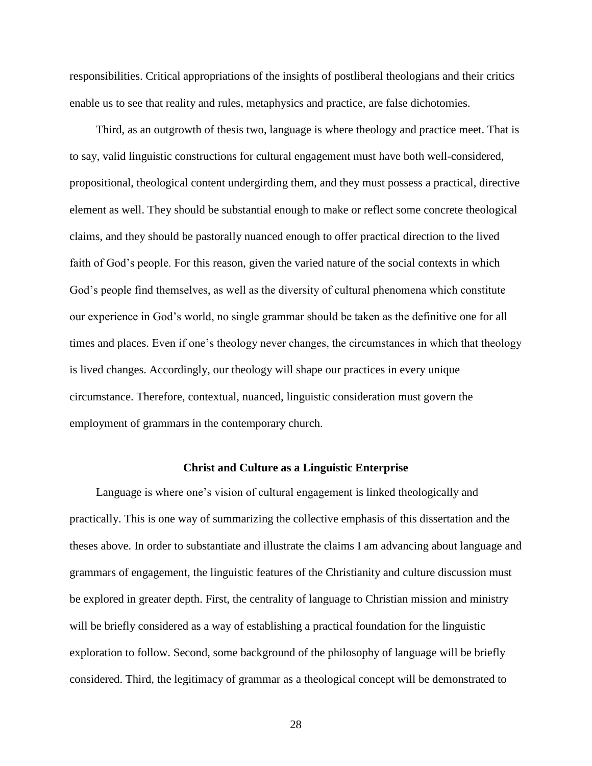responsibilities. Critical appropriations of the insights of postliberal theologians and their critics enable us to see that reality and rules, metaphysics and practice, are false dichotomies.

Third, as an outgrowth of thesis two, language is where theology and practice meet. That is to say, valid linguistic constructions for cultural engagement must have both well-considered, propositional, theological content undergirding them, and they must possess a practical, directive element as well. They should be substantial enough to make or reflect some concrete theological claims, and they should be pastorally nuanced enough to offer practical direction to the lived faith of God's people. For this reason, given the varied nature of the social contexts in which God's people find themselves, as well as the diversity of cultural phenomena which constitute our experience in God's world, no single grammar should be taken as the definitive one for all times and places. Even if one's theology never changes, the circumstances in which that theology is lived changes. Accordingly, our theology will shape our practices in every unique circumstance. Therefore, contextual, nuanced, linguistic consideration must govern the employment of grammars in the contemporary church.

## Christ and Culture as a Linguistic Enterprise

Language is where one's vision of cultural engagement is linked theologically and practically. This is one way of summarizing the collective emphasis of this dissertation and the theses above. In order to substantiate and illustrate the claims I am advancing about language and grammars of engagement, the linguistic features of the Christianity and culture discussion must be explored in greater depth. First, the centrality of language to Christian mission and ministry will be briefly considered as a way of establishing a practical foundation for the linguistic exploration to follow. Second, some background of the philosophy of language will be briefly considered. Third, the legitimacy of grammar as a theological concept will be demonstrated to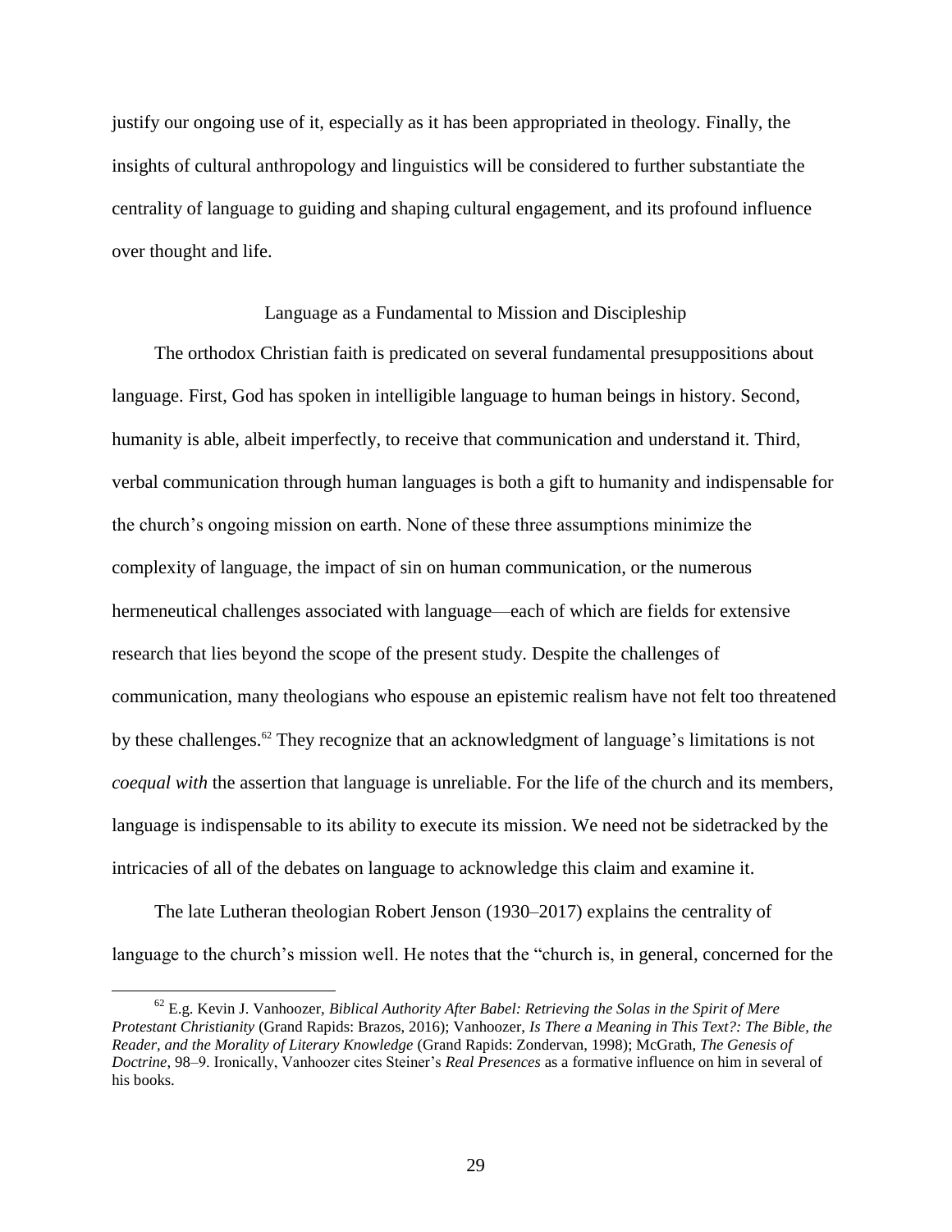justify our ongoing use of it, especially as it has been appropriated in theology. Finally, the insights of cultural anthropology and linguistics will be considered to further substantiate the centrality of language to guiding and shaping cultural engagement, and its profound influence over thought and life.

## Language as a Fundamental to Mission and Discipleship

The orthodox Christian faith is predicated on several fundamental presuppositions about language. First, God has spoken in intelligible language to human beings in history. Second, humanity is able, albeit imperfectly, to receive that communication and understand it. Third, verbal communication through human languages is both a gift to humanity and indispensable for the church's ongoing mission on earth. None of these three assumptions minimize the complexity of language, the impact of sin on human communication, or the numerous hermeneutical challenges associated with language—each of which are fields for extensive research that lies beyond the scope of the present study. Despite the challenges of communication, many theologians who espouse an epistemic realism have not felt too threatened by these challenges.[62] They recognize that an acknowledgment of language's limitations is not *coequal with* the assertion that language is unreliable. For the life of the church and its members, language is indispensable to its ability to execute its mission. We need not be sidetracked by the intricacies of all of the debates on language to acknowledge this claim and examine it.

The late Lutheran theologian Robert Jenson (1930–2017) explains the centrality of language to the church's mission well. He notes that the "church is, in general, concerned for the

[62] E.g. Kevin J. Vanhoozer, *Biblical Authority After Babel: Retrieving the Solas in the Spirit of Mere Protestant Christianity* (Grand Rapids: Brazos, 2016); Vanhoozer, *Is There a Meaning in This Text?: The Bible, the Reader, and the Morality of Literary Knowledge* (Grand Rapids: Zondervan, 1998); McGrath, *The Genesis of Doctrine*, 98–9. Ironically, Vanhoozer cites Steiner's *Real Presences* as a formative influence on him in several of his books.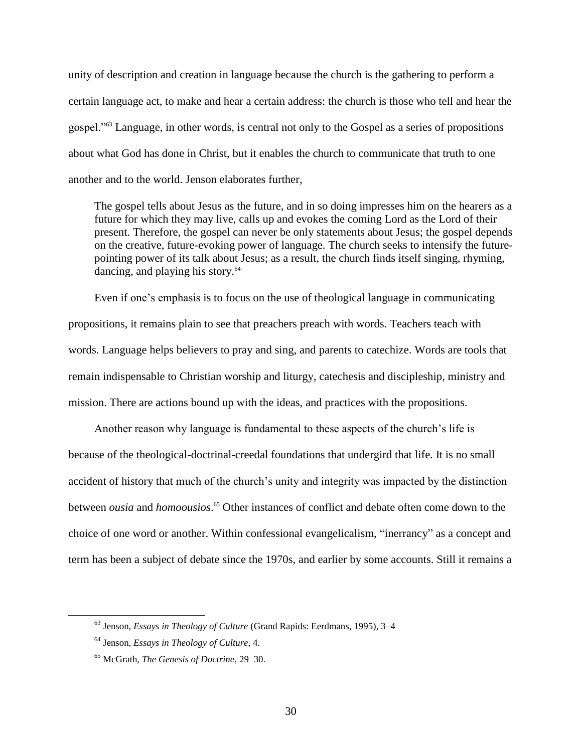unity of description and creation in language because the church is the gathering to perform a certain language act, to make and hear a certain address: the church is those who tell and hear the gospel."[63] Language, in other words, is central not only to the Gospel as a series of propositions about what God has done in Christ, but it enables the church to communicate that truth to one another and to the world. Jenson elaborates further,

> The gospel tells about Jesus as the future, and in so doing impresses him on the hearers as a future for which they may live, calls up and evokes the coming Lord as the Lord of their present. Therefore, the gospel can never be only statements about Jesus; the gospel depends on the creative, future-evoking power of language. The church seeks to intensify the future-pointing power of its talk about Jesus; as a result, the church finds itself singing, rhyming, dancing, and playing his story.[64]

Even if one's emphasis is to focus on the use of theological language in communicating propositions, it remains plain to see that preachers preach with words. Teachers teach with words. Language helps believers to pray and sing, and parents to catechize. Words are tools that remain indispensable to Christian worship and liturgy, catechesis and discipleship, ministry and mission. There are actions bound up with the ideas, and practices with the propositions.

Another reason why language is fundamental to these aspects of the church's life is because of the theological-doctrinal-creedal foundations that undergird that life. It is no small accident of history that much of the church's unity and integrity was impacted by the distinction between *ousia* and *homoousios*.[65] Other instances of conflict and debate often come down to the choice of one word or another. Within confessional evangelicalism, "inerrancy" as a concept and term has been a subject of debate since the 1970s, and earlier by some accounts. Still it remains a

---

[63] Jenson, *Essays in Theology of Culture* (Grand Rapids: Eerdmans, 1995), 3–4

[64] Jenson, *Essays in Theology of Culture*, 4.

[65] McGrath, *The Genesis of Doctrine*, 29–30.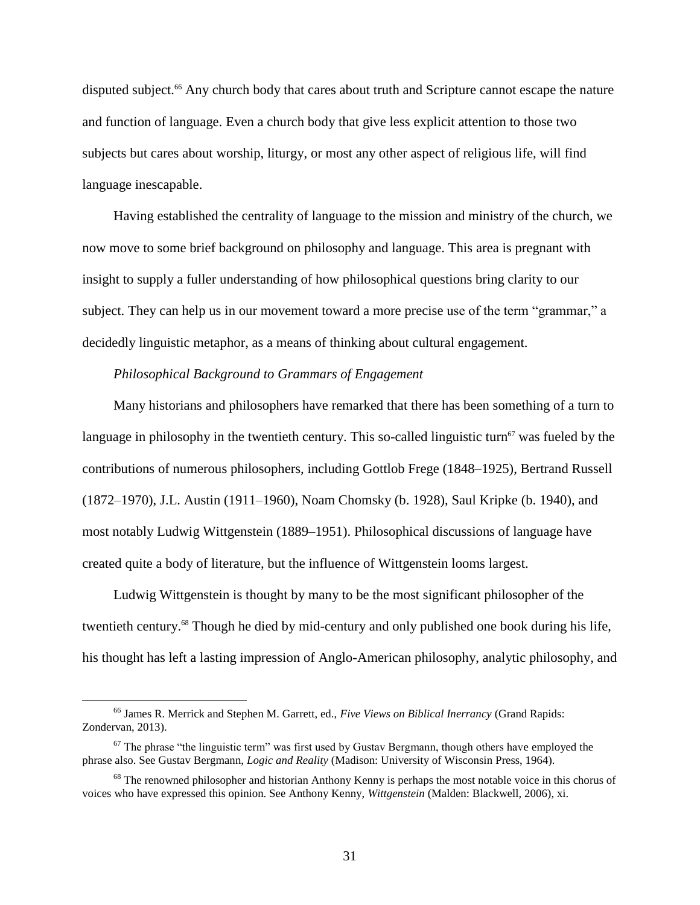disputed subject.[66] Any church body that cares about truth and Scripture cannot escape the nature and function of language. Even a church body that give less explicit attention to those two subjects but cares about worship, liturgy, or most any other aspect of religious life, will find language inescapable.

Having established the centrality of language to the mission and ministry of the church, we now move to some brief background on philosophy and language. This area is pregnant with insight to supply a fuller understanding of how philosophical questions bring clarity to our subject. They can help us in our movement toward a more precise use of the term "grammar," a decidedly linguistic metaphor, as a means of thinking about cultural engagement.

*Philosophical Background to Grammars of Engagement*

Many historians and philosophers have remarked that there has been something of a turn to language in philosophy in the twentieth century. This so-called linguistic turn[67] was fueled by the contributions of numerous philosophers, including Gottlob Frege (1848–1925), Bertrand Russell (1872–1970), J.L. Austin (1911–1960), Noam Chomsky (b. 1928), Saul Kripke (b. 1940), and most notably Ludwig Wittgenstein (1889–1951). Philosophical discussions of language have created quite a body of literature, but the influence of Wittgenstein looms largest.

Ludwig Wittgenstein is thought by many to be the most significant philosopher of the twentieth century.[68] Though he died by mid-century and only published one book during his life, his thought has left a lasting impression of Anglo-American philosophy, analytic philosophy, and

---

[66] James R. Merrick and Stephen M. Garrett, ed., *Five Views on Biblical Inerrancy* (Grand Rapids: Zondervan, 2013).

[67] The phrase "the linguistic term" was first used by Gustav Bergmann, though others have employed the phrase also. See Gustav Bergmann, *Logic and Reality* (Madison: University of Wisconsin Press, 1964).

[68] The renowned philosopher and historian Anthony Kenny is perhaps the most notable voice in this chorus of voices who have expressed this opinion. See Anthony Kenny, *Wittgenstein* (Malden: Blackwell, 2006), xi.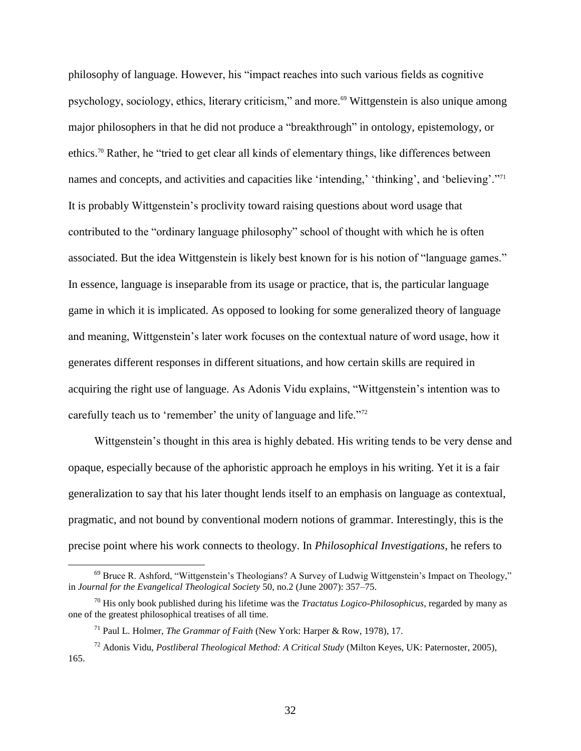philosophy of language. However, his "impact reaches into such various fields as cognitive psychology, sociology, ethics, literary criticism," and more.[69] Wittgenstein is also unique among major philosophers in that he did not produce a "breakthrough" in ontology, epistemology, or ethics.[70] Rather, he "tried to get clear all kinds of elementary things, like differences between names and concepts, and activities and capacities like 'intending,' 'thinking', and 'believing'."[71] It is probably Wittgenstein's proclivity toward raising questions about word usage that contributed to the "ordinary language philosophy" school of thought with which he is often associated. But the idea Wittgenstein is likely best known for is his notion of "language games." In essence, language is inseparable from its usage or practice, that is, the particular language game in which it is implicated. As opposed to looking for some generalized theory of language and meaning, Wittgenstein's later work focuses on the contextual nature of word usage, how it generates different responses in different situations, and how certain skills are required in acquiring the right use of language. As Adonis Vidu explains, "Wittgenstein's intention was to carefully teach us to 'remember' the unity of language and life."[72]

Wittgenstein's thought in this area is highly debated. His writing tends to be very dense and opaque, especially because of the aphoristic approach he employs in his writing. Yet it is a fair generalization to say that his later thought lends itself to an emphasis on language as contextual, pragmatic, and not bound by conventional modern notions of grammar. Interestingly, this is the precise point where his work connects to theology. In *Philosophical Investigations*, he refers to

---

[69] Bruce R. Ashford, "Wittgenstein's Theologians? A Survey of Ludwig Wittgenstein's Impact on Theology," in *Journal for the Evangelical Theological Society* 50, no.2 (June 2007): 357–75.

[70] His only book published during his lifetime was the *Tractatus Logico-Philosophicus*, regarded by many as one of the greatest philosophical treatises of all time.

[71] Paul L. Holmer, *The Grammar of Faith* (New York: Harper & Row, 1978), 17.

[72] Adonis Vidu, *Postliberal Theological Method: A Critical Study* (Milton Keyes, UK: Paternoster, 2005), 165.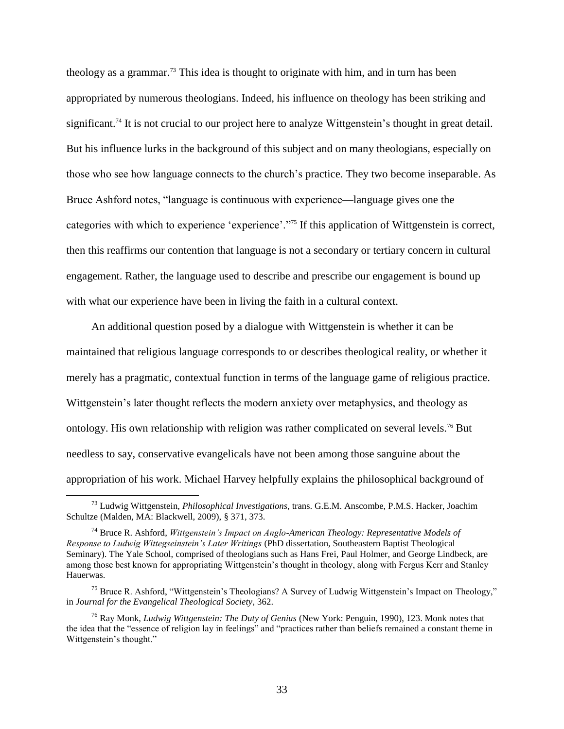theology as a grammar.[73] This idea is thought to originate with him, and in turn has been appropriated by numerous theologians. Indeed, his influence on theology has been striking and significant.[74] It is not crucial to our project here to analyze Wittgenstein's thought in great detail. But his influence lurks in the background of this subject and on many theologians, especially on those who see how language connects to the church's practice. They two become inseparable. As Bruce Ashford notes, "language is continuous with experience—language gives one the categories with which to experience 'experience'."[75] If this application of Wittgenstein is correct, then this reaffirms our contention that language is not a secondary or tertiary concern in cultural engagement. Rather, the language used to describe and prescribe our engagement is bound up with what our experience have been in living the faith in a cultural context.

An additional question posed by a dialogue with Wittgenstein is whether it can be maintained that religious language corresponds to or describes theological reality, or whether it merely has a pragmatic, contextual function in terms of the language game of religious practice. Wittgenstein's later thought reflects the modern anxiety over metaphysics, and theology as ontology. His own relationship with religion was rather complicated on several levels.[76] But needless to say, conservative evangelicals have not been among those sanguine about the appropriation of his work. Michael Harvey helpfully explains the philosophical background of

---

[73] Ludwig Wittgenstein, *Philosophical Investigations*, trans. G.E.M. Anscombe, P.M.S. Hacker, Joachim Schultze (Malden, MA: Blackwell, 2009), § 371, 373.

[74] Bruce R. Ashford, *Wittgenstein's Impact on Anglo-American Theology: Representative Models of Response to Ludwig Wittegseinstein's Later Writings* (PhD dissertation, Southeastern Baptist Theological Seminary). The Yale School, comprised of theologians such as Hans Frei, Paul Holmer, and George Lindbeck, are among those best known for appropriating Wittgenstein's thought in theology, along with Fergus Kerr and Stanley Hauerwas.

[75] Bruce R. Ashford, "Wittgenstein's Theologians? A Survey of Ludwig Wittgenstein's Impact on Theology," in *Journal for the Evangelical Theological Society*, 362.

[76] Ray Monk, *Ludwig Wittgenstein: The Duty of Genius* (New York: Penguin, 1990), 123. Monk notes that the idea that the "essence of religion lay in feelings" and "practices rather than beliefs remained a constant theme in Wittgenstein's thought."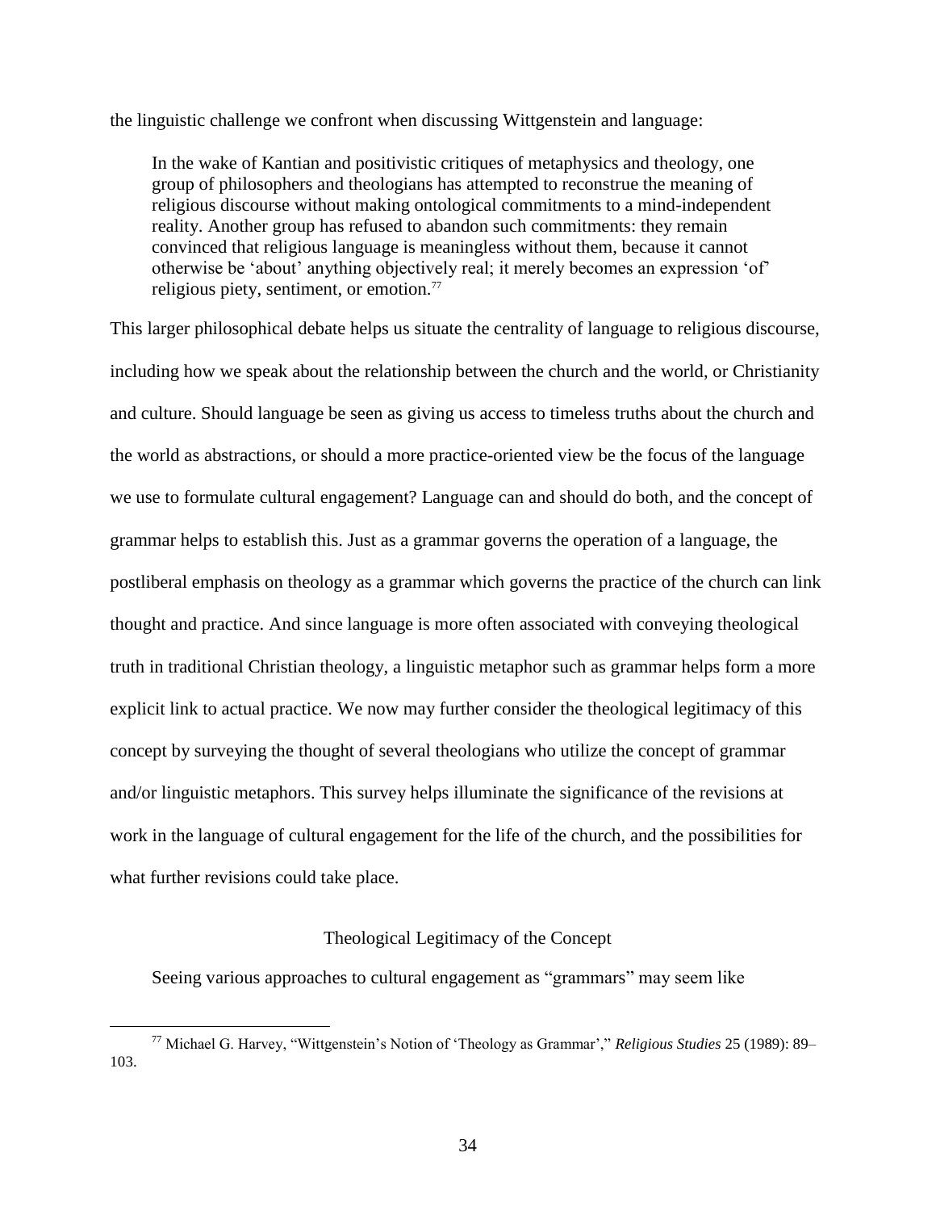the linguistic challenge we confront when discussing Wittgenstein and language:

> In the wake of Kantian and positivistic critiques of metaphysics and theology, one group of philosophers and theologians has attempted to reconstrue the meaning of religious discourse without making ontological commitments to a mind-independent reality. Another group has refused to abandon such commitments: they remain convinced that religious language is meaningless without them, because it cannot otherwise be 'about' anything objectively real; it merely becomes an expression 'of' religious piety, sentiment, or emotion.[77]

This larger philosophical debate helps us situate the centrality of language to religious discourse, including how we speak about the relationship between the church and the world, or Christianity and culture. Should language be seen as giving us access to timeless truths about the church and the world as abstractions, or should a more practice-oriented view be the focus of the language we use to formulate cultural engagement? Language can and should do both, and the concept of grammar helps to establish this. Just as a grammar governs the operation of a language, the postliberal emphasis on theology as a grammar which governs the practice of the church can link thought and practice. And since language is more often associated with conveying theological truth in traditional Christian theology, a linguistic metaphor such as grammar helps form a more explicit link to actual practice. We now may further consider the theological legitimacy of this concept by surveying the thought of several theologians who utilize the concept of grammar and/or linguistic metaphors. This survey helps illuminate the significance of the revisions at work in the language of cultural engagement for the life of the church, and the possibilities for what further revisions could take place.

## Theological Legitimacy of the Concept

Seeing various approaches to cultural engagement as "grammars" may seem like

---

[77] Michael G. Harvey, "Wittgenstein's Notion of 'Theology as Grammar'," *Religious Studies* 25 (1989): 89–103.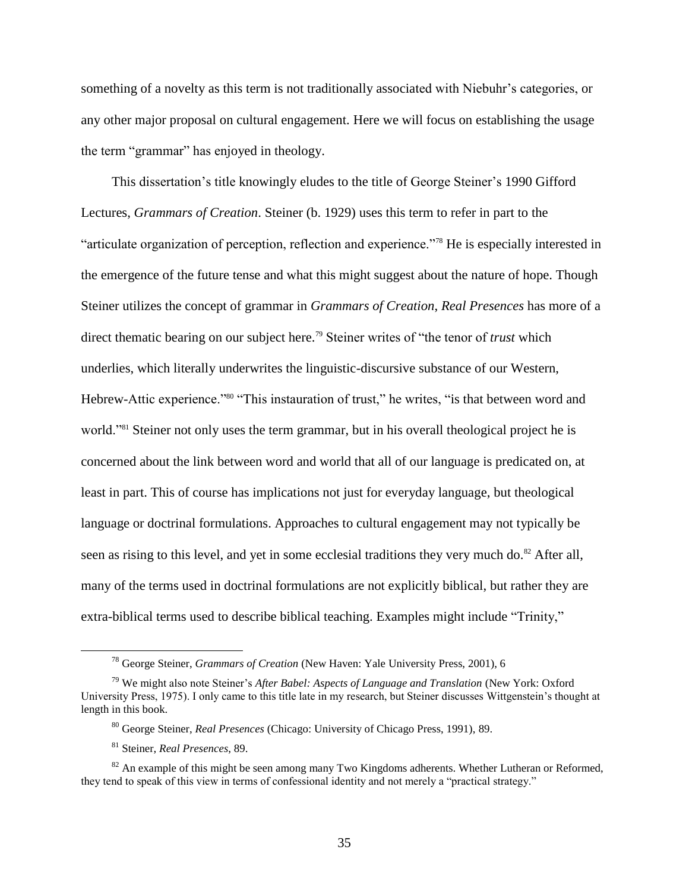something of a novelty as this term is not traditionally associated with Niebuhr's categories, or any other major proposal on cultural engagement. Here we will focus on establishing the usage the term "grammar" has enjoyed in theology.

This dissertation's title knowingly eludes to the title of George Steiner's 1990 Gifford Lectures, *Grammars of Creation*. Steiner (b. 1929) uses this term to refer in part to the "articulate organization of perception, reflection and experience."[78] He is especially interested in the emergence of the future tense and what this might suggest about the nature of hope. Though Steiner utilizes the concept of grammar in *Grammars of Creation*, *Real Presences* has more of a direct thematic bearing on our subject here.[79] Steiner writes of "the tenor of *trust* which underlies, which literally underwrites the linguistic-discursive substance of our Western, Hebrew-Attic experience."[80] "This instauration of trust," he writes, "is that between word and world."[81] Steiner not only uses the term grammar, but in his overall theological project he is concerned about the link between word and world that all of our language is predicated on, at least in part. This of course has implications not just for everyday language, but theological language or doctrinal formulations. Approaches to cultural engagement may not typically be seen as rising to this level, and yet in some ecclesial traditions they very much do.[82] After all, many of the terms used in doctrinal formulations are not explicitly biblical, but rather they are extra-biblical terms used to describe biblical teaching. Examples might include "Trinity,"

---

[78] George Steiner, *Grammars of Creation* (New Haven: Yale University Press, 2001), 6

[79] We might also note Steiner's *After Babel: Aspects of Language and Translation* (New York: Oxford University Press, 1975). I only came to this title late in my research, but Steiner discusses Wittgenstein's thought at length in this book.

[80] George Steiner, *Real Presences* (Chicago: University of Chicago Press, 1991), 89.

[81] Steiner, *Real Presences*, 89.

[82] An example of this might be seen among many Two Kingdoms adherents. Whether Lutheran or Reformed, they tend to speak of this view in terms of confessional identity and not merely a "practical strategy."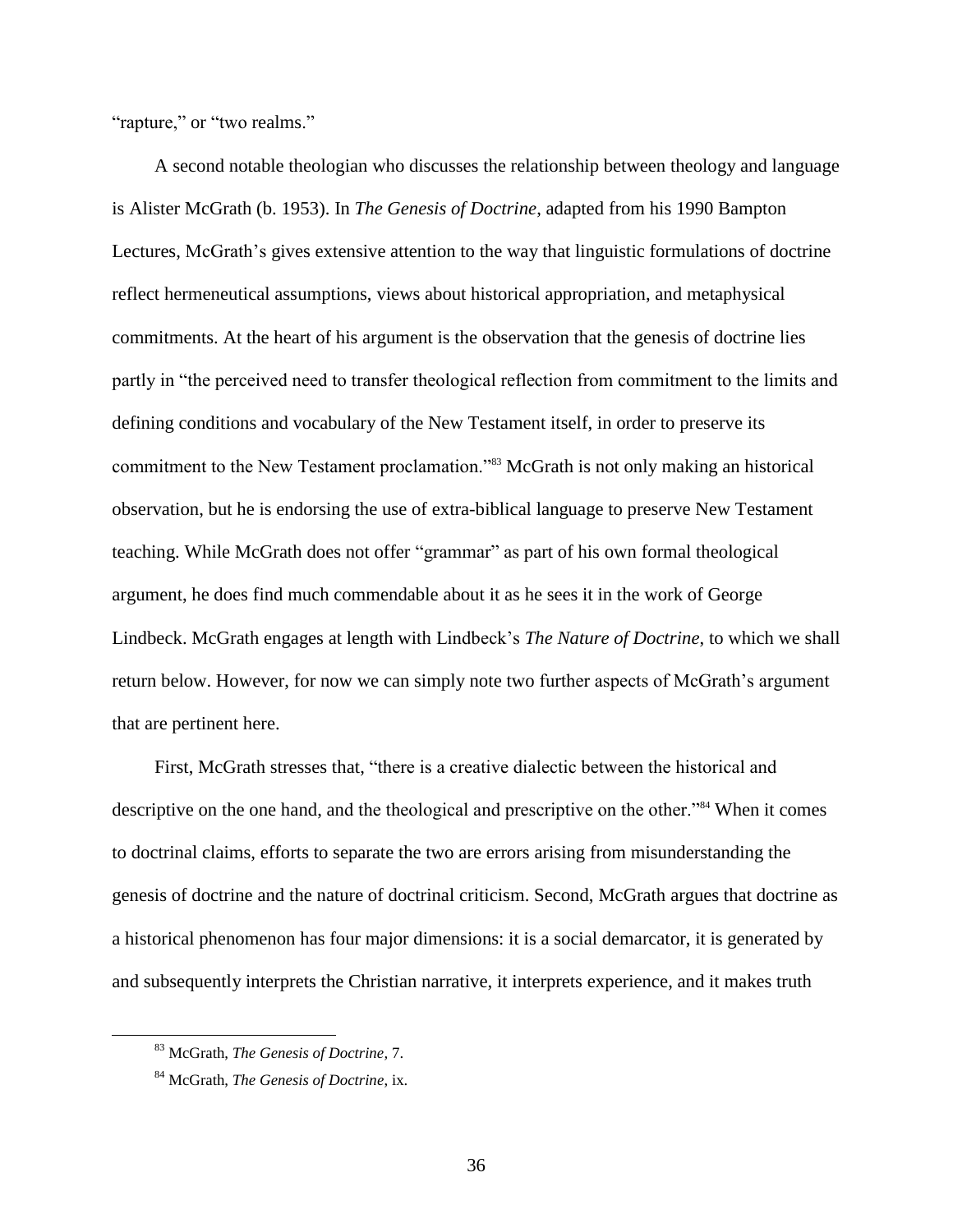"rapture," or "two realms."

A second notable theologian who discusses the relationship between theology and language is Alister McGrath (b. 1953). In *The Genesis of Doctrine*, adapted from his 1990 Bampton Lectures, McGrath's gives extensive attention to the way that linguistic formulations of doctrine reflect hermeneutical assumptions, views about historical appropriation, and metaphysical commitments. At the heart of his argument is the observation that the genesis of doctrine lies partly in "the perceived need to transfer theological reflection from commitment to the limits and defining conditions and vocabulary of the New Testament itself, in order to preserve its commitment to the New Testament proclamation."[83] McGrath is not only making an historical observation, but he is endorsing the use of extra-biblical language to preserve New Testament teaching. While McGrath does not offer "grammar" as part of his own formal theological argument, he does find much commendable about it as he sees it in the work of George Lindbeck. McGrath engages at length with Lindbeck's *The Nature of Doctrine*, to which we shall return below. However, for now we can simply note two further aspects of McGrath's argument that are pertinent here.

First, McGrath stresses that, "there is a creative dialectic between the historical and descriptive on the one hand, and the theological and prescriptive on the other."[84] When it comes to doctrinal claims, efforts to separate the two are errors arising from misunderstanding the genesis of doctrine and the nature of doctrinal criticism. Second, McGrath argues that doctrine as a historical phenomenon has four major dimensions: it is a social demarcator, it is generated by and subsequently interprets the Christian narrative, it interprets experience, and it makes truth

[83] McGrath, *The Genesis of Doctrine*, 7.

[84] McGrath, *The Genesis of Doctrine*, ix.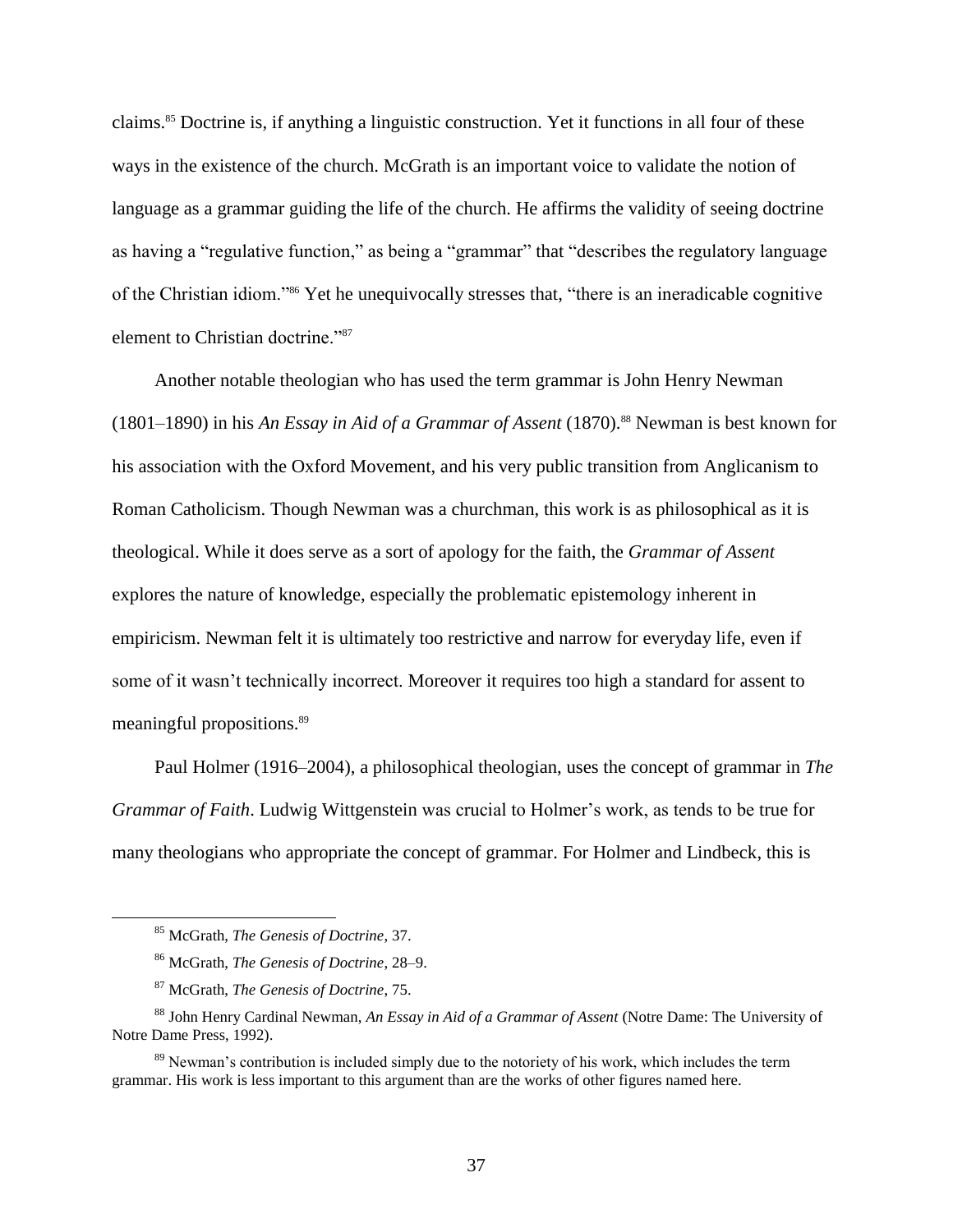claims.[85] Doctrine is, if anything a linguistic construction. Yet it functions in all four of these ways in the existence of the church. McGrath is an important voice to validate the notion of language as a grammar guiding the life of the church. He affirms the validity of seeing doctrine as having a "regulative function," as being a "grammar" that "describes the regulatory language of the Christian idiom."[86] Yet he unequivocally stresses that, "there is an ineradicable cognitive element to Christian doctrine."[87]

Another notable theologian who has used the term grammar is John Henry Newman (1801–1890) in his *An Essay in Aid of a Grammar of Assent* (1870).[88] Newman is best known for his association with the Oxford Movement, and his very public transition from Anglicanism to Roman Catholicism. Though Newman was a churchman, this work is as philosophical as it is theological. While it does serve as a sort of apology for the faith, the *Grammar of Assent* explores the nature of knowledge, especially the problematic epistemology inherent in empiricism. Newman felt it is ultimately too restrictive and narrow for everyday life, even if some of it wasn't technically incorrect. Moreover it requires too high a standard for assent to meaningful propositions.[89]

Paul Holmer (1916–2004), a philosophical theologian, uses the concept of grammar in *The Grammar of Faith*. Ludwig Wittgenstein was crucial to Holmer's work, as tends to be true for many theologians who appropriate the concept of grammar. For Holmer and Lindbeck, this is

---

[85] McGrath, *The Genesis of Doctrine*, 37.

[86] McGrath, *The Genesis of Doctrine*, 28–9.

[87] McGrath, *The Genesis of Doctrine*, 75.

[88] John Henry Cardinal Newman, *An Essay in Aid of a Grammar of Assent* (Notre Dame: The University of Notre Dame Press, 1992).

[89] Newman's contribution is included simply due to the notoriety of his work, which includes the term grammar. His work is less important to this argument than are the works of other figures named here.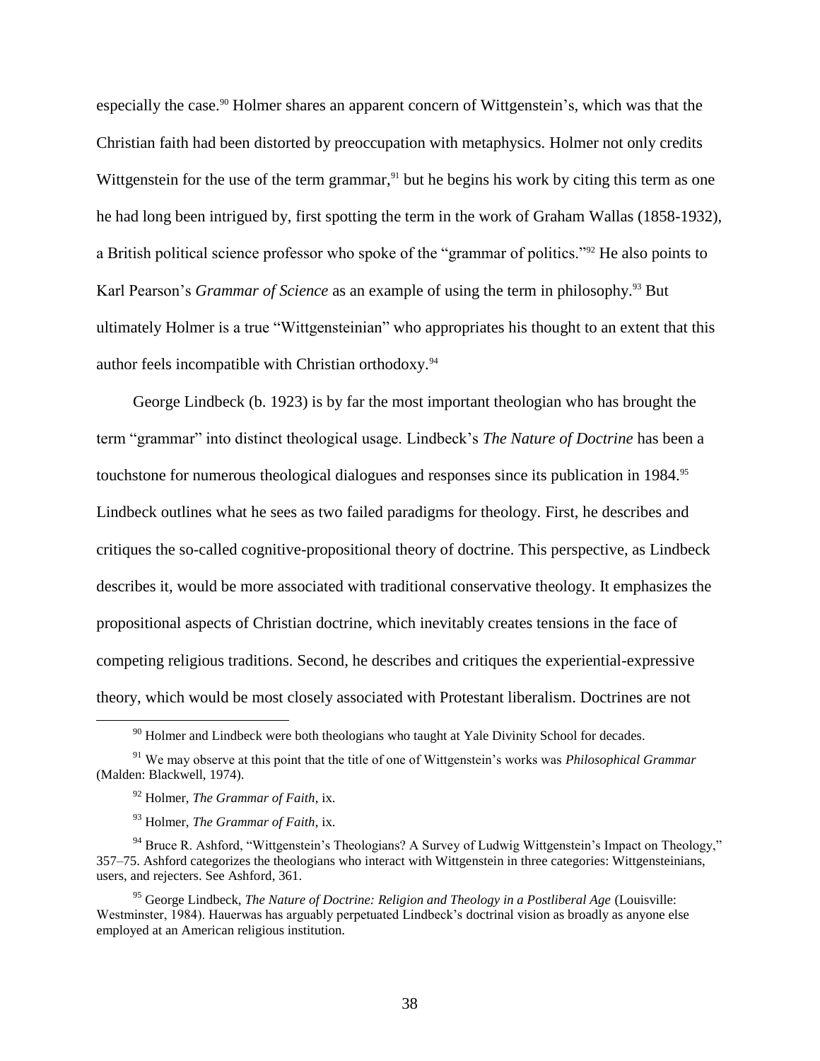especially the case.[90] Holmer shares an apparent concern of Wittgenstein's, which was that the Christian faith had been distorted by preoccupation with metaphysics. Holmer not only credits Wittgenstein for the use of the term grammar,[91] but he begins his work by citing this term as one he had long been intrigued by, first spotting the term in the work of Graham Wallas (1858-1932), a British political science professor who spoke of the "grammar of politics."[92] He also points to Karl Pearson's *Grammar of Science* as an example of using the term in philosophy.[93] But ultimately Holmer is a true "Wittgensteinian" who appropriates his thought to an extent that this author feels incompatible with Christian orthodoxy.[94]

George Lindbeck (b. 1923) is by far the most important theologian who has brought the term "grammar" into distinct theological usage. Lindbeck's *The Nature of Doctrine* has been a touchstone for numerous theological dialogues and responses since its publication in 1984.[95] Lindbeck outlines what he sees as two failed paradigms for theology. First, he describes and critiques the so-called cognitive-propositional theory of doctrine. This perspective, as Lindbeck describes it, would be more associated with traditional conservative theology. It emphasizes the propositional aspects of Christian doctrine, which inevitably creates tensions in the face of competing religious traditions. Second, he describes and critiques the experiential-expressive theory, which would be most closely associated with Protestant liberalism. Doctrines are not

---

[90] Holmer and Lindbeck were both theologians who taught at Yale Divinity School for decades.

[91] We may observe at this point that the title of one of Wittgenstein's works was *Philosophical Grammar* (Malden: Blackwell, 1974).

[92] Holmer, *The Grammar of Faith*, ix.

[93] Holmer, *The Grammar of Faith*, ix.

[94] Bruce R. Ashford, "Wittgenstein's Theologians? A Survey of Ludwig Wittgenstein's Impact on Theology," 357–75. Ashford categorizes the theologians who interact with Wittgenstein in three categories: Wittgensteinians, users, and rejecters. See Ashford, 361.

[95] George Lindbeck, *The Nature of Doctrine: Religion and Theology in a Postliberal Age* (Louisville: Westminster, 1984). Hauerwas has arguably perpetuated Lindbeck's doctrinal vision as broadly as anyone else employed at an American religious institution.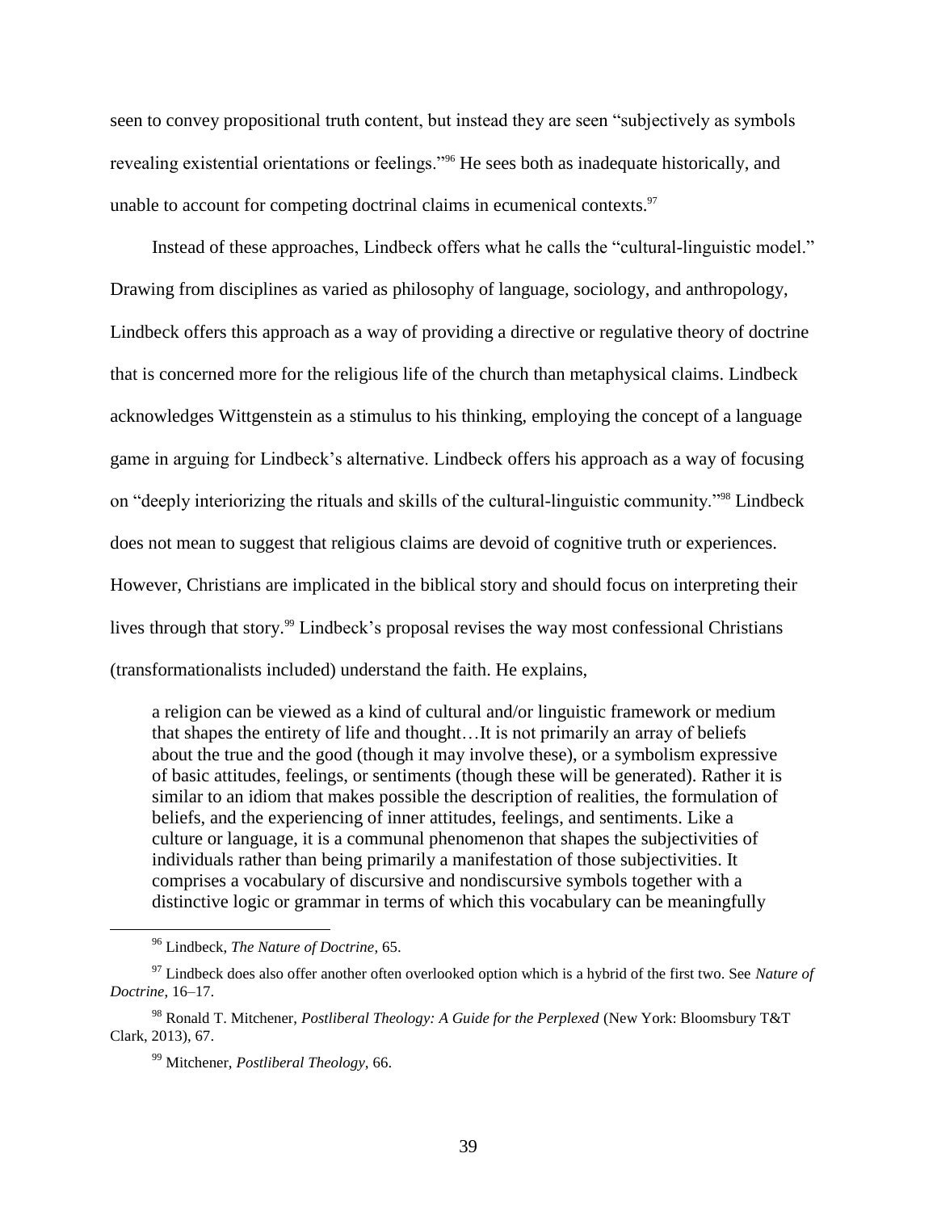seen to convey propositional truth content, but instead they are seen "subjectively as symbols revealing existential orientations or feelings."[96] He sees both as inadequate historically, and unable to account for competing doctrinal claims in ecumenical contexts.[97]

Instead of these approaches, Lindbeck offers what he calls the "cultural-linguistic model." Drawing from disciplines as varied as philosophy of language, sociology, and anthropology, Lindbeck offers this approach as a way of providing a directive or regulative theory of doctrine that is concerned more for the religious life of the church than metaphysical claims. Lindbeck acknowledges Wittgenstein as a stimulus to his thinking, employing the concept of a language game in arguing for Lindbeck's alternative. Lindbeck offers his approach as a way of focusing on "deeply interiorizing the rituals and skills of the cultural-linguistic community."[98] Lindbeck does not mean to suggest that religious claims are devoid of cognitive truth or experiences. However, Christians are implicated in the biblical story and should focus on interpreting their lives through that story.[99] Lindbeck's proposal revises the way most confessional Christians (transformationalists included) understand the faith. He explains,

> a religion can be viewed as a kind of cultural and/or linguistic framework or medium that shapes the entirety of life and thought…It is not primarily an array of beliefs about the true and the good (though it may involve these), or a symbolism expressive of basic attitudes, feelings, or sentiments (though these will be generated). Rather it is similar to an idiom that makes possible the description of realities, the formulation of beliefs, and the experiencing of inner attitudes, feelings, and sentiments. Like a culture or language, it is a communal phenomenon that shapes the subjectivities of individuals rather than being primarily a manifestation of those subjectivities. It comprises a vocabulary of discursive and nondiscursive symbols together with a distinctive logic or grammar in terms of which this vocabulary can be meaningfully

---

[96] Lindbeck, *The Nature of Doctrine*, 65.

[97] Lindbeck does also offer another often overlooked option which is a hybrid of the first two. See *Nature of Doctrine*, 16–17.

[98] Ronald T. Mitchener, *Postliberal Theology: A Guide for the Perplexed* (New York: Bloomsbury T&T Clark, 2013), 67.

[99] Mitchener, *Postliberal Theology,* 66.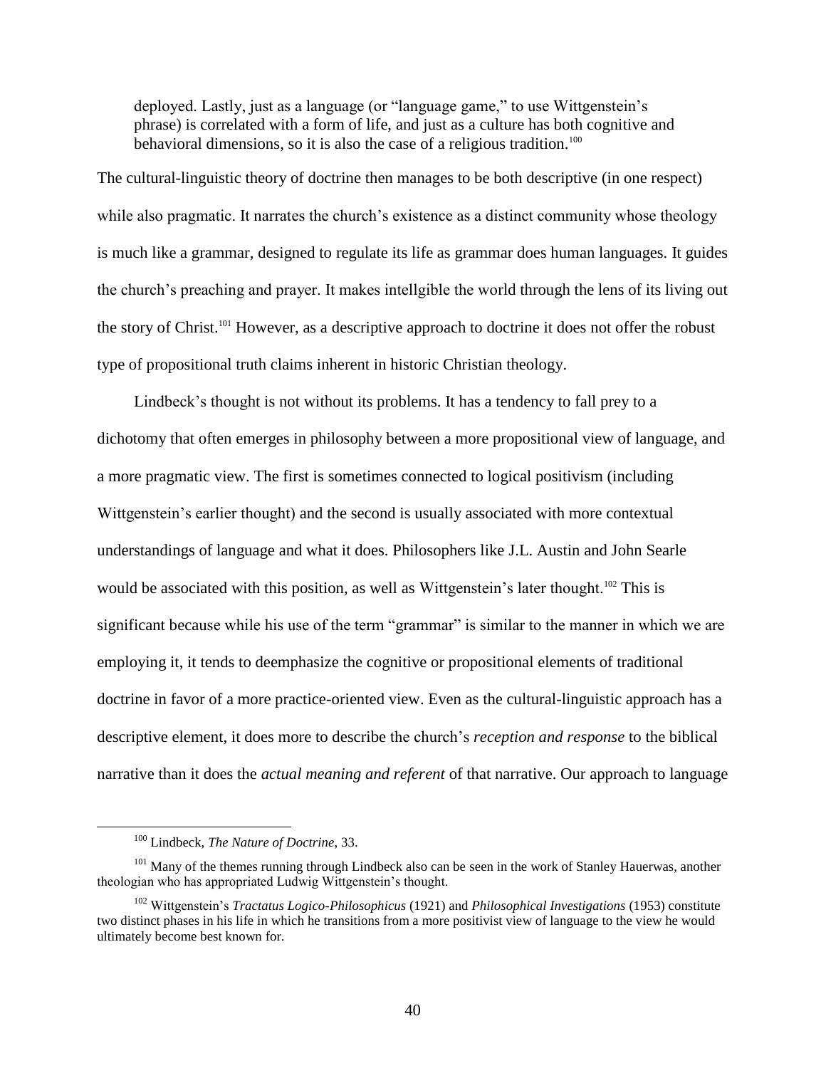> deployed. Lastly, just as a language (or "language game," to use Wittgenstein's phrase) is correlated with a form of life, and just as a culture has both cognitive and behavioral dimensions, so it is also the case of a religious tradition.[100]

The cultural-linguistic theory of doctrine then manages to be both descriptive (in one respect) while also pragmatic. It narrates the church's existence as a distinct community whose theology is much like a grammar, designed to regulate its life as grammar does human languages. It guides the church's preaching and prayer. It makes intellgible the world through the lens of its living out the story of Christ.[101] However, as a descriptive approach to doctrine it does not offer the robust type of propositional truth claims inherent in historic Christian theology.

Lindbeck's thought is not without its problems. It has a tendency to fall prey to a dichotomy that often emerges in philosophy between a more propositional view of language, and a more pragmatic view. The first is sometimes connected to logical positivism (including Wittgenstein's earlier thought) and the second is usually associated with more contextual understandings of language and what it does. Philosophers like J.L. Austin and John Searle would be associated with this position, as well as Wittgenstein's later thought.[102] This is significant because while his use of the term "grammar" is similar to the manner in which we are employing it, it tends to deemphasize the cognitive or propositional elements of traditional doctrine in favor of a more practice-oriented view. Even as the cultural-linguistic approach has a descriptive element, it does more to describe the church's *reception and response* to the biblical narrative than it does the *actual meaning and referent* of that narrative. Our approach to language

---

[100] Lindbeck, *The Nature of Doctrine*, 33.

[101] Many of the themes running through Lindbeck also can be seen in the work of Stanley Hauerwas, another theologian who has appropriated Ludwig Wittgenstein's thought.

[102] Wittgenstein's *Tractatus Logico-Philosophicus* (1921) and *Philosophical Investigations* (1953) constitute two distinct phases in his life in which he transitions from a more positivist view of language to the view he would ultimately become best known for.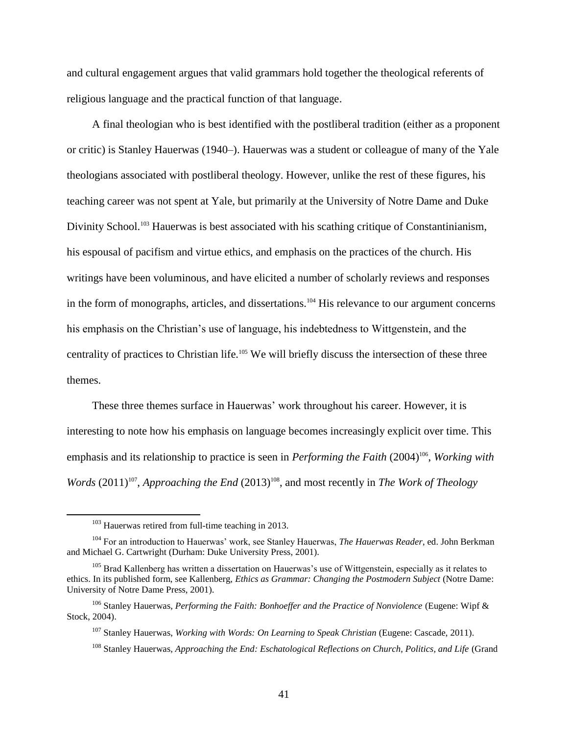and cultural engagement argues that valid grammars hold together the theological referents of religious language and the practical function of that language.

A final theologian who is best identified with the postliberal tradition (either as a proponent or critic) is Stanley Hauerwas (1940–). Hauerwas was a student or colleague of many of the Yale theologians associated with postliberal theology. However, unlike the rest of these figures, his teaching career was not spent at Yale, but primarily at the University of Notre Dame and Duke Divinity School.[103] Hauerwas is best associated with his scathing critique of Constantinianism, his espousal of pacifism and virtue ethics, and emphasis on the practices of the church. His writings have been voluminous, and have elicited a number of scholarly reviews and responses in the form of monographs, articles, and dissertations.[104] His relevance to our argument concerns his emphasis on the Christian's use of language, his indebtedness to Wittgenstein, and the centrality of practices to Christian life.[105] We will briefly discuss the intersection of these three themes.

These three themes surface in Hauerwas' work throughout his career. However, it is interesting to note how his emphasis on language becomes increasingly explicit over time. This emphasis and its relationship to practice is seen in *Performing the Faith* (2004)[106], *Working with Words* (2011)[107], *Approaching the End* (2013)[108], and most recently in *The Work of Theology*

---

[103] Hauerwas retired from full-time teaching in 2013.

[104] For an introduction to Hauerwas' work, see Stanley Hauerwas, *The Hauerwas Reader*, ed. John Berkman and Michael G. Cartwright (Durham: Duke University Press, 2001).

[105] Brad Kallenberg has written a dissertation on Hauerwas's use of Wittgenstein, especially as it relates to ethics. In its published form, see Kallenberg, *Ethics as Grammar: Changing the Postmodern Subject* (Notre Dame: University of Notre Dame Press, 2001).

[106] Stanley Hauerwas, *Performing the Faith: Bonhoeffer and the Practice of Nonviolence* (Eugene: Wipf & Stock, 2004).

[107] Stanley Hauerwas, *Working with Words: On Learning to Speak Christian* (Eugene: Cascade, 2011).

[108] Stanley Hauerwas, *Approaching the End: Eschatological Reflections on Church, Politics, and Life* (Grand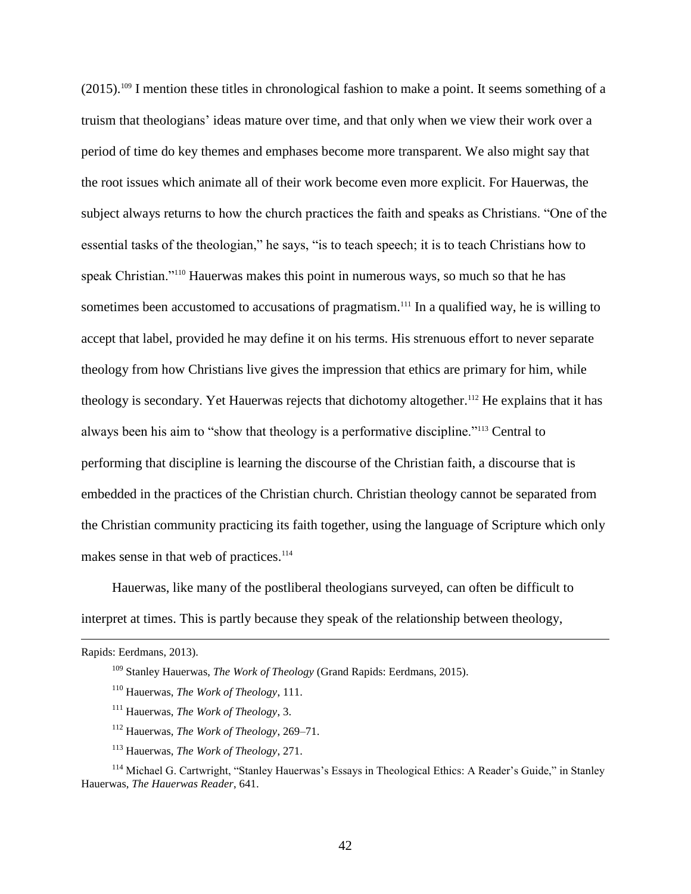(2015).[109] I mention these titles in chronological fashion to make a point. It seems something of a truism that theologians' ideas mature over time, and that only when we view their work over a period of time do key themes and emphases become more transparent. We also might say that the root issues which animate all of their work become even more explicit. For Hauerwas, the subject always returns to how the church practices the faith and speaks as Christians. "One of the essential tasks of the theologian," he says, "is to teach speech; it is to teach Christians how to speak Christian."[110] Hauerwas makes this point in numerous ways, so much so that he has sometimes been accustomed to accusations of pragmatism.[111] In a qualified way, he is willing to accept that label, provided he may define it on his terms. His strenuous effort to never separate theology from how Christians live gives the impression that ethics are primary for him, while theology is secondary. Yet Hauerwas rejects that dichotomy altogether.[112] He explains that it has always been his aim to "show that theology is a performative discipline."[113] Central to performing that discipline is learning the discourse of the Christian faith, a discourse that is embedded in the practices of the Christian church. Christian theology cannot be separated from the Christian community practicing its faith together, using the language of Scripture which only makes sense in that web of practices.[114]

Hauerwas, like many of the postliberal theologians surveyed, can often be difficult to interpret at times. This is partly because they speak of the relationship between theology,

---

Rapids: Eerdmans, 2013).

[109] Stanley Hauerwas, *The Work of Theology* (Grand Rapids: Eerdmans, 2015).

[110] Hauerwas, *The Work of Theology*, 111.

[111] Hauerwas, *The Work of Theology*, 3.

[112] Hauerwas, *The Work of Theology*, 269–71.

[113] Hauerwas, *The Work of Theology*, 271.

[114] Michael G. Cartwright, "Stanley Hauerwas's Essays in Theological Ethics: A Reader's Guide," in Stanley Hauerwas, *The Hauerwas Reader*, 641.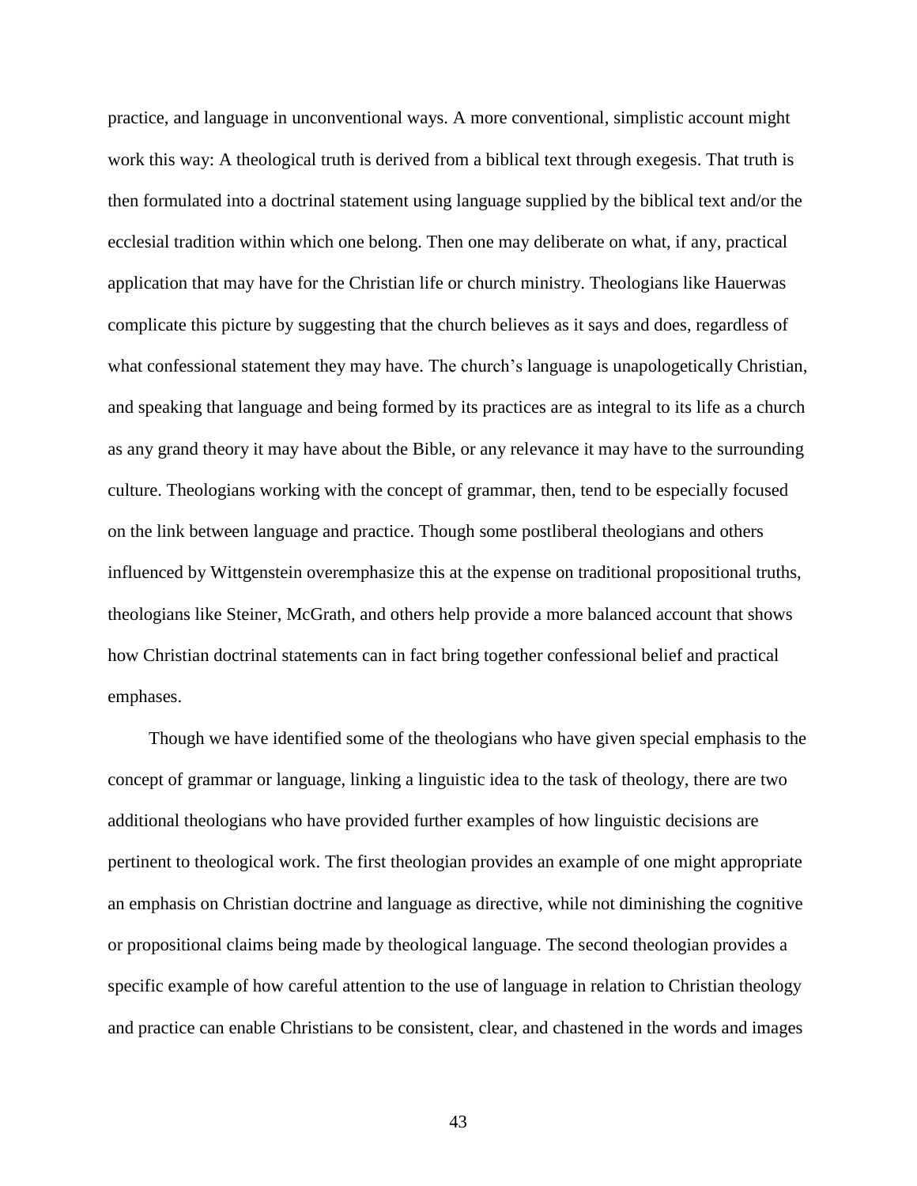practice, and language in unconventional ways. A more conventional, simplistic account might work this way: A theological truth is derived from a biblical text through exegesis. That truth is then formulated into a doctrinal statement using language supplied by the biblical text and/or the ecclesial tradition within which one belong. Then one may deliberate on what, if any, practical application that may have for the Christian life or church ministry. Theologians like Hauerwas complicate this picture by suggesting that the church believes as it says and does, regardless of what confessional statement they may have. The church's language is unapologetically Christian, and speaking that language and being formed by its practices are as integral to its life as a church as any grand theory it may have about the Bible, or any relevance it may have to the surrounding culture. Theologians working with the concept of grammar, then, tend to be especially focused on the link between language and practice. Though some postliberal theologians and others influenced by Wittgenstein overemphasize this at the expense on traditional propositional truths, theologians like Steiner, McGrath, and others help provide a more balanced account that shows how Christian doctrinal statements can in fact bring together confessional belief and practical emphases.

Though we have identified some of the theologians who have given special emphasis to the concept of grammar or language, linking a linguistic idea to the task of theology, there are two additional theologians who have provided further examples of how linguistic decisions are pertinent to theological work. The first theologian provides an example of one might appropriate an emphasis on Christian doctrine and language as directive, while not diminishing the cognitive or propositional claims being made by theological language. The second theologian provides a specific example of how careful attention to the use of language in relation to Christian theology and practice can enable Christians to be consistent, clear, and chastened in the words and images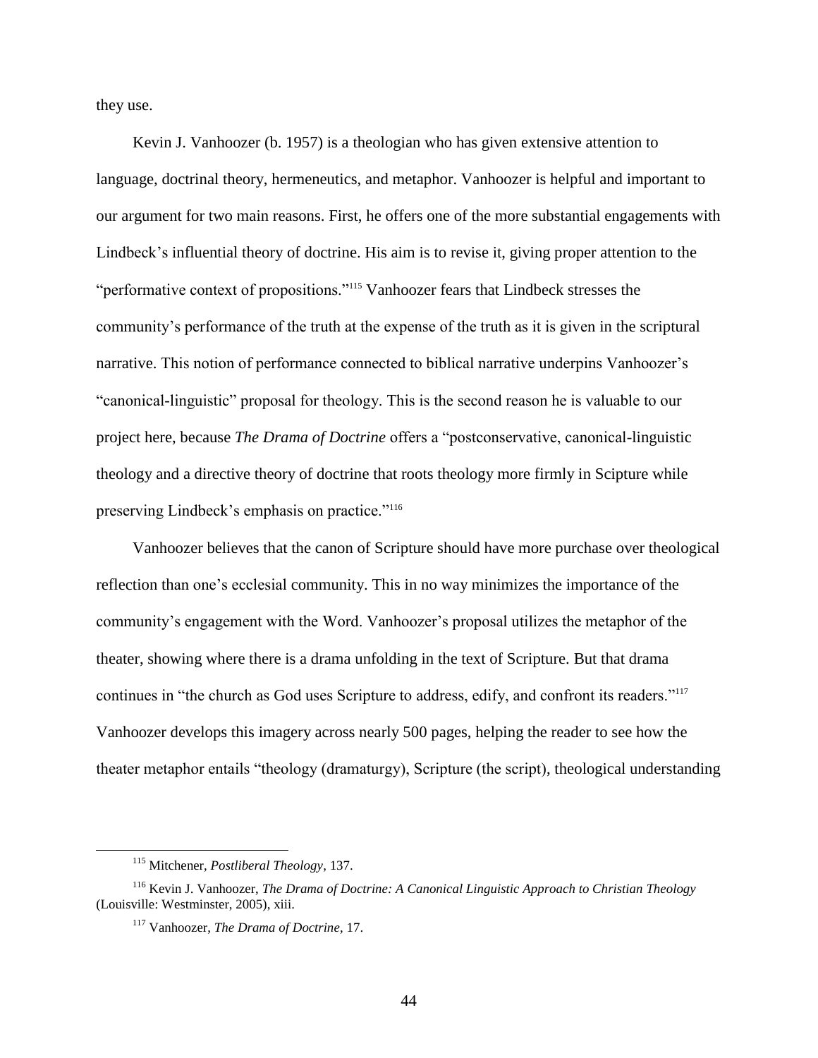they use.

Kevin J. Vanhoozer (b. 1957) is a theologian who has given extensive attention to language, doctrinal theory, hermeneutics, and metaphor. Vanhoozer is helpful and important to our argument for two main reasons. First, he offers one of the more substantial engagements with Lindbeck's influential theory of doctrine. His aim is to revise it, giving proper attention to the "performative context of propositions."[115] Vanhoozer fears that Lindbeck stresses the community's performance of the truth at the expense of the truth as it is given in the scriptural narrative. This notion of performance connected to biblical narrative underpins Vanhoozer's "canonical-linguistic" proposal for theology. This is the second reason he is valuable to our project here, because *The Drama of Doctrine* offers a "postconservative, canonical-linguistic theology and a directive theory of doctrine that roots theology more firmly in Scipture while preserving Lindbeck's emphasis on practice."[116]

Vanhoozer believes that the canon of Scripture should have more purchase over theological reflection than one's ecclesial community. This in no way minimizes the importance of the community's engagement with the Word. Vanhoozer's proposal utilizes the metaphor of the theater, showing where there is a drama unfolding in the text of Scripture. But that drama continues in "the church as God uses Scripture to address, edify, and confront its readers."[117] Vanhoozer develops this imagery across nearly 500 pages, helping the reader to see how the theater metaphor entails "theology (dramaturgy), Scripture (the script), theological understanding

---

[115] Mitchener, *Postliberal Theology*, 137.

[116] Kevin J. Vanhoozer, *The Drama of Doctrine: A Canonical Linguistic Approach to Christian Theology* (Louisville: Westminster, 2005), xiii.

[117] Vanhoozer, *The Drama of Doctrine*, 17.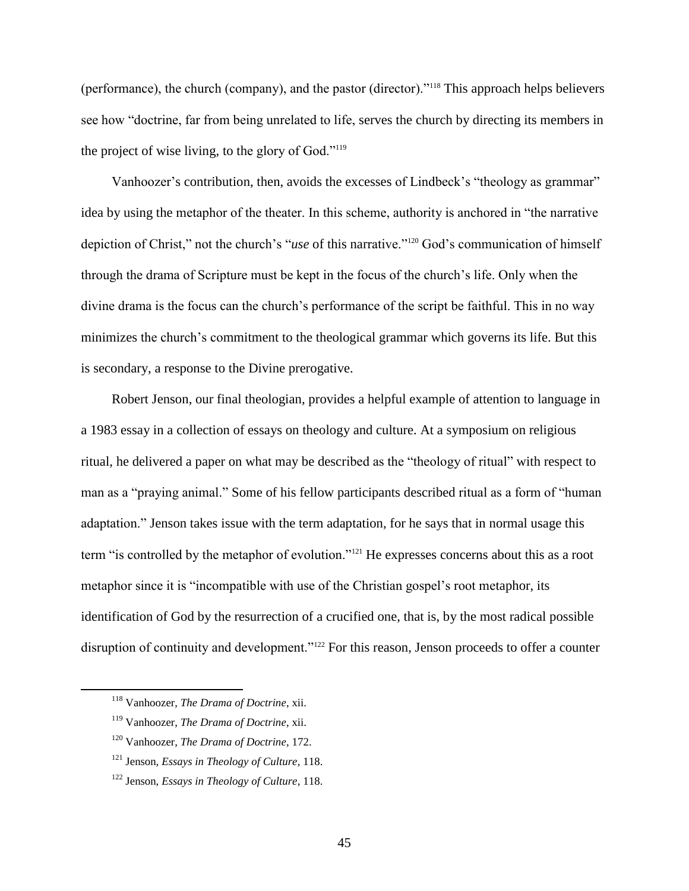(performance), the church (company), and the pastor (director)."[118] This approach helps believers see how "doctrine, far from being unrelated to life, serves the church by directing its members in the project of wise living, to the glory of God."[119]

Vanhoozer's contribution, then, avoids the excesses of Lindbeck's "theology as grammar" idea by using the metaphor of the theater. In this scheme, authority is anchored in "the narrative depiction of Christ," not the church's "*use* of this narrative."[120] God's communication of himself through the drama of Scripture must be kept in the focus of the church's life. Only when the divine drama is the focus can the church's performance of the script be faithful. This in no way minimizes the church's commitment to the theological grammar which governs its life. But this is secondary, a response to the Divine prerogative.

Robert Jenson, our final theologian, provides a helpful example of attention to language in a 1983 essay in a collection of essays on theology and culture. At a symposium on religious ritual, he delivered a paper on what may be described as the "theology of ritual" with respect to man as a "praying animal." Some of his fellow participants described ritual as a form of "human adaptation." Jenson takes issue with the term adaptation, for he says that in normal usage this term "is controlled by the metaphor of evolution."[121] He expresses concerns about this as a root metaphor since it is "incompatible with use of the Christian gospel's root metaphor, its identification of God by the resurrection of a crucified one, that is, by the most radical possible disruption of continuity and development."[122] For this reason, Jenson proceeds to offer a counter

---

[118] Vanhoozer, *The Drama of Doctrine*, xii.

[119] Vanhoozer, *The Drama of Doctrine*, xii.

[120] Vanhoozer, *The Drama of Doctrine*, 172.

[121] Jenson, *Essays in Theology of Culture*, 118.

[122] Jenson, *Essays in Theology of Culture*, 118.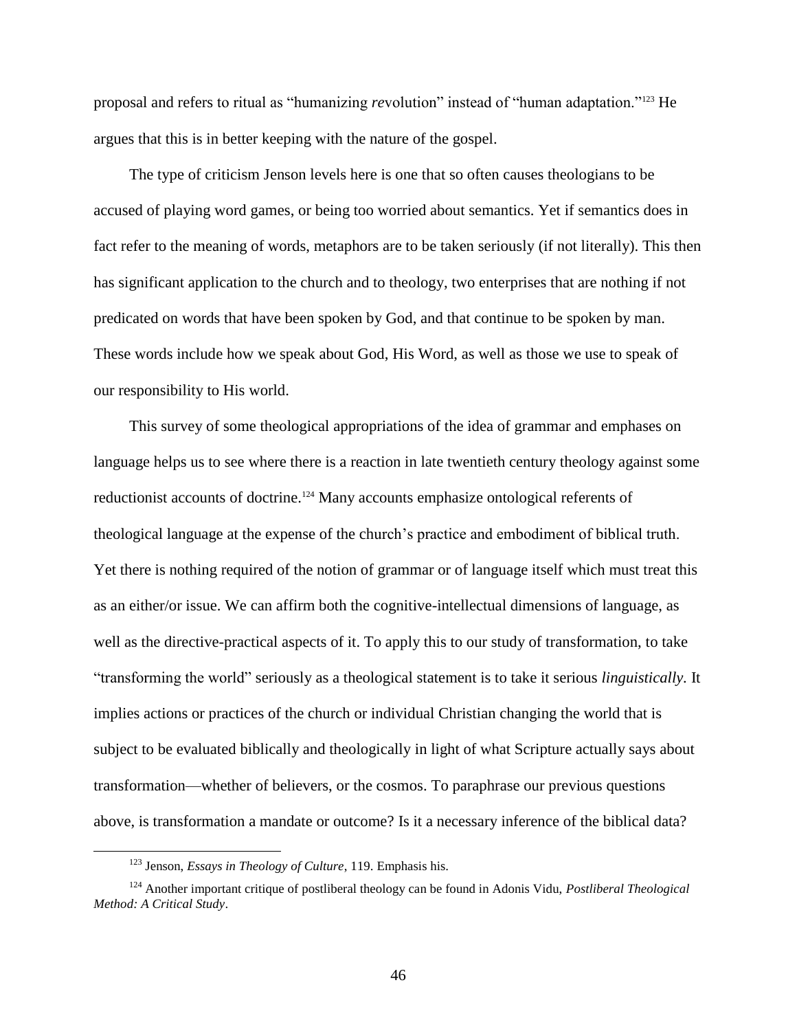proposal and refers to ritual as "humanizing *re*volution" instead of "human adaptation."[123] He argues that this is in better keeping with the nature of the gospel.

The type of criticism Jenson levels here is one that so often causes theologians to be accused of playing word games, or being too worried about semantics. Yet if semantics does in fact refer to the meaning of words, metaphors are to be taken seriously (if not literally). This then has significant application to the church and to theology, two enterprises that are nothing if not predicated on words that have been spoken by God, and that continue to be spoken by man. These words include how we speak about God, His Word, as well as those we use to speak of our responsibility to His world.

This survey of some theological appropriations of the idea of grammar and emphases on language helps us to see where there is a reaction in late twentieth century theology against some reductionist accounts of doctrine.[124] Many accounts emphasize ontological referents of theological language at the expense of the church's practice and embodiment of biblical truth. Yet there is nothing required of the notion of grammar or of language itself which must treat this as an either/or issue. We can affirm both the cognitive-intellectual dimensions of language, as well as the directive-practical aspects of it. To apply this to our study of transformation, to take "transforming the world" seriously as a theological statement is to take it serious *linguistically.* It implies actions or practices of the church or individual Christian changing the world that is subject to be evaluated biblically and theologically in light of what Scripture actually says about transformation—whether of believers, or the cosmos. To paraphrase our previous questions above, is transformation a mandate or outcome? Is it a necessary inference of the biblical data?

---

[123] Jenson, *Essays in Theology of Culture*, 119. Emphasis his.

[124] Another important critique of postliberal theology can be found in Adonis Vidu, *Postliberal Theological Method: A Critical Study*.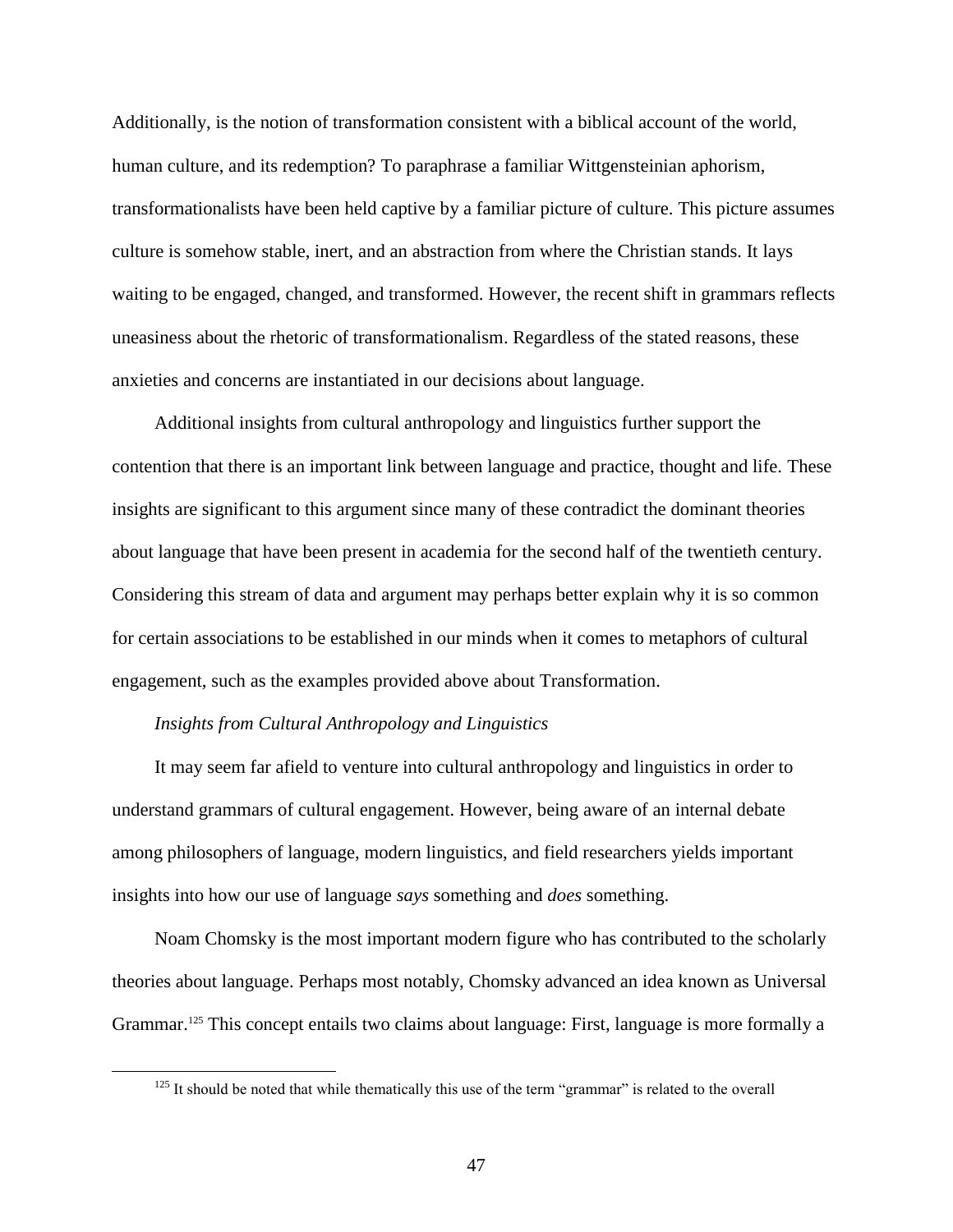Additionally, is the notion of transformation consistent with a biblical account of the world, human culture, and its redemption? To paraphrase a familiar Wittgensteinian aphorism, transformationalists have been held captive by a familiar picture of culture. This picture assumes culture is somehow stable, inert, and an abstraction from where the Christian stands. It lays waiting to be engaged, changed, and transformed. However, the recent shift in grammars reflects uneasiness about the rhetoric of transformationalism. Regardless of the stated reasons, these anxieties and concerns are instantiated in our decisions about language.

Additional insights from cultural anthropology and linguistics further support the contention that there is an important link between language and practice, thought and life. These insights are significant to this argument since many of these contradict the dominant theories about language that have been present in academia for the second half of the twentieth century. Considering this stream of data and argument may perhaps better explain why it is so common for certain associations to be established in our minds when it comes to metaphors of cultural engagement, such as the examples provided above about Transformation.

*Insights from Cultural Anthropology and Linguistics*

It may seem far afield to venture into cultural anthropology and linguistics in order to understand grammars of cultural engagement. However, being aware of an internal debate among philosophers of language, modern linguistics, and field researchers yields important insights into how our use of language *says* something and *does* something.

Noam Chomsky is the most important modern figure who has contributed to the scholarly theories about language. Perhaps most notably, Chomsky advanced an idea known as Universal Grammar.[125] This concept entails two claims about language: First, language is more formally a

[125] It should be noted that while thematically this use of the term "grammar" is related to the overall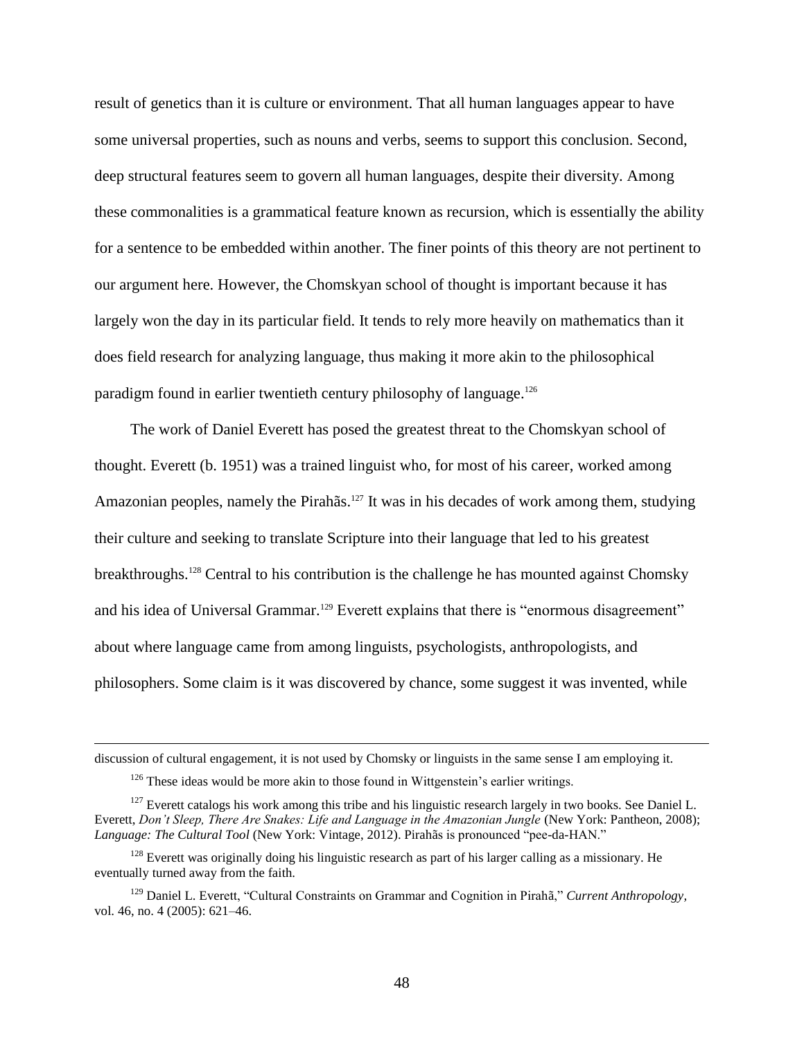result of genetics than it is culture or environment. That all human languages appear to have some universal properties, such as nouns and verbs, seems to support this conclusion. Second, deep structural features seem to govern all human languages, despite their diversity. Among these commonalities is a grammatical feature known as recursion, which is essentially the ability for a sentence to be embedded within another. The finer points of this theory are not pertinent to our argument here. However, the Chomskyan school of thought is important because it has largely won the day in its particular field. It tends to rely more heavily on mathematics than it does field research for analyzing language, thus making it more akin to the philosophical paradigm found in earlier twentieth century philosophy of language.[126]

The work of Daniel Everett has posed the greatest threat to the Chomskyan school of thought. Everett (b. 1951) was a trained linguist who, for most of his career, worked among Amazonian peoples, namely the Pirahãs.[127] It was in his decades of work among them, studying their culture and seeking to translate Scripture into their language that led to his greatest breakthroughs.[128] Central to his contribution is the challenge he has mounted against Chomsky and his idea of Universal Grammar.[129] Everett explains that there is "enormous disagreement" about where language came from among linguists, psychologists, anthropologists, and philosophers. Some claim is it was discovered by chance, some suggest it was invented, while

---

discussion of cultural engagement, it is not used by Chomsky or linguists in the same sense I am employing it.

[126] These ideas would be more akin to those found in Wittgenstein's earlier writings.

[127] Everett catalogs his work among this tribe and his linguistic research largely in two books. See Daniel L. Everett, *Don't Sleep, There Are Snakes: Life and Language in the Amazonian Jungle* (New York: Pantheon, 2008); *Language: The Cultural Tool* (New York: Vintage, 2012). Pirahãs is pronounced "pee-da-HAN."

[128] Everett was originally doing his linguistic research as part of his larger calling as a missionary. He eventually turned away from the faith.

[129] Daniel L. Everett, "Cultural Constraints on Grammar and Cognition in Pirahã," *Current Anthropology*, vol. 46, no. 4 (2005): 621–46.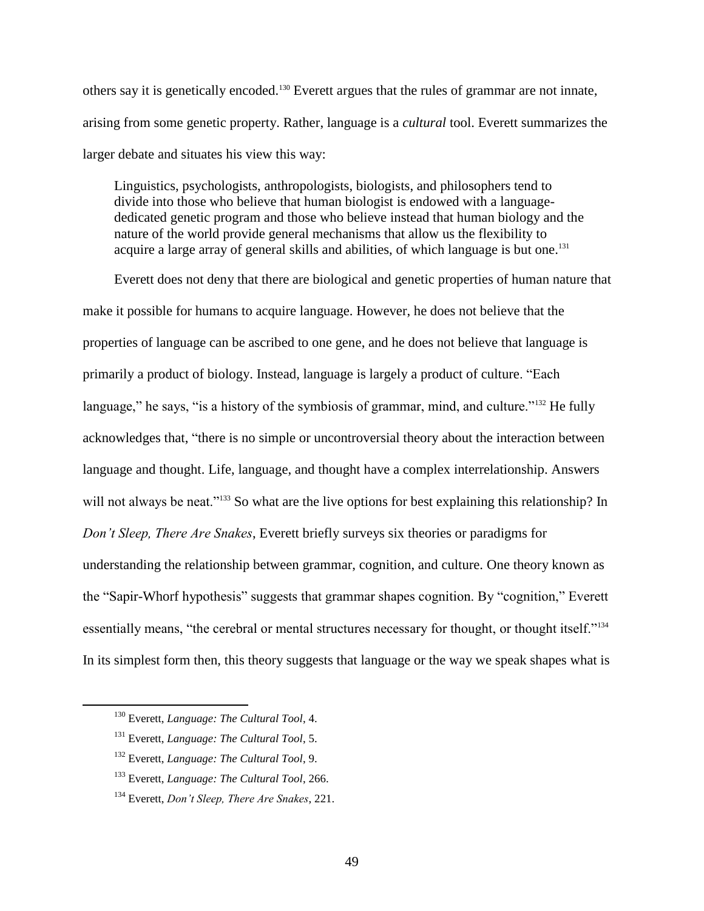others say it is genetically encoded.[130] Everett argues that the rules of grammar are not innate, arising from some genetic property. Rather, language is a *cultural* tool. Everett summarizes the larger debate and situates his view this way:

> Linguistics, psychologists, anthropologists, biologists, and philosophers tend to divide into those who believe that human biologist is endowed with a language-dedicated genetic program and those who believe instead that human biology and the nature of the world provide general mechanisms that allow us the flexibility to acquire a large array of general skills and abilities, of which language is but one.[131]

Everett does not deny that there are biological and genetic properties of human nature that make it possible for humans to acquire language. However, he does not believe that the properties of language can be ascribed to one gene, and he does not believe that language is primarily a product of biology. Instead, language is largely a product of culture. "Each language," he says, "is a history of the symbiosis of grammar, mind, and culture."[132] He fully acknowledges that, "there is no simple or uncontroversial theory about the interaction between language and thought. Life, language, and thought have a complex interrelationship. Answers will not always be neat."[133] So what are the live options for best explaining this relationship? In *Don't Sleep, There Are Snakes*, Everett briefly surveys six theories or paradigms for understanding the relationship between grammar, cognition, and culture. One theory known as the "Sapir-Whorf hypothesis" suggests that grammar shapes cognition. By "cognition," Everett essentially means, "the cerebral or mental structures necessary for thought, or thought itself."[134] In its simplest form then, this theory suggests that language or the way we speak shapes what is

---

[130] Everett, *Language: The Cultural Tool*, 4.

[131] Everett, *Language: The Cultural Tool*, 5.

[132] Everett, *Language: The Cultural Tool*, 9.

[133] Everett, *Language: The Cultural Tool*, 266.

[134] Everett, *Don't Sleep, There Are Snakes*, 221.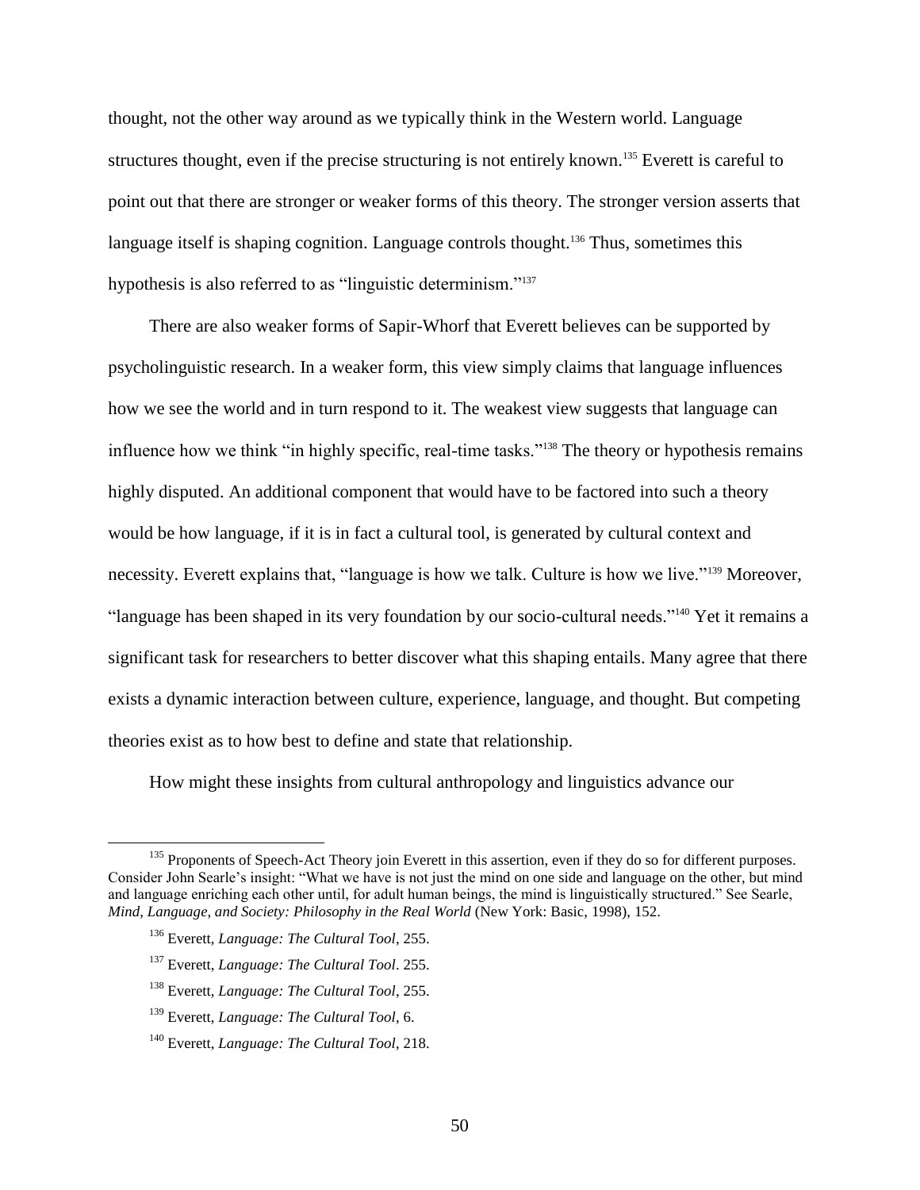thought, not the other way around as we typically think in the Western world. Language structures thought, even if the precise structuring is not entirely known.[135] Everett is careful to point out that there are stronger or weaker forms of this theory. The stronger version asserts that language itself is shaping cognition. Language controls thought.[136] Thus, sometimes this hypothesis is also referred to as "linguistic determinism."[137]

There are also weaker forms of Sapir-Whorf that Everett believes can be supported by psycholinguistic research. In a weaker form, this view simply claims that language influences how we see the world and in turn respond to it. The weakest view suggests that language can influence how we think "in highly specific, real-time tasks."[138] The theory or hypothesis remains highly disputed. An additional component that would have to be factored into such a theory would be how language, if it is in fact a cultural tool, is generated by cultural context and necessity. Everett explains that, "language is how we talk. Culture is how we live."[139] Moreover, "language has been shaped in its very foundation by our socio-cultural needs."[140] Yet it remains a significant task for researchers to better discover what this shaping entails. Many agree that there exists a dynamic interaction between culture, experience, language, and thought. But competing theories exist as to how best to define and state that relationship.

How might these insights from cultural anthropology and linguistics advance our

---

[135] Proponents of Speech-Act Theory join Everett in this assertion, even if they do so for different purposes. Consider John Searle's insight: "What we have is not just the mind on one side and language on the other, but mind and language enriching each other until, for adult human beings, the mind is linguistically structured." See Searle, *Mind, Language, and Society: Philosophy in the Real World* (New York: Basic, 1998), 152.

[136] Everett, *Language: The Cultural Tool*, 255.

[137] Everett, *Language: The Cultural Tool*. 255.

[138] Everett, *Language: The Cultural Tool*, 255.

[139] Everett, *Language: The Cultural Tool*, 6.

[140] Everett, *Language: The Cultural Tool*, 218.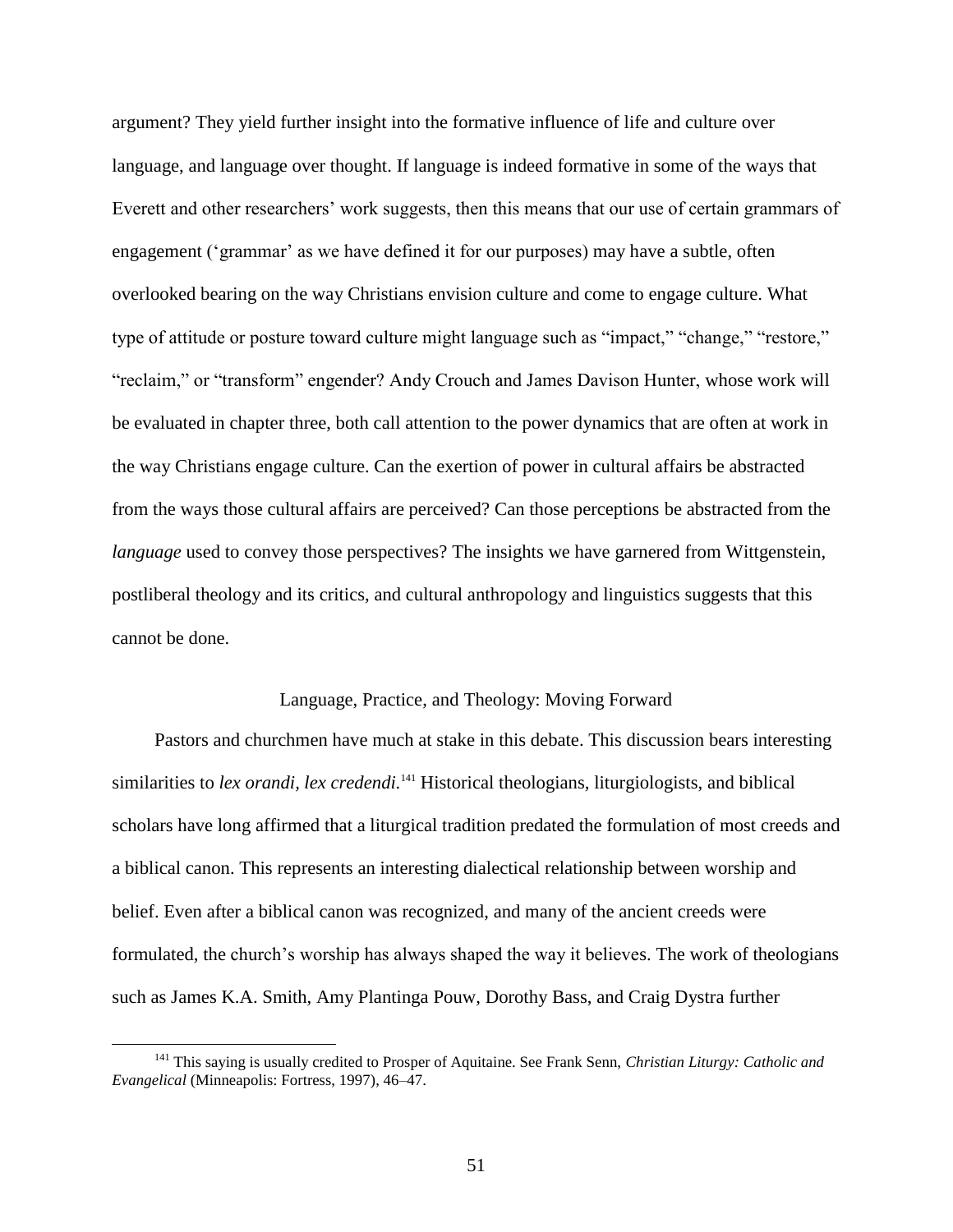argument? They yield further insight into the formative influence of life and culture over language, and language over thought. If language is indeed formative in some of the ways that Everett and other researchers' work suggests, then this means that our use of certain grammars of engagement ('grammar' as we have defined it for our purposes) may have a subtle, often overlooked bearing on the way Christians envision culture and come to engage culture. What type of attitude or posture toward culture might language such as "impact," "change," "restore," "reclaim," or "transform" engender? Andy Crouch and James Davison Hunter, whose work will be evaluated in chapter three, both call attention to the power dynamics that are often at work in the way Christians engage culture. Can the exertion of power in cultural affairs be abstracted from the ways those cultural affairs are perceived? Can those perceptions be abstracted from the *language* used to convey those perspectives? The insights we have garnered from Wittgenstein, postliberal theology and its critics, and cultural anthropology and linguistics suggests that this cannot be done.

## Language, Practice, and Theology: Moving Forward

Pastors and churchmen have much at stake in this debate. This discussion bears interesting similarities to *lex orandi, lex credendi.*[141] Historical theologians, liturgiologists, and biblical scholars have long affirmed that a liturgical tradition predated the formulation of most creeds and a biblical canon. This represents an interesting dialectical relationship between worship and belief. Even after a biblical canon was recognized, and many of the ancient creeds were formulated, the church's worship has always shaped the way it believes. The work of theologians such as James K.A. Smith, Amy Plantinga Pouw, Dorothy Bass, and Craig Dystra further

[141] This saying is usually credited to Prosper of Aquitaine. See Frank Senn, *Christian Liturgy: Catholic and Evangelical* (Minneapolis: Fortress, 1997), 46–47.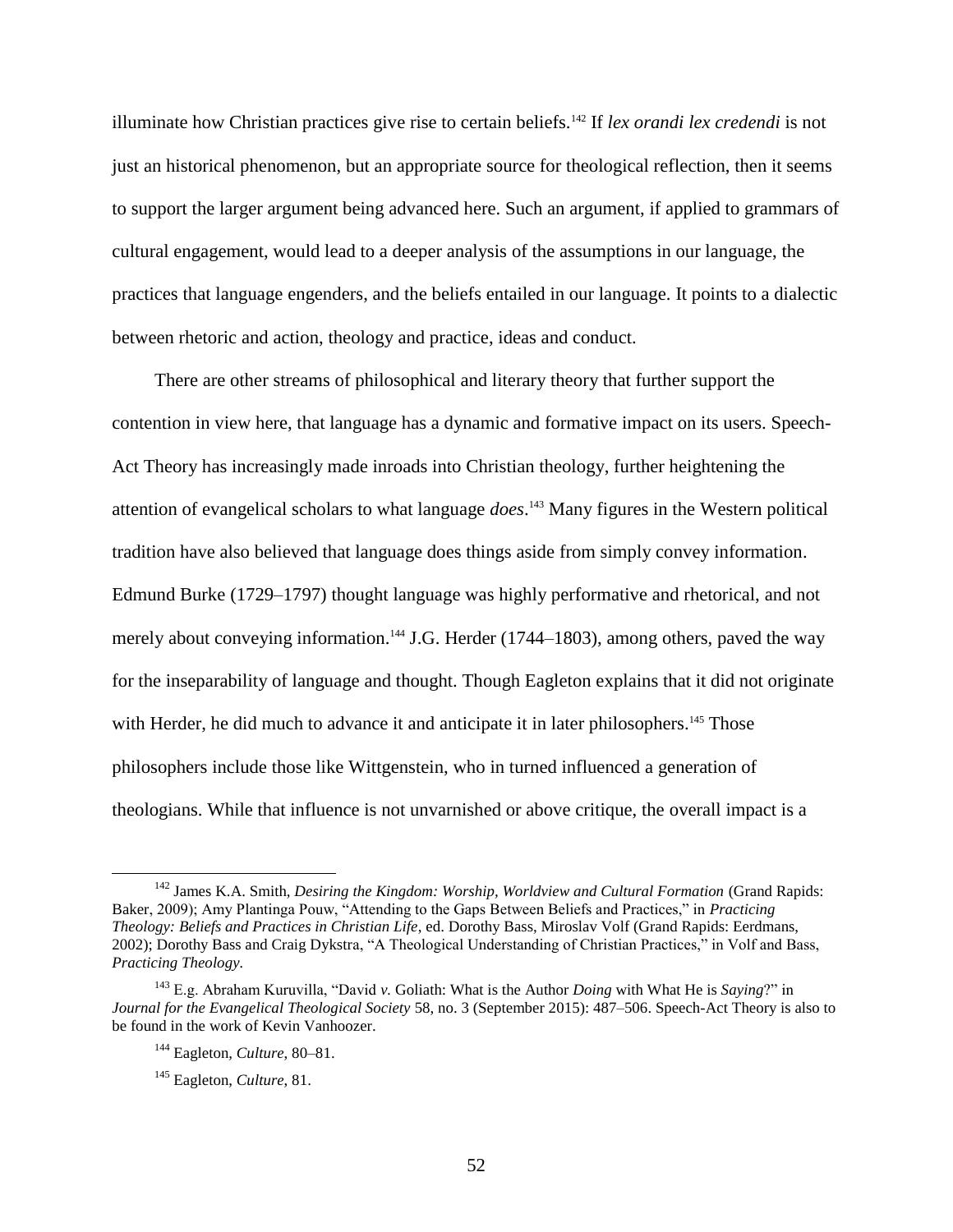illuminate how Christian practices give rise to certain beliefs.[142] If *lex orandi lex credendi* is not just an historical phenomenon, but an appropriate source for theological reflection, then it seems to support the larger argument being advanced here. Such an argument, if applied to grammars of cultural engagement, would lead to a deeper analysis of the assumptions in our language, the practices that language engenders, and the beliefs entailed in our language. It points to a dialectic between rhetoric and action, theology and practice, ideas and conduct.

There are other streams of philosophical and literary theory that further support the contention in view here, that language has a dynamic and formative impact on its users. Speech-Act Theory has increasingly made inroads into Christian theology, further heightening the attention of evangelical scholars to what language *does*.[143] Many figures in the Western political tradition have also believed that language does things aside from simply convey information. Edmund Burke (1729–1797) thought language was highly performative and rhetorical, and not merely about conveying information.[144] J.G. Herder (1744–1803), among others, paved the way for the inseparability of language and thought. Though Eagleton explains that it did not originate with Herder, he did much to advance it and anticipate it in later philosophers.[145] Those philosophers include those like Wittgenstein, who in turned influenced a generation of theologians. While that influence is not unvarnished or above critique, the overall impact is a

---

[142] James K.A. Smith, *Desiring the Kingdom: Worship, Worldview and Cultural Formation* (Grand Rapids: Baker, 2009); Amy Plantinga Pouw, "Attending to the Gaps Between Beliefs and Practices," in *Practicing Theology: Beliefs and Practices in Christian Life*, ed. Dorothy Bass, Miroslav Volf (Grand Rapids: Eerdmans, 2002); Dorothy Bass and Craig Dykstra, "A Theological Understanding of Christian Practices," in Volf and Bass, *Practicing Theology.*

[143] E.g. Abraham Kuruvilla, "David *v.* Goliath: What is the Author *Doing* with What He is *Saying*?" in *Journal for the Evangelical Theological Society* 58, no. 3 (September 2015): 487–506. Speech-Act Theory is also to be found in the work of Kevin Vanhoozer.

[144] Eagleton, *Culture*, 80–81.

[145] Eagleton, *Culture*, 81.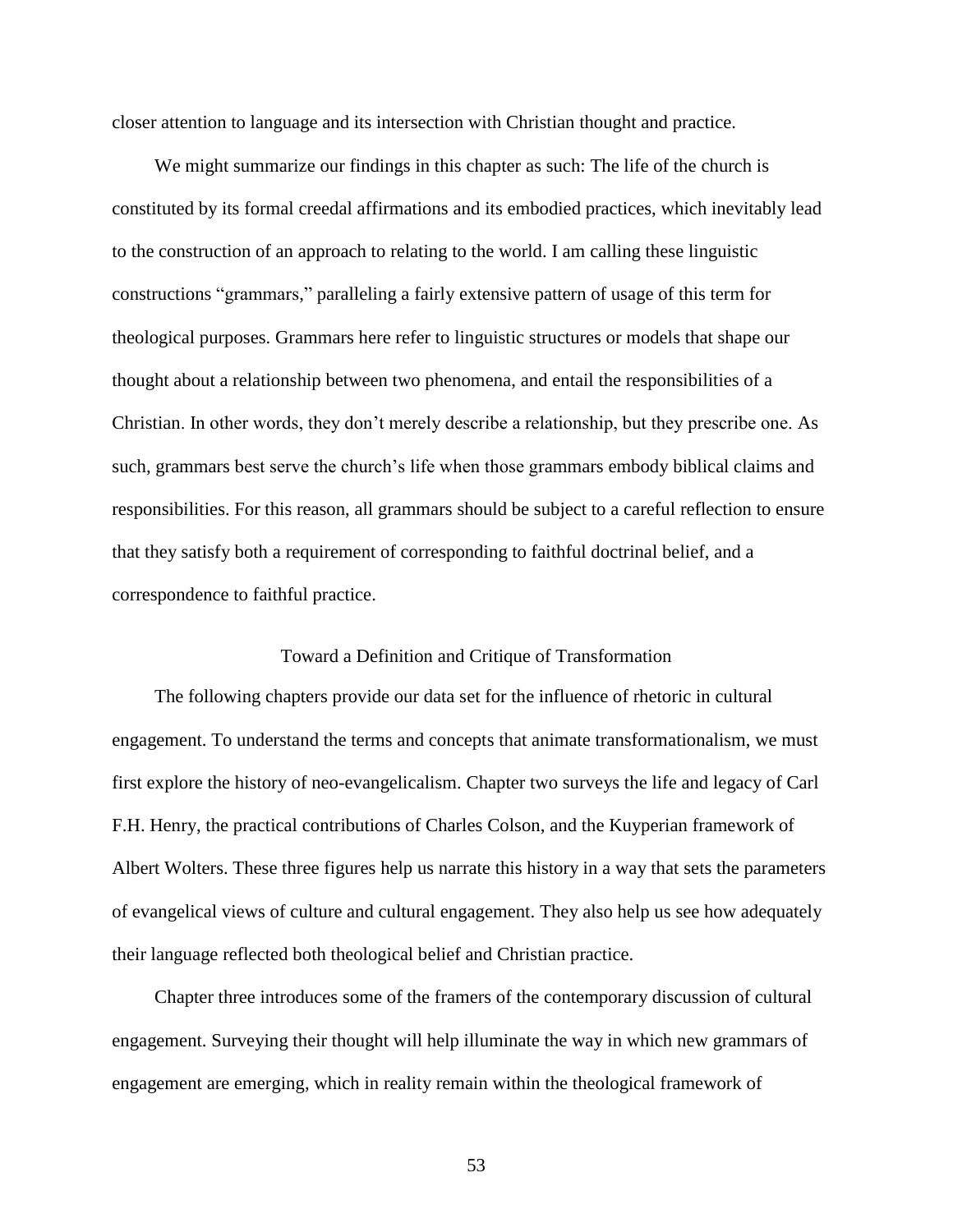closer attention to language and its intersection with Christian thought and practice.

We might summarize our findings in this chapter as such: The life of the church is constituted by its formal creedal affirmations and its embodied practices, which inevitably lead to the construction of an approach to relating to the world. I am calling these linguistic constructions "grammars," paralleling a fairly extensive pattern of usage of this term for theological purposes. Grammars here refer to linguistic structures or models that shape our thought about a relationship between two phenomena, and entail the responsibilities of a Christian. In other words, they don't merely describe a relationship, but they prescribe one. As such, grammars best serve the church's life when those grammars embody biblical claims and responsibilities. For this reason, all grammars should be subject to a careful reflection to ensure that they satisfy both a requirement of corresponding to faithful doctrinal belief, and a correspondence to faithful practice.

## Toward a Definition and Critique of Transformation

The following chapters provide our data set for the influence of rhetoric in cultural engagement. To understand the terms and concepts that animate transformationalism, we must first explore the history of neo-evangelicalism. Chapter two surveys the life and legacy of Carl F.H. Henry, the practical contributions of Charles Colson, and the Kuyperian framework of Albert Wolters. These three figures help us narrate this history in a way that sets the parameters of evangelical views of culture and cultural engagement. They also help us see how adequately their language reflected both theological belief and Christian practice.

Chapter three introduces some of the framers of the contemporary discussion of cultural engagement. Surveying their thought will help illuminate the way in which new grammars of engagement are emerging, which in reality remain within the theological framework of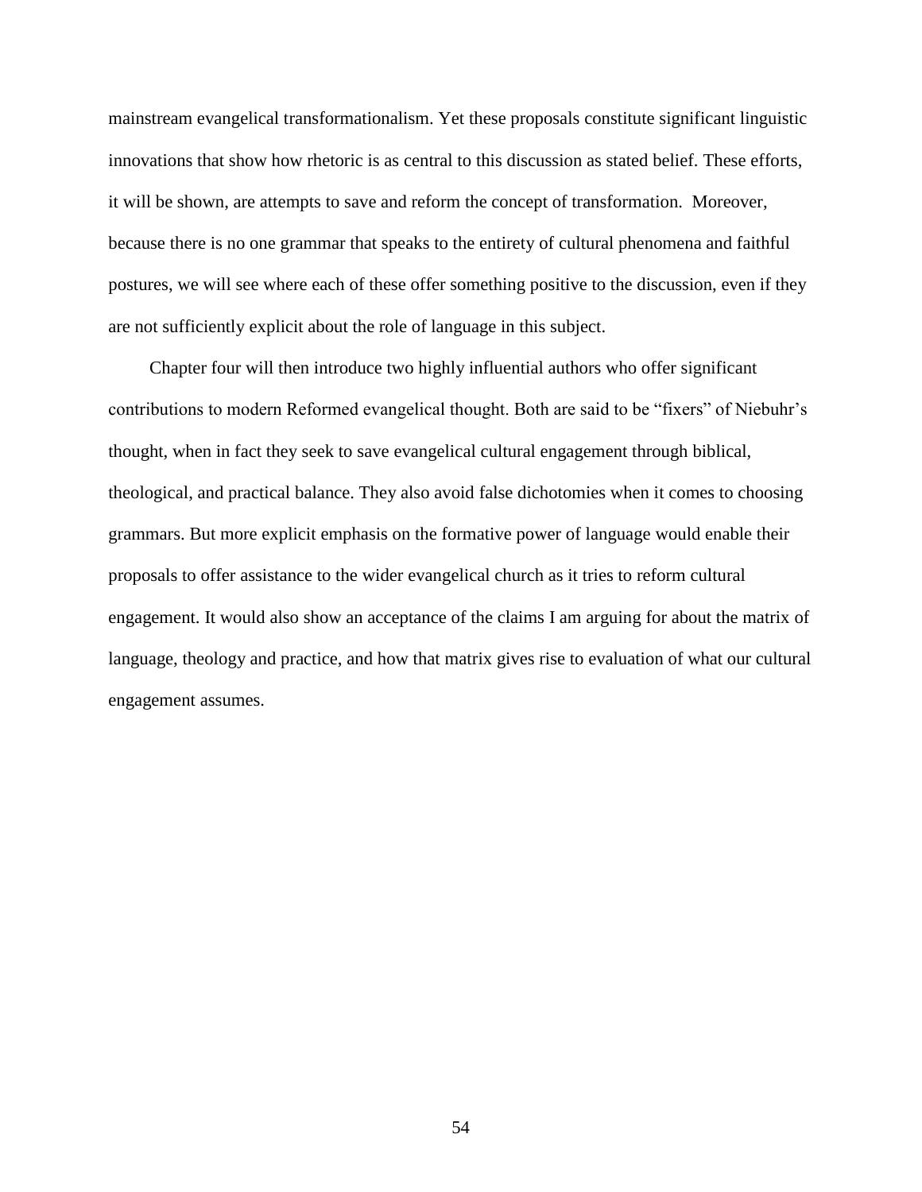mainstream evangelical transformationalism. Yet these proposals constitute significant linguistic innovations that show how rhetoric is as central to this discussion as stated belief. These efforts, it will be shown, are attempts to save and reform the concept of transformation.  Moreover, because there is no one grammar that speaks to the entirety of cultural phenomena and faithful postures, we will see where each of these offer something positive to the discussion, even if they are not sufficiently explicit about the role of language in this subject.

Chapter four will then introduce two highly influential authors who offer significant contributions to modern Reformed evangelical thought. Both are said to be "fixers" of Niebuhr's thought, when in fact they seek to save evangelical cultural engagement through biblical, theological, and practical balance. They also avoid false dichotomies when it comes to choosing grammars. But more explicit emphasis on the formative power of language would enable their proposals to offer assistance to the wider evangelical church as it tries to reform cultural engagement. It would also show an acceptance of the claims I am arguing for about the matrix of language, theology and practice, and how that matrix gives rise to evaluation of what our cultural engagement assumes.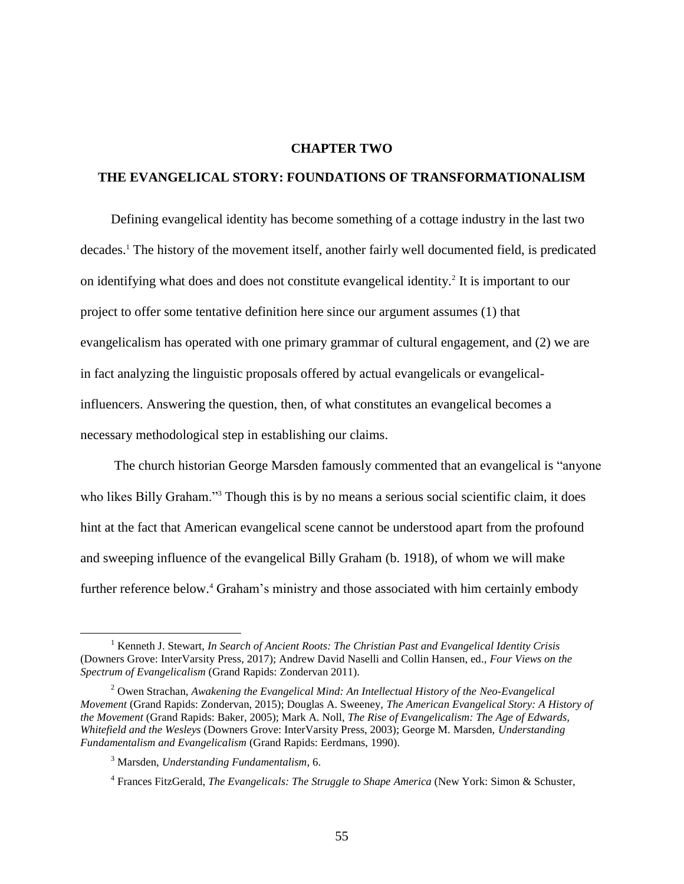# CHAPTER TWO

## THE EVANGELICAL STORY: FOUNDATIONS OF TRANSFORMATIONALISM

Defining evangelical identity has become something of a cottage industry in the last two decades.[1] The history of the movement itself, another fairly well documented field, is predicated on identifying what does and does not constitute evangelical identity.[2] It is important to our project to offer some tentative definition here since our argument assumes (1) that evangelicalism has operated with one primary grammar of cultural engagement, and (2) we are in fact analyzing the linguistic proposals offered by actual evangelicals or evangelical-influencers. Answering the question, then, of what constitutes an evangelical becomes a necessary methodological step in establishing our claims.

The church historian George Marsden famously commented that an evangelical is "anyone who likes Billy Graham."[3] Though this is by no means a serious social scientific claim, it does hint at the fact that American evangelical scene cannot be understood apart from the profound and sweeping influence of the evangelical Billy Graham (b. 1918), of whom we will make further reference below.[4] Graham's ministry and those associated with him certainly embody

---

[1] Kenneth J. Stewart, *In Search of Ancient Roots: The Christian Past and Evangelical Identity Crisis* (Downers Grove: InterVarsity Press, 2017); Andrew David Naselli and Collin Hansen, ed., *Four Views on the Spectrum of Evangelicalism* (Grand Rapids: Zondervan 2011).

[2] Owen Strachan, *Awakening the Evangelical Mind: An Intellectual History of the Neo-Evangelical Movement* (Grand Rapids: Zondervan, 2015); Douglas A. Sweeney, *The American Evangelical Story: A History of the Movement* (Grand Rapids: Baker, 2005); Mark A. Noll, *The Rise of Evangelicalism: The Age of Edwards, Whitefield and the Wesleys* (Downers Grove: InterVarsity Press, 2003); George M. Marsden, *Understanding Fundamentalism and Evangelicalism* (Grand Rapids: Eerdmans, 1990).

[3] Marsden, *Understanding Fundamentalism*, 6.

[4] Frances FitzGerald, *The Evangelicals: The Struggle to Shape America* (New York: Simon & Schuster,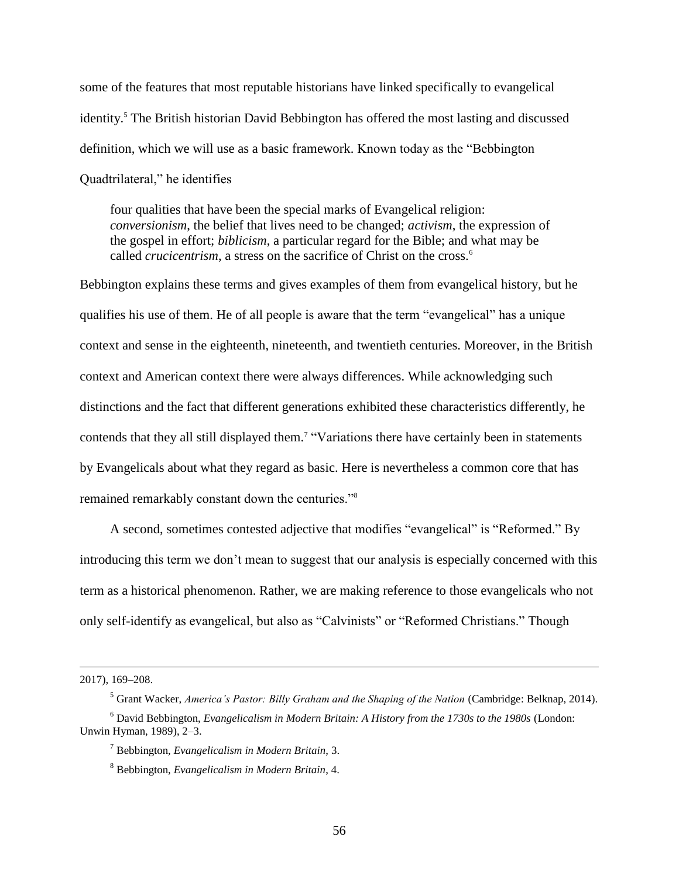some of the features that most reputable historians have linked specifically to evangelical identity.[5] The British historian David Bebbington has offered the most lasting and discussed definition, which we will use as a basic framework. Known today as the "Bebbington Quadtrilateral," he identifies

> four qualities that have been the special marks of Evangelical religion: *conversionism*, the belief that lives need to be changed; *activism*, the expression of the gospel in effort; *biblicism*, a particular regard for the Bible; and what may be called *crucicentrism*, a stress on the sacrifice of Christ on the cross.[6]

Bebbington explains these terms and gives examples of them from evangelical history, but he qualifies his use of them. He of all people is aware that the term "evangelical" has a unique context and sense in the eighteenth, nineteenth, and twentieth centuries. Moreover, in the British context and American context there were always differences. While acknowledging such distinctions and the fact that different generations exhibited these characteristics differently, he contends that they all still displayed them.[7] "Variations there have certainly been in statements by Evangelicals about what they regard as basic. Here is nevertheless a common core that has remained remarkably constant down the centuries."[8]

A second, sometimes contested adjective that modifies "evangelical" is "Reformed." By introducing this term we don't mean to suggest that our analysis is especially concerned with this term as a historical phenomenon. Rather, we are making reference to those evangelicals who not only self-identify as evangelical, but also as "Calvinists" or "Reformed Christians." Though

---

2017), 169–208.

[5] Grant Wacker, *America's Pastor: Billy Graham and the Shaping of the Nation* (Cambridge: Belknap, 2014).

[6] David Bebbington, *Evangelicalism in Modern Britain: A History from the 1730s to the 1980s* (London: Unwin Hyman, 1989), 2–3.

[7] Bebbington, *Evangelicalism in Modern Britain*, 3.

[8] Bebbington, *Evangelicalism in Modern Britain*, 4.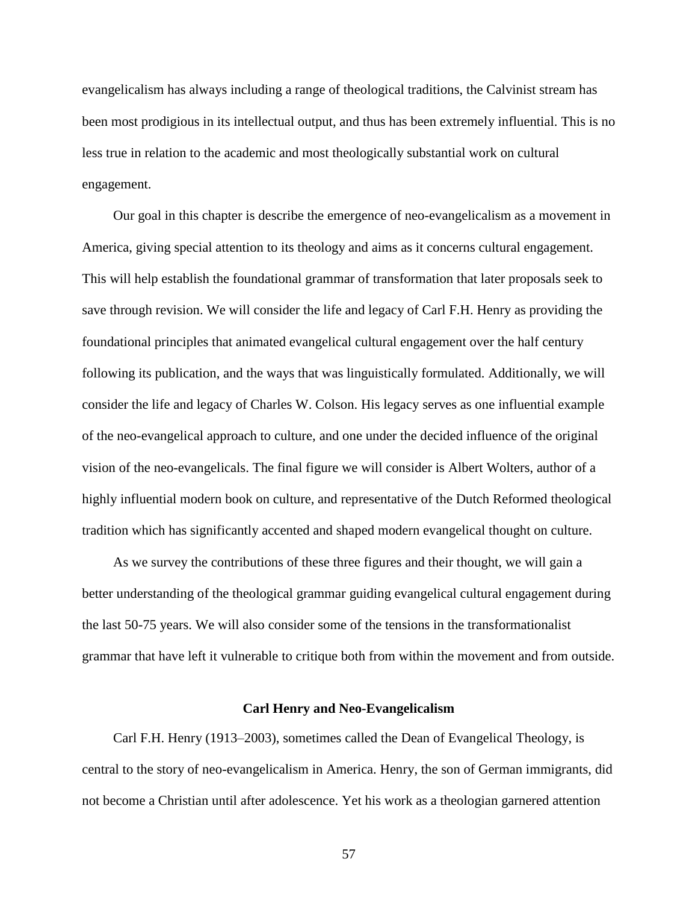evangelicalism has always including a range of theological traditions, the Calvinist stream has been most prodigious in its intellectual output, and thus has been extremely influential. This is no less true in relation to the academic and most theologically substantial work on cultural engagement.

Our goal in this chapter is describe the emergence of neo-evangelicalism as a movement in America, giving special attention to its theology and aims as it concerns cultural engagement. This will help establish the foundational grammar of transformation that later proposals seek to save through revision. We will consider the life and legacy of Carl F.H. Henry as providing the foundational principles that animated evangelical cultural engagement over the half century following its publication, and the ways that was linguistically formulated. Additionally, we will consider the life and legacy of Charles W. Colson. His legacy serves as one influential example of the neo-evangelical approach to culture, and one under the decided influence of the original vision of the neo-evangelicals. The final figure we will consider is Albert Wolters, author of a highly influential modern book on culture, and representative of the Dutch Reformed theological tradition which has significantly accented and shaped modern evangelical thought on culture.

As we survey the contributions of these three figures and their thought, we will gain a better understanding of the theological grammar guiding evangelical cultural engagement during the last 50-75 years. We will also consider some of the tensions in the transformationalist grammar that have left it vulnerable to critique both from within the movement and from outside.

## Carl Henry and Neo-Evangelicalism

Carl F.H. Henry (1913–2003), sometimes called the Dean of Evangelical Theology, is central to the story of neo-evangelicalism in America. Henry, the son of German immigrants, did not become a Christian until after adolescence. Yet his work as a theologian garnered attention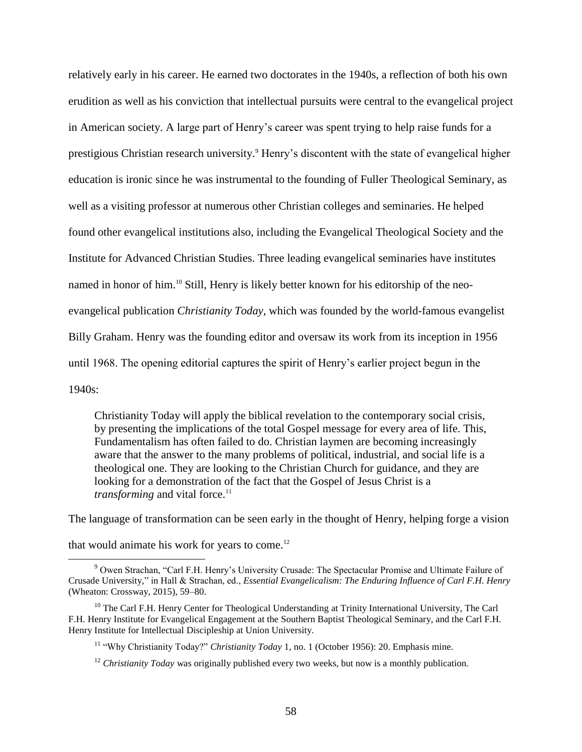relatively early in his career. He earned two doctorates in the 1940s, a reflection of both his own erudition as well as his conviction that intellectual pursuits were central to the evangelical project in American society. A large part of Henry's career was spent trying to help raise funds for a prestigious Christian research university.[9] Henry's discontent with the state of evangelical higher education is ironic since he was instrumental to the founding of Fuller Theological Seminary, as well as a visiting professor at numerous other Christian colleges and seminaries. He helped found other evangelical institutions also, including the Evangelical Theological Society and the Institute for Advanced Christian Studies. Three leading evangelical seminaries have institutes named in honor of him.[10] Still, Henry is likely better known for his editorship of the neo-evangelical publication *Christianity Today*, which was founded by the world-famous evangelist Billy Graham. Henry was the founding editor and oversaw its work from its inception in 1956 until 1968. The opening editorial captures the spirit of Henry's earlier project begun in the 1940s:

> Christianity Today will apply the biblical revelation to the contemporary social crisis, by presenting the implications of the total Gospel message for every area of life. This, Fundamentalism has often failed to do. Christian laymen are becoming increasingly aware that the answer to the many problems of political, industrial, and social life is a theological one. They are looking to the Christian Church for guidance, and they are looking for a demonstration of the fact that the Gospel of Jesus Christ is a *transforming* and vital force.[11]

The language of transformation can be seen early in the thought of Henry, helping forge a vision that would animate his work for years to come.[12]

---

[9] Owen Strachan, "Carl F.H. Henry's University Crusade: The Spectacular Promise and Ultimate Failure of Crusade University," in Hall & Strachan, ed., *Essential Evangelicalism: The Enduring Influence of Carl F.H. Henry* (Wheaton: Crossway, 2015), 59–80.

[10] The Carl F.H. Henry Center for Theological Understanding at Trinity International University, The Carl F.H. Henry Institute for Evangelical Engagement at the Southern Baptist Theological Seminary, and the Carl F.H. Henry Institute for Intellectual Discipleship at Union University.

[11] "Why Christianity Today?" *Christianity Today* 1, no. 1 (October 1956): 20. Emphasis mine.

[12] *Christianity Today* was originally published every two weeks, but now is a monthly publication.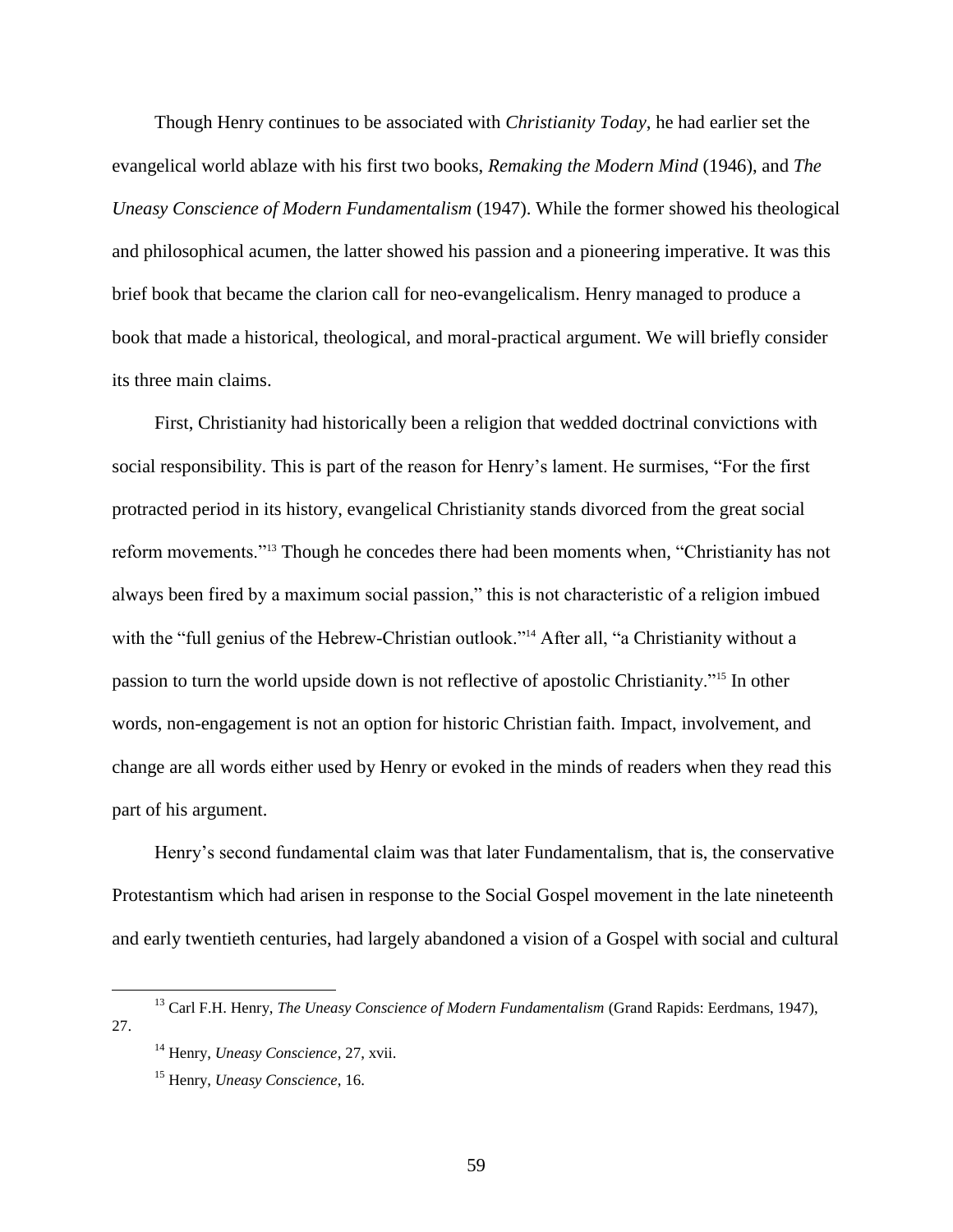Though Henry continues to be associated with *Christianity Today*, he had earlier set the evangelical world ablaze with his first two books, *Remaking the Modern Mind* (1946), and *The Uneasy Conscience of Modern Fundamentalism* (1947). While the former showed his theological and philosophical acumen, the latter showed his passion and a pioneering imperative. It was this brief book that became the clarion call for neo-evangelicalism. Henry managed to produce a book that made a historical, theological, and moral-practical argument. We will briefly consider its three main claims.

First, Christianity had historically been a religion that wedded doctrinal convictions with social responsibility. This is part of the reason for Henry's lament. He surmises, "For the first protracted period in its history, evangelical Christianity stands divorced from the great social reform movements."[13] Though he concedes there had been moments when, "Christianity has not always been fired by a maximum social passion," this is not characteristic of a religion imbued with the "full genius of the Hebrew-Christian outlook."[14] After all, "a Christianity without a passion to turn the world upside down is not reflective of apostolic Christianity."[15] In other words, non-engagement is not an option for historic Christian faith. Impact, involvement, and change are all words either used by Henry or evoked in the minds of readers when they read this part of his argument.

Henry's second fundamental claim was that later Fundamentalism, that is, the conservative Protestantism which had arisen in response to the Social Gospel movement in the late nineteenth and early twentieth centuries, had largely abandoned a vision of a Gospel with social and cultural

---

[13] Carl F.H. Henry, *The Uneasy Conscience of Modern Fundamentalism* (Grand Rapids: Eerdmans, 1947), 27.

[14] Henry, *Uneasy Conscience*, 27, xvii.

[15] Henry, *Uneasy Conscience*, 16.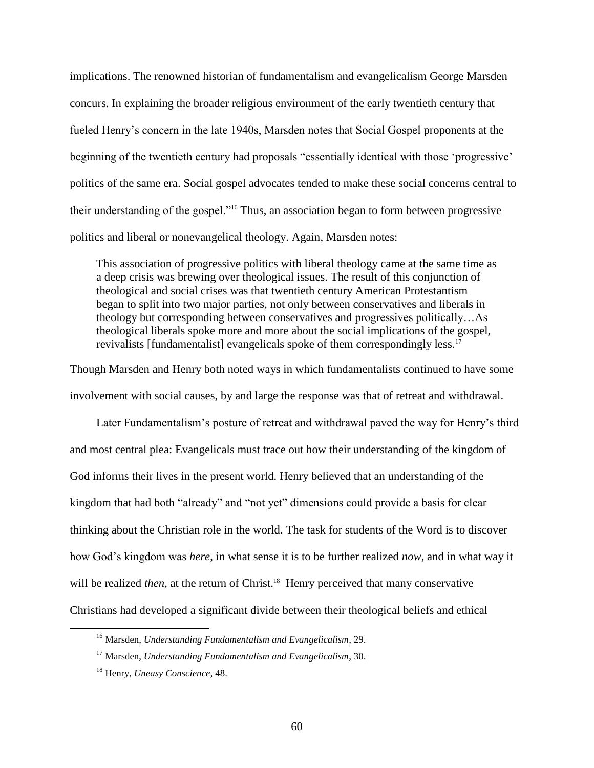implications. The renowned historian of fundamentalism and evangelicalism George Marsden concurs. In explaining the broader religious environment of the early twentieth century that fueled Henry's concern in the late 1940s, Marsden notes that Social Gospel proponents at the beginning of the twentieth century had proposals "essentially identical with those 'progressive' politics of the same era. Social gospel advocates tended to make these social concerns central to their understanding of the gospel."[16] Thus, an association began to form between progressive politics and liberal or nonevangelical theology. Again, Marsden notes:

> This association of progressive politics with liberal theology came at the same time as a deep crisis was brewing over theological issues. The result of this conjunction of theological and social crises was that twentieth century American Protestantism began to split into two major parties, not only between conservatives and liberals in theology but corresponding between conservatives and progressives politically…As theological liberals spoke more and more about the social implications of the gospel, revivalists [fundamentalist] evangelicals spoke of them correspondingly less.[17]

Though Marsden and Henry both noted ways in which fundamentalists continued to have some involvement with social causes, by and large the response was that of retreat and withdrawal.

Later Fundamentalism's posture of retreat and withdrawal paved the way for Henry's third and most central plea: Evangelicals must trace out how their understanding of the kingdom of God informs their lives in the present world. Henry believed that an understanding of the kingdom that had both "already" and "not yet" dimensions could provide a basis for clear thinking about the Christian role in the world. The task for students of the Word is to discover how God's kingdom was *here*, in what sense it is to be further realized *now*, and in what way it will be realized *then*, at the return of Christ.[18] Henry perceived that many conservative Christians had developed a significant divide between their theological beliefs and ethical

---

[16] Marsden, *Understanding Fundamentalism and Evangelicalism*, 29.

[17] Marsden, *Understanding Fundamentalism and Evangelicalism*, 30.

[18] Henry, *Uneasy Conscience*, 48.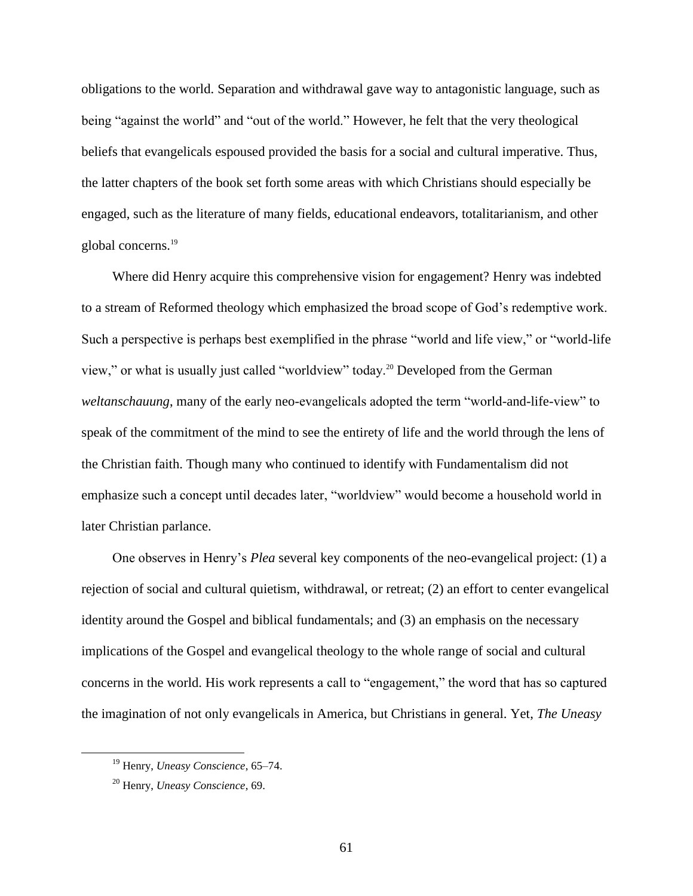obligations to the world. Separation and withdrawal gave way to antagonistic language, such as being "against the world" and "out of the world." However, he felt that the very theological beliefs that evangelicals espoused provided the basis for a social and cultural imperative. Thus, the latter chapters of the book set forth some areas with which Christians should especially be engaged, such as the literature of many fields, educational endeavors, totalitarianism, and other global concerns.[19]

Where did Henry acquire this comprehensive vision for engagement? Henry was indebted to a stream of Reformed theology which emphasized the broad scope of God's redemptive work. Such a perspective is perhaps best exemplified in the phrase "world and life view," or "world-life view," or what is usually just called "worldview" today.[20] Developed from the German *weltanschauung*, many of the early neo-evangelicals adopted the term "world-and-life-view" to speak of the commitment of the mind to see the entirety of life and the world through the lens of the Christian faith. Though many who continued to identify with Fundamentalism did not emphasize such a concept until decades later, "worldview" would become a household world in later Christian parlance.

One observes in Henry's *Plea* several key components of the neo-evangelical project: (1) a rejection of social and cultural quietism, withdrawal, or retreat; (2) an effort to center evangelical identity around the Gospel and biblical fundamentals; and (3) an emphasis on the necessary implications of the Gospel and evangelical theology to the whole range of social and cultural concerns in the world. His work represents a call to "engagement," the word that has so captured the imagination of not only evangelicals in America, but Christians in general. Yet, *The Uneasy*

---

[19] Henry, *Uneasy Conscience*, 65–74.

[20] Henry, *Uneasy Conscience*, 69.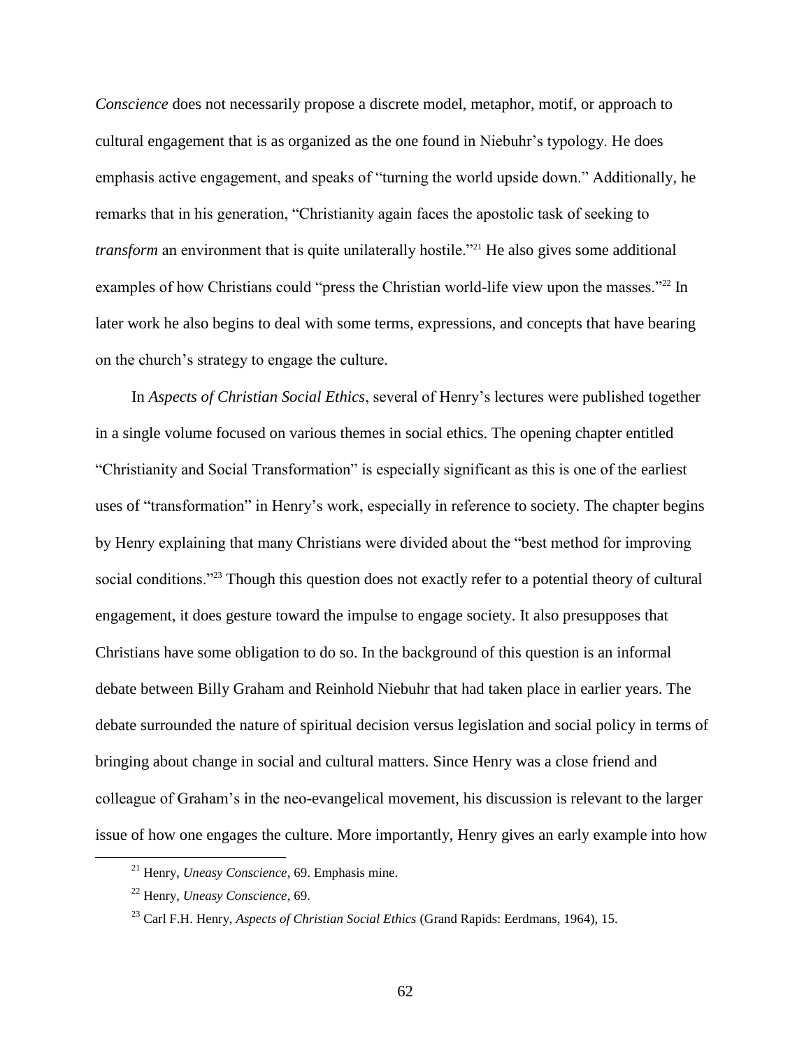*Conscience* does not necessarily propose a discrete model, metaphor, motif, or approach to cultural engagement that is as organized as the one found in Niebuhr's typology. He does emphasis active engagement, and speaks of "turning the world upside down." Additionally, he remarks that in his generation, "Christianity again faces the apostolic task of seeking to *transform* an environment that is quite unilaterally hostile."[21] He also gives some additional examples of how Christians could "press the Christian world-life view upon the masses."[22] In later work he also begins to deal with some terms, expressions, and concepts that have bearing on the church's strategy to engage the culture.

In *Aspects of Christian Social Ethics*, several of Henry's lectures were published together in a single volume focused on various themes in social ethics. The opening chapter entitled "Christianity and Social Transformation" is especially significant as this is one of the earliest uses of "transformation" in Henry's work, especially in reference to society. The chapter begins by Henry explaining that many Christians were divided about the "best method for improving social conditions."[23] Though this question does not exactly refer to a potential theory of cultural engagement, it does gesture toward the impulse to engage society. It also presupposes that Christians have some obligation to do so. In the background of this question is an informal debate between Billy Graham and Reinhold Niebuhr that had taken place in earlier years. The debate surrounded the nature of spiritual decision versus legislation and social policy in terms of bringing about change in social and cultural matters. Since Henry was a close friend and colleague of Graham's in the neo-evangelical movement, his discussion is relevant to the larger issue of how one engages the culture. More importantly, Henry gives an early example into how

---

[21] Henry, *Uneasy Conscience*, 69. Emphasis mine.

[22] Henry, *Uneasy Conscience*, 69.

[23] Carl F.H. Henry, *Aspects of Christian Social Ethics* (Grand Rapids: Eerdmans, 1964), 15.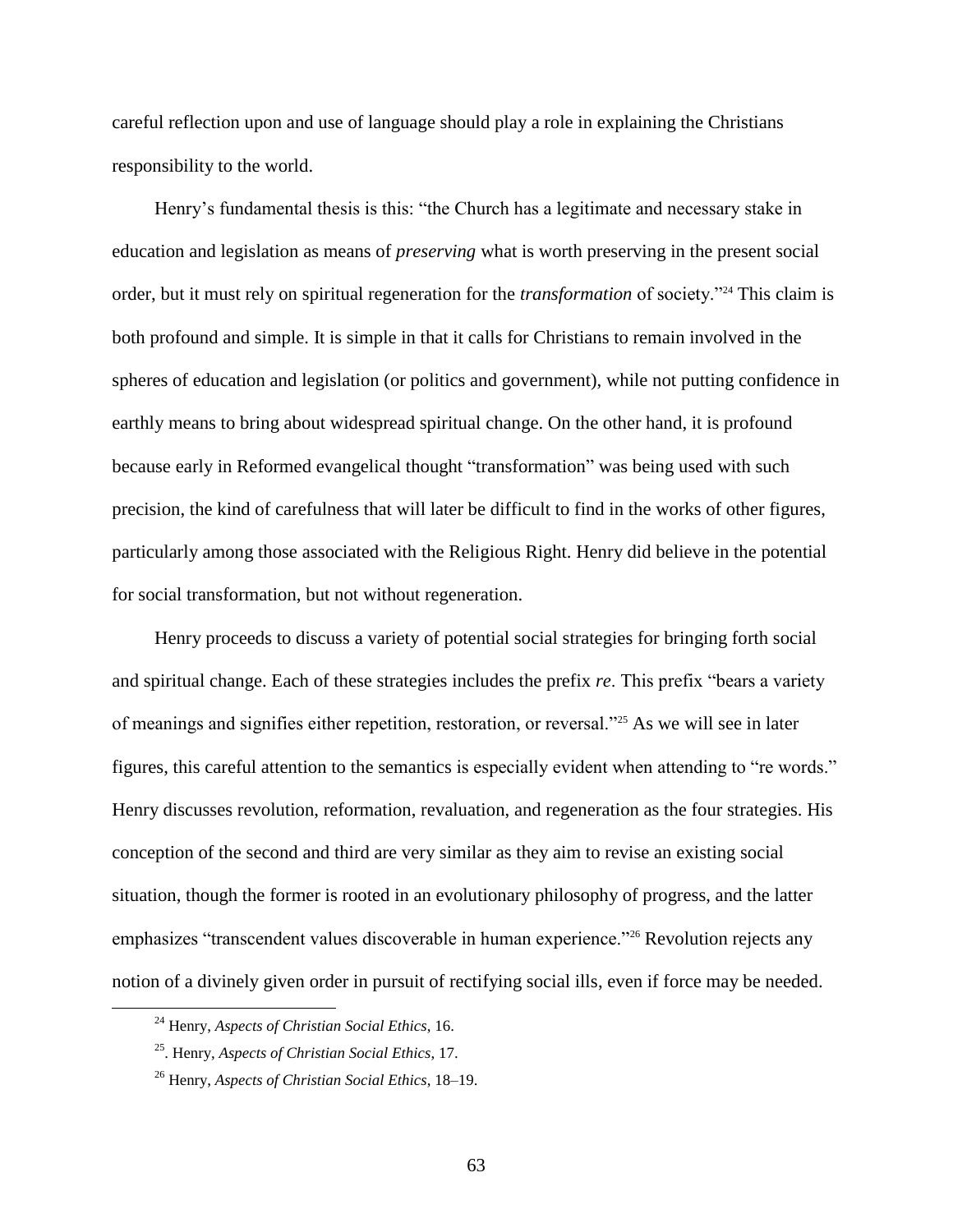careful reflection upon and use of language should play a role in explaining the Christians responsibility to the world.

Henry's fundamental thesis is this: "the Church has a legitimate and necessary stake in education and legislation as means of *preserving* what is worth preserving in the present social order, but it must rely on spiritual regeneration for the *transformation* of society."[24] This claim is both profound and simple. It is simple in that it calls for Christians to remain involved in the spheres of education and legislation (or politics and government), while not putting confidence in earthly means to bring about widespread spiritual change. On the other hand, it is profound because early in Reformed evangelical thought "transformation" was being used with such precision, the kind of carefulness that will later be difficult to find in the works of other figures, particularly among those associated with the Religious Right. Henry did believe in the potential for social transformation, but not without regeneration.

Henry proceeds to discuss a variety of potential social strategies for bringing forth social and spiritual change. Each of these strategies includes the prefix *re*. This prefix "bears a variety of meanings and signifies either repetition, restoration, or reversal."[25] As we will see in later figures, this careful attention to the semantics is especially evident when attending to "re words." Henry discusses revolution, reformation, revaluation, and regeneration as the four strategies. His conception of the second and third are very similar as they aim to revise an existing social situation, though the former is rooted in an evolutionary philosophy of progress, and the latter emphasizes "transcendent values discoverable in human experience."[26] Revolution rejects any notion of a divinely given order in pursuit of rectifying social ills, even if force may be needed.

---

[24] Henry, *Aspects of Christian Social Ethics*, 16.

[25]. Henry, *Aspects of Christian Social Ethics*, 17.

[26] Henry, *Aspects of Christian Social Ethics*, 18–19.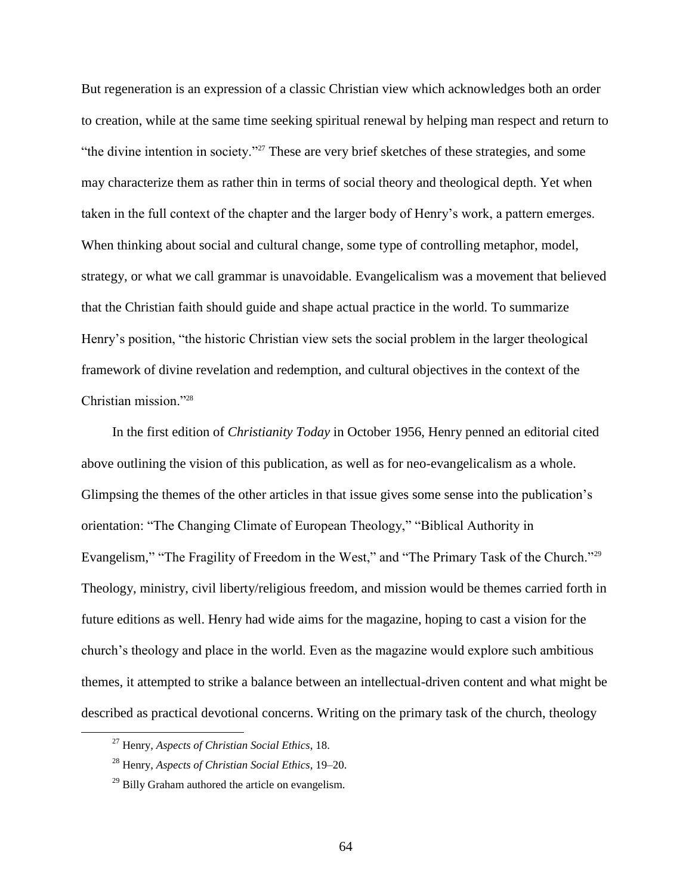But regeneration is an expression of a classic Christian view which acknowledges both an order to creation, while at the same time seeking spiritual renewal by helping man respect and return to "the divine intention in society."[27] These are very brief sketches of these strategies, and some may characterize them as rather thin in terms of social theory and theological depth. Yet when taken in the full context of the chapter and the larger body of Henry's work, a pattern emerges. When thinking about social and cultural change, some type of controlling metaphor, model, strategy, or what we call grammar is unavoidable. Evangelicalism was a movement that believed that the Christian faith should guide and shape actual practice in the world. To summarize Henry's position, "the historic Christian view sets the social problem in the larger theological framework of divine revelation and redemption, and cultural objectives in the context of the Christian mission."[28]

In the first edition of *Christianity Today* in October 1956, Henry penned an editorial cited above outlining the vision of this publication, as well as for neo-evangelicalism as a whole. Glimpsing the themes of the other articles in that issue gives some sense into the publication's orientation: "The Changing Climate of European Theology," "Biblical Authority in Evangelism," "The Fragility of Freedom in the West," and "The Primary Task of the Church."[29] Theology, ministry, civil liberty/religious freedom, and mission would be themes carried forth in future editions as well. Henry had wide aims for the magazine, hoping to cast a vision for the church's theology and place in the world. Even as the magazine would explore such ambitious themes, it attempted to strike a balance between an intellectual-driven content and what might be described as practical devotional concerns. Writing on the primary task of the church, theology

[27] Henry, *Aspects of Christian Social Ethics*, 18.

[28] Henry, *Aspects of Christian Social Ethics*, 19–20.

[29] Billy Graham authored the article on evangelism.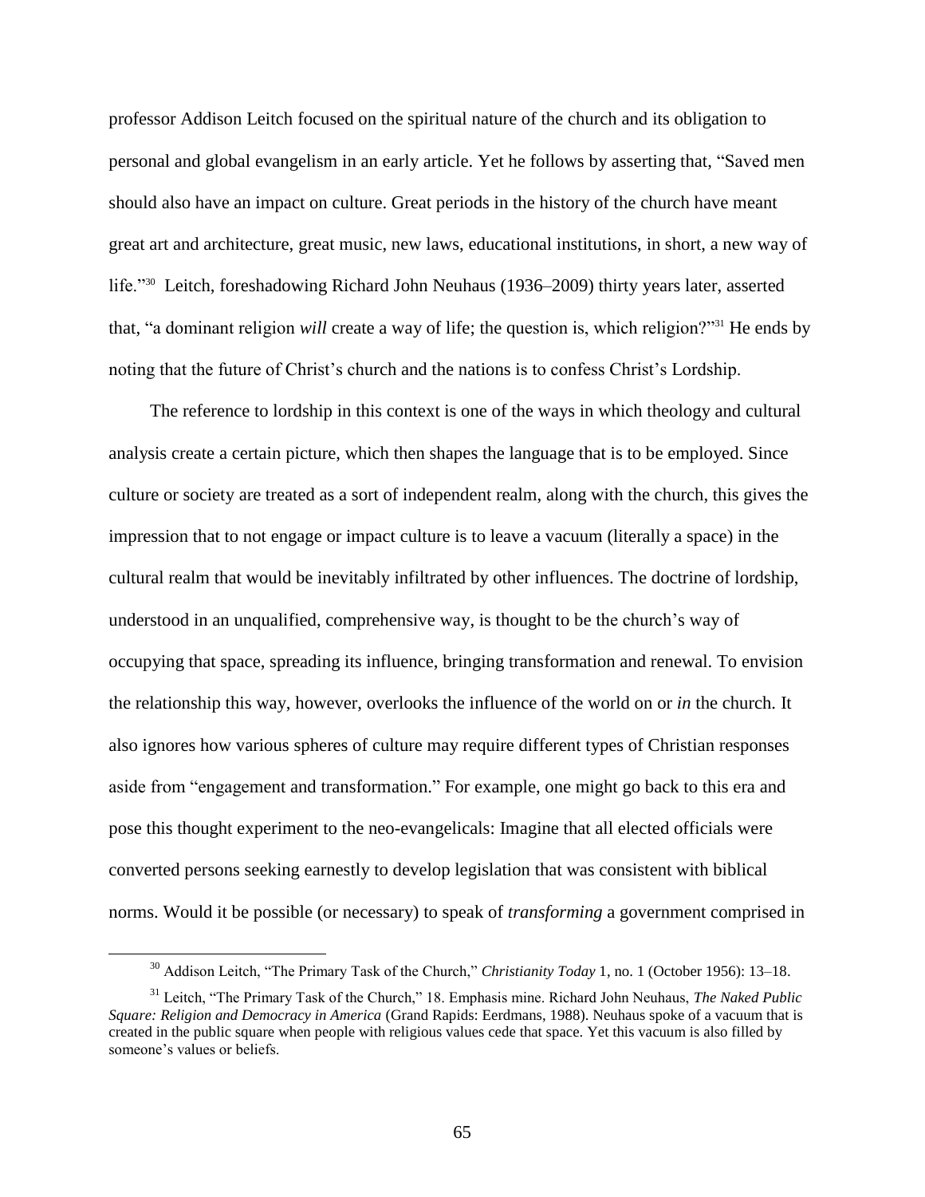professor Addison Leitch focused on the spiritual nature of the church and its obligation to personal and global evangelism in an early article. Yet he follows by asserting that, "Saved men should also have an impact on culture. Great periods in the history of the church have meant great art and architecture, great music, new laws, educational institutions, in short, a new way of life."[30] Leitch, foreshadowing Richard John Neuhaus (1936–2009) thirty years later, asserted that, "a dominant religion *will* create a way of life; the question is, which religion?"[31] He ends by noting that the future of Christ's church and the nations is to confess Christ's Lordship.

The reference to lordship in this context is one of the ways in which theology and cultural analysis create a certain picture, which then shapes the language that is to be employed. Since culture or society are treated as a sort of independent realm, along with the church, this gives the impression that to not engage or impact culture is to leave a vacuum (literally a space) in the cultural realm that would be inevitably infiltrated by other influences. The doctrine of lordship, understood in an unqualified, comprehensive way, is thought to be the church's way of occupying that space, spreading its influence, bringing transformation and renewal. To envision the relationship this way, however, overlooks the influence of the world on or *in* the church. It also ignores how various spheres of culture may require different types of Christian responses aside from "engagement and transformation." For example, one might go back to this era and pose this thought experiment to the neo-evangelicals: Imagine that all elected officials were converted persons seeking earnestly to develop legislation that was consistent with biblical norms. Would it be possible (or necessary) to speak of *transforming* a government comprised in

[30] Addison Leitch, "The Primary Task of the Church," *Christianity Today* 1, no. 1 (October 1956): 13–18.

[31] Leitch, "The Primary Task of the Church," 18. Emphasis mine. Richard John Neuhaus, *The Naked Public Square: Religion and Democracy in America* (Grand Rapids: Eerdmans, 1988). Neuhaus spoke of a vacuum that is created in the public square when people with religious values cede that space. Yet this vacuum is also filled by someone's values or beliefs.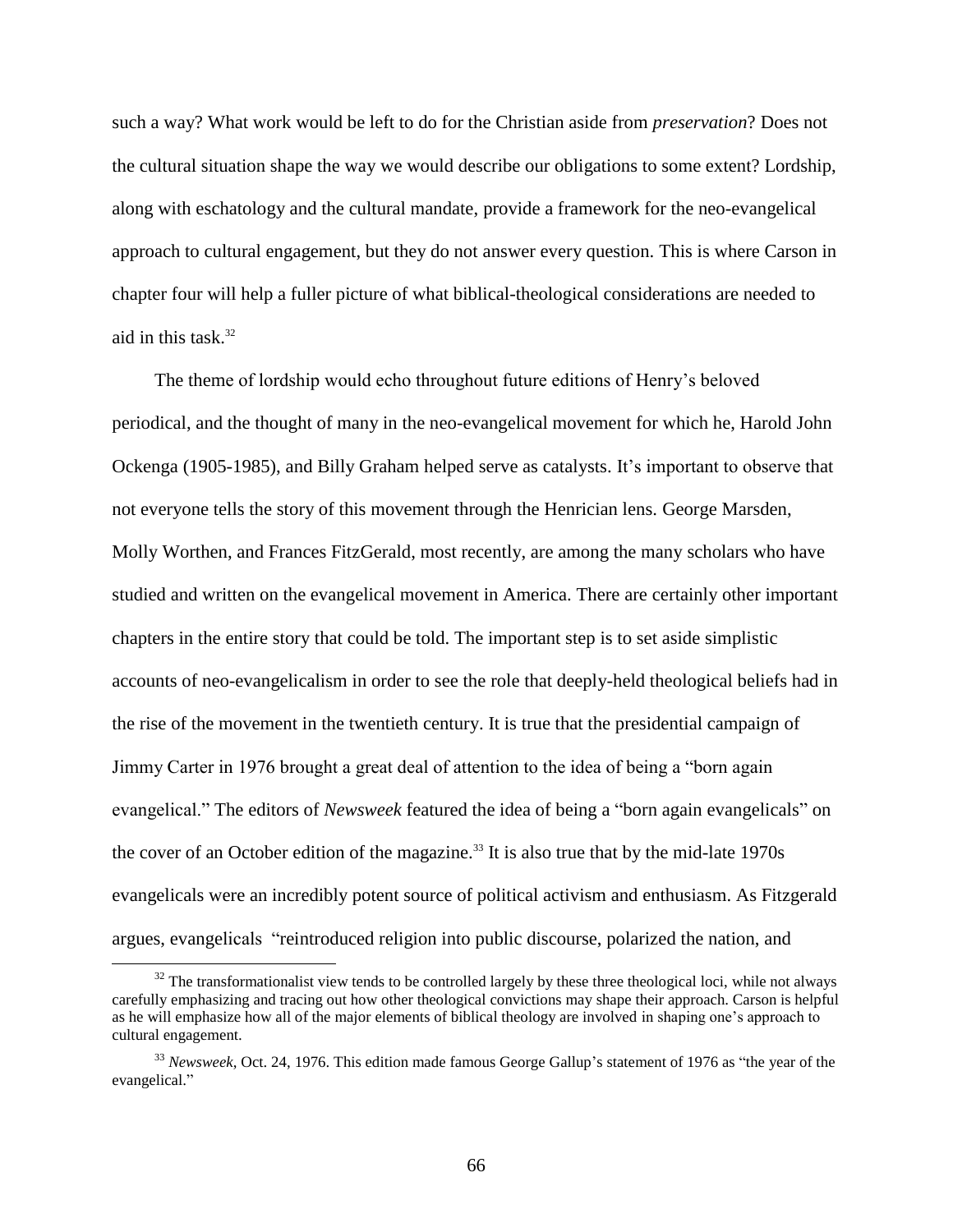such a way? What work would be left to do for the Christian aside from *preservation*? Does not the cultural situation shape the way we would describe our obligations to some extent? Lordship, along with eschatology and the cultural mandate, provide a framework for the neo-evangelical approach to cultural engagement, but they do not answer every question. This is where Carson in chapter four will help a fuller picture of what biblical-theological considerations are needed to aid in this task.[32]

The theme of lordship would echo throughout future editions of Henry's beloved periodical, and the thought of many in the neo-evangelical movement for which he, Harold John Ockenga (1905-1985), and Billy Graham helped serve as catalysts. It's important to observe that not everyone tells the story of this movement through the Henrician lens. George Marsden, Molly Worthen, and Frances FitzGerald, most recently, are among the many scholars who have studied and written on the evangelical movement in America. There are certainly other important chapters in the entire story that could be told. The important step is to set aside simplistic accounts of neo-evangelicalism in order to see the role that deeply-held theological beliefs had in the rise of the movement in the twentieth century. It is true that the presidential campaign of Jimmy Carter in 1976 brought a great deal of attention to the idea of being a "born again evangelical." The editors of *Newsweek* featured the idea of being a "born again evangelicals" on the cover of an October edition of the magazine.[33] It is also true that by the mid-late 1970s evangelicals were an incredibly potent source of political activism and enthusiasm. As Fitzgerald argues, evangelicals "reintroduced religion into public discourse, polarized the nation, and

---

[32] The transformationalist view tends to be controlled largely by these three theological loci, while not always carefully emphasizing and tracing out how other theological convictions may shape their approach. Carson is helpful as he will emphasize how all of the major elements of biblical theology are involved in shaping one's approach to cultural engagement.

[33] *Newsweek*, Oct. 24, 1976. This edition made famous George Gallup's statement of 1976 as "the year of the evangelical."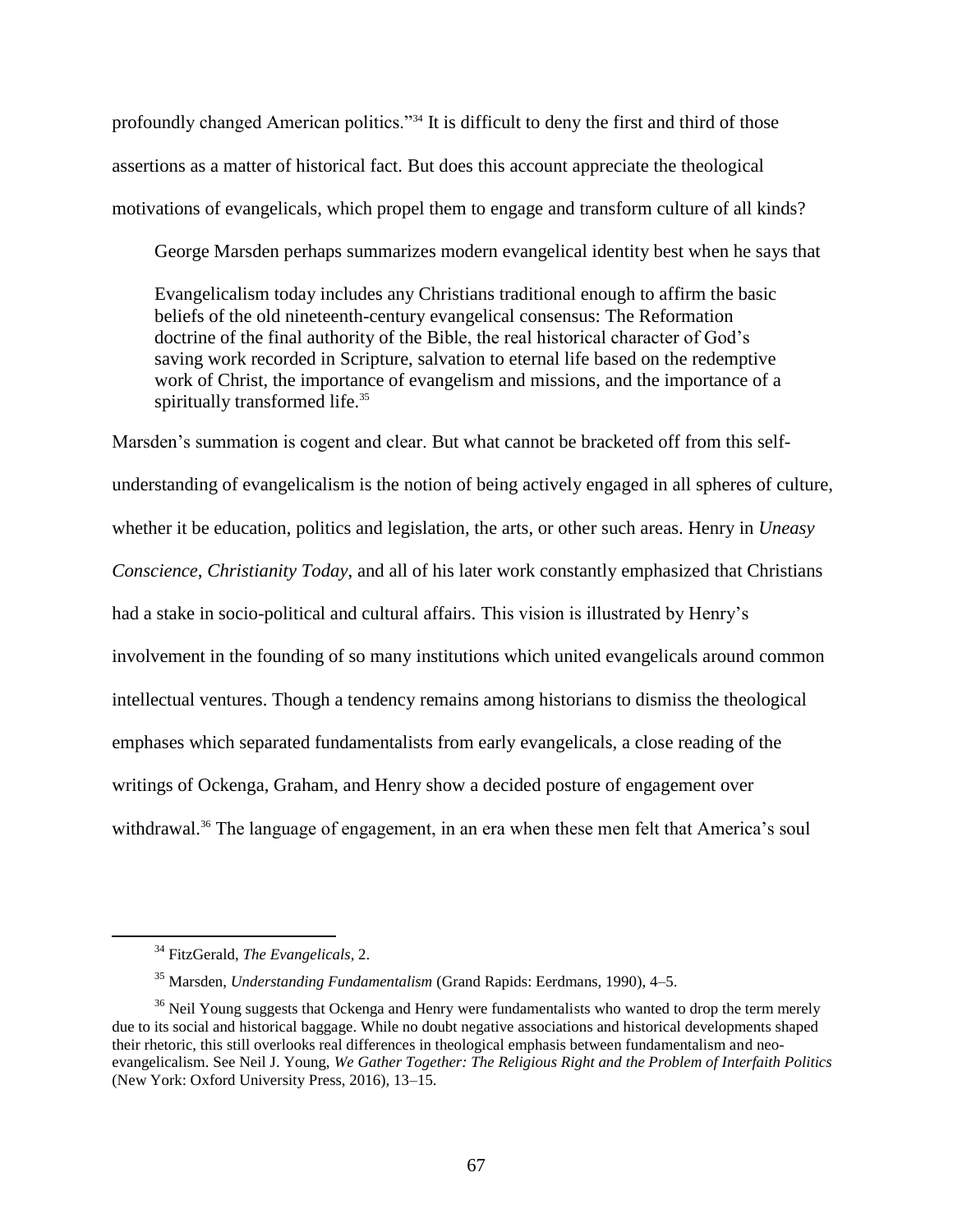profoundly changed American politics."[34] It is difficult to deny the first and third of those assertions as a matter of historical fact. But does this account appreciate the theological motivations of evangelicals, which propel them to engage and transform culture of all kinds?

George Marsden perhaps summarizes modern evangelical identity best when he says that

> Evangelicalism today includes any Christians traditional enough to affirm the basic beliefs of the old nineteenth-century evangelical consensus: The Reformation doctrine of the final authority of the Bible, the real historical character of God's saving work recorded in Scripture, salvation to eternal life based on the redemptive work of Christ, the importance of evangelism and missions, and the importance of a spiritually transformed life.[35]

Marsden's summation is cogent and clear. But what cannot be bracketed off from this self-understanding of evangelicalism is the notion of being actively engaged in all spheres of culture, whether it be education, politics and legislation, the arts, or other such areas. Henry in *Uneasy Conscience*, *Christianity Today*, and all of his later work constantly emphasized that Christians had a stake in socio-political and cultural affairs. This vision is illustrated by Henry's involvement in the founding of so many institutions which united evangelicals around common intellectual ventures. Though a tendency remains among historians to dismiss the theological emphases which separated fundamentalists from early evangelicals, a close reading of the writings of Ockenga, Graham, and Henry show a decided posture of engagement over withdrawal.[36] The language of engagement, in an era when these men felt that America's soul

---

[34] FitzGerald, *The Evangelicals*, 2.

[35] Marsden, *Understanding Fundamentalism* (Grand Rapids: Eerdmans, 1990), 4–5.

[36] Neil Young suggests that Ockenga and Henry were fundamentalists who wanted to drop the term merely due to its social and historical baggage. While no doubt negative associations and historical developments shaped their rhetoric, this still overlooks real differences in theological emphasis between fundamentalism and neo-evangelicalism. See Neil J. Young, *We Gather Together: The Religious Right and the Problem of Interfaith Politics* (New York: Oxford University Press, 2016), 13–15.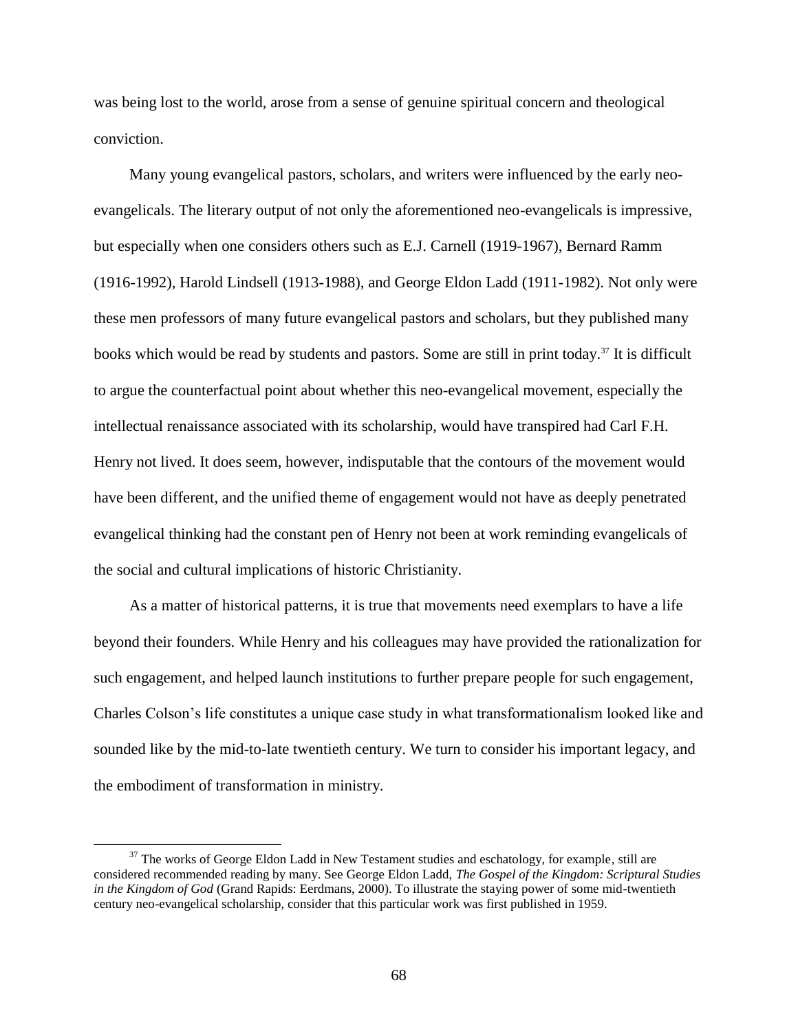was being lost to the world, arose from a sense of genuine spiritual concern and theological conviction.

Many young evangelical pastors, scholars, and writers were influenced by the early neo-evangelicals. The literary output of not only the aforementioned neo-evangelicals is impressive, but especially when one considers others such as E.J. Carnell (1919-1967), Bernard Ramm (1916-1992), Harold Lindsell (1913-1988), and George Eldon Ladd (1911-1982). Not only were these men professors of many future evangelical pastors and scholars, but they published many books which would be read by students and pastors. Some are still in print today.[37] It is difficult to argue the counterfactual point about whether this neo-evangelical movement, especially the intellectual renaissance associated with its scholarship, would have transpired had Carl F.H. Henry not lived. It does seem, however, indisputable that the contours of the movement would have been different, and the unified theme of engagement would not have as deeply penetrated evangelical thinking had the constant pen of Henry not been at work reminding evangelicals of the social and cultural implications of historic Christianity.

As a matter of historical patterns, it is true that movements need exemplars to have a life beyond their founders. While Henry and his colleagues may have provided the rationalization for such engagement, and helped launch institutions to further prepare people for such engagement, Charles Colson's life constitutes a unique case study in what transformationalism looked like and sounded like by the mid-to-late twentieth century. We turn to consider his important legacy, and the embodiment of transformation in ministry.

---

[37] The works of George Eldon Ladd in New Testament studies and eschatology, for example, still are considered recommended reading by many. See George Eldon Ladd, *The Gospel of the Kingdom: Scriptural Studies in the Kingdom of God* (Grand Rapids: Eerdmans, 2000). To illustrate the staying power of some mid-twentieth century neo-evangelical scholarship, consider that this particular work was first published in 1959.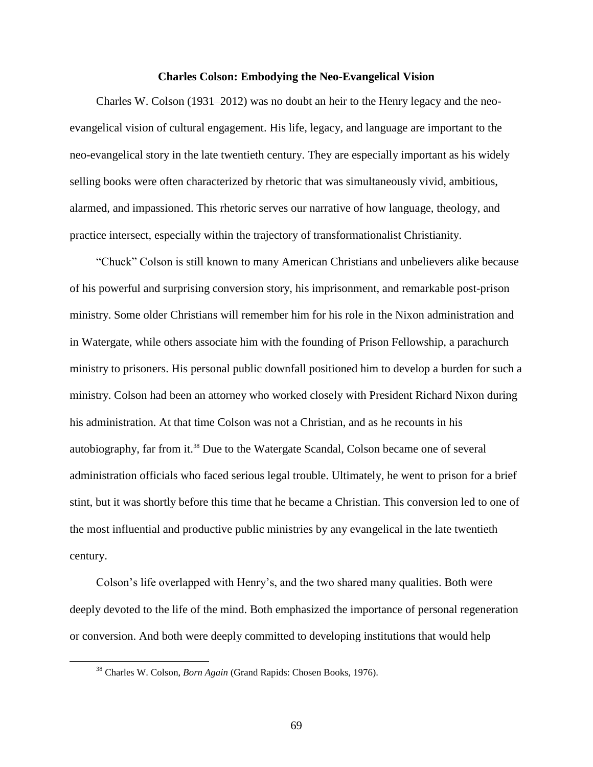### Charles Colson: Embodying the Neo-Evangelical Vision

Charles W. Colson (1931–2012) was no doubt an heir to the Henry legacy and the neo-evangelical vision of cultural engagement. His life, legacy, and language are important to the neo-evangelical story in the late twentieth century. They are especially important as his widely selling books were often characterized by rhetoric that was simultaneously vivid, ambitious, alarmed, and impassioned. This rhetoric serves our narrative of how language, theology, and practice intersect, especially within the trajectory of transformationalist Christianity.

"Chuck" Colson is still known to many American Christians and unbelievers alike because of his powerful and surprising conversion story, his imprisonment, and remarkable post-prison ministry. Some older Christians will remember him for his role in the Nixon administration and in Watergate, while others associate him with the founding of Prison Fellowship, a parachurch ministry to prisoners. His personal public downfall positioned him to develop a burden for such a ministry. Colson had been an attorney who worked closely with President Richard Nixon during his administration. At that time Colson was not a Christian, and as he recounts in his autobiography, far from it.[38] Due to the Watergate Scandal, Colson became one of several administration officials who faced serious legal trouble. Ultimately, he went to prison for a brief stint, but it was shortly before this time that he became a Christian. This conversion led to one of the most influential and productive public ministries by any evangelical in the late twentieth century.

Colson's life overlapped with Henry's, and the two shared many qualities. Both were deeply devoted to the life of the mind. Both emphasized the importance of personal regeneration or conversion. And both were deeply committed to developing institutions that would help

[38] Charles W. Colson, *Born Again* (Grand Rapids: Chosen Books, 1976).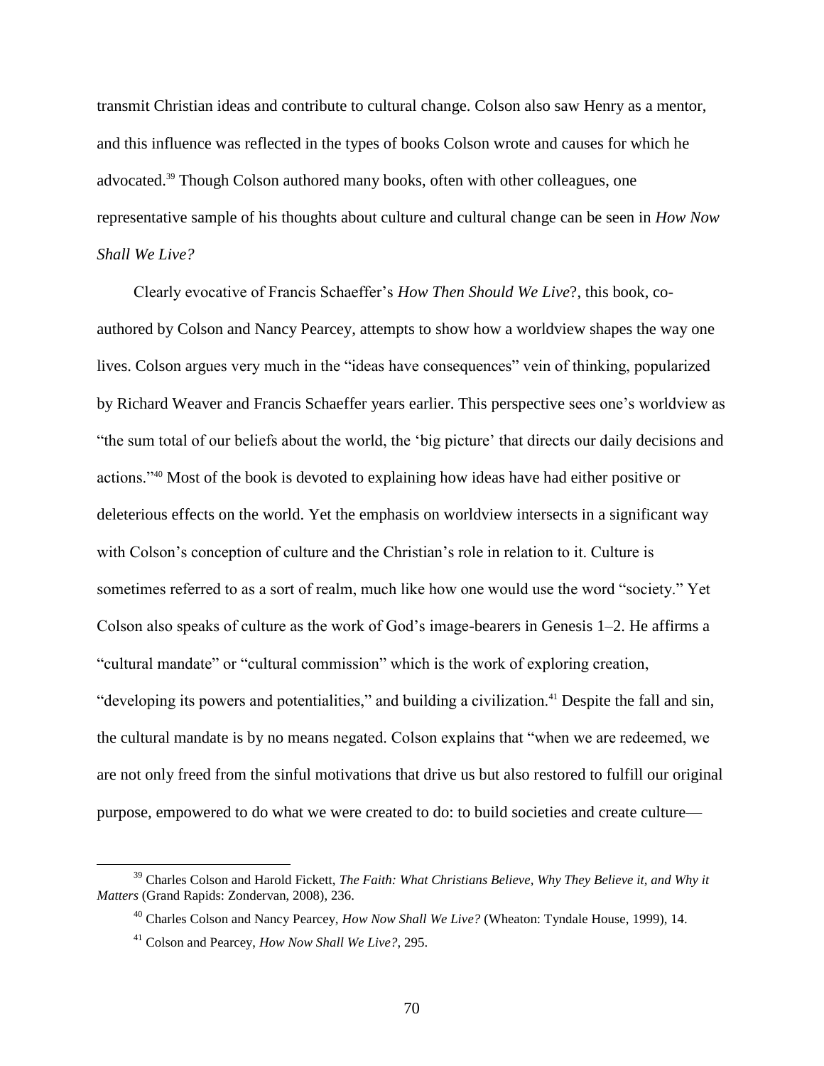transmit Christian ideas and contribute to cultural change. Colson also saw Henry as a mentor, and this influence was reflected in the types of books Colson wrote and causes for which he advocated.[39] Though Colson authored many books, often with other colleagues, one representative sample of his thoughts about culture and cultural change can be seen in *How Now Shall We Live?*

Clearly evocative of Francis Schaeffer's *How Then Should We Live*?, this book, co-authored by Colson and Nancy Pearcey, attempts to show how a worldview shapes the way one lives. Colson argues very much in the "ideas have consequences" vein of thinking, popularized by Richard Weaver and Francis Schaeffer years earlier. This perspective sees one's worldview as "the sum total of our beliefs about the world, the 'big picture' that directs our daily decisions and actions."[40] Most of the book is devoted to explaining how ideas have had either positive or deleterious effects on the world. Yet the emphasis on worldview intersects in a significant way with Colson's conception of culture and the Christian's role in relation to it. Culture is sometimes referred to as a sort of realm, much like how one would use the word "society." Yet Colson also speaks of culture as the work of God's image-bearers in Genesis 1–2. He affirms a "cultural mandate" or "cultural commission" which is the work of exploring creation, "developing its powers and potentialities," and building a civilization.[41] Despite the fall and sin, the cultural mandate is by no means negated. Colson explains that "when we are redeemed, we are not only freed from the sinful motivations that drive us but also restored to fulfill our original purpose, empowered to do what we were created to do: to build societies and create culture—

---

[39] Charles Colson and Harold Fickett, *The Faith: What Christians Believe, Why They Believe it, and Why it Matters* (Grand Rapids: Zondervan, 2008), 236.

[40] Charles Colson and Nancy Pearcey, *How Now Shall We Live?* (Wheaton: Tyndale House, 1999), 14.

[41] Colson and Pearcey, *How Now Shall We Live?*, 295.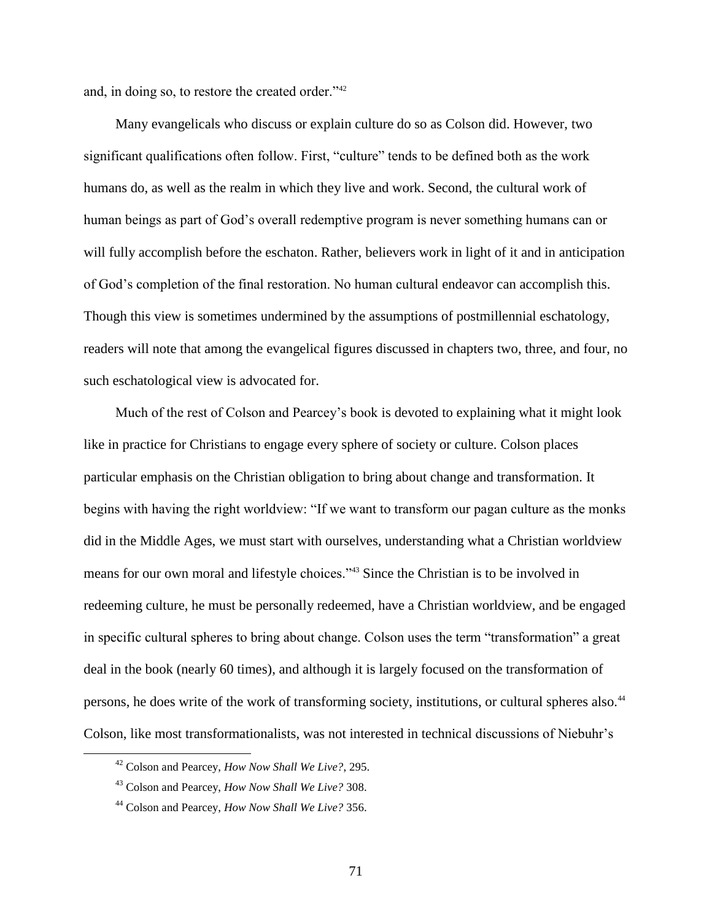and, in doing so, to restore the created order."[42]

Many evangelicals who discuss or explain culture do so as Colson did. However, two significant qualifications often follow. First, "culture" tends to be defined both as the work humans do, as well as the realm in which they live and work. Second, the cultural work of human beings as part of God's overall redemptive program is never something humans can or will fully accomplish before the eschaton. Rather, believers work in light of it and in anticipation of God's completion of the final restoration. No human cultural endeavor can accomplish this. Though this view is sometimes undermined by the assumptions of postmillennial eschatology, readers will note that among the evangelical figures discussed in chapters two, three, and four, no such eschatological view is advocated for.

Much of the rest of Colson and Pearcey's book is devoted to explaining what it might look like in practice for Christians to engage every sphere of society or culture. Colson places particular emphasis on the Christian obligation to bring about change and transformation. It begins with having the right worldview: "If we want to transform our pagan culture as the monks did in the Middle Ages, we must start with ourselves, understanding what a Christian worldview means for our own moral and lifestyle choices."[43] Since the Christian is to be involved in redeeming culture, he must be personally redeemed, have a Christian worldview, and be engaged in specific cultural spheres to bring about change. Colson uses the term "transformation" a great deal in the book (nearly 60 times), and although it is largely focused on the transformation of persons, he does write of the work of transforming society, institutions, or cultural spheres also.[44] Colson, like most transformationalists, was not interested in technical discussions of Niebuhr's

[42] Colson and Pearcey, *How Now Shall We Live?*, 295.

[43] Colson and Pearcey, *How Now Shall We Live?* 308.

[44] Colson and Pearcey, *How Now Shall We Live?* 356.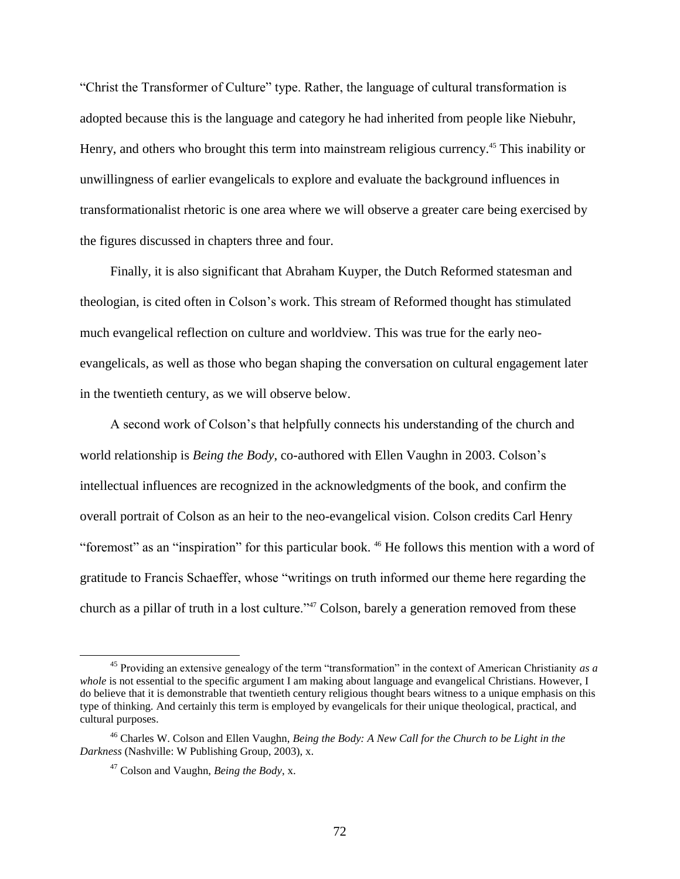"Christ the Transformer of Culture" type. Rather, the language of cultural transformation is adopted because this is the language and category he had inherited from people like Niebuhr, Henry, and others who brought this term into mainstream religious currency.[45] This inability or unwillingness of earlier evangelicals to explore and evaluate the background influences in transformationalist rhetoric is one area where we will observe a greater care being exercised by the figures discussed in chapters three and four.

Finally, it is also significant that Abraham Kuyper, the Dutch Reformed statesman and theologian, is cited often in Colson's work. This stream of Reformed thought has stimulated much evangelical reflection on culture and worldview. This was true for the early neo-evangelicals, as well as those who began shaping the conversation on cultural engagement later in the twentieth century, as we will observe below.

A second work of Colson's that helpfully connects his understanding of the church and world relationship is *Being the Body,* co-authored with Ellen Vaughn in 2003. Colson's intellectual influences are recognized in the acknowledgments of the book, and confirm the overall portrait of Colson as an heir to the neo-evangelical vision. Colson credits Carl Henry "foremost" as an "inspiration" for this particular book.[46] He follows this mention with a word of gratitude to Francis Schaeffer, whose "writings on truth informed our theme here regarding the church as a pillar of truth in a lost culture."[47] Colson, barely a generation removed from these

---

[45] Providing an extensive genealogy of the term "transformation" in the context of American Christianity *as a whole* is not essential to the specific argument I am making about language and evangelical Christians. However, I do believe that it is demonstrable that twentieth century religious thought bears witness to a unique emphasis on this type of thinking. And certainly this term is employed by evangelicals for their unique theological, practical, and cultural purposes.

[46] Charles W. Colson and Ellen Vaughn, *Being the Body: A New Call for the Church to be Light in the Darkness* (Nashville: W Publishing Group, 2003), x.

[47] Colson and Vaughn, *Being the Body*, x.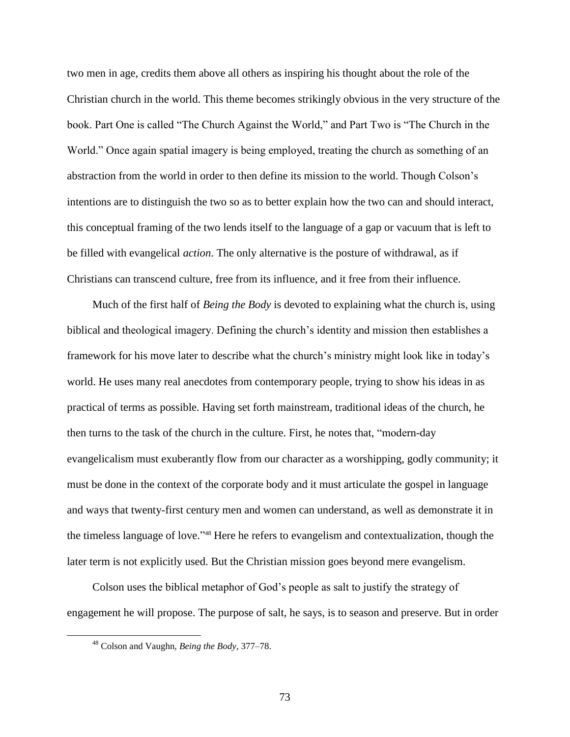two men in age, credits them above all others as inspiring his thought about the role of the Christian church in the world. This theme becomes strikingly obvious in the very structure of the book. Part One is called "The Church Against the World," and Part Two is "The Church in the World." Once again spatial imagery is being employed, treating the church as something of an abstraction from the world in order to then define its mission to the world. Though Colson's intentions are to distinguish the two so as to better explain how the two can and should interact, this conceptual framing of the two lends itself to the language of a gap or vacuum that is left to be filled with evangelical *action*. The only alternative is the posture of withdrawal, as if Christians can transcend culture, free from its influence, and it free from their influence.

Much of the first half of *Being the Body* is devoted to explaining what the church is, using biblical and theological imagery. Defining the church's identity and mission then establishes a framework for his move later to describe what the church's ministry might look like in today's world. He uses many real anecdotes from contemporary people, trying to show his ideas in as practical of terms as possible. Having set forth mainstream, traditional ideas of the church, he then turns to the task of the church in the culture. First, he notes that, "modern-day evangelicalism must exuberantly flow from our character as a worshipping, godly community; it must be done in the context of the corporate body and it must articulate the gospel in language and ways that twenty-first century men and women can understand, as well as demonstrate it in the timeless language of love."[48] Here he refers to evangelism and contextualization, though the later term is not explicitly used. But the Christian mission goes beyond mere evangelism.

Colson uses the biblical metaphor of God's people as salt to justify the strategy of engagement he will propose. The purpose of salt, he says, is to season and preserve. But in order

[48] Colson and Vaughn, *Being the Body*, 377–78.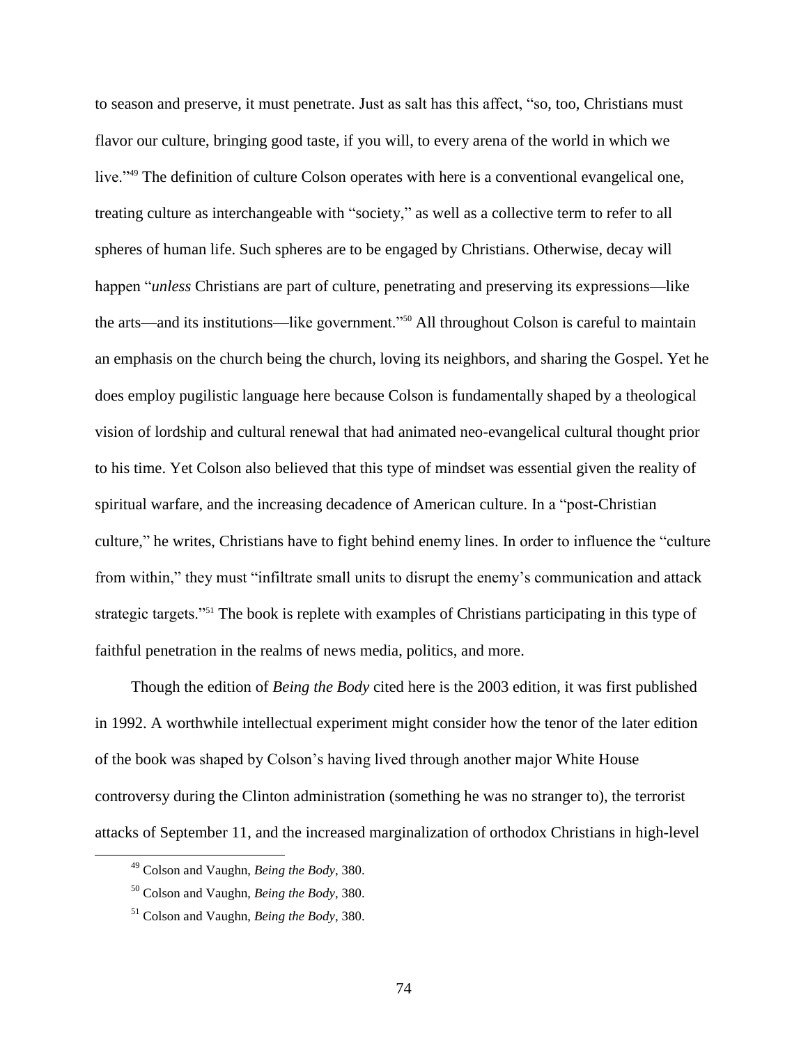to season and preserve, it must penetrate. Just as salt has this affect, "so, too, Christians must flavor our culture, bringing good taste, if you will, to every arena of the world in which we live."[49] The definition of culture Colson operates with here is a conventional evangelical one, treating culture as interchangeable with "society," as well as a collective term to refer to all spheres of human life. Such spheres are to be engaged by Christians. Otherwise, decay will happen "*unless* Christians are part of culture, penetrating and preserving its expressions—like the arts—and its institutions—like government."[50] All throughout Colson is careful to maintain an emphasis on the church being the church, loving its neighbors, and sharing the Gospel. Yet he does employ pugilistic language here because Colson is fundamentally shaped by a theological vision of lordship and cultural renewal that had animated neo-evangelical cultural thought prior to his time. Yet Colson also believed that this type of mindset was essential given the reality of spiritual warfare, and the increasing decadence of American culture. In a "post-Christian culture," he writes, Christians have to fight behind enemy lines. In order to influence the "culture from within," they must "infiltrate small units to disrupt the enemy's communication and attack strategic targets."[51] The book is replete with examples of Christians participating in this type of faithful penetration in the realms of news media, politics, and more.

Though the edition of *Being the Body* cited here is the 2003 edition, it was first published in 1992. A worthwhile intellectual experiment might consider how the tenor of the later edition of the book was shaped by Colson's having lived through another major White House controversy during the Clinton administration (something he was no stranger to), the terrorist attacks of September 11, and the increased marginalization of orthodox Christians in high-level

[49] Colson and Vaughn, *Being the Body*, 380.

[50] Colson and Vaughn, *Being the Body*, 380.

[51] Colson and Vaughn, *Being the Body*, 380.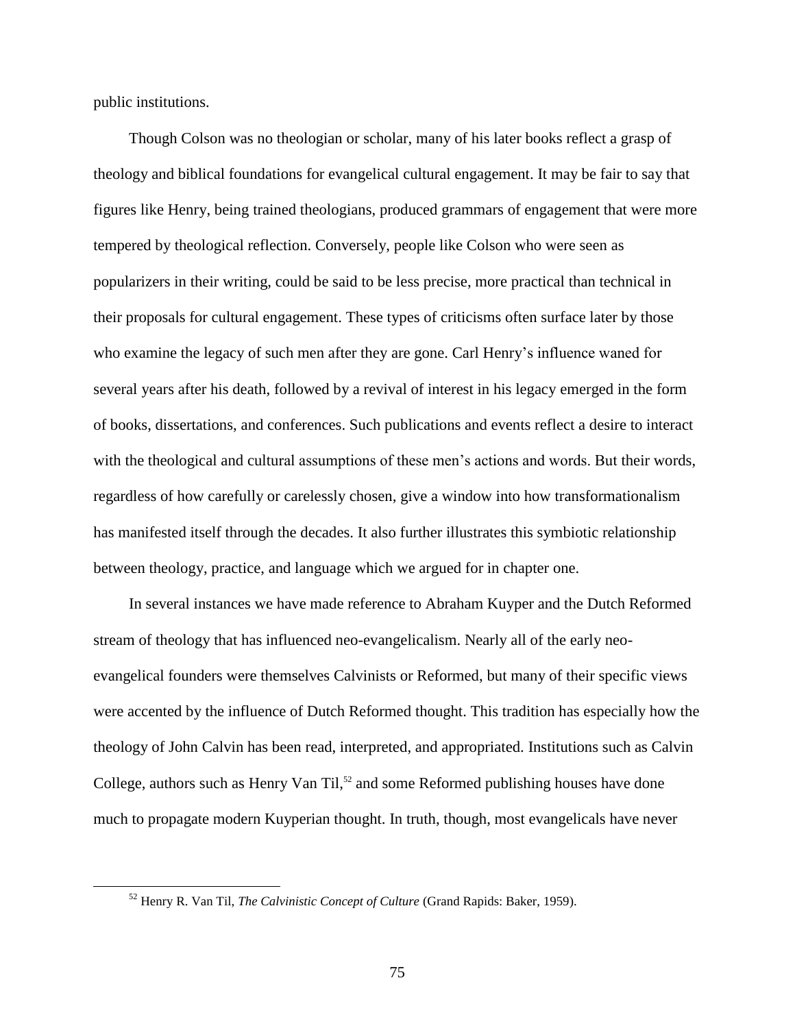public institutions.

Though Colson was no theologian or scholar, many of his later books reflect a grasp of theology and biblical foundations for evangelical cultural engagement. It may be fair to say that figures like Henry, being trained theologians, produced grammars of engagement that were more tempered by theological reflection. Conversely, people like Colson who were seen as popularizers in their writing, could be said to be less precise, more practical than technical in their proposals for cultural engagement. These types of criticisms often surface later by those who examine the legacy of such men after they are gone. Carl Henry's influence waned for several years after his death, followed by a revival of interest in his legacy emerged in the form of books, dissertations, and conferences. Such publications and events reflect a desire to interact with the theological and cultural assumptions of these men's actions and words. But their words, regardless of how carefully or carelessly chosen, give a window into how transformationalism has manifested itself through the decades. It also further illustrates this symbiotic relationship between theology, practice, and language which we argued for in chapter one.

In several instances we have made reference to Abraham Kuyper and the Dutch Reformed stream of theology that has influenced neo-evangelicalism. Nearly all of the early neo-evangelical founders were themselves Calvinists or Reformed, but many of their specific views were accented by the influence of Dutch Reformed thought. This tradition has especially how the theology of John Calvin has been read, interpreted, and appropriated. Institutions such as Calvin College, authors such as Henry Van Til,[52] and some Reformed publishing houses have done much to propagate modern Kuyperian thought. In truth, though, most evangelicals have never

[52] Henry R. Van Til, *The Calvinistic Concept of Culture* (Grand Rapids: Baker, 1959).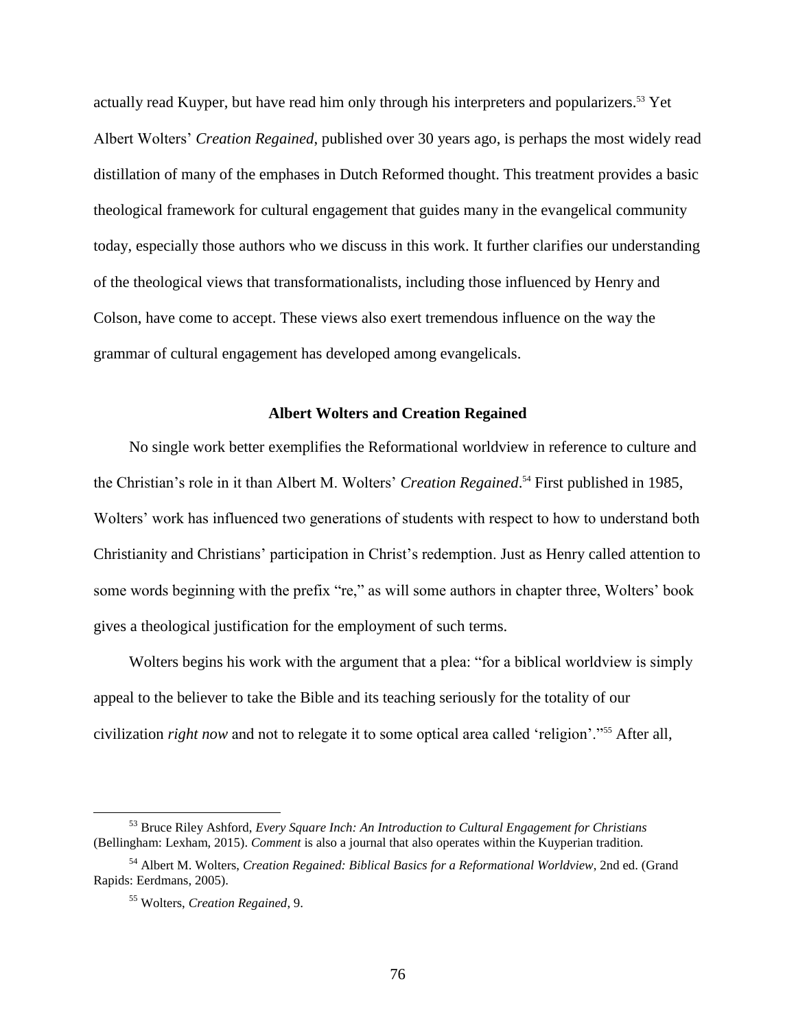actually read Kuyper, but have read him only through his interpreters and popularizers.[53] Yet Albert Wolters' *Creation Regained*, published over 30 years ago, is perhaps the most widely read distillation of many of the emphases in Dutch Reformed thought. This treatment provides a basic theological framework for cultural engagement that guides many in the evangelical community today, especially those authors who we discuss in this work. It further clarifies our understanding of the theological views that transformationalists, including those influenced by Henry and Colson, have come to accept. These views also exert tremendous influence on the way the grammar of cultural engagement has developed among evangelicals.

### Albert Wolters and Creation Regained

No single work better exemplifies the Reformational worldview in reference to culture and the Christian's role in it than Albert M. Wolters' *Creation Regained*.[54] First published in 1985, Wolters' work has influenced two generations of students with respect to how to understand both Christianity and Christians' participation in Christ's redemption. Just as Henry called attention to some words beginning with the prefix "re," as will some authors in chapter three, Wolters' book gives a theological justification for the employment of such terms.

Wolters begins his work with the argument that a plea: "for a biblical worldview is simply appeal to the believer to take the Bible and its teaching seriously for the totality of our civilization *right now* and not to relegate it to some optical area called 'religion'."[55] After all,

---

[53] Bruce Riley Ashford, *Every Square Inch: An Introduction to Cultural Engagement for Christians* (Bellingham: Lexham, 2015). *Comment* is also a journal that also operates within the Kuyperian tradition.

[54] Albert M. Wolters, *Creation Regained: Biblical Basics for a Reformational Worldview*, 2nd ed. (Grand Rapids: Eerdmans, 2005).

[55] Wolters, *Creation Regained,* 9.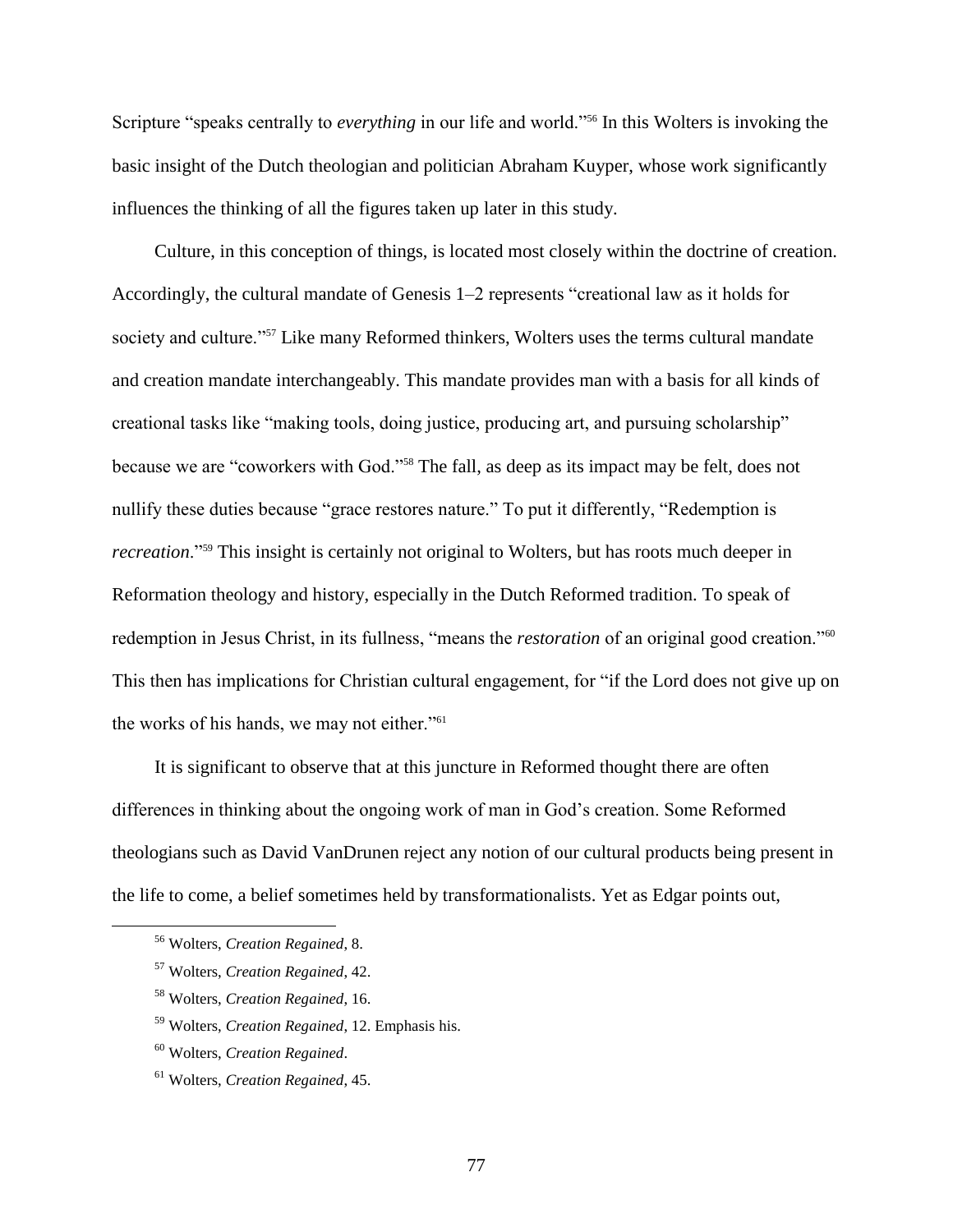Scripture "speaks centrally to *everything* in our life and world."[56] In this Wolters is invoking the basic insight of the Dutch theologian and politician Abraham Kuyper, whose work significantly influences the thinking of all the figures taken up later in this study.

Culture, in this conception of things, is located most closely within the doctrine of creation. Accordingly, the cultural mandate of Genesis 1–2 represents "creational law as it holds for society and culture."[57] Like many Reformed thinkers, Wolters uses the terms cultural mandate and creation mandate interchangeably. This mandate provides man with a basis for all kinds of creational tasks like "making tools, doing justice, producing art, and pursuing scholarship" because we are "coworkers with God."[58] The fall, as deep as its impact may be felt, does not nullify these duties because "grace restores nature." To put it differently, "Redemption is *recreation*."[59] This insight is certainly not original to Wolters, but has roots much deeper in Reformation theology and history, especially in the Dutch Reformed tradition. To speak of redemption in Jesus Christ, in its fullness, "means the *restoration* of an original good creation."[60] This then has implications for Christian cultural engagement, for "if the Lord does not give up on the works of his hands, we may not either."[61]

It is significant to observe that at this juncture in Reformed thought there are often differences in thinking about the ongoing work of man in God's creation. Some Reformed theologians such as David VanDrunen reject any notion of our cultural products being present in the life to come, a belief sometimes held by transformationalists. Yet as Edgar points out,

---

[56] Wolters, *Creation Regained*, 8.

[57] Wolters, *Creation Regained*, 42.

[58] Wolters, *Creation Regained*, 16.

[59] Wolters, *Creation Regained*, 12. Emphasis his.

[60] Wolters, *Creation Regained*.

[61] Wolters, *Creation Regained*, 45.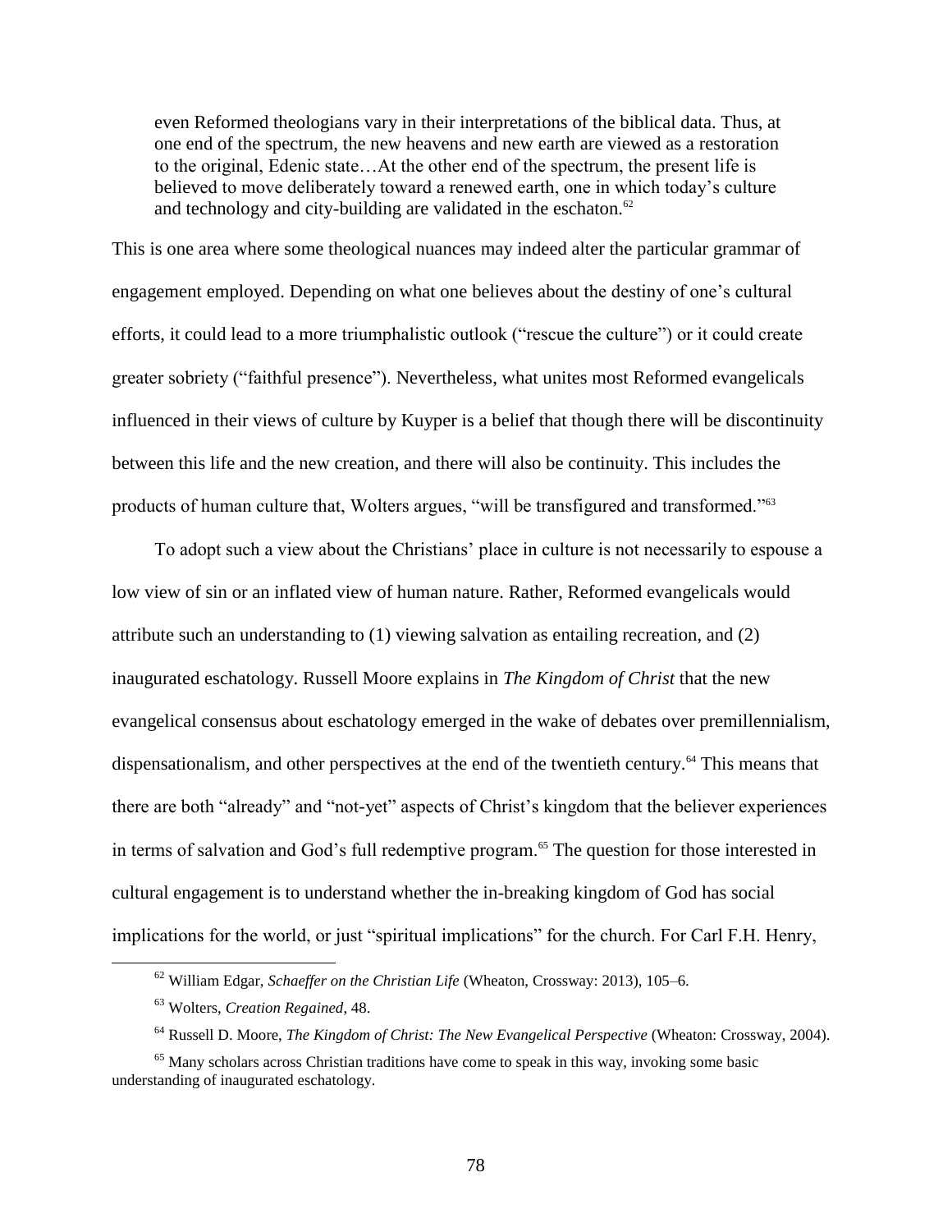> even Reformed theologians vary in their interpretations of the biblical data. Thus, at one end of the spectrum, the new heavens and new earth are viewed as a restoration to the original, Edenic state…At the other end of the spectrum, the present life is believed to move deliberately toward a renewed earth, one in which today's culture and technology and city-building are validated in the eschaton.[62]

This is one area where some theological nuances may indeed alter the particular grammar of engagement employed. Depending on what one believes about the destiny of one's cultural efforts, it could lead to a more triumphalistic outlook ("rescue the culture") or it could create greater sobriety ("faithful presence"). Nevertheless, what unites most Reformed evangelicals influenced in their views of culture by Kuyper is a belief that though there will be discontinuity between this life and the new creation, and there will also be continuity. This includes the products of human culture that, Wolters argues, "will be transfigured and transformed."[63]

To adopt such a view about the Christians' place in culture is not necessarily to espouse a low view of sin or an inflated view of human nature. Rather, Reformed evangelicals would attribute such an understanding to (1) viewing salvation as entailing recreation, and (2) inaugurated eschatology. Russell Moore explains in *The Kingdom of Christ* that the new evangelical consensus about eschatology emerged in the wake of debates over premillennialism, dispensationalism, and other perspectives at the end of the twentieth century.[64] This means that there are both "already" and "not-yet" aspects of Christ's kingdom that the believer experiences in terms of salvation and God's full redemptive program.[65] The question for those interested in cultural engagement is to understand whether the in-breaking kingdom of God has social implications for the world, or just "spiritual implications" for the church. For Carl F.H. Henry,

---

[62] William Edgar, *Schaeffer on the Christian Life* (Wheaton, Crossway: 2013), 105–6.

[63] Wolters, *Creation Regained*, 48.

[64] Russell D. Moore, *The Kingdom of Christ: The New Evangelical Perspective* (Wheaton: Crossway, 2004).

[65] Many scholars across Christian traditions have come to speak in this way, invoking some basic understanding of inaugurated eschatology.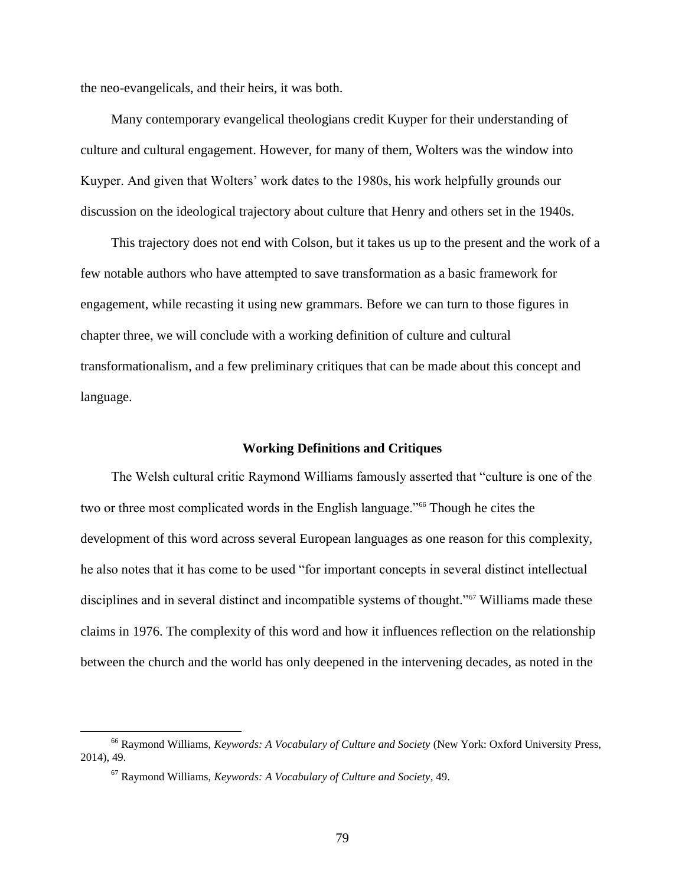the neo-evangelicals, and their heirs, it was both.

Many contemporary evangelical theologians credit Kuyper for their understanding of culture and cultural engagement. However, for many of them, Wolters was the window into Kuyper. And given that Wolters' work dates to the 1980s, his work helpfully grounds our discussion on the ideological trajectory about culture that Henry and others set in the 1940s.

This trajectory does not end with Colson, but it takes us up to the present and the work of a few notable authors who have attempted to save transformation as a basic framework for engagement, while recasting it using new grammars. Before we can turn to those figures in chapter three, we will conclude with a working definition of culture and cultural transformationalism, and a few preliminary critiques that can be made about this concept and language.

### Working Definitions and Critiques

The Welsh cultural critic Raymond Williams famously asserted that "culture is one of the two or three most complicated words in the English language."[66] Though he cites the development of this word across several European languages as one reason for this complexity, he also notes that it has come to be used "for important concepts in several distinct intellectual disciplines and in several distinct and incompatible systems of thought."[67] Williams made these claims in 1976. The complexity of this word and how it influences reflection on the relationship between the church and the world has only deepened in the intervening decades, as noted in the

---

[66] Raymond Williams, *Keywords: A Vocabulary of Culture and Society* (New York: Oxford University Press, 2014), 49.

[67] Raymond Williams, *Keywords: A Vocabulary of Culture and Society*, 49.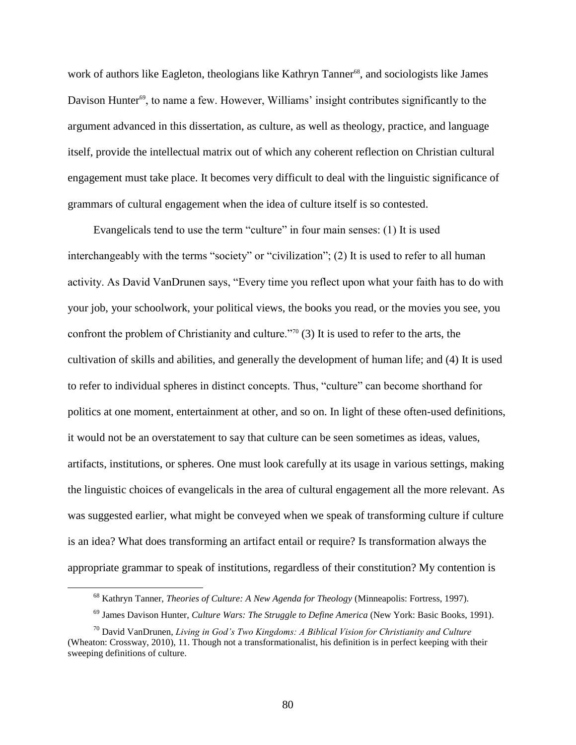work of authors like Eagleton, theologians like Kathryn Tanner[68], and sociologists like James Davison Hunter[69], to name a few. However, Williams' insight contributes significantly to the argument advanced in this dissertation, as culture, as well as theology, practice, and language itself, provide the intellectual matrix out of which any coherent reflection on Christian cultural engagement must take place. It becomes very difficult to deal with the linguistic significance of grammars of cultural engagement when the idea of culture itself is so contested.

Evangelicals tend to use the term "culture" in four main senses: (1) It is used interchangeably with the terms "society" or "civilization"; (2) It is used to refer to all human activity. As David VanDrunen says, "Every time you reflect upon what your faith has to do with your job, your schoolwork, your political views, the books you read, or the movies you see, you confront the problem of Christianity and culture."[70] (3) It is used to refer to the arts, the cultivation of skills and abilities, and generally the development of human life; and (4) It is used to refer to individual spheres in distinct concepts. Thus, "culture" can become shorthand for politics at one moment, entertainment at other, and so on. In light of these often-used definitions, it would not be an overstatement to say that culture can be seen sometimes as ideas, values, artifacts, institutions, or spheres. One must look carefully at its usage in various settings, making the linguistic choices of evangelicals in the area of cultural engagement all the more relevant. As was suggested earlier, what might be conveyed when we speak of transforming culture if culture is an idea? What does transforming an artifact entail or require? Is transformation always the appropriate grammar to speak of institutions, regardless of their constitution? My contention is

---

[68] Kathryn Tanner, *Theories of Culture: A New Agenda for Theology* (Minneapolis: Fortress, 1997).

[69] James Davison Hunter, *Culture Wars: The Struggle to Define America* (New York: Basic Books, 1991).

[70] David VanDrunen, *Living in God's Two Kingdoms: A Biblical Vision for Christianity and Culture* (Wheaton: Crossway, 2010), 11. Though not a transformationalist, his definition is in perfect keeping with their sweeping definitions of culture.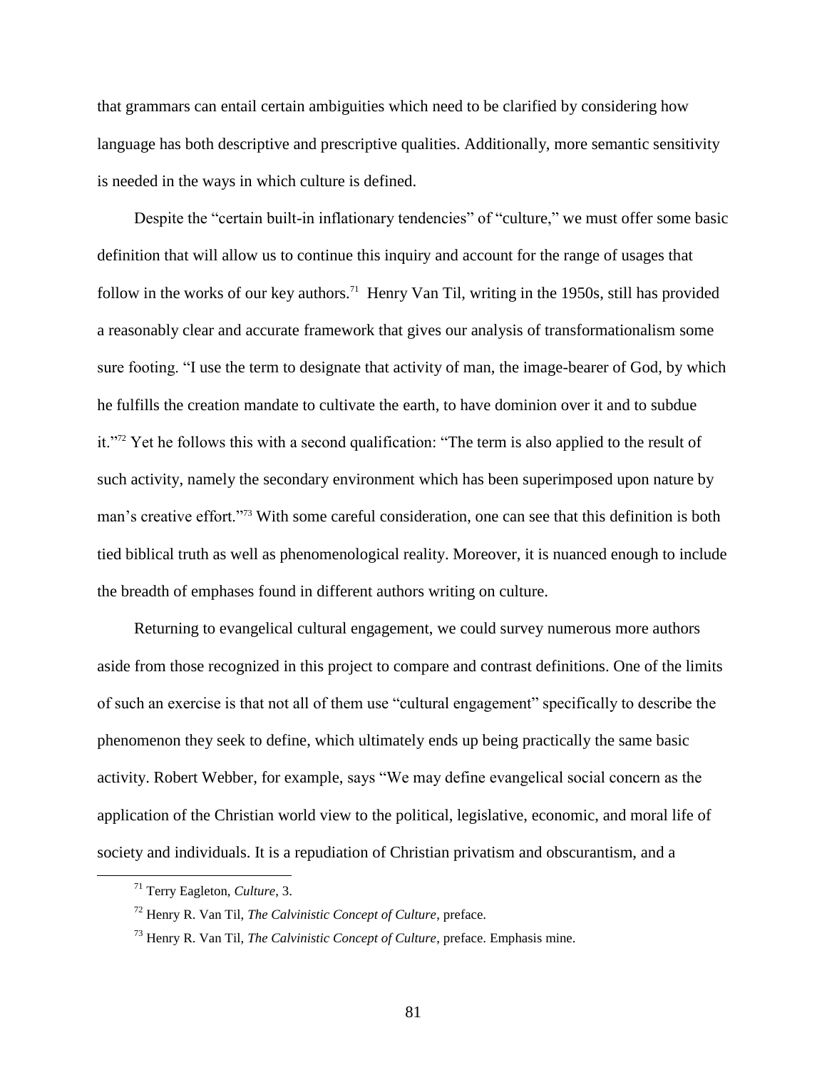that grammars can entail certain ambiguities which need to be clarified by considering how language has both descriptive and prescriptive qualities. Additionally, more semantic sensitivity is needed in the ways in which culture is defined.

Despite the "certain built-in inflationary tendencies" of "culture," we must offer some basic definition that will allow us to continue this inquiry and account for the range of usages that follow in the works of our key authors.[71] Henry Van Til, writing in the 1950s, still has provided a reasonably clear and accurate framework that gives our analysis of transformationalism some sure footing. "I use the term to designate that activity of man, the image-bearer of God, by which he fulfills the creation mandate to cultivate the earth, to have dominion over it and to subdue it."[72] Yet he follows this with a second qualification: "The term is also applied to the result of such activity, namely the secondary environment which has been superimposed upon nature by man's creative effort."[73] With some careful consideration, one can see that this definition is both tied biblical truth as well as phenomenological reality. Moreover, it is nuanced enough to include the breadth of emphases found in different authors writing on culture.

Returning to evangelical cultural engagement, we could survey numerous more authors aside from those recognized in this project to compare and contrast definitions. One of the limits of such an exercise is that not all of them use "cultural engagement" specifically to describe the phenomenon they seek to define, which ultimately ends up being practically the same basic activity. Robert Webber, for example, says "We may define evangelical social concern as the application of the Christian world view to the political, legislative, economic, and moral life of society and individuals. It is a repudiation of Christian privatism and obscurantism, and a

[71] Terry Eagleton, *Culture*, 3.

[72] Henry R. Van Til, *The Calvinistic Concept of Culture*, preface.

[73] Henry R. Van Til, *The Calvinistic Concept of Culture*, preface. Emphasis mine.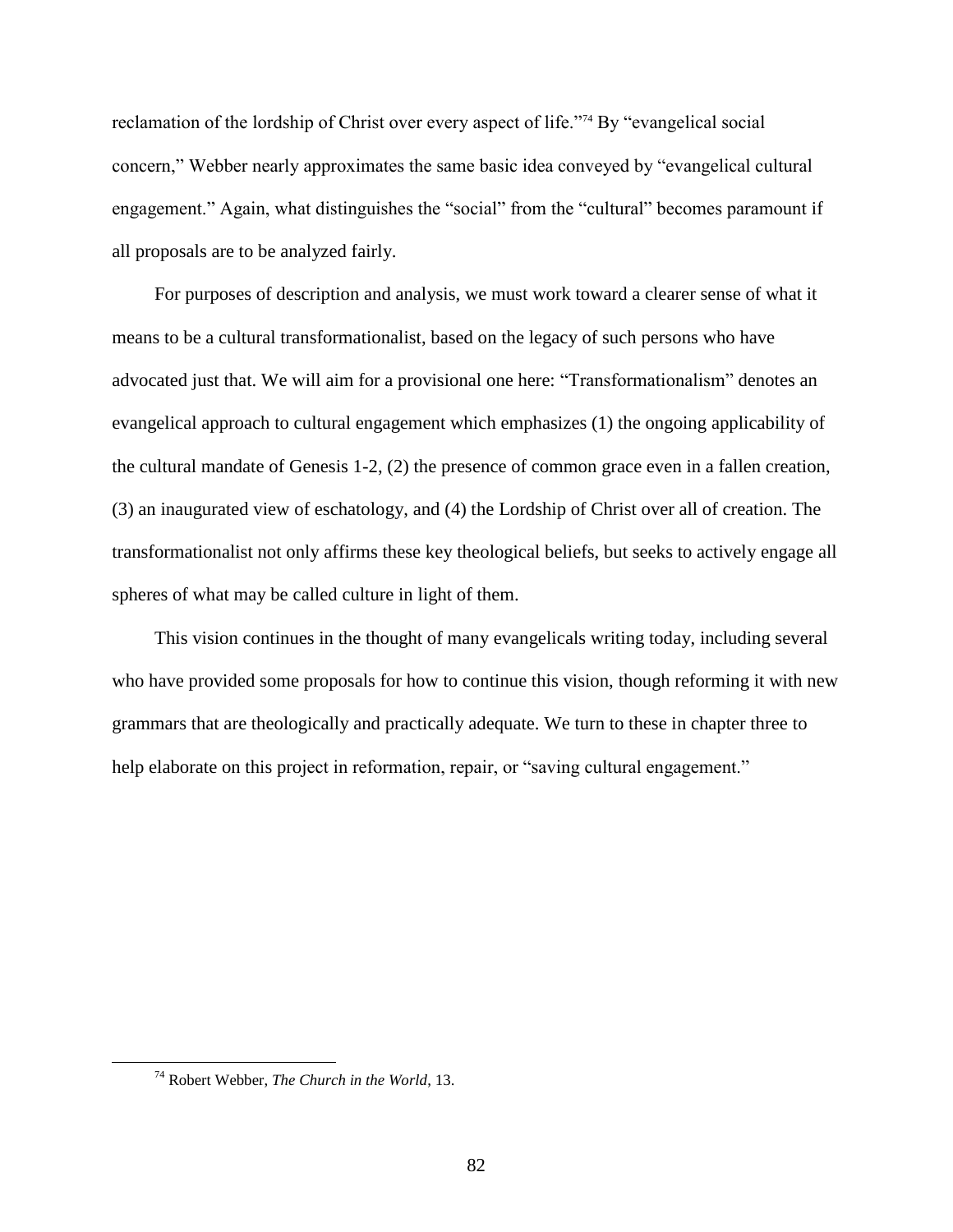reclamation of the lordship of Christ over every aspect of life."[74] By "evangelical social concern," Webber nearly approximates the same basic idea conveyed by "evangelical cultural engagement." Again, what distinguishes the "social" from the "cultural" becomes paramount if all proposals are to be analyzed fairly.

For purposes of description and analysis, we must work toward a clearer sense of what it means to be a cultural transformationalist, based on the legacy of such persons who have advocated just that. We will aim for a provisional one here: "Transformationalism" denotes an evangelical approach to cultural engagement which emphasizes (1) the ongoing applicability of the cultural mandate of Genesis 1-2, (2) the presence of common grace even in a fallen creation, (3) an inaugurated view of eschatology, and (4) the Lordship of Christ over all of creation. The transformationalist not only affirms these key theological beliefs, but seeks to actively engage all spheres of what may be called culture in light of them.

This vision continues in the thought of many evangelicals writing today, including several who have provided some proposals for how to continue this vision, though reforming it with new grammars that are theologically and practically adequate. We turn to these in chapter three to help elaborate on this project in reformation, repair, or "saving cultural engagement."

[74] Robert Webber, *The Church in the World*, 13.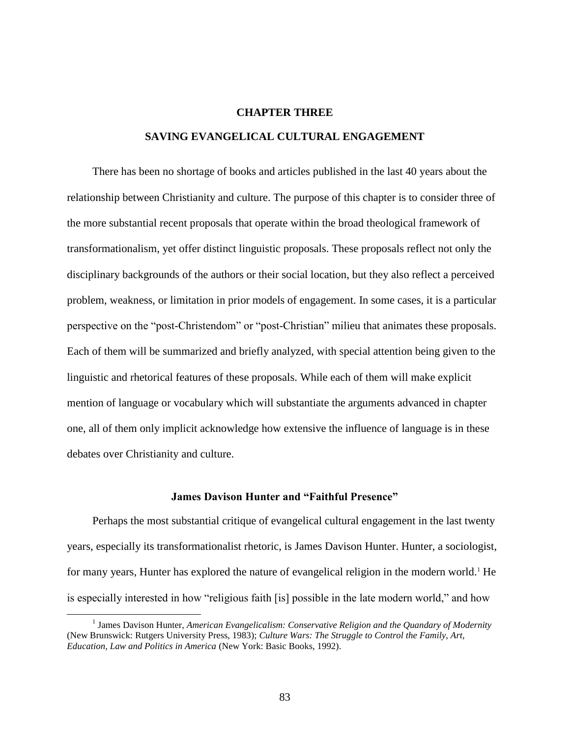# CHAPTER THREE

# SAVING EVANGELICAL CULTURAL ENGAGEMENT

There has been no shortage of books and articles published in the last 40 years about the relationship between Christianity and culture. The purpose of this chapter is to consider three of the more substantial recent proposals that operate within the broad theological framework of transformationalism, yet offer distinct linguistic proposals. These proposals reflect not only the disciplinary backgrounds of the authors or their social location, but they also reflect a perceived problem, weakness, or limitation in prior models of engagement. In some cases, it is a particular perspective on the "post-Christendom" or "post-Christian" milieu that animates these proposals. Each of them will be summarized and briefly analyzed, with special attention being given to the linguistic and rhetorical features of these proposals. While each of them will make explicit mention of language or vocabulary which will substantiate the arguments advanced in chapter one, all of them only implicit acknowledge how extensive the influence of language is in these debates over Christianity and culture.

## James Davison Hunter and "Faithful Presence"

Perhaps the most substantial critique of evangelical cultural engagement in the last twenty years, especially its transformationalist rhetoric, is James Davison Hunter. Hunter, a sociologist, for many years, Hunter has explored the nature of evangelical religion in the modern world.[1] He is especially interested in how "religious faith [is] possible in the late modern world," and how

---

[1] James Davison Hunter, *American Evangelicalism: Conservative Religion and the Quandary of Modernity* (New Brunswick: Rutgers University Press, 1983); *Culture Wars: The Struggle to Control the Family, Art, Education, Law and Politics in America* (New York: Basic Books, 1992).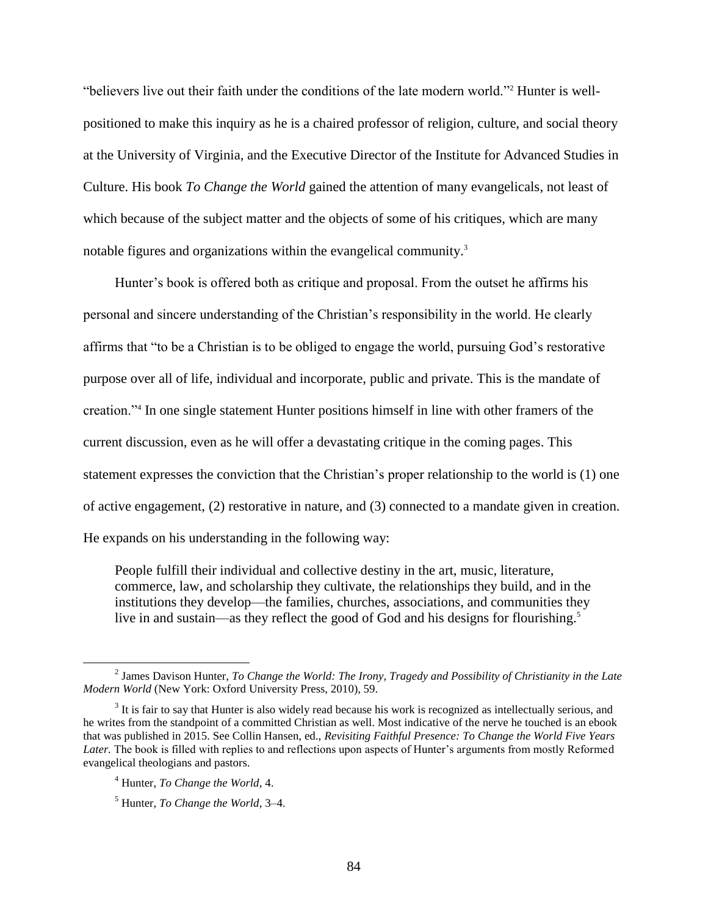"believers live out their faith under the conditions of the late modern world."[2] Hunter is well-positioned to make this inquiry as he is a chaired professor of religion, culture, and social theory at the University of Virginia, and the Executive Director of the Institute for Advanced Studies in Culture. His book *To Change the World* gained the attention of many evangelicals, not least of which because of the subject matter and the objects of some of his critiques, which are many notable figures and organizations within the evangelical community.[3]

Hunter's book is offered both as critique and proposal. From the outset he affirms his personal and sincere understanding of the Christian's responsibility in the world. He clearly affirms that "to be a Christian is to be obliged to engage the world, pursuing God's restorative purpose over all of life, individual and incorporate, public and private. This is the mandate of creation."[4] In one single statement Hunter positions himself in line with other framers of the current discussion, even as he will offer a devastating critique in the coming pages. This statement expresses the conviction that the Christian's proper relationship to the world is (1) one of active engagement, (2) restorative in nature, and (3) connected to a mandate given in creation. He expands on his understanding in the following way:

> People fulfill their individual and collective destiny in the art, music, literature, commerce, law, and scholarship they cultivate, the relationships they build, and in the institutions they develop—the families, churches, associations, and communities they live in and sustain—as they reflect the good of God and his designs for flourishing.[5]

---

[2] James Davison Hunter, *To Change the World: The Irony, Tragedy and Possibility of Christianity in the Late Modern World* (New York: Oxford University Press, 2010), 59.

[3] It is fair to say that Hunter is also widely read because his work is recognized as intellectually serious, and he writes from the standpoint of a committed Christian as well. Most indicative of the nerve he touched is an ebook that was published in 2015. See Collin Hansen, ed., *Revisiting Faithful Presence: To Change the World Five Years Later.* The book is filled with replies to and reflections upon aspects of Hunter's arguments from mostly Reformed evangelical theologians and pastors.

[4] Hunter, *To Change the World*, 4.

[5] Hunter, *To Change the World*, 3–4.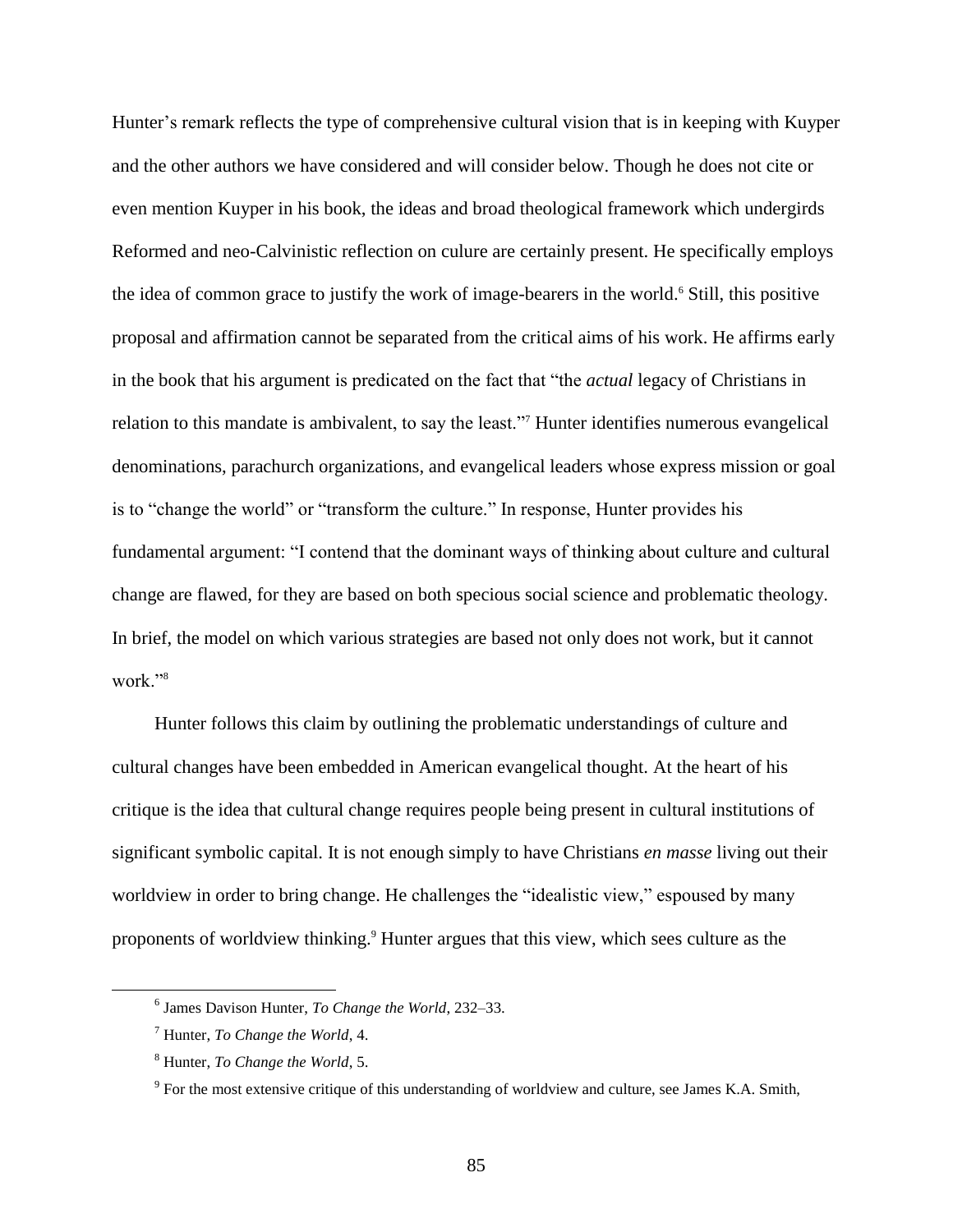Hunter's remark reflects the type of comprehensive cultural vision that is in keeping with Kuyper and the other authors we have considered and will consider below. Though he does not cite or even mention Kuyper in his book, the ideas and broad theological framework which undergirds Reformed and neo-Calvinistic reflection on culure are certainly present. He specifically employs the idea of common grace to justify the work of image-bearers in the world.[6] Still, this positive proposal and affirmation cannot be separated from the critical aims of his work. He affirms early in the book that his argument is predicated on the fact that "the *actual* legacy of Christians in relation to this mandate is ambivalent, to say the least."[7] Hunter identifies numerous evangelical denominations, parachurch organizations, and evangelical leaders whose express mission or goal is to "change the world" or "transform the culture." In response, Hunter provides his fundamental argument: "I contend that the dominant ways of thinking about culture and cultural change are flawed, for they are based on both specious social science and problematic theology. In brief, the model on which various strategies are based not only does not work, but it cannot work."[8]

Hunter follows this claim by outlining the problematic understandings of culture and cultural changes have been embedded in American evangelical thought. At the heart of his critique is the idea that cultural change requires people being present in cultural institutions of significant symbolic capital. It is not enough simply to have Christians *en masse* living out their worldview in order to bring change. He challenges the "idealistic view," espoused by many proponents of worldview thinking.[9] Hunter argues that this view, which sees culture as the

[6] James Davison Hunter, *To Change the World*, 232–33.

[7] Hunter, *To Change the World*, 4.

[8] Hunter, *To Change the World*, 5.

[9] For the most extensive critique of this understanding of worldview and culture, see James K.A. Smith,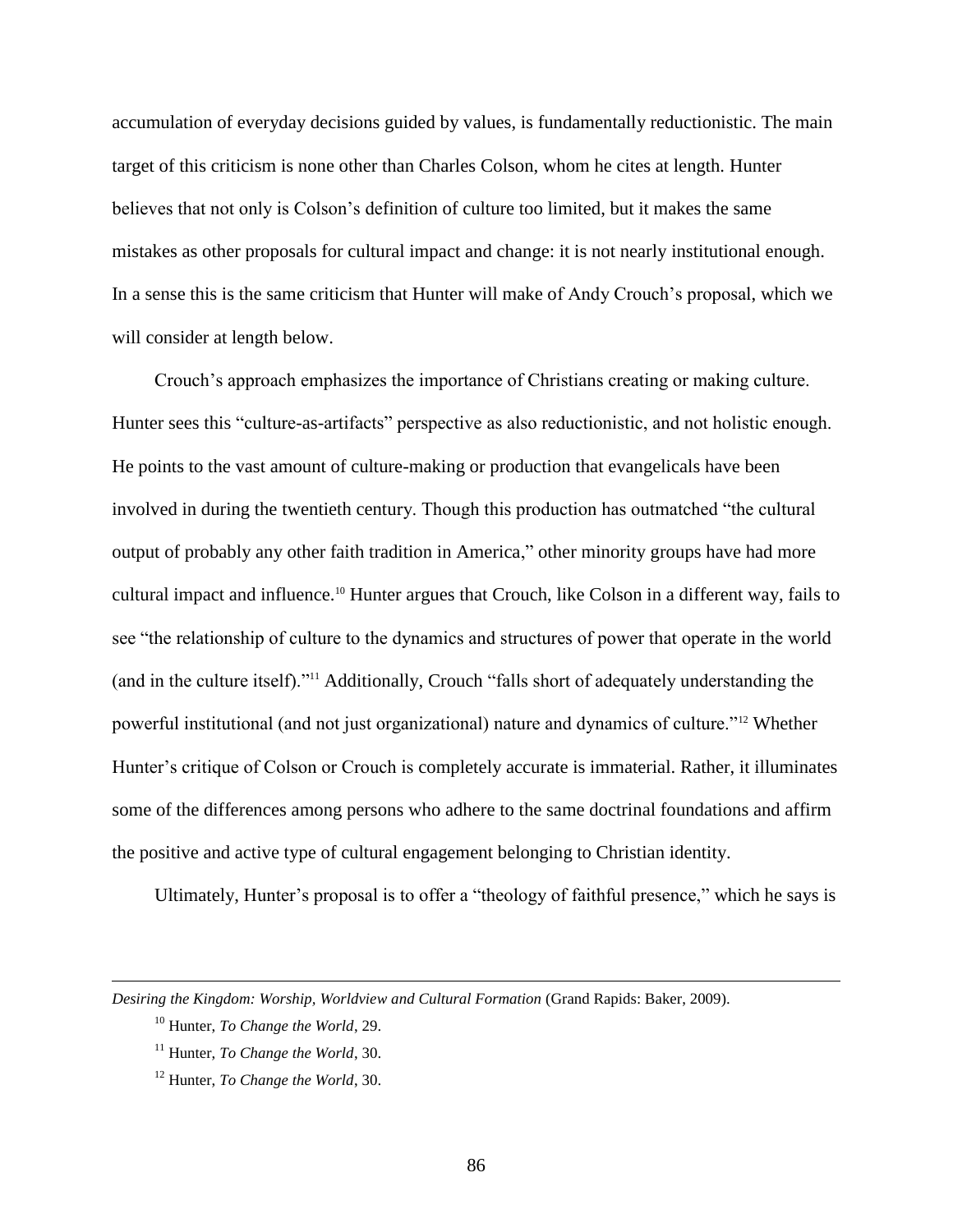accumulation of everyday decisions guided by values, is fundamentally reductionistic. The main target of this criticism is none other than Charles Colson, whom he cites at length. Hunter believes that not only is Colson's definition of culture too limited, but it makes the same mistakes as other proposals for cultural impact and change: it is not nearly institutional enough. In a sense this is the same criticism that Hunter will make of Andy Crouch's proposal, which we will consider at length below.

Crouch's approach emphasizes the importance of Christians creating or making culture. Hunter sees this "culture-as-artifacts" perspective as also reductionistic, and not holistic enough. He points to the vast amount of culture-making or production that evangelicals have been involved in during the twentieth century. Though this production has outmatched "the cultural output of probably any other faith tradition in America," other minority groups have had more cultural impact and influence.[10] Hunter argues that Crouch, like Colson in a different way, fails to see "the relationship of culture to the dynamics and structures of power that operate in the world (and in the culture itself)."[11] Additionally, Crouch "falls short of adequately understanding the powerful institutional (and not just organizational) nature and dynamics of culture."[12] Whether Hunter's critique of Colson or Crouch is completely accurate is immaterial. Rather, it illuminates some of the differences among persons who adhere to the same doctrinal foundations and affirm the positive and active type of cultural engagement belonging to Christian identity.

Ultimately, Hunter's proposal is to offer a "theology of faithful presence," which he says is

---

*Desiring the Kingdom: Worship, Worldview and Cultural Formation* (Grand Rapids: Baker, 2009).

[10] Hunter, *To Change the World*, 29.

[11] Hunter, *To Change the World*, 30.

[12] Hunter, *To Change the World*, 30.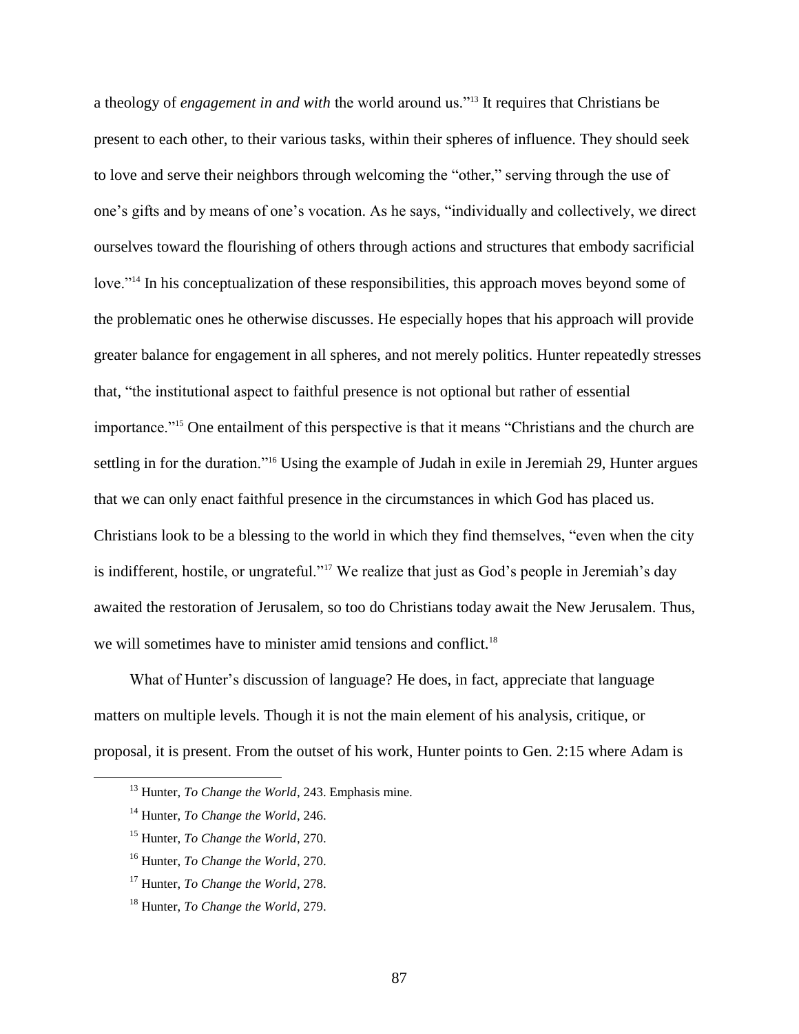a theology of *engagement in and with* the world around us."[13] It requires that Christians be present to each other, to their various tasks, within their spheres of influence. They should seek to love and serve their neighbors through welcoming the "other," serving through the use of one's gifts and by means of one's vocation. As he says, "individually and collectively, we direct ourselves toward the flourishing of others through actions and structures that embody sacrificial love."[14] In his conceptualization of these responsibilities, this approach moves beyond some of the problematic ones he otherwise discusses. He especially hopes that his approach will provide greater balance for engagement in all spheres, and not merely politics. Hunter repeatedly stresses that, "the institutional aspect to faithful presence is not optional but rather of essential importance."[15] One entailment of this perspective is that it means "Christians and the church are settling in for the duration."[16] Using the example of Judah in exile in Jeremiah 29, Hunter argues that we can only enact faithful presence in the circumstances in which God has placed us. Christians look to be a blessing to the world in which they find themselves, "even when the city is indifferent, hostile, or ungrateful."[17] We realize that just as God's people in Jeremiah's day awaited the restoration of Jerusalem, so too do Christians today await the New Jerusalem. Thus, we will sometimes have to minister amid tensions and conflict.[18]

What of Hunter's discussion of language? He does, in fact, appreciate that language matters on multiple levels. Though it is not the main element of his analysis, critique, or proposal, it is present. From the outset of his work, Hunter points to Gen. 2:15 where Adam is

---

[13] Hunter, *To Change the World*, 243. Emphasis mine.

[14] Hunter, *To Change the World*, 246.

[15] Hunter, *To Change the World*, 270.

[16] Hunter, *To Change the World*, 270.

[17] Hunter, *To Change the World*, 278.

[18] Hunter, *To Change the World*, 279.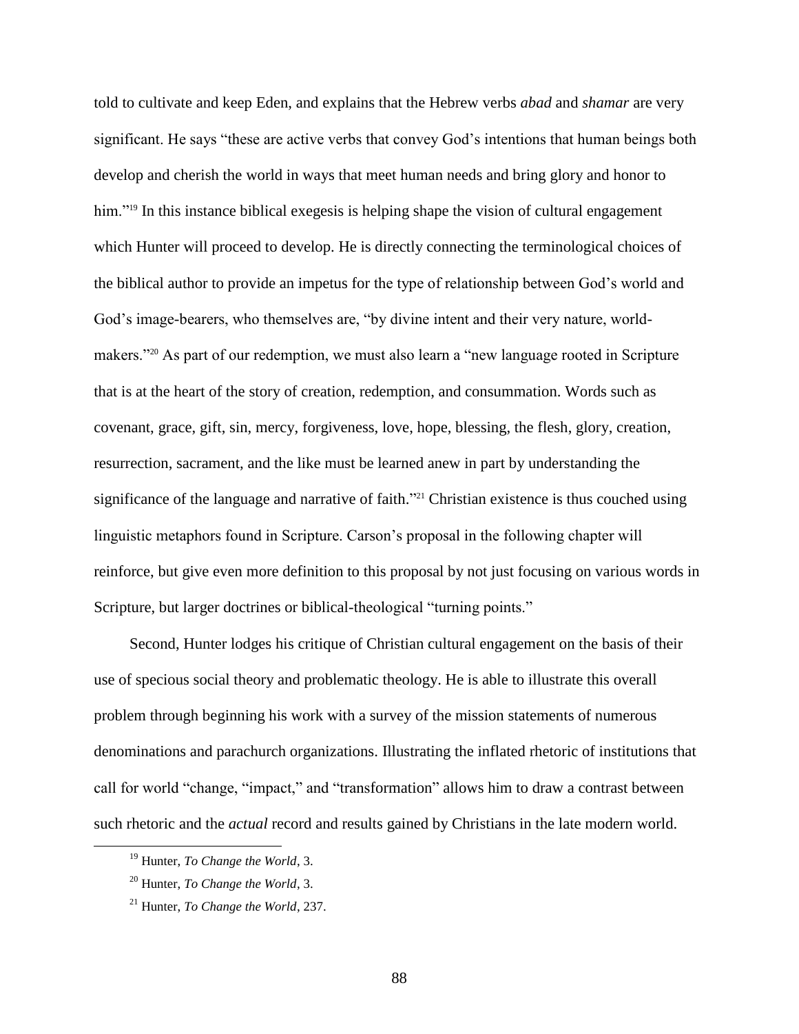told to cultivate and keep Eden, and explains that the Hebrew verbs *abad* and *shamar* are very significant. He says "these are active verbs that convey God's intentions that human beings both develop and cherish the world in ways that meet human needs and bring glory and honor to him."[19] In this instance biblical exegesis is helping shape the vision of cultural engagement which Hunter will proceed to develop. He is directly connecting the terminological choices of the biblical author to provide an impetus for the type of relationship between God's world and God's image-bearers, who themselves are, "by divine intent and their very nature, world-makers."[20] As part of our redemption, we must also learn a "new language rooted in Scripture that is at the heart of the story of creation, redemption, and consummation. Words such as covenant, grace, gift, sin, mercy, forgiveness, love, hope, blessing, the flesh, glory, creation, resurrection, sacrament, and the like must be learned anew in part by understanding the significance of the language and narrative of faith."[21] Christian existence is thus couched using linguistic metaphors found in Scripture. Carson's proposal in the following chapter will reinforce, but give even more definition to this proposal by not just focusing on various words in Scripture, but larger doctrines or biblical-theological "turning points."

Second, Hunter lodges his critique of Christian cultural engagement on the basis of their use of specious social theory and problematic theology. He is able to illustrate this overall problem through beginning his work with a survey of the mission statements of numerous denominations and parachurch organizations. Illustrating the inflated rhetoric of institutions that call for world "change, "impact," and "transformation" allows him to draw a contrast between such rhetoric and the *actual* record and results gained by Christians in the late modern world.

---

[19] Hunter, *To Change the World*, 3.

[20] Hunter, *To Change the World*, 3.

[21] Hunter, *To Change the World*, 237.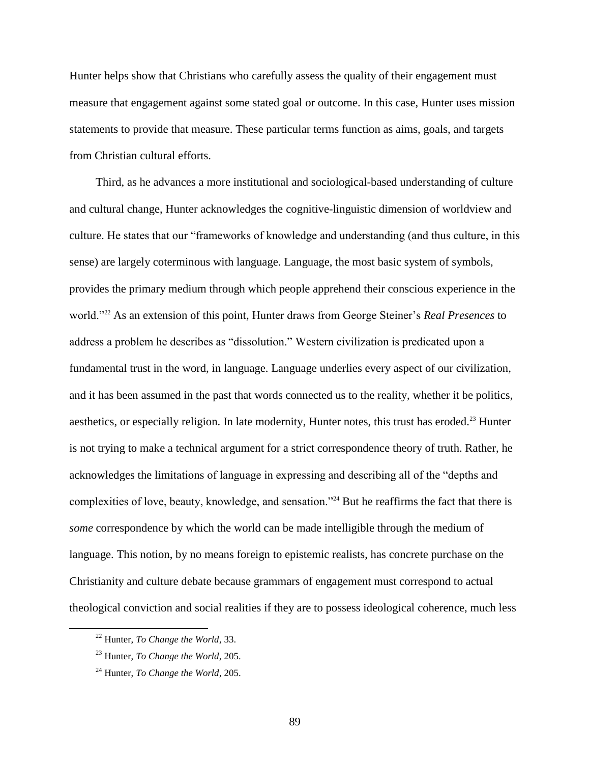Hunter helps show that Christians who carefully assess the quality of their engagement must measure that engagement against some stated goal or outcome. In this case, Hunter uses mission statements to provide that measure. These particular terms function as aims, goals, and targets from Christian cultural efforts.

Third, as he advances a more institutional and sociological-based understanding of culture and cultural change, Hunter acknowledges the cognitive-linguistic dimension of worldview and culture. He states that our "frameworks of knowledge and understanding (and thus culture, in this sense) are largely coterminous with language. Language, the most basic system of symbols, provides the primary medium through which people apprehend their conscious experience in the world."[22] As an extension of this point, Hunter draws from George Steiner's *Real Presences* to address a problem he describes as "dissolution." Western civilization is predicated upon a fundamental trust in the word, in language. Language underlies every aspect of our civilization, and it has been assumed in the past that words connected us to the reality, whether it be politics, aesthetics, or especially religion. In late modernity, Hunter notes, this trust has eroded.[23] Hunter is not trying to make a technical argument for a strict correspondence theory of truth. Rather, he acknowledges the limitations of language in expressing and describing all of the "depths and complexities of love, beauty, knowledge, and sensation."[24] But he reaffirms the fact that there is *some* correspondence by which the world can be made intelligible through the medium of language. This notion, by no means foreign to epistemic realists, has concrete purchase on the Christianity and culture debate because grammars of engagement must correspond to actual theological conviction and social realities if they are to possess ideological coherence, much less

---

[22] Hunter, *To Change the World*, 33.

[23] Hunter, *To Change the World*, 205.

[24] Hunter, *To Change the World*, 205.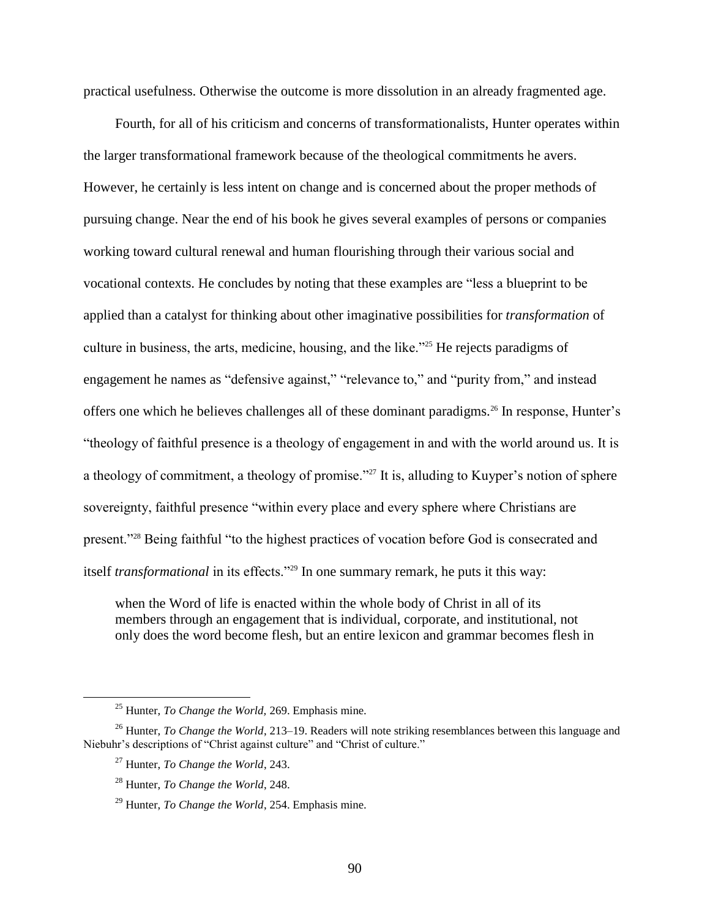practical usefulness. Otherwise the outcome is more dissolution in an already fragmented age.

Fourth, for all of his criticism and concerns of transformationalists, Hunter operates within the larger transformational framework because of the theological commitments he avers. However, he certainly is less intent on change and is concerned about the proper methods of pursuing change. Near the end of his book he gives several examples of persons or companies working toward cultural renewal and human flourishing through their various social and vocational contexts. He concludes by noting that these examples are "less a blueprint to be applied than a catalyst for thinking about other imaginative possibilities for *transformation* of culture in business, the arts, medicine, housing, and the like."[25] He rejects paradigms of engagement he names as "defensive against," "relevance to," and "purity from," and instead offers one which he believes challenges all of these dominant paradigms.[26] In response, Hunter's "theology of faithful presence is a theology of engagement in and with the world around us. It is a theology of commitment, a theology of promise."[27] It is, alluding to Kuyper's notion of sphere sovereignty, faithful presence "within every place and every sphere where Christians are present."[28] Being faithful "to the highest practices of vocation before God is consecrated and itself *transformational* in its effects."[29] In one summary remark, he puts it this way:

> when the Word of life is enacted within the whole body of Christ in all of its members through an engagement that is individual, corporate, and institutional, not only does the word become flesh, but an entire lexicon and grammar becomes flesh in

---

[25] Hunter, *To Change the World,* 269. Emphasis mine.

[26] Hunter, *To Change the World*, 213–19. Readers will note striking resemblances between this language and Niebuhr's descriptions of "Christ against culture" and "Christ of culture."

[27] Hunter, *To Change the World*, 243.

[28] Hunter, *To Change the World*, 248.

[29] Hunter, *To Change the World*, 254. Emphasis mine.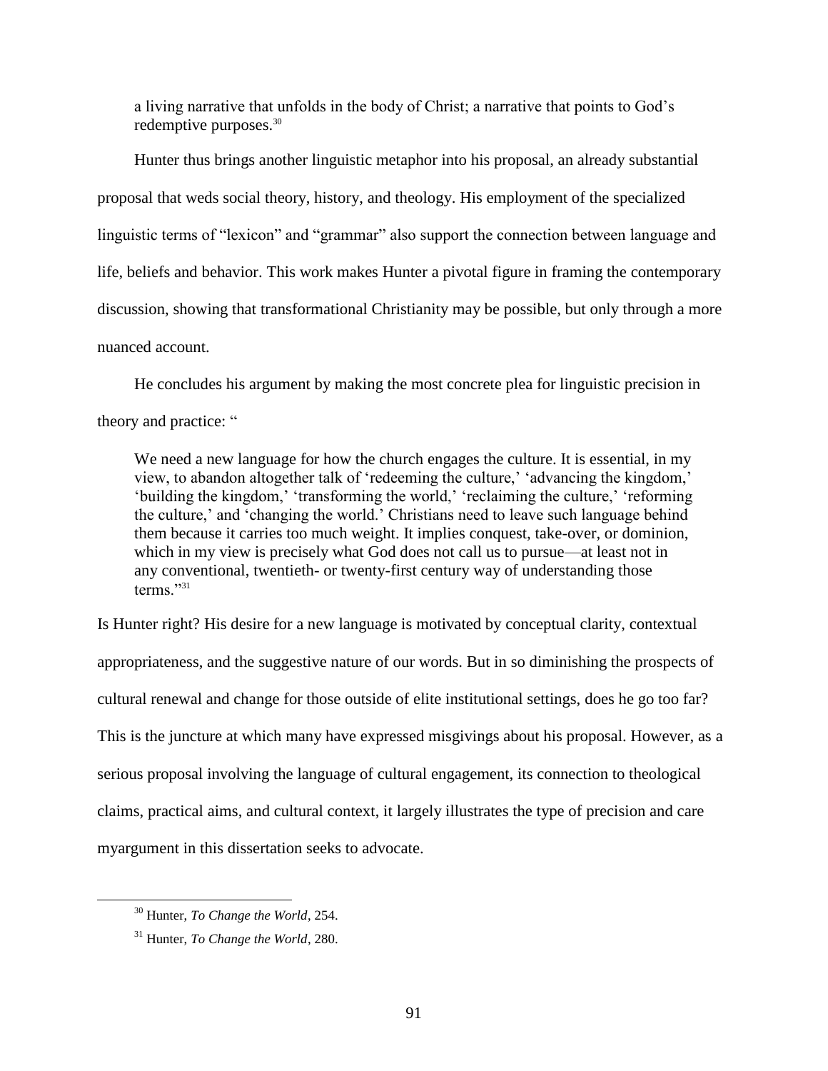a living narrative that unfolds in the body of Christ; a narrative that points to God's redemptive purposes.[30]

Hunter thus brings another linguistic metaphor into his proposal, an already substantial proposal that weds social theory, history, and theology. His employment of the specialized linguistic terms of "lexicon" and "grammar" also support the connection between language and life, beliefs and behavior. This work makes Hunter a pivotal figure in framing the contemporary discussion, showing that transformational Christianity may be possible, but only through a more nuanced account.

He concludes his argument by making the most concrete plea for linguistic precision in theory and practice: "

> We need a new language for how the church engages the culture. It is essential, in my view, to abandon altogether talk of 'redeeming the culture,' 'advancing the kingdom,' 'building the kingdom,' 'transforming the world,' 'reclaiming the culture,' 'reforming the culture,' and 'changing the world.' Christians need to leave such language behind them because it carries too much weight. It implies conquest, take-over, or dominion, which in my view is precisely what God does not call us to pursue—at least not in any conventional, twentieth- or twenty-first century way of understanding those terms."[31]

Is Hunter right? His desire for a new language is motivated by conceptual clarity, contextual appropriateness, and the suggestive nature of our words. But in so diminishing the prospects of cultural renewal and change for those outside of elite institutional settings, does he go too far? This is the juncture at which many have expressed misgivings about his proposal. However, as a serious proposal involving the language of cultural engagement, its connection to theological claims, practical aims, and cultural context, it largely illustrates the type of precision and care myargument in this dissertation seeks to advocate.

[30] Hunter, *To Change the World*, 254.

[31] Hunter, *To Change the World*, 280.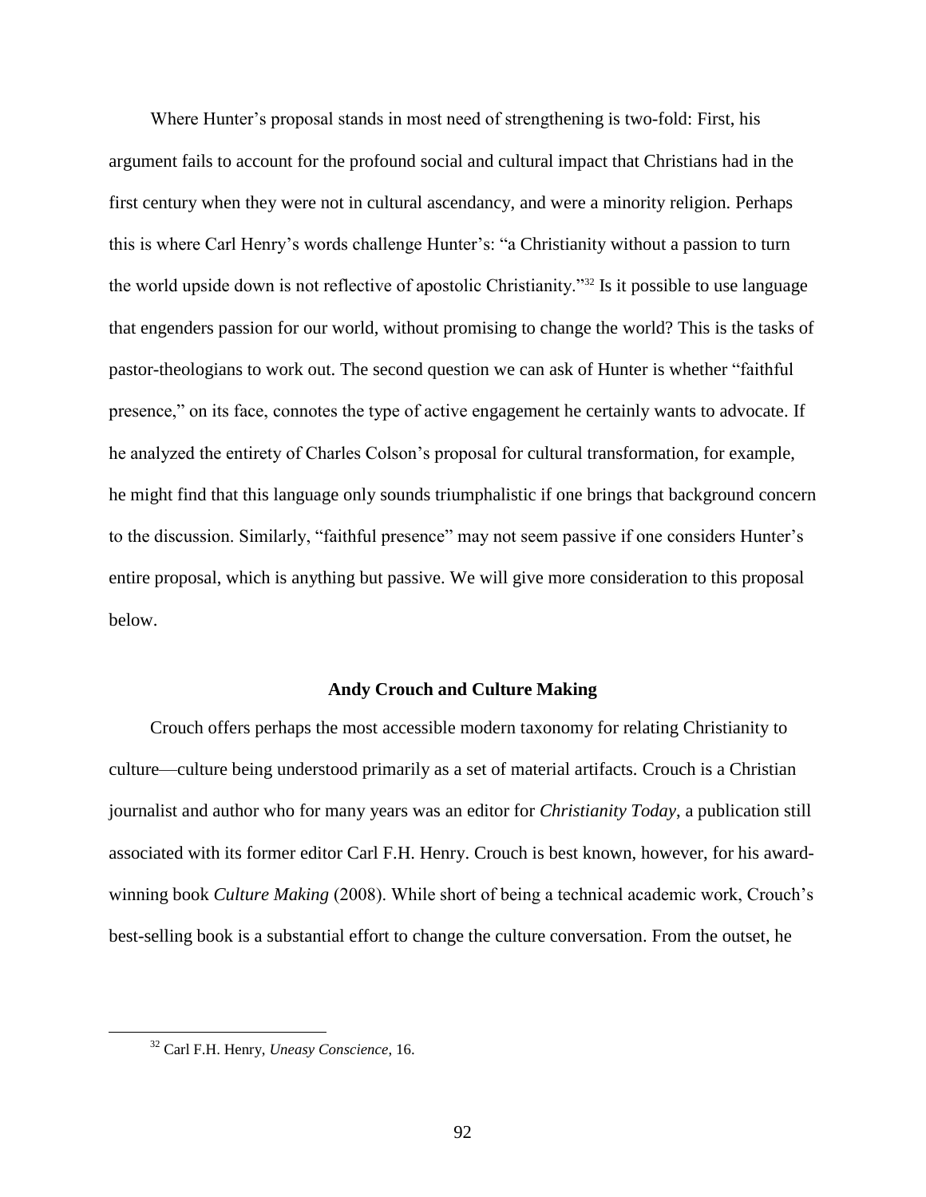Where Hunter's proposal stands in most need of strengthening is two-fold: First, his argument fails to account for the profound social and cultural impact that Christians had in the first century when they were not in cultural ascendancy, and were a minority religion. Perhaps this is where Carl Henry's words challenge Hunter's: "a Christianity without a passion to turn the world upside down is not reflective of apostolic Christianity."[32] Is it possible to use language that engenders passion for our world, without promising to change the world? This is the tasks of pastor-theologians to work out. The second question we can ask of Hunter is whether "faithful presence," on its face, connotes the type of active engagement he certainly wants to advocate. If he analyzed the entirety of Charles Colson's proposal for cultural transformation, for example, he might find that this language only sounds triumphalistic if one brings that background concern to the discussion. Similarly, "faithful presence" may not seem passive if one considers Hunter's entire proposal, which is anything but passive. We will give more consideration to this proposal below.

### Andy Crouch and Culture Making

Crouch offers perhaps the most accessible modern taxonomy for relating Christianity to culture—culture being understood primarily as a set of material artifacts. Crouch is a Christian journalist and author who for many years was an editor for *Christianity Today*, a publication still associated with its former editor Carl F.H. Henry. Crouch is best known, however, for his award-winning book *Culture Making* (2008). While short of being a technical academic work, Crouch's best-selling book is a substantial effort to change the culture conversation. From the outset, he

---

[32] Carl F.H. Henry, *Uneasy Conscience*, 16.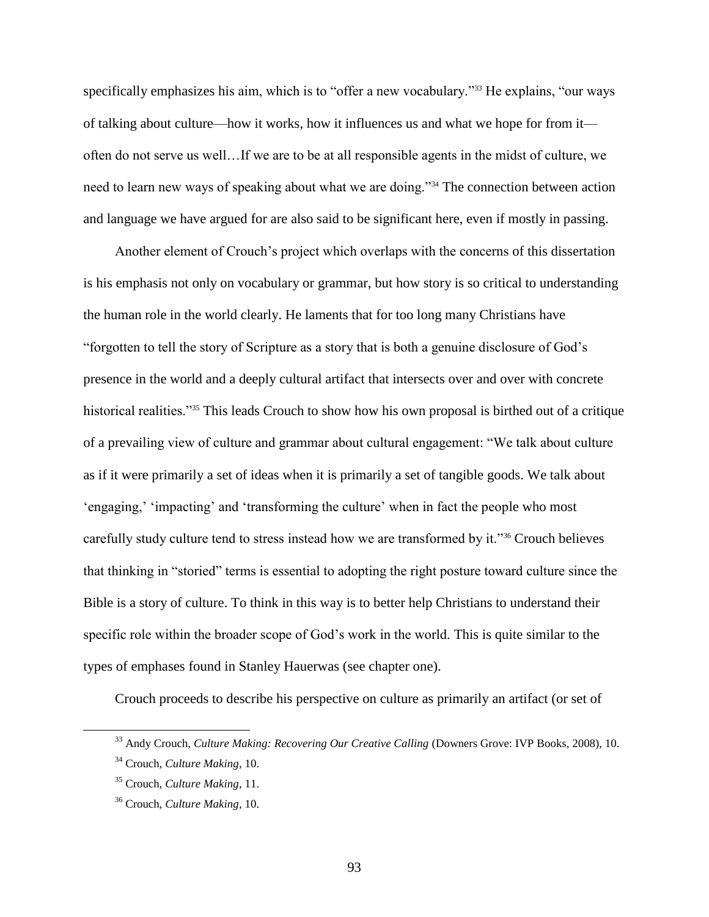specifically emphasizes his aim, which is to "offer a new vocabulary."[33] He explains, "our ways of talking about culture—how it works, how it influences us and what we hope for from it—often do not serve us well…If we are to be at all responsible agents in the midst of culture, we need to learn new ways of speaking about what we are doing."[34] The connection between action and language we have argued for are also said to be significant here, even if mostly in passing.

Another element of Crouch's project which overlaps with the concerns of this dissertation is his emphasis not only on vocabulary or grammar, but how story is so critical to understanding the human role in the world clearly. He laments that for too long many Christians have "forgotten to tell the story of Scripture as a story that is both a genuine disclosure of God's presence in the world and a deeply cultural artifact that intersects over and over with concrete historical realities."[35] This leads Crouch to show how his own proposal is birthed out of a critique of a prevailing view of culture and grammar about cultural engagement: "We talk about culture as if it were primarily a set of ideas when it is primarily a set of tangible goods. We talk about 'engaging,' 'impacting' and 'transforming the culture' when in fact the people who most carefully study culture tend to stress instead how we are transformed by it."[36] Crouch believes that thinking in "storied" terms is essential to adopting the right posture toward culture since the Bible is a story of culture. To think in this way is to better help Christians to understand their specific role within the broader scope of God's work in the world. This is quite similar to the types of emphases found in Stanley Hauerwas (see chapter one).

Crouch proceeds to describe his perspective on culture as primarily an artifact (or set of

---

[33] Andy Crouch, *Culture Making: Recovering Our Creative Calling* (Downers Grove: IVP Books, 2008), 10.

[34] Crouch, *Culture Making*, 10.

[35] Crouch, *Culture Making*, 11.

[36] Crouch, *Culture Making*, 10.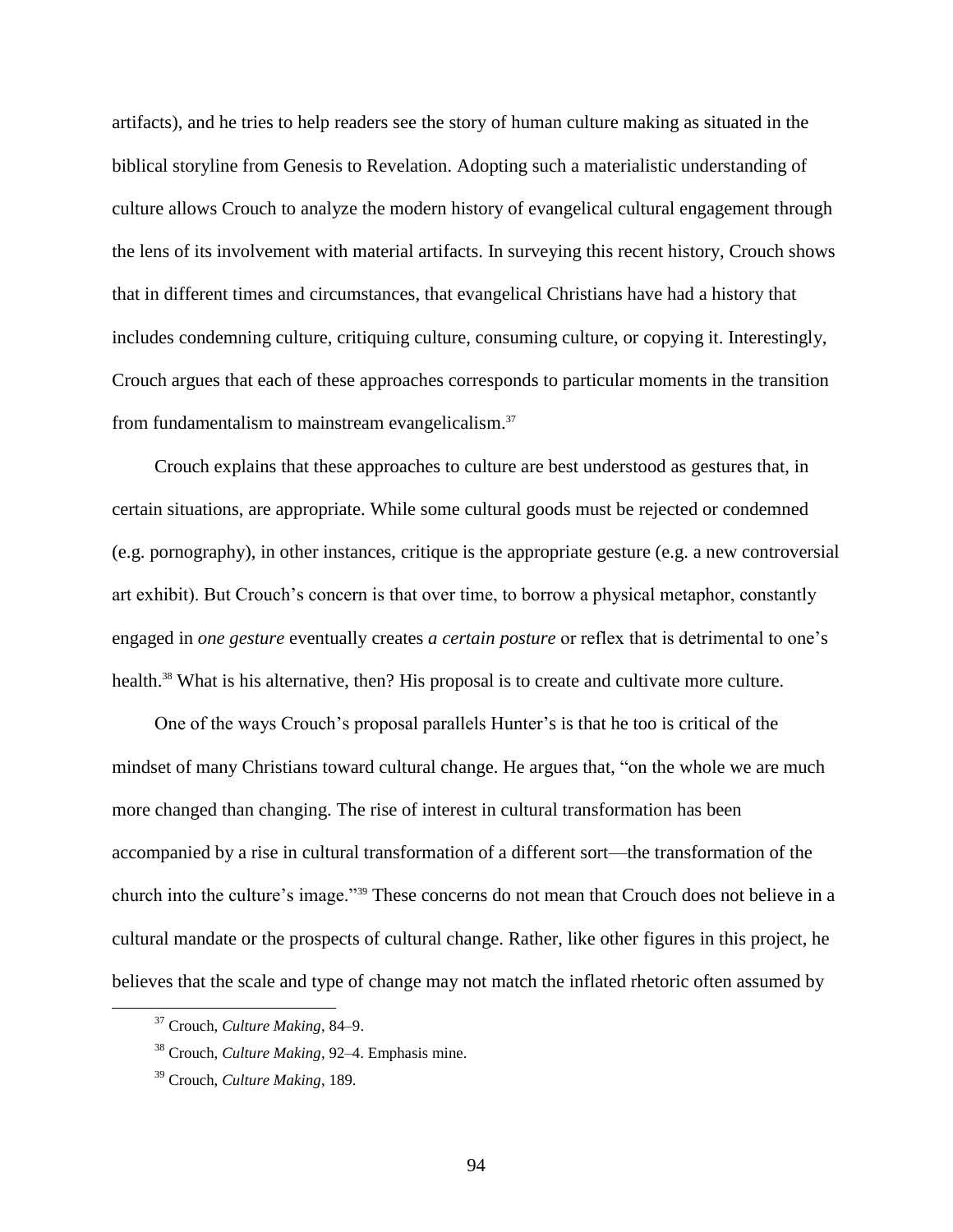artifacts), and he tries to help readers see the story of human culture making as situated in the biblical storyline from Genesis to Revelation. Adopting such a materialistic understanding of culture allows Crouch to analyze the modern history of evangelical cultural engagement through the lens of its involvement with material artifacts. In surveying this recent history, Crouch shows that in different times and circumstances, that evangelical Christians have had a history that includes condemning culture, critiquing culture, consuming culture, or copying it. Interestingly, Crouch argues that each of these approaches corresponds to particular moments in the transition from fundamentalism to mainstream evangelicalism.[37]

Crouch explains that these approaches to culture are best understood as gestures that, in certain situations, are appropriate. While some cultural goods must be rejected or condemned (e.g. pornography), in other instances, critique is the appropriate gesture (e.g. a new controversial art exhibit). But Crouch's concern is that over time, to borrow a physical metaphor, constantly engaged in *one gesture* eventually creates *a certain posture* or reflex that is detrimental to one's health.[38] What is his alternative, then? His proposal is to create and cultivate more culture.

One of the ways Crouch's proposal parallels Hunter's is that he too is critical of the mindset of many Christians toward cultural change. He argues that, "on the whole we are much more changed than changing. The rise of interest in cultural transformation has been accompanied by a rise in cultural transformation of a different sort—the transformation of the church into the culture's image."[39] These concerns do not mean that Crouch does not believe in a cultural mandate or the prospects of cultural change. Rather, like other figures in this project, he believes that the scale and type of change may not match the inflated rhetoric often assumed by

---

[37] Crouch, *Culture Making*, 84–9.

[38] Crouch, *Culture Making*, 92–4. Emphasis mine.

[39] Crouch, *Culture Making*, 189.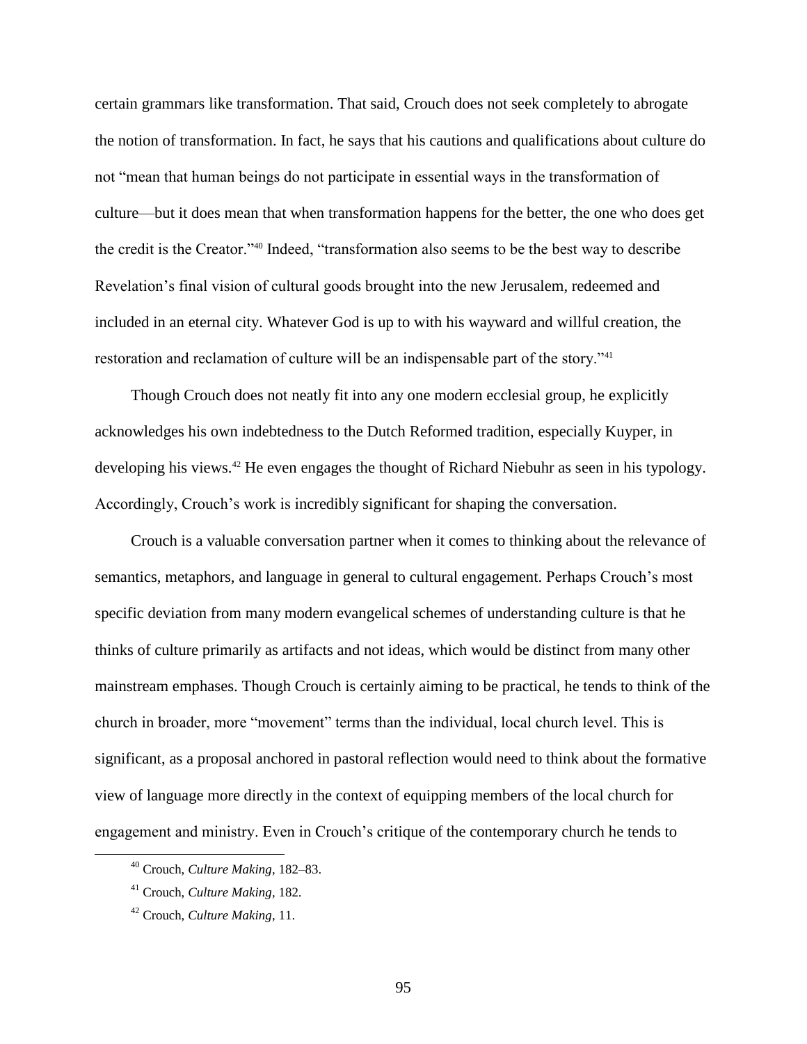certain grammars like transformation. That said, Crouch does not seek completely to abrogate the notion of transformation. In fact, he says that his cautions and qualifications about culture do not "mean that human beings do not participate in essential ways in the transformation of culture—but it does mean that when transformation happens for the better, the one who does get the credit is the Creator."[40] Indeed, "transformation also seems to be the best way to describe Revelation's final vision of cultural goods brought into the new Jerusalem, redeemed and included in an eternal city. Whatever God is up to with his wayward and willful creation, the restoration and reclamation of culture will be an indispensable part of the story."[41]

Though Crouch does not neatly fit into any one modern ecclesial group, he explicitly acknowledges his own indebtedness to the Dutch Reformed tradition, especially Kuyper, in developing his views.[42] He even engages the thought of Richard Niebuhr as seen in his typology. Accordingly, Crouch's work is incredibly significant for shaping the conversation.

Crouch is a valuable conversation partner when it comes to thinking about the relevance of semantics, metaphors, and language in general to cultural engagement. Perhaps Crouch's most specific deviation from many modern evangelical schemes of understanding culture is that he thinks of culture primarily as artifacts and not ideas, which would be distinct from many other mainstream emphases. Though Crouch is certainly aiming to be practical, he tends to think of the church in broader, more "movement" terms than the individual, local church level. This is significant, as a proposal anchored in pastoral reflection would need to think about the formative view of language more directly in the context of equipping members of the local church for engagement and ministry. Even in Crouch's critique of the contemporary church he tends to

---

[40] Crouch, *Culture Making*, 182–83.

[41] Crouch, *Culture Making*, 182.

[42] Crouch, *Culture Making*, 11.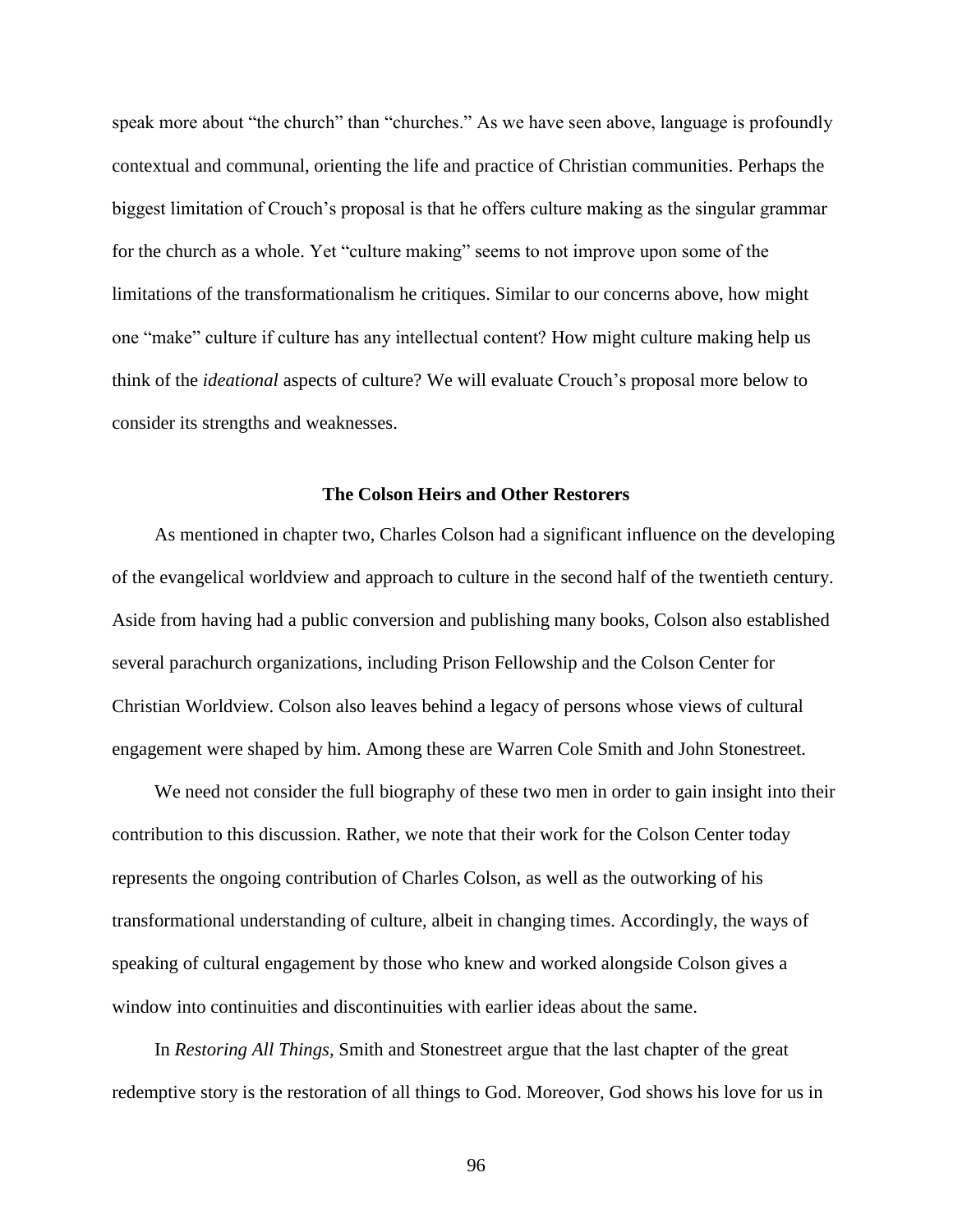speak more about "the church" than "churches." As we have seen above, language is profoundly contextual and communal, orienting the life and practice of Christian communities. Perhaps the biggest limitation of Crouch's proposal is that he offers culture making as the singular grammar for the church as a whole. Yet "culture making" seems to not improve upon some of the limitations of the transformationalism he critiques. Similar to our concerns above, how might one "make" culture if culture has any intellectual content? How might culture making help us think of the *ideational* aspects of culture? We will evaluate Crouch's proposal more below to consider its strengths and weaknesses.

### The Colson Heirs and Other Restorers

As mentioned in chapter two, Charles Colson had a significant influence on the developing of the evangelical worldview and approach to culture in the second half of the twentieth century. Aside from having had a public conversion and publishing many books, Colson also established several parachurch organizations, including Prison Fellowship and the Colson Center for Christian Worldview. Colson also leaves behind a legacy of persons whose views of cultural engagement were shaped by him. Among these are Warren Cole Smith and John Stonestreet.

We need not consider the full biography of these two men in order to gain insight into their contribution to this discussion. Rather, we note that their work for the Colson Center today represents the ongoing contribution of Charles Colson, as well as the outworking of his transformational understanding of culture, albeit in changing times. Accordingly, the ways of speaking of cultural engagement by those who knew and worked alongside Colson gives a window into continuities and discontinuities with earlier ideas about the same.

In *Restoring All Things,* Smith and Stonestreet argue that the last chapter of the great redemptive story is the restoration of all things to God. Moreover, God shows his love for us in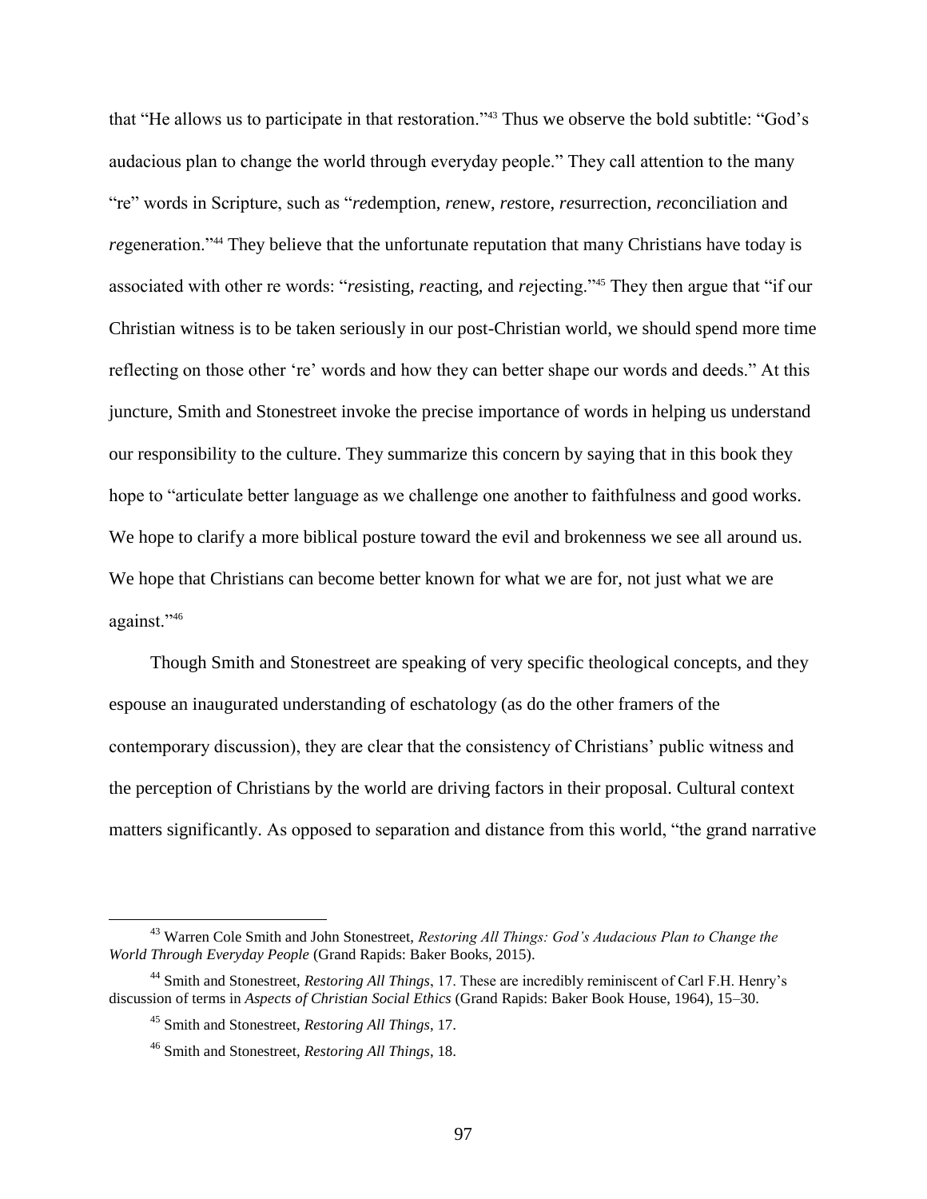that "He allows us to participate in that restoration."[43] Thus we observe the bold subtitle: "God's audacious plan to change the world through everyday people." They call attention to the many "re" words in Scripture, such as "*re*demption, *re*new, *re*store, *re*surrection, *re*conciliation and *re*generation."[44] They believe that the unfortunate reputation that many Christians have today is associated with other re words: "*re*sisting, *re*acting, and *re*jecting."[45] They then argue that "if our Christian witness is to be taken seriously in our post-Christian world, we should spend more time reflecting on those other 're' words and how they can better shape our words and deeds." At this juncture, Smith and Stonestreet invoke the precise importance of words in helping us understand our responsibility to the culture. They summarize this concern by saying that in this book they hope to "articulate better language as we challenge one another to faithfulness and good works. We hope to clarify a more biblical posture toward the evil and brokenness we see all around us. We hope that Christians can become better known for what we are for, not just what we are against."[46]

Though Smith and Stonestreet are speaking of very specific theological concepts, and they espouse an inaugurated understanding of eschatology (as do the other framers of the contemporary discussion), they are clear that the consistency of Christians' public witness and the perception of Christians by the world are driving factors in their proposal. Cultural context matters significantly. As opposed to separation and distance from this world, "the grand narrative

---

[43] Warren Cole Smith and John Stonestreet, *Restoring All Things: God's Audacious Plan to Change the World Through Everyday People* (Grand Rapids: Baker Books, 2015).

[44] Smith and Stonestreet, *Restoring All Things*, 17. These are incredibly reminiscent of Carl F.H. Henry's discussion of terms in *Aspects of Christian Social Ethics* (Grand Rapids: Baker Book House, 1964), 15–30.

[45] Smith and Stonestreet, *Restoring All Things*, 17.

[46] Smith and Stonestreet, *Restoring All Things*, 18.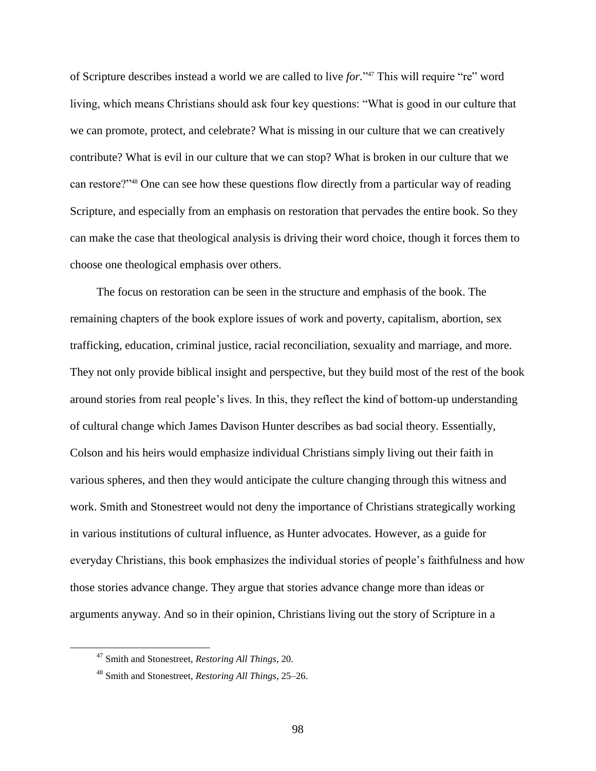of Scripture describes instead a world we are called to live *for*."[47] This will require "re" word living, which means Christians should ask four key questions: "What is good in our culture that we can promote, protect, and celebrate? What is missing in our culture that we can creatively contribute? What is evil in our culture that we can stop? What is broken in our culture that we can restore?"[48] One can see how these questions flow directly from a particular way of reading Scripture, and especially from an emphasis on restoration that pervades the entire book. So they can make the case that theological analysis is driving their word choice, though it forces them to choose one theological emphasis over others.

The focus on restoration can be seen in the structure and emphasis of the book. The remaining chapters of the book explore issues of work and poverty, capitalism, abortion, sex trafficking, education, criminal justice, racial reconciliation, sexuality and marriage, and more. They not only provide biblical insight and perspective, but they build most of the rest of the book around stories from real people's lives. In this, they reflect the kind of bottom-up understanding of cultural change which James Davison Hunter describes as bad social theory. Essentially, Colson and his heirs would emphasize individual Christians simply living out their faith in various spheres, and then they would anticipate the culture changing through this witness and work. Smith and Stonestreet would not deny the importance of Christians strategically working in various institutions of cultural influence, as Hunter advocates. However, as a guide for everyday Christians, this book emphasizes the individual stories of people's faithfulness and how those stories advance change. They argue that stories advance change more than ideas or arguments anyway. And so in their opinion, Christians living out the story of Scripture in a

[47] Smith and Stonestreet, *Restoring All Things*, 20.

[48] Smith and Stonestreet, *Restoring All Things*, 25–26.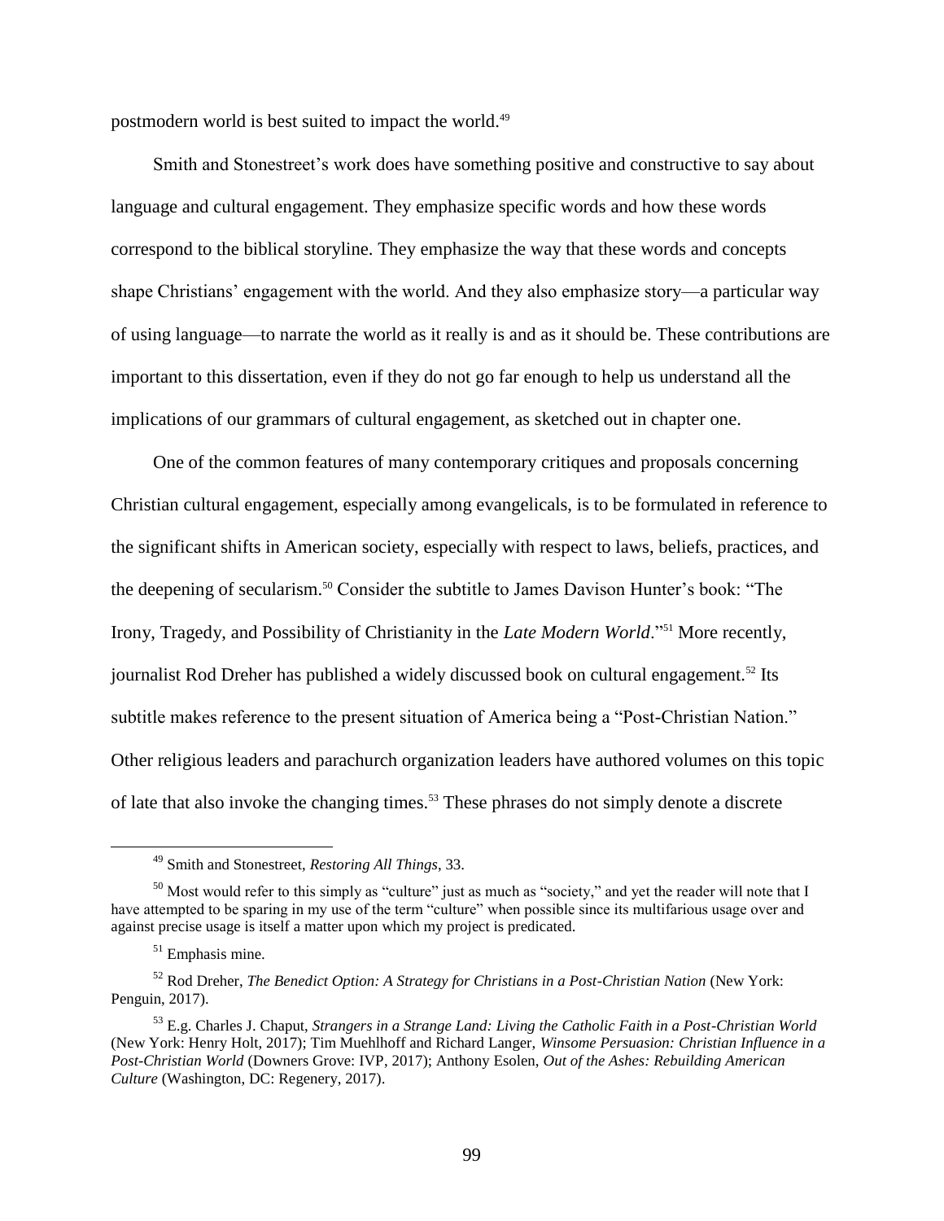postmodern world is best suited to impact the world.[49]

Smith and Stonestreet's work does have something positive and constructive to say about language and cultural engagement. They emphasize specific words and how these words correspond to the biblical storyline. They emphasize the way that these words and concepts shape Christians' engagement with the world. And they also emphasize story—a particular way of using language—to narrate the world as it really is and as it should be. These contributions are important to this dissertation, even if they do not go far enough to help us understand all the implications of our grammars of cultural engagement, as sketched out in chapter one.

One of the common features of many contemporary critiques and proposals concerning Christian cultural engagement, especially among evangelicals, is to be formulated in reference to the significant shifts in American society, especially with respect to laws, beliefs, practices, and the deepening of secularism.[50] Consider the subtitle to James Davison Hunter's book: "The Irony, Tragedy, and Possibility of Christianity in the *Late Modern World*."[51] More recently, journalist Rod Dreher has published a widely discussed book on cultural engagement.[52] Its subtitle makes reference to the present situation of America being a "Post-Christian Nation." Other religious leaders and parachurch organization leaders have authored volumes on this topic of late that also invoke the changing times.[53] These phrases do not simply denote a discrete

---

[49] Smith and Stonestreet, *Restoring All Things*, 33.

[50] Most would refer to this simply as "culture" just as much as "society," and yet the reader will note that I have attempted to be sparing in my use of the term "culture" when possible since its multifarious usage over and against precise usage is itself a matter upon which my project is predicated.

[51] Emphasis mine.

[52] Rod Dreher, *The Benedict Option: A Strategy for Christians in a Post-Christian Nation* (New York: Penguin, 2017).

[53] E.g. Charles J. Chaput, *Strangers in a Strange Land: Living the Catholic Faith in a Post-Christian World* (New York: Henry Holt, 2017); Tim Muehlhoff and Richard Langer, *Winsome Persuasion: Christian Influence in a Post-Christian World* (Downers Grove: IVP, 2017); Anthony Esolen, *Out of the Ashes: Rebuilding American Culture* (Washington, DC: Regenery, 2017).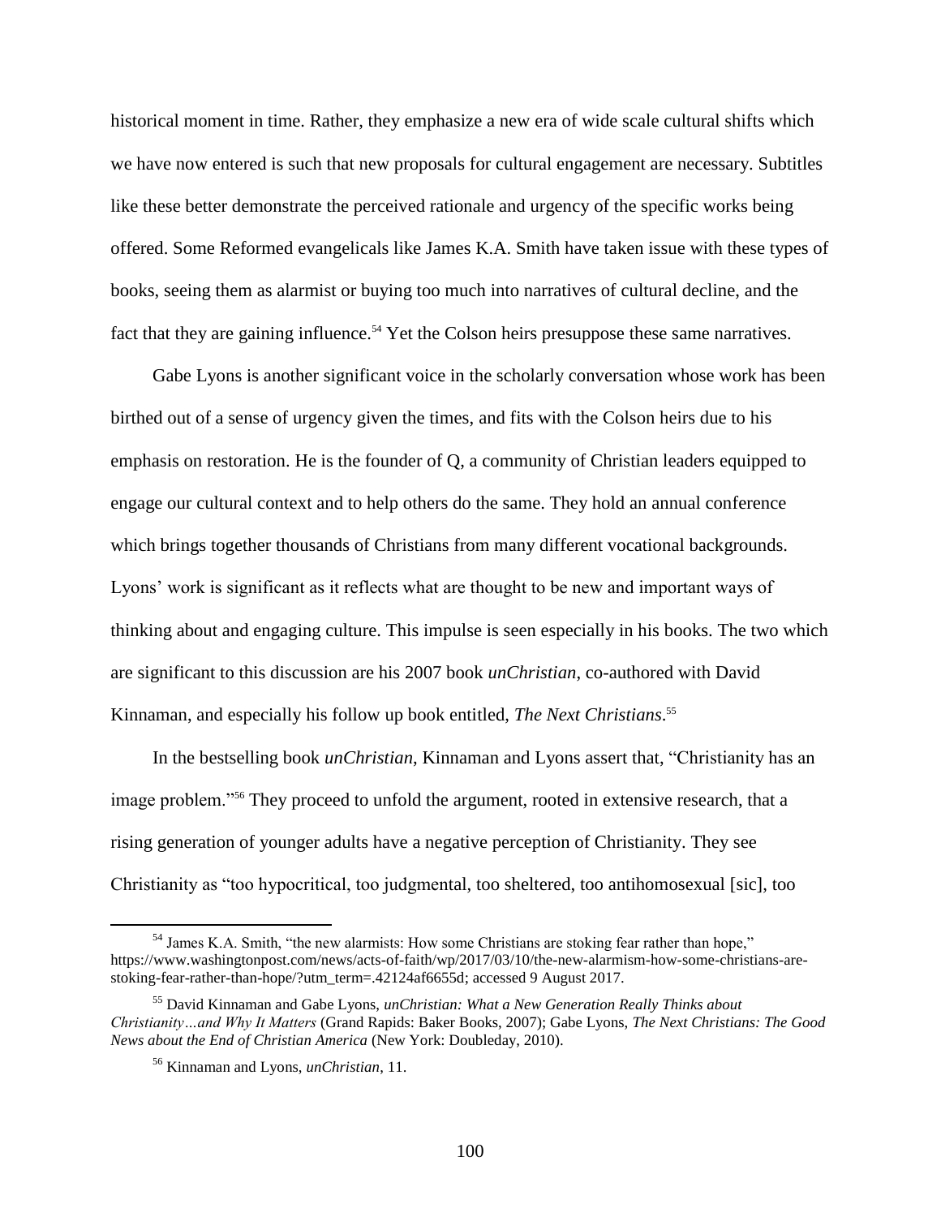historical moment in time. Rather, they emphasize a new era of wide scale cultural shifts which we have now entered is such that new proposals for cultural engagement are necessary. Subtitles like these better demonstrate the perceived rationale and urgency of the specific works being offered. Some Reformed evangelicals like James K.A. Smith have taken issue with these types of books, seeing them as alarmist or buying too much into narratives of cultural decline, and the fact that they are gaining influence.[54] Yet the Colson heirs presuppose these same narratives.

Gabe Lyons is another significant voice in the scholarly conversation whose work has been birthed out of a sense of urgency given the times, and fits with the Colson heirs due to his emphasis on restoration. He is the founder of Q, a community of Christian leaders equipped to engage our cultural context and to help others do the same. They hold an annual conference which brings together thousands of Christians from many different vocational backgrounds. Lyons' work is significant as it reflects what are thought to be new and important ways of thinking about and engaging culture. This impulse is seen especially in his books. The two which are significant to this discussion are his 2007 book *unChristian*, co-authored with David Kinnaman, and especially his follow up book entitled, *The Next Christians*.[55]

In the bestselling book *unChristian*, Kinnaman and Lyons assert that, "Christianity has an image problem."[56] They proceed to unfold the argument, rooted in extensive research, that a rising generation of younger adults have a negative perception of Christianity. They see Christianity as "too hypocritical, too judgmental, too sheltered, too antihomosexual [sic], too

---

[54] James K.A. Smith, "the new alarmists: How some Christians are stoking fear rather than hope," https://www.washingtonpost.com/news/acts-of-faith/wp/2017/03/10/the-new-alarmism-how-some-christians-are-stoking-fear-rather-than-hope/?utm_term=.42124af6655d; accessed 9 August 2017.

[55] David Kinnaman and Gabe Lyons, *unChristian: What a New Generation Really Thinks about Christianity…and Why It Matters* (Grand Rapids: Baker Books, 2007); Gabe Lyons, *The Next Christians: The Good News about the End of Christian America* (New York: Doubleday, 2010).

[56] Kinnaman and Lyons, *unChristian*, 11.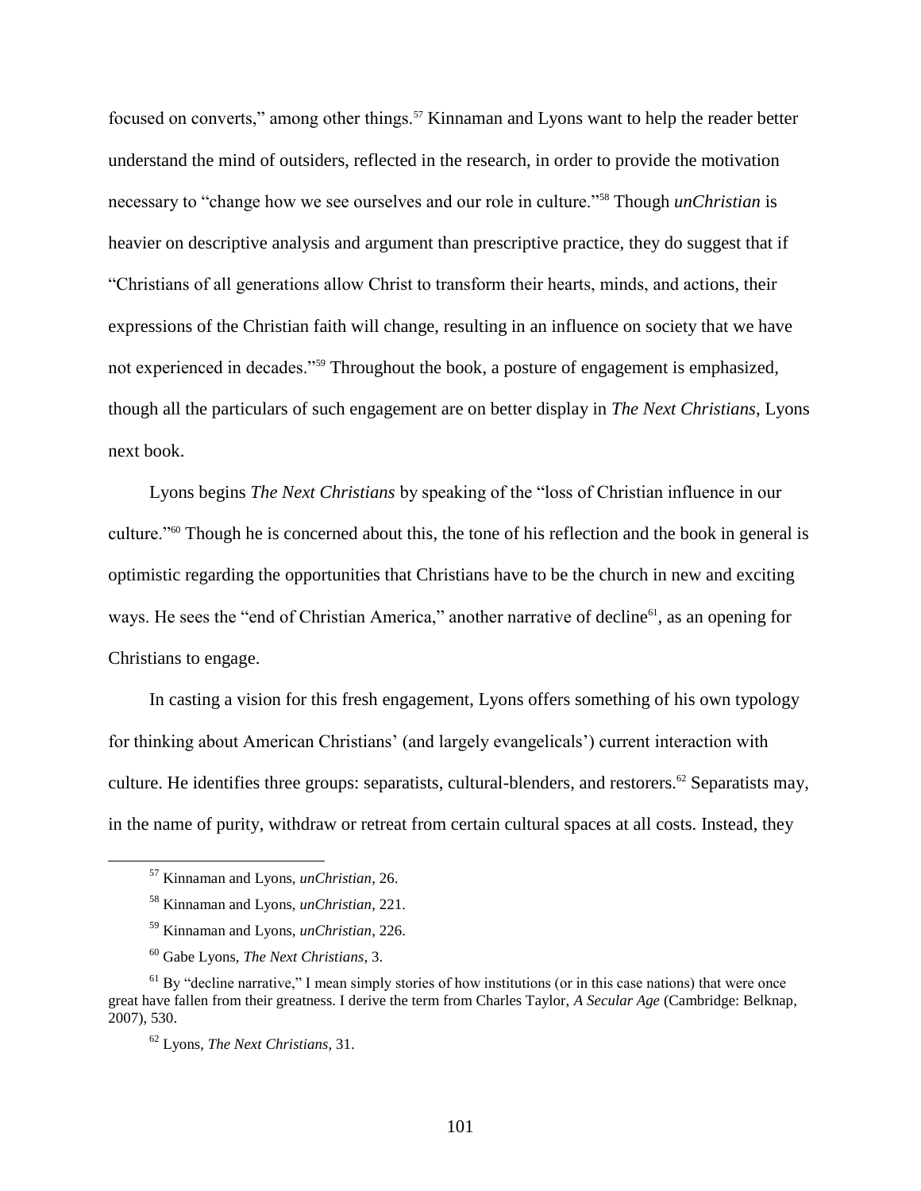focused on converts," among other things.[57] Kinnaman and Lyons want to help the reader better understand the mind of outsiders, reflected in the research, in order to provide the motivation necessary to "change how we see ourselves and our role in culture."[58] Though *unChristian* is heavier on descriptive analysis and argument than prescriptive practice, they do suggest that if "Christians of all generations allow Christ to transform their hearts, minds, and actions, their expressions of the Christian faith will change, resulting in an influence on society that we have not experienced in decades."[59] Throughout the book, a posture of engagement is emphasized, though all the particulars of such engagement are on better display in *The Next Christians*, Lyons next book.

Lyons begins *The Next Christians* by speaking of the "loss of Christian influence in our culture."[60] Though he is concerned about this, the tone of his reflection and the book in general is optimistic regarding the opportunities that Christians have to be the church in new and exciting ways. He sees the "end of Christian America," another narrative of decline[61], as an opening for Christians to engage.

In casting a vision for this fresh engagement, Lyons offers something of his own typology for thinking about American Christians' (and largely evangelicals') current interaction with culture. He identifies three groups: separatists, cultural-blenders, and restorers.[62] Separatists may, in the name of purity, withdraw or retreat from certain cultural spaces at all costs. Instead, they

---

[57] Kinnaman and Lyons, *unChristian*, 26.

[58] Kinnaman and Lyons, *unChristian*, 221.

[59] Kinnaman and Lyons, *unChristian*, 226.

[60] Gabe Lyons, *The Next Christians*, 3.

[61] By "decline narrative," I mean simply stories of how institutions (or in this case nations) that were once great have fallen from their greatness. I derive the term from Charles Taylor, *A Secular Age* (Cambridge: Belknap, 2007), 530.

[62] Lyons, *The Next Christians*, 31.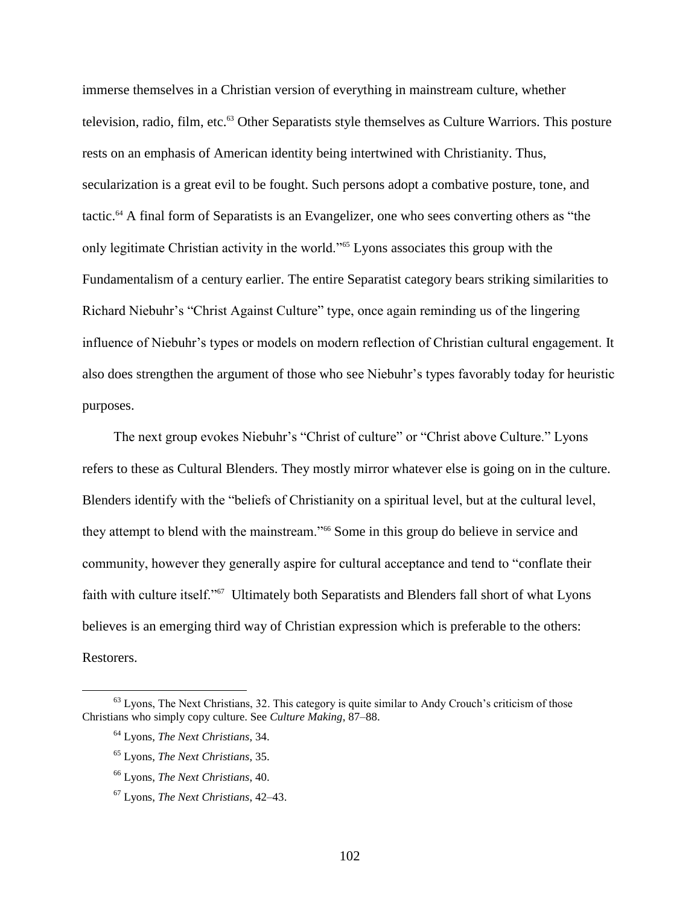immerse themselves in a Christian version of everything in mainstream culture, whether television, radio, film, etc.[63] Other Separatists style themselves as Culture Warriors. This posture rests on an emphasis of American identity being intertwined with Christianity. Thus, secularization is a great evil to be fought. Such persons adopt a combative posture, tone, and tactic.[64] A final form of Separatists is an Evangelizer, one who sees converting others as "the only legitimate Christian activity in the world."[65] Lyons associates this group with the Fundamentalism of a century earlier. The entire Separatist category bears striking similarities to Richard Niebuhr's "Christ Against Culture" type, once again reminding us of the lingering influence of Niebuhr's types or models on modern reflection of Christian cultural engagement. It also does strengthen the argument of those who see Niebuhr's types favorably today for heuristic purposes.

The next group evokes Niebuhr's "Christ of culture" or "Christ above Culture." Lyons refers to these as Cultural Blenders. They mostly mirror whatever else is going on in the culture. Blenders identify with the "beliefs of Christianity on a spiritual level, but at the cultural level, they attempt to blend with the mainstream."[66] Some in this group do believe in service and community, however they generally aspire for cultural acceptance and tend to "conflate their faith with culture itself."[67] Ultimately both Separatists and Blenders fall short of what Lyons believes is an emerging third way of Christian expression which is preferable to the others: Restorers.

---

[63] Lyons, The Next Christians, 32. This category is quite similar to Andy Crouch's criticism of those Christians who simply copy culture. See *Culture Making*, 87–88.

[64] Lyons, *The Next Christians*, 34.

[65] Lyons, *The Next Christians*, 35.

[66] Lyons, *The Next Christians*, 40.

[67] Lyons, *The Next Christians*, 42–43.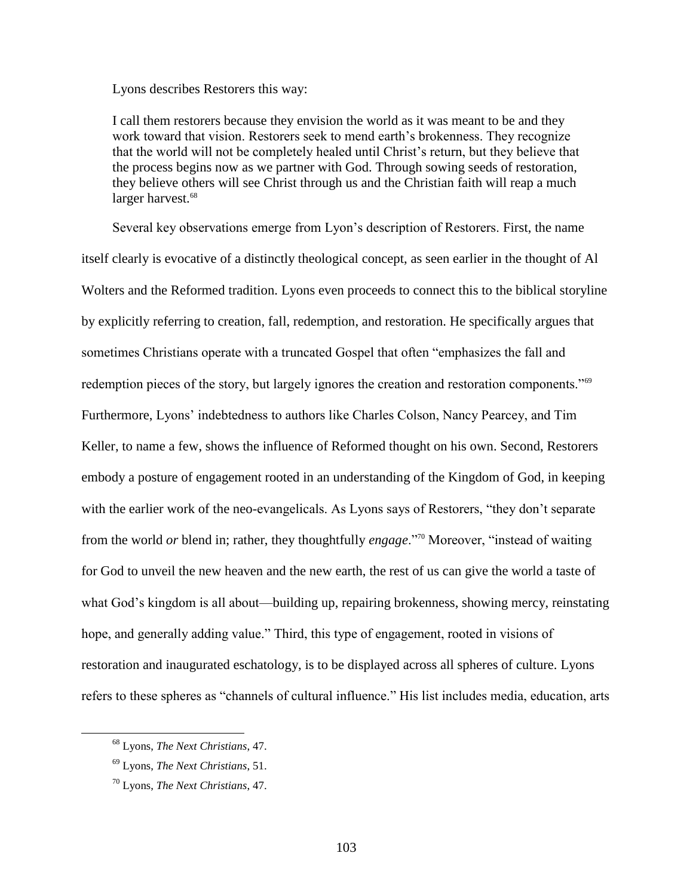Lyons describes Restorers this way:

> I call them restorers because they envision the world as it was meant to be and they work toward that vision. Restorers seek to mend earth's brokenness. They recognize that the world will not be completely healed until Christ's return, but they believe that the process begins now as we partner with God. Through sowing seeds of restoration, they believe others will see Christ through us and the Christian faith will reap a much larger harvest.[68]

Several key observations emerge from Lyon's description of Restorers. First, the name itself clearly is evocative of a distinctly theological concept, as seen earlier in the thought of Al Wolters and the Reformed tradition. Lyons even proceeds to connect this to the biblical storyline by explicitly referring to creation, fall, redemption, and restoration. He specifically argues that sometimes Christians operate with a truncated Gospel that often "emphasizes the fall and redemption pieces of the story, but largely ignores the creation and restoration components."[69] Furthermore, Lyons' indebtedness to authors like Charles Colson, Nancy Pearcey, and Tim Keller, to name a few, shows the influence of Reformed thought on his own. Second, Restorers embody a posture of engagement rooted in an understanding of the Kingdom of God, in keeping with the earlier work of the neo-evangelicals. As Lyons says of Restorers, "they don't separate from the world *or* blend in; rather, they thoughtfully *engage*."[70] Moreover, "instead of waiting for God to unveil the new heaven and the new earth, the rest of us can give the world a taste of what God's kingdom is all about—building up, repairing brokenness, showing mercy, reinstating hope, and generally adding value." Third, this type of engagement, rooted in visions of restoration and inaugurated eschatology, is to be displayed across all spheres of culture. Lyons refers to these spheres as "channels of cultural influence." His list includes media, education, arts

---

[68] Lyons, *The Next Christians*, 47.

[69] Lyons, *The Next Christians*, 51.

[70] Lyons, *The Next Christians*, 47.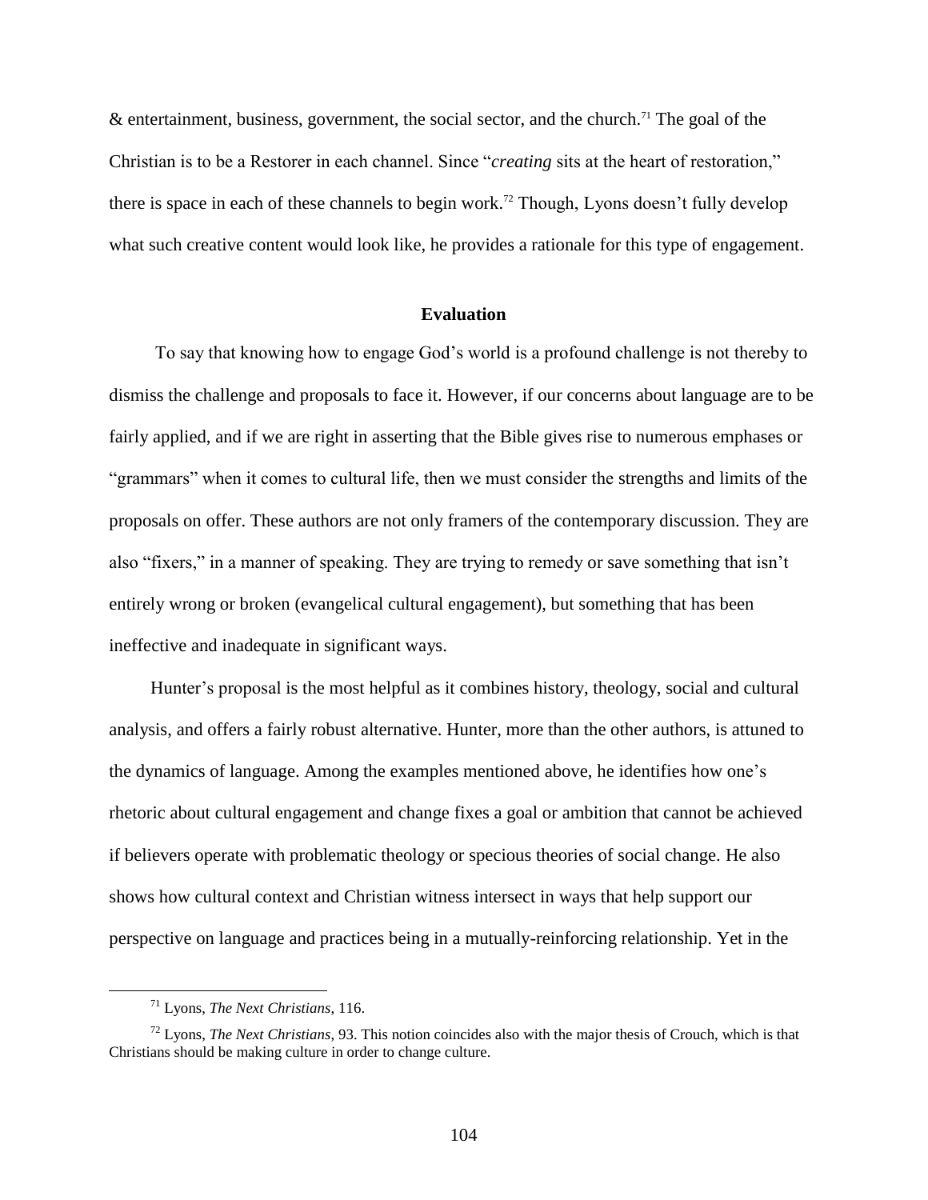& entertainment, business, government, the social sector, and the church.[71] The goal of the Christian is to be a Restorer in each channel. Since "*creating* sits at the heart of restoration," there is space in each of these channels to begin work.[72] Though, Lyons doesn't fully develop what such creative content would look like, he provides a rationale for this type of engagement.

## Evaluation

To say that knowing how to engage God's world is a profound challenge is not thereby to dismiss the challenge and proposals to face it. However, if our concerns about language are to be fairly applied, and if we are right in asserting that the Bible gives rise to numerous emphases or "grammars" when it comes to cultural life, then we must consider the strengths and limits of the proposals on offer. These authors are not only framers of the contemporary discussion. They are also "fixers," in a manner of speaking. They are trying to remedy or save something that isn't entirely wrong or broken (evangelical cultural engagement), but something that has been ineffective and inadequate in significant ways.

Hunter's proposal is the most helpful as it combines history, theology, social and cultural analysis, and offers a fairly robust alternative. Hunter, more than the other authors, is attuned to the dynamics of language. Among the examples mentioned above, he identifies how one's rhetoric about cultural engagement and change fixes a goal or ambition that cannot be achieved if believers operate with problematic theology or specious theories of social change. He also shows how cultural context and Christian witness intersect in ways that help support our perspective on language and practices being in a mutually-reinforcing relationship. Yet in the

---

[71] Lyons, *The Next Christians*, 116.

[72] Lyons, *The Next Christians*, 93. This notion coincides also with the major thesis of Crouch, which is that Christians should be making culture in order to change culture.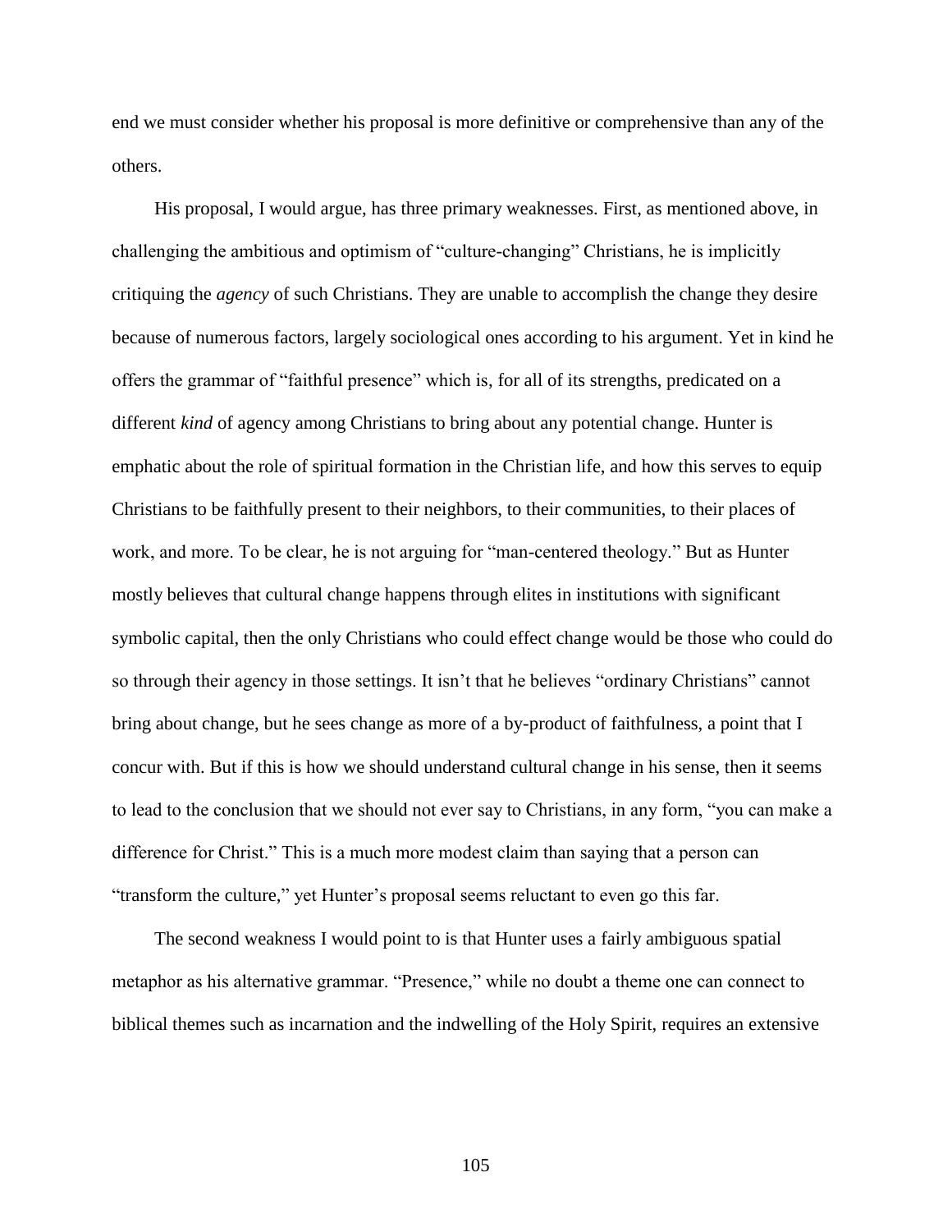end we must consider whether his proposal is more definitive or comprehensive than any of the others.

His proposal, I would argue, has three primary weaknesses. First, as mentioned above, in challenging the ambitious and optimism of "culture-changing" Christians, he is implicitly critiquing the *agency* of such Christians. They are unable to accomplish the change they desire because of numerous factors, largely sociological ones according to his argument. Yet in kind he offers the grammar of "faithful presence" which is, for all of its strengths, predicated on a different *kind* of agency among Christians to bring about any potential change. Hunter is emphatic about the role of spiritual formation in the Christian life, and how this serves to equip Christians to be faithfully present to their neighbors, to their communities, to their places of work, and more. To be clear, he is not arguing for "man-centered theology." But as Hunter mostly believes that cultural change happens through elites in institutions with significant symbolic capital, then the only Christians who could effect change would be those who could do so through their agency in those settings. It isn't that he believes "ordinary Christians" cannot bring about change, but he sees change as more of a by-product of faithfulness, a point that I concur with. But if this is how we should understand cultural change in his sense, then it seems to lead to the conclusion that we should not ever say to Christians, in any form, "you can make a difference for Christ." This is a much more modest claim than saying that a person can "transform the culture," yet Hunter's proposal seems reluctant to even go this far.

The second weakness I would point to is that Hunter uses a fairly ambiguous spatial metaphor as his alternative grammar. "Presence," while no doubt a theme one can connect to biblical themes such as incarnation and the indwelling of the Holy Spirit, requires an extensive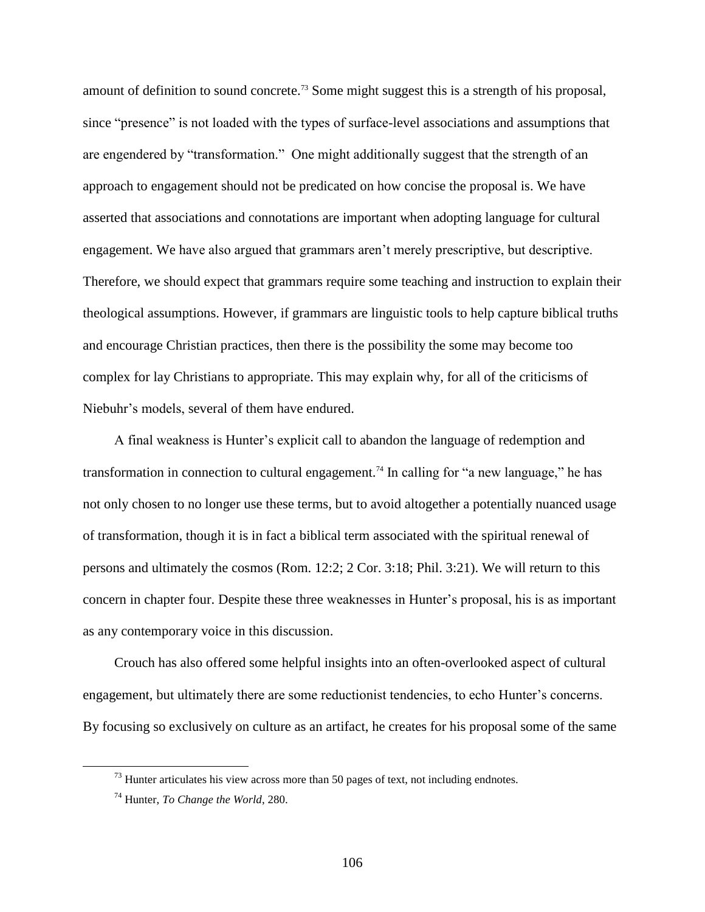amount of definition to sound concrete.[73] Some might suggest this is a strength of his proposal, since "presence" is not loaded with the types of surface-level associations and assumptions that are engendered by "transformation." One might additionally suggest that the strength of an approach to engagement should not be predicated on how concise the proposal is. We have asserted that associations and connotations are important when adopting language for cultural engagement. We have also argued that grammars aren't merely prescriptive, but descriptive. Therefore, we should expect that grammars require some teaching and instruction to explain their theological assumptions. However, if grammars are linguistic tools to help capture biblical truths and encourage Christian practices, then there is the possibility the some may become too complex for lay Christians to appropriate. This may explain why, for all of the criticisms of Niebuhr's models, several of them have endured.

A final weakness is Hunter's explicit call to abandon the language of redemption and transformation in connection to cultural engagement.[74] In calling for "a new language," he has not only chosen to no longer use these terms, but to avoid altogether a potentially nuanced usage of transformation, though it is in fact a biblical term associated with the spiritual renewal of persons and ultimately the cosmos (Rom. 12:2; 2 Cor. 3:18; Phil. 3:21). We will return to this concern in chapter four. Despite these three weaknesses in Hunter's proposal, his is as important as any contemporary voice in this discussion.

Crouch has also offered some helpful insights into an often-overlooked aspect of cultural engagement, but ultimately there are some reductionist tendencies, to echo Hunter's concerns. By focusing so exclusively on culture as an artifact, he creates for his proposal some of the same

---

[73] Hunter articulates his view across more than 50 pages of text, not including endnotes.

[74] Hunter, *To Change the World*, 280.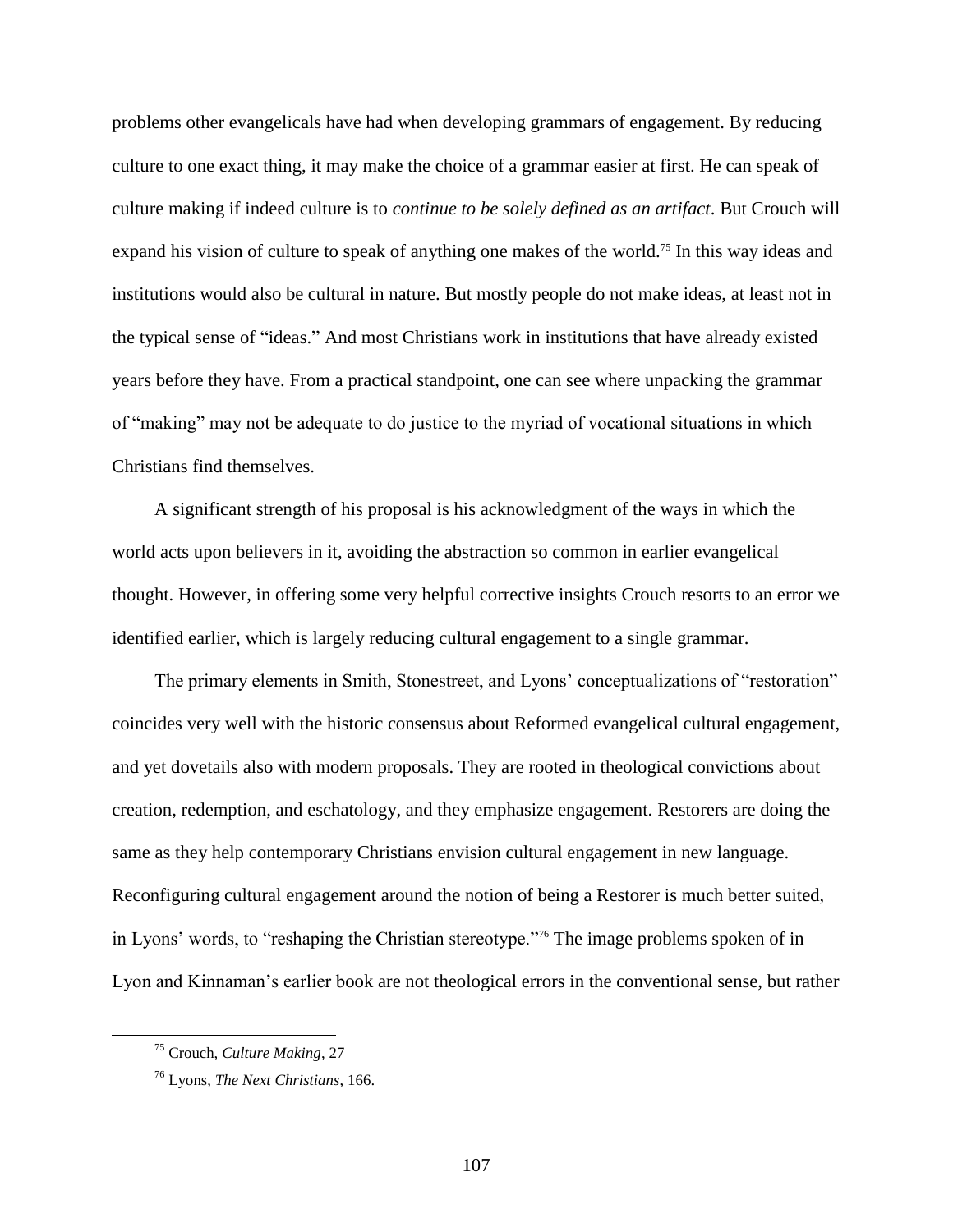problems other evangelicals have had when developing grammars of engagement. By reducing culture to one exact thing, it may make the choice of a grammar easier at first. He can speak of culture making if indeed culture is to *continue to be solely defined as an artifact*. But Crouch will expand his vision of culture to speak of anything one makes of the world.[75] In this way ideas and institutions would also be cultural in nature. But mostly people do not make ideas, at least not in the typical sense of "ideas." And most Christians work in institutions that have already existed years before they have. From a practical standpoint, one can see where unpacking the grammar of "making" may not be adequate to do justice to the myriad of vocational situations in which Christians find themselves.

A significant strength of his proposal is his acknowledgment of the ways in which the world acts upon believers in it, avoiding the abstraction so common in earlier evangelical thought. However, in offering some very helpful corrective insights Crouch resorts to an error we identified earlier, which is largely reducing cultural engagement to a single grammar.

The primary elements in Smith, Stonestreet, and Lyons' conceptualizations of "restoration" coincides very well with the historic consensus about Reformed evangelical cultural engagement, and yet dovetails also with modern proposals. They are rooted in theological convictions about creation, redemption, and eschatology, and they emphasize engagement. Restorers are doing the same as they help contemporary Christians envision cultural engagement in new language. Reconfiguring cultural engagement around the notion of being a Restorer is much better suited, in Lyons' words, to "reshaping the Christian stereotype."[76] The image problems spoken of in Lyon and Kinnaman's earlier book are not theological errors in the conventional sense, but rather

---

[75] Crouch, *Culture Making*, 27

[76] Lyons, *The Next Christians*, 166.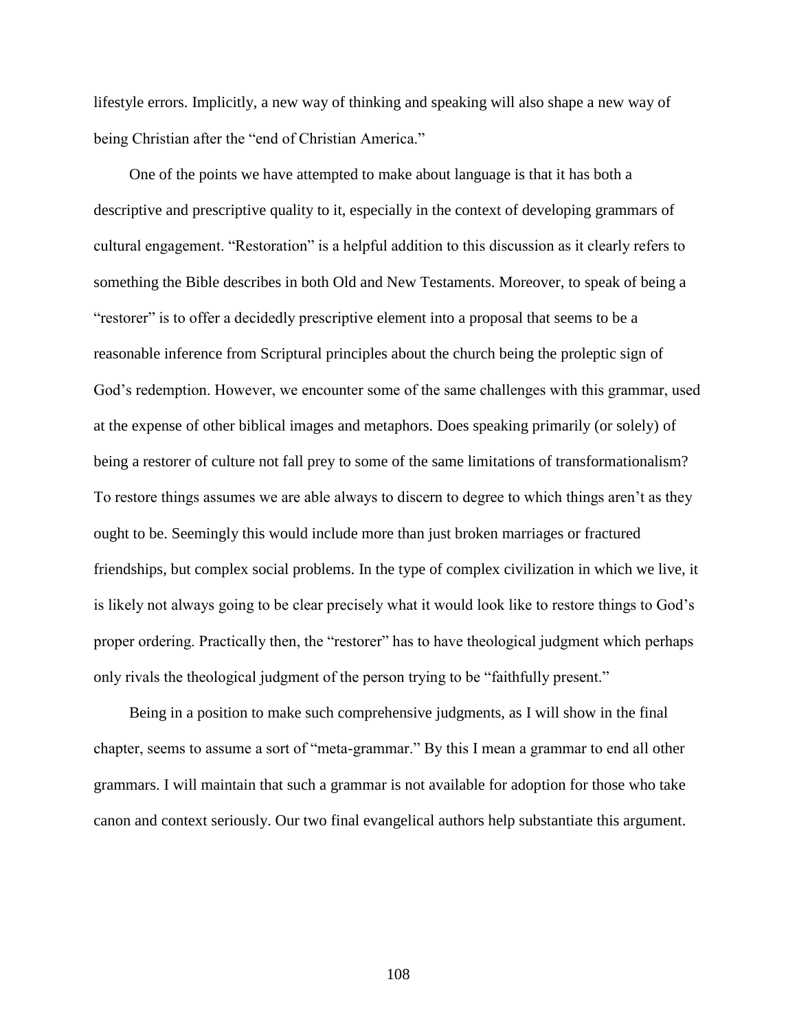lifestyle errors. Implicitly, a new way of thinking and speaking will also shape a new way of being Christian after the "end of Christian America."

One of the points we have attempted to make about language is that it has both a descriptive and prescriptive quality to it, especially in the context of developing grammars of cultural engagement. "Restoration" is a helpful addition to this discussion as it clearly refers to something the Bible describes in both Old and New Testaments. Moreover, to speak of being a "restorer" is to offer a decidedly prescriptive element into a proposal that seems to be a reasonable inference from Scriptural principles about the church being the proleptic sign of God's redemption. However, we encounter some of the same challenges with this grammar, used at the expense of other biblical images and metaphors. Does speaking primarily (or solely) of being a restorer of culture not fall prey to some of the same limitations of transformationalism? To restore things assumes we are able always to discern to degree to which things aren't as they ought to be. Seemingly this would include more than just broken marriages or fractured friendships, but complex social problems. In the type of complex civilization in which we live, it is likely not always going to be clear precisely what it would look like to restore things to God's proper ordering. Practically then, the "restorer" has to have theological judgment which perhaps only rivals the theological judgment of the person trying to be "faithfully present."

Being in a position to make such comprehensive judgments, as I will show in the final chapter, seems to assume a sort of "meta-grammar." By this I mean a grammar to end all other grammars. I will maintain that such a grammar is not available for adoption for those who take canon and context seriously. Our two final evangelical authors help substantiate this argument.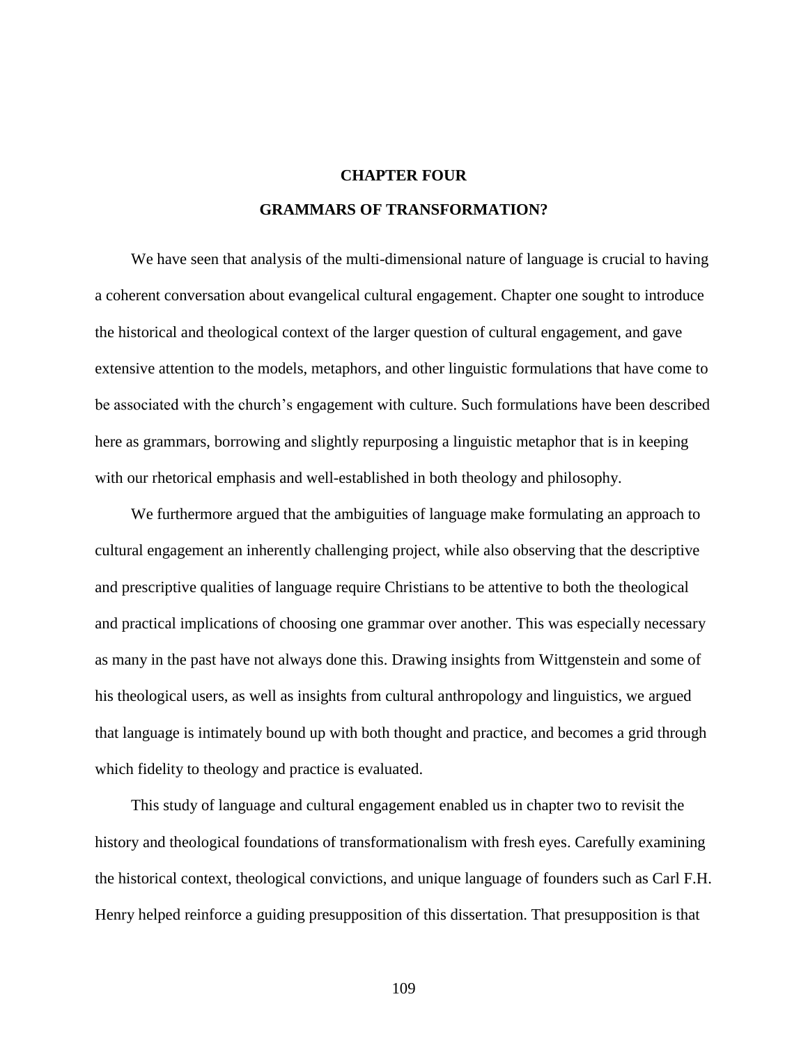# CHAPTER FOUR

## GRAMMARS OF TRANSFORMATION?

We have seen that analysis of the multi-dimensional nature of language is crucial to having a coherent conversation about evangelical cultural engagement. Chapter one sought to introduce the historical and theological context of the larger question of cultural engagement, and gave extensive attention to the models, metaphors, and other linguistic formulations that have come to be associated with the church's engagement with culture. Such formulations have been described here as grammars, borrowing and slightly repurposing a linguistic metaphor that is in keeping with our rhetorical emphasis and well-established in both theology and philosophy.

We furthermore argued that the ambiguities of language make formulating an approach to cultural engagement an inherently challenging project, while also observing that the descriptive and prescriptive qualities of language require Christians to be attentive to both the theological and practical implications of choosing one grammar over another. This was especially necessary as many in the past have not always done this. Drawing insights from Wittgenstein and some of his theological users, as well as insights from cultural anthropology and linguistics, we argued that language is intimately bound up with both thought and practice, and becomes a grid through which fidelity to theology and practice is evaluated.

This study of language and cultural engagement enabled us in chapter two to revisit the history and theological foundations of transformationalism with fresh eyes. Carefully examining the historical context, theological convictions, and unique language of founders such as Carl F.H. Henry helped reinforce a guiding presupposition of this dissertation. That presupposition is that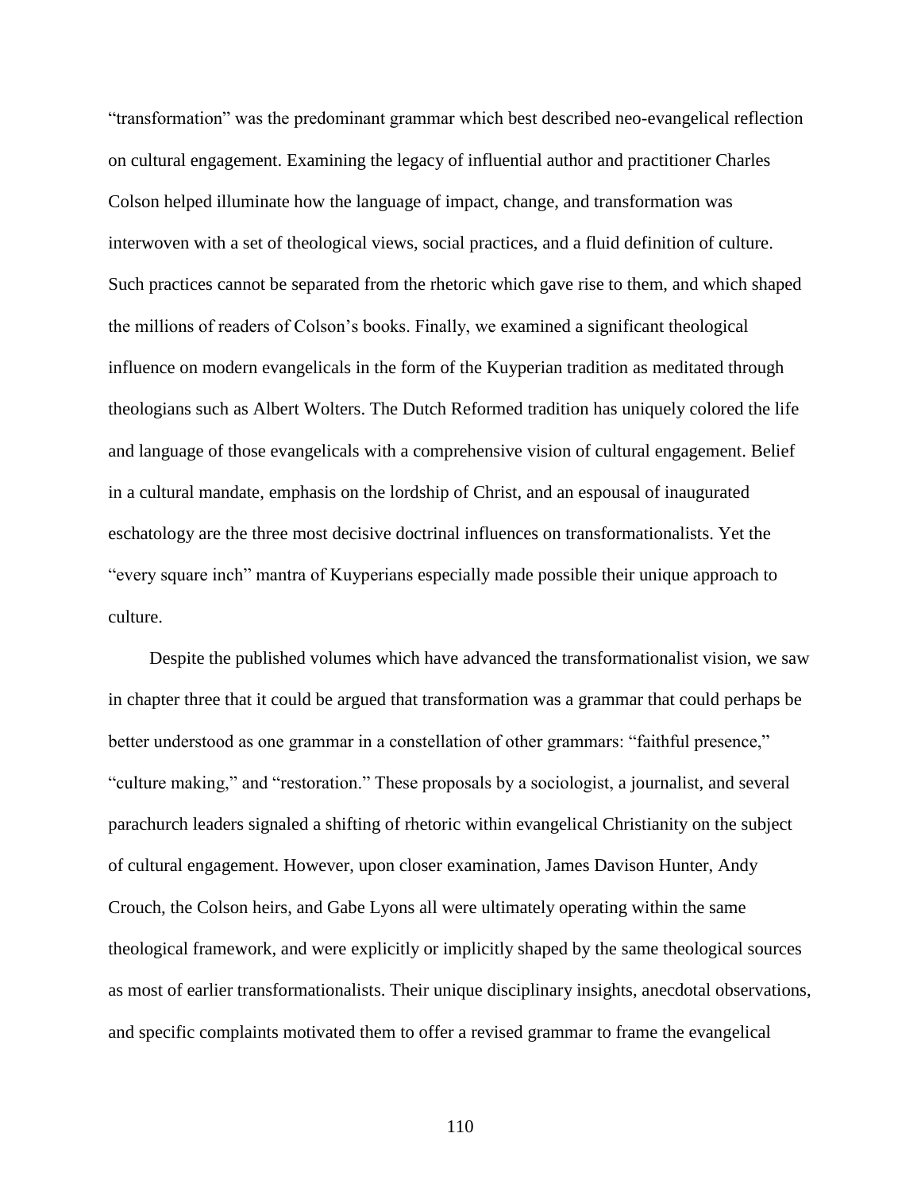"transformation" was the predominant grammar which best described neo-evangelical reflection on cultural engagement. Examining the legacy of influential author and practitioner Charles Colson helped illuminate how the language of impact, change, and transformation was interwoven with a set of theological views, social practices, and a fluid definition of culture. Such practices cannot be separated from the rhetoric which gave rise to them, and which shaped the millions of readers of Colson's books. Finally, we examined a significant theological influence on modern evangelicals in the form of the Kuyperian tradition as meditated through theologians such as Albert Wolters. The Dutch Reformed tradition has uniquely colored the life and language of those evangelicals with a comprehensive vision of cultural engagement. Belief in a cultural mandate, emphasis on the lordship of Christ, and an espousal of inaugurated eschatology are the three most decisive doctrinal influences on transformationalists. Yet the "every square inch" mantra of Kuyperians especially made possible their unique approach to culture.

Despite the published volumes which have advanced the transformationalist vision, we saw in chapter three that it could be argued that transformation was a grammar that could perhaps be better understood as one grammar in a constellation of other grammars: "faithful presence," "culture making," and "restoration." These proposals by a sociologist, a journalist, and several parachurch leaders signaled a shifting of rhetoric within evangelical Christianity on the subject of cultural engagement. However, upon closer examination, James Davison Hunter, Andy Crouch, the Colson heirs, and Gabe Lyons all were ultimately operating within the same theological framework, and were explicitly or implicitly shaped by the same theological sources as most of earlier transformationalists. Their unique disciplinary insights, anecdotal observations, and specific complaints motivated them to offer a revised grammar to frame the evangelical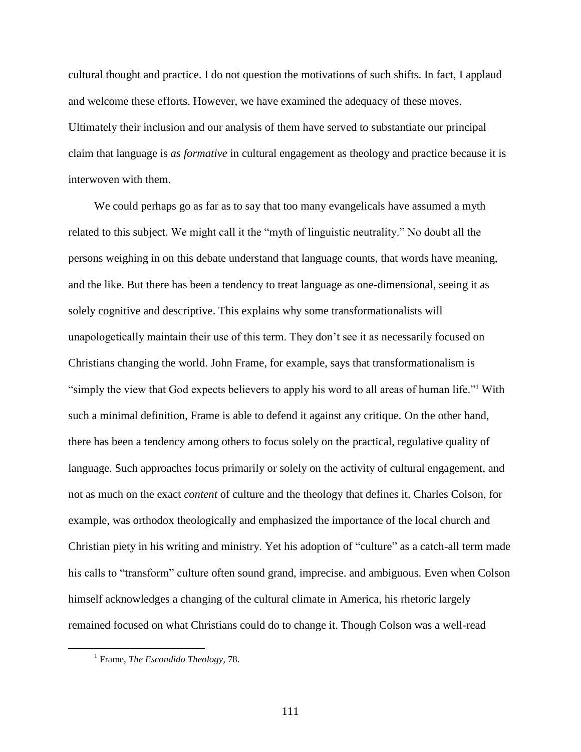cultural thought and practice. I do not question the motivations of such shifts. In fact, I applaud and welcome these efforts. However, we have examined the adequacy of these moves. Ultimately their inclusion and our analysis of them have served to substantiate our principal claim that language is *as formative* in cultural engagement as theology and practice because it is interwoven with them.

We could perhaps go as far as to say that too many evangelicals have assumed a myth related to this subject. We might call it the "myth of linguistic neutrality." No doubt all the persons weighing in on this debate understand that language counts, that words have meaning, and the like. But there has been a tendency to treat language as one-dimensional, seeing it as solely cognitive and descriptive. This explains why some transformationalists will unapologetically maintain their use of this term. They don't see it as necessarily focused on Christians changing the world. John Frame, for example, says that transformationalism is "simply the view that God expects believers to apply his word to all areas of human life."[1] With such a minimal definition, Frame is able to defend it against any critique. On the other hand, there has been a tendency among others to focus solely on the practical, regulative quality of language. Such approaches focus primarily or solely on the activity of cultural engagement, and not as much on the exact *content* of culture and the theology that defines it. Charles Colson, for example, was orthodox theologically and emphasized the importance of the local church and Christian piety in his writing and ministry. Yet his adoption of "culture" as a catch-all term made his calls to "transform" culture often sound grand, imprecise. and ambiguous. Even when Colson himself acknowledges a changing of the cultural climate in America, his rhetoric largely remained focused on what Christians could do to change it. Though Colson was a well-read

---

[1] Frame, *The Escondido Theology*, 78.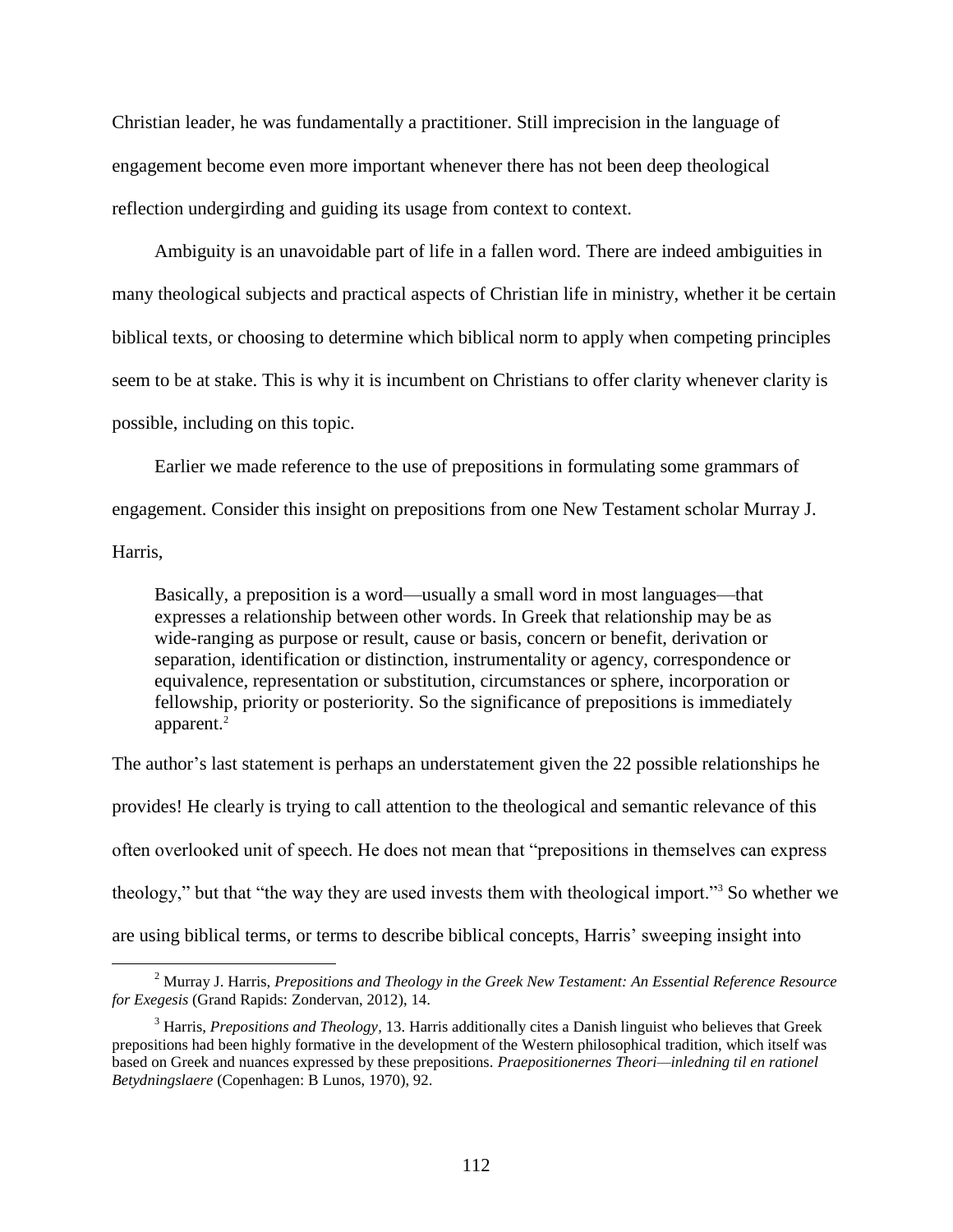Christian leader, he was fundamentally a practitioner. Still imprecision in the language of engagement become even more important whenever there has not been deep theological reflection undergirding and guiding its usage from context to context.

Ambiguity is an unavoidable part of life in a fallen word. There are indeed ambiguities in many theological subjects and practical aspects of Christian life in ministry, whether it be certain biblical texts, or choosing to determine which biblical norm to apply when competing principles seem to be at stake. This is why it is incumbent on Christians to offer clarity whenever clarity is possible, including on this topic.

Earlier we made reference to the use of prepositions in formulating some grammars of engagement. Consider this insight on prepositions from one New Testament scholar Murray J. Harris,

> Basically, a preposition is a word—usually a small word in most languages—that expresses a relationship between other words. In Greek that relationship may be as wide-ranging as purpose or result, cause or basis, concern or benefit, derivation or separation, identification or distinction, instrumentality or agency, correspondence or equivalence, representation or substitution, circumstances or sphere, incorporation or fellowship, priority or posteriority. So the significance of prepositions is immediately apparent.[2]

The author's last statement is perhaps an understatement given the 22 possible relationships he provides! He clearly is trying to call attention to the theological and semantic relevance of this often overlooked unit of speech. He does not mean that "prepositions in themselves can express theology," but that "the way they are used invests them with theological import."[3] So whether we are using biblical terms, or terms to describe biblical concepts, Harris' sweeping insight into

---

[2] Murray J. Harris, *Prepositions and Theology in the Greek New Testament: An Essential Reference Resource for Exegesis* (Grand Rapids: Zondervan, 2012), 14.

[3] Harris, *Prepositions and Theology*, 13. Harris additionally cites a Danish linguist who believes that Greek prepositions had been highly formative in the development of the Western philosophical tradition, which itself was based on Greek and nuances expressed by these prepositions. *Praepositionernes Theori—inledning til en rationel Betydningslaere* (Copenhagen: B Lunos, 1970), 92.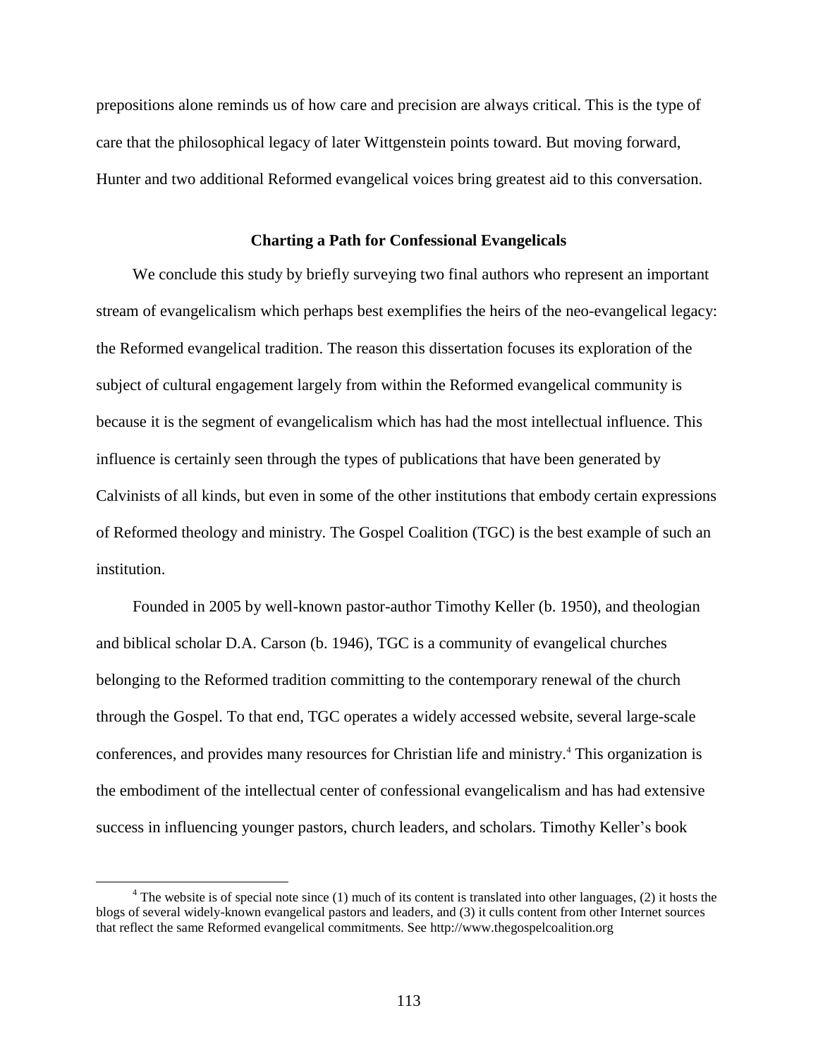prepositions alone reminds us of how care and precision are always critical. This is the type of care that the philosophical legacy of later Wittgenstein points toward. But moving forward, Hunter and two additional Reformed evangelical voices bring greatest aid to this conversation.

## Charting a Path for Confessional Evangelicals

We conclude this study by briefly surveying two final authors who represent an important stream of evangelicalism which perhaps best exemplifies the heirs of the neo-evangelical legacy: the Reformed evangelical tradition. The reason this dissertation focuses its exploration of the subject of cultural engagement largely from within the Reformed evangelical community is because it is the segment of evangelicalism which has had the most intellectual influence. This influence is certainly seen through the types of publications that have been generated by Calvinists of all kinds, but even in some of the other institutions that embody certain expressions of Reformed theology and ministry. The Gospel Coalition (TGC) is the best example of such an institution.

Founded in 2005 by well-known pastor-author Timothy Keller (b. 1950), and theologian and biblical scholar D.A. Carson (b. 1946), TGC is a community of evangelical churches belonging to the Reformed tradition committing to the contemporary renewal of the church through the Gospel. To that end, TGC operates a widely accessed website, several large-scale conferences, and provides many resources for Christian life and ministry.[4] This organization is the embodiment of the intellectual center of confessional evangelicalism and has had extensive success in influencing younger pastors, church leaders, and scholars. Timothy Keller's book

[4] The website is of special note since (1) much of its content is translated into other languages, (2) it hosts the blogs of several widely-known evangelical pastors and leaders, and (3) it culls content from other Internet sources that reflect the same Reformed evangelical commitments. See http://www.thegospelcoalition.org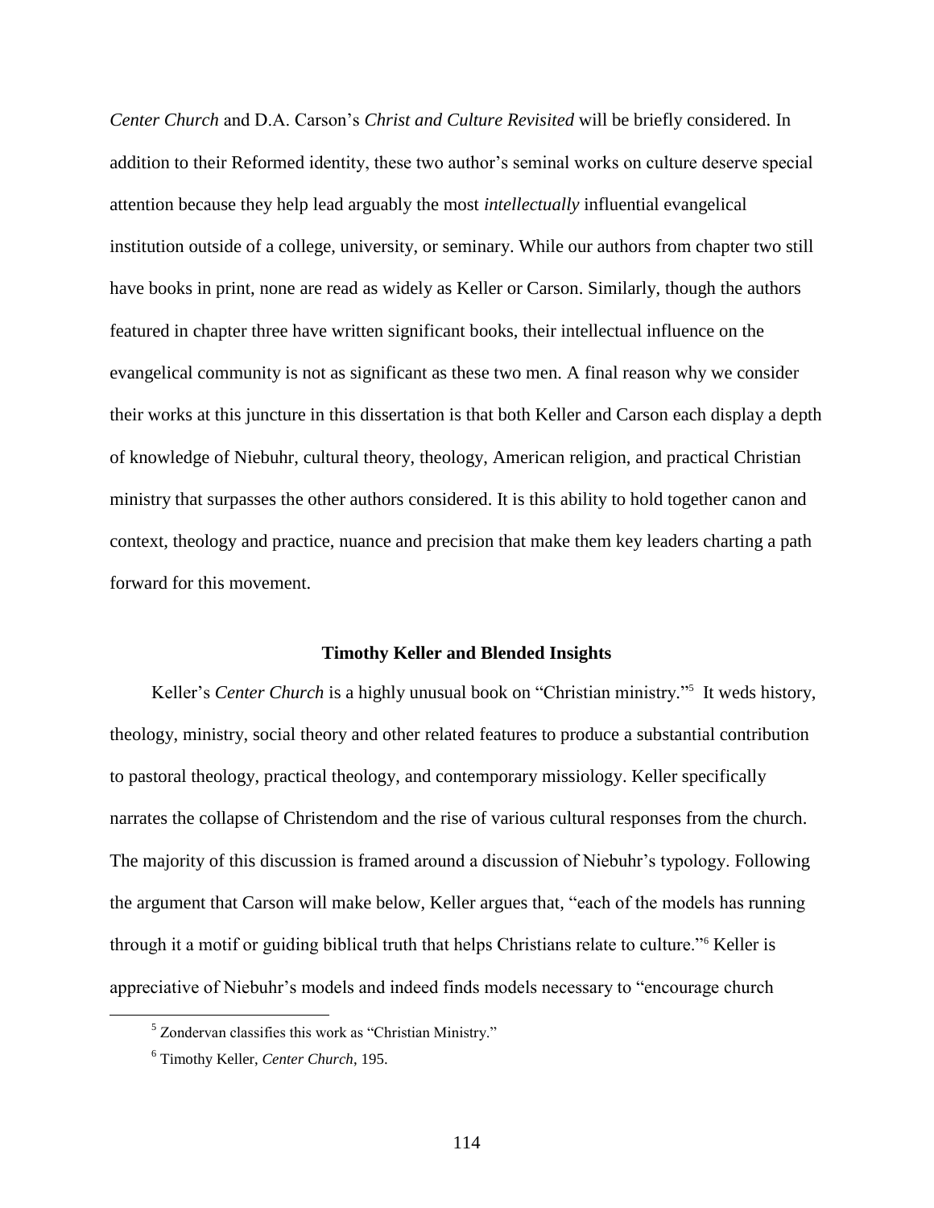*Center Church* and D.A. Carson's *Christ and Culture Revisited* will be briefly considered. In addition to their Reformed identity, these two author's seminal works on culture deserve special attention because they help lead arguably the most *intellectually* influential evangelical institution outside of a college, university, or seminary. While our authors from chapter two still have books in print, none are read as widely as Keller or Carson. Similarly, though the authors featured in chapter three have written significant books, their intellectual influence on the evangelical community is not as significant as these two men. A final reason why we consider their works at this juncture in this dissertation is that both Keller and Carson each display a depth of knowledge of Niebuhr, cultural theory, theology, American religion, and practical Christian ministry that surpasses the other authors considered. It is this ability to hold together canon and context, theology and practice, nuance and precision that make them key leaders charting a path forward for this movement.

### Timothy Keller and Blended Insights

Keller's *Center Church* is a highly unusual book on "Christian ministry."[5] It weds history, theology, ministry, social theory and other related features to produce a substantial contribution to pastoral theology, practical theology, and contemporary missiology. Keller specifically narrates the collapse of Christendom and the rise of various cultural responses from the church. The majority of this discussion is framed around a discussion of Niebuhr's typology. Following the argument that Carson will make below, Keller argues that, "each of the models has running through it a motif or guiding biblical truth that helps Christians relate to culture."[6] Keller is appreciative of Niebuhr's models and indeed finds models necessary to "encourage church

[5] Zondervan classifies this work as "Christian Ministry."

[6] Timothy Keller, *Center Church*, 195.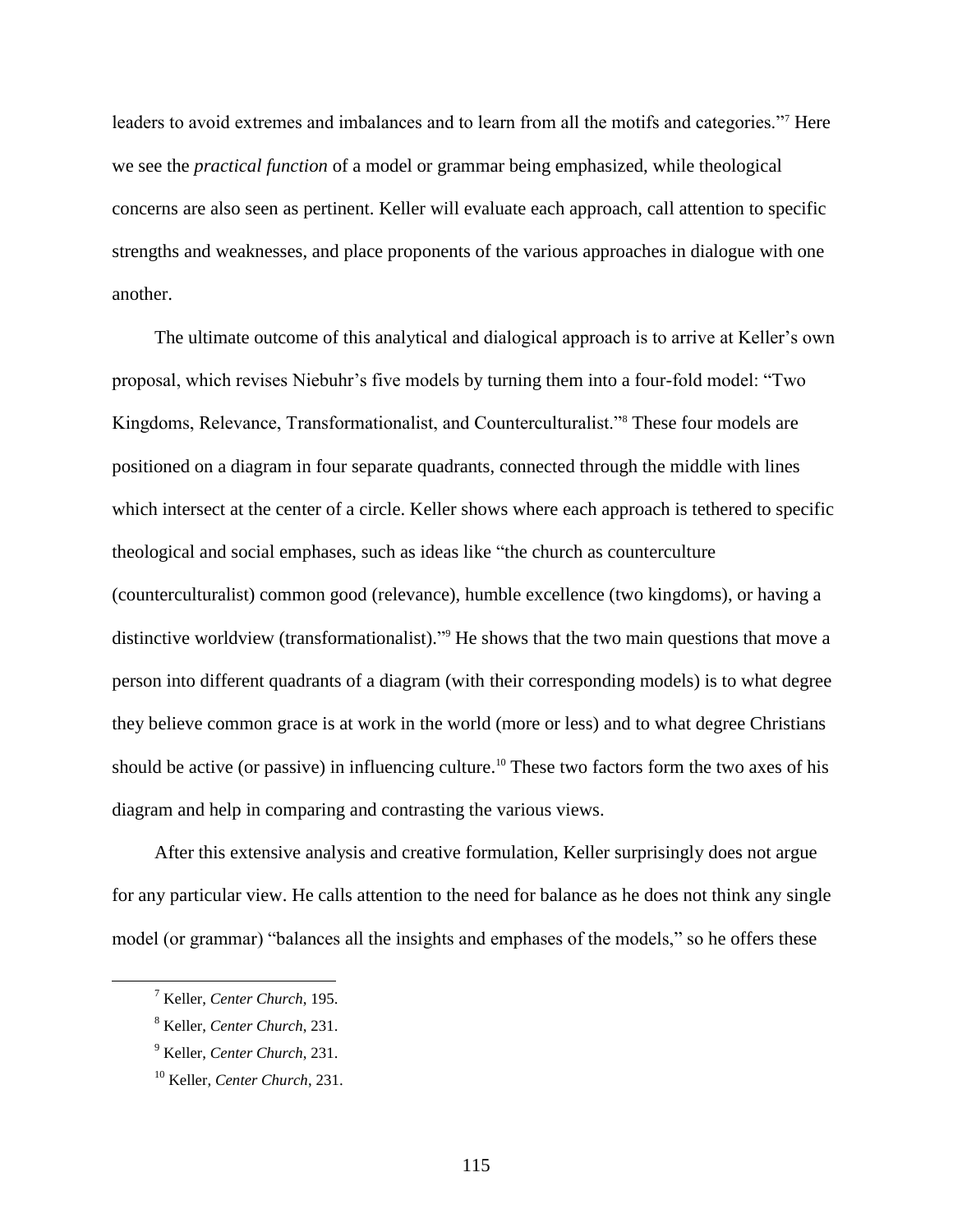leaders to avoid extremes and imbalances and to learn from all the motifs and categories."[7] Here we see the *practical function* of a model or grammar being emphasized, while theological concerns are also seen as pertinent. Keller will evaluate each approach, call attention to specific strengths and weaknesses, and place proponents of the various approaches in dialogue with one another.

The ultimate outcome of this analytical and dialogical approach is to arrive at Keller's own proposal, which revises Niebuhr's five models by turning them into a four-fold model: "Two Kingdoms, Relevance, Transformationalist, and Counterculturalist."[8] These four models are positioned on a diagram in four separate quadrants, connected through the middle with lines which intersect at the center of a circle. Keller shows where each approach is tethered to specific theological and social emphases, such as ideas like "the church as counterculture (counterculturalist) common good (relevance), humble excellence (two kingdoms), or having a distinctive worldview (transformationalist)."[9] He shows that the two main questions that move a person into different quadrants of a diagram (with their corresponding models) is to what degree they believe common grace is at work in the world (more or less) and to what degree Christians should be active (or passive) in influencing culture.[10] These two factors form the two axes of his diagram and help in comparing and contrasting the various views.

After this extensive analysis and creative formulation, Keller surprisingly does not argue for any particular view. He calls attention to the need for balance as he does not think any single model (or grammar) "balances all the insights and emphases of the models," so he offers these

---

[7] Keller, *Center Church*, 195.

[8] Keller, *Center Church*, 231.

[9] Keller, *Center Church*, 231.

[10] Keller, *Center Church*, 231.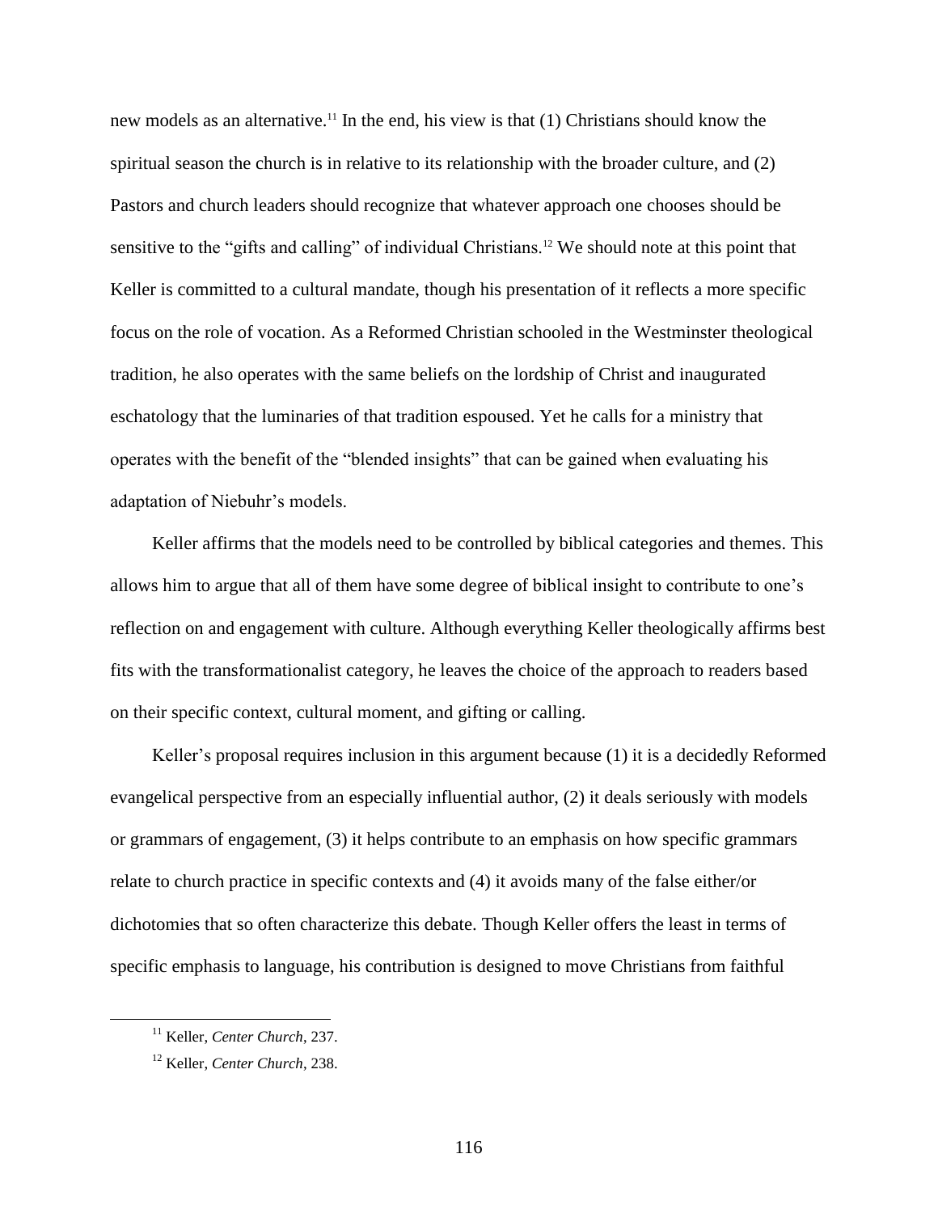new models as an alternative.[11] In the end, his view is that (1) Christians should know the spiritual season the church is in relative to its relationship with the broader culture, and (2) Pastors and church leaders should recognize that whatever approach one chooses should be sensitive to the "gifts and calling" of individual Christians.[12] We should note at this point that Keller is committed to a cultural mandate, though his presentation of it reflects a more specific focus on the role of vocation. As a Reformed Christian schooled in the Westminster theological tradition, he also operates with the same beliefs on the lordship of Christ and inaugurated eschatology that the luminaries of that tradition espoused. Yet he calls for a ministry that operates with the benefit of the "blended insights" that can be gained when evaluating his adaptation of Niebuhr's models.

Keller affirms that the models need to be controlled by biblical categories and themes. This allows him to argue that all of them have some degree of biblical insight to contribute to one's reflection on and engagement with culture. Although everything Keller theologically affirms best fits with the transformationalist category, he leaves the choice of the approach to readers based on their specific context, cultural moment, and gifting or calling.

Keller's proposal requires inclusion in this argument because (1) it is a decidedly Reformed evangelical perspective from an especially influential author, (2) it deals seriously with models or grammars of engagement, (3) it helps contribute to an emphasis on how specific grammars relate to church practice in specific contexts and (4) it avoids many of the false either/or dichotomies that so often characterize this debate. Though Keller offers the least in terms of specific emphasis to language, his contribution is designed to move Christians from faithful

---

[11] Keller, *Center Church*, 237.

[12] Keller, *Center Church*, 238.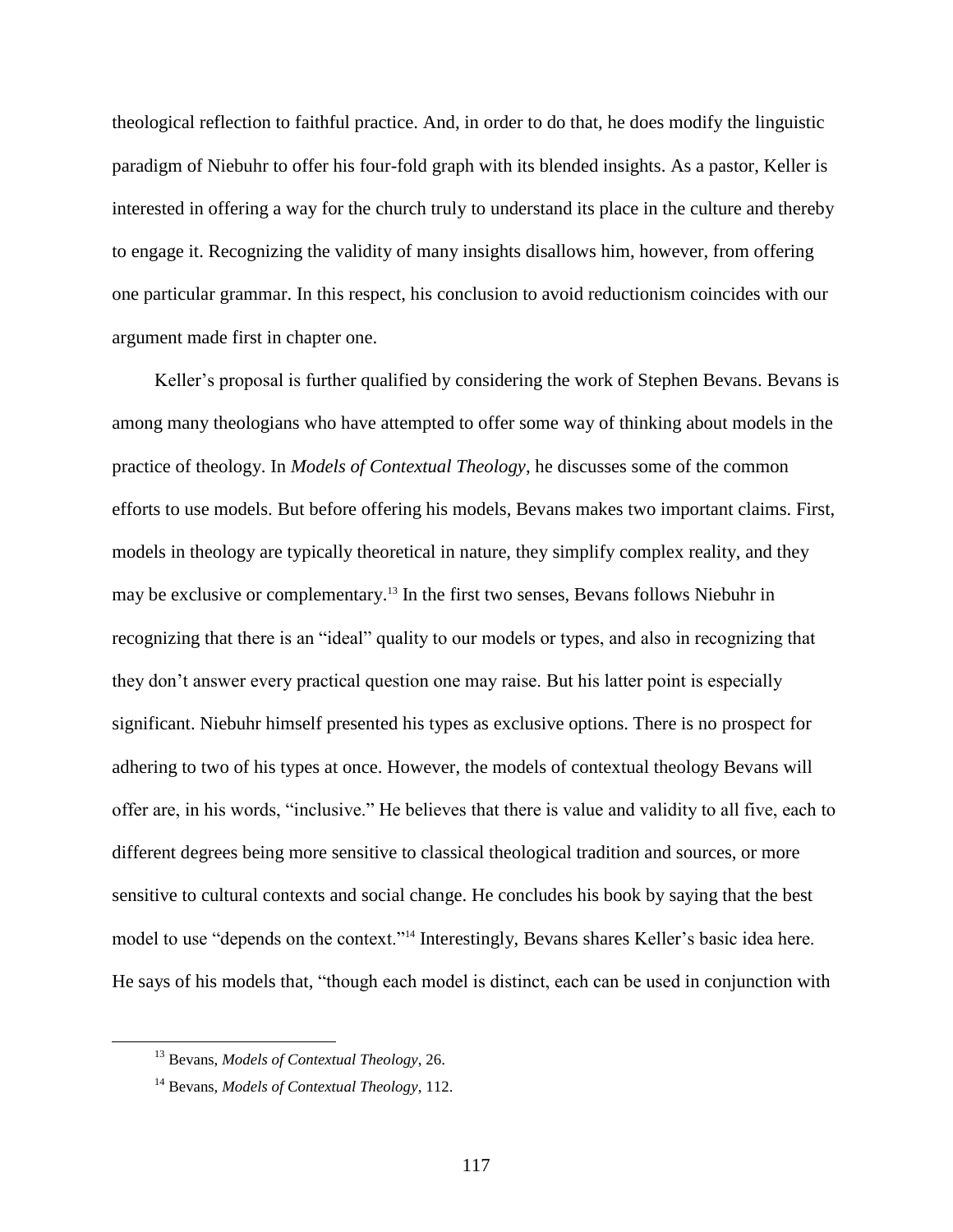theological reflection to faithful practice. And, in order to do that, he does modify the linguistic paradigm of Niebuhr to offer his four-fold graph with its blended insights. As a pastor, Keller is interested in offering a way for the church truly to understand its place in the culture and thereby to engage it. Recognizing the validity of many insights disallows him, however, from offering one particular grammar. In this respect, his conclusion to avoid reductionism coincides with our argument made first in chapter one.

Keller's proposal is further qualified by considering the work of Stephen Bevans. Bevans is among many theologians who have attempted to offer some way of thinking about models in the practice of theology. In *Models of Contextual Theology*, he discusses some of the common efforts to use models. But before offering his models, Bevans makes two important claims. First, models in theology are typically theoretical in nature, they simplify complex reality, and they may be exclusive or complementary.[13] In the first two senses, Bevans follows Niebuhr in recognizing that there is an "ideal" quality to our models or types, and also in recognizing that they don't answer every practical question one may raise. But his latter point is especially significant. Niebuhr himself presented his types as exclusive options. There is no prospect for adhering to two of his types at once. However, the models of contextual theology Bevans will offer are, in his words, "inclusive." He believes that there is value and validity to all five, each to different degrees being more sensitive to classical theological tradition and sources, or more sensitive to cultural contexts and social change. He concludes his book by saying that the best model to use "depends on the context."[14] Interestingly, Bevans shares Keller's basic idea here. He says of his models that, "though each model is distinct, each can be used in conjunction with

[13] Bevans, *Models of Contextual Theology*, 26.

[14] Bevans, *Models of Contextual Theology*, 112.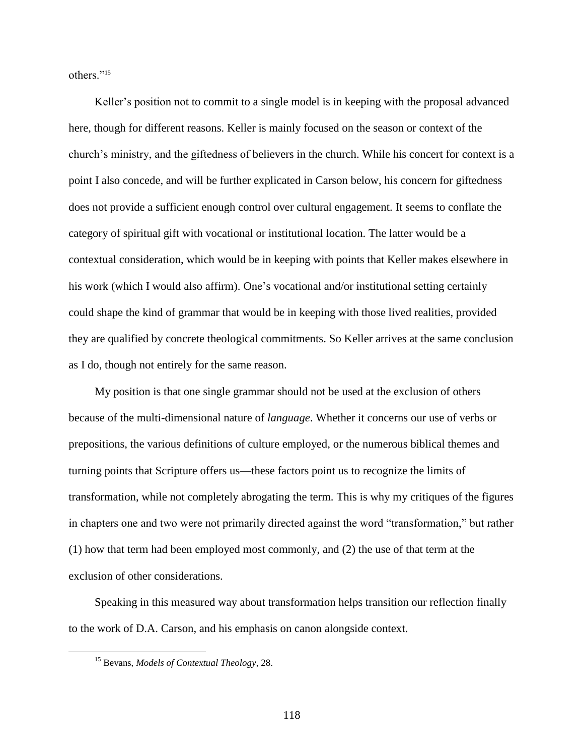others."[15]

Keller's position not to commit to a single model is in keeping with the proposal advanced here, though for different reasons. Keller is mainly focused on the season or context of the church's ministry, and the giftedness of believers in the church. While his concert for context is a point I also concede, and will be further explicated in Carson below, his concern for giftedness does not provide a sufficient enough control over cultural engagement. It seems to conflate the category of spiritual gift with vocational or institutional location. The latter would be a contextual consideration, which would be in keeping with points that Keller makes elsewhere in his work (which I would also affirm). One's vocational and/or institutional setting certainly could shape the kind of grammar that would be in keeping with those lived realities, provided they are qualified by concrete theological commitments. So Keller arrives at the same conclusion as I do, though not entirely for the same reason.

My position is that one single grammar should not be used at the exclusion of others because of the multi-dimensional nature of *language*. Whether it concerns our use of verbs or prepositions, the various definitions of culture employed, or the numerous biblical themes and turning points that Scripture offers us—these factors point us to recognize the limits of transformation, while not completely abrogating the term. This is why my critiques of the figures in chapters one and two were not primarily directed against the word "transformation," but rather (1) how that term had been employed most commonly, and (2) the use of that term at the exclusion of other considerations.

Speaking in this measured way about transformation helps transition our reflection finally to the work of D.A. Carson, and his emphasis on canon alongside context.

[15] Bevans, *Models of Contextual Theology*, 28.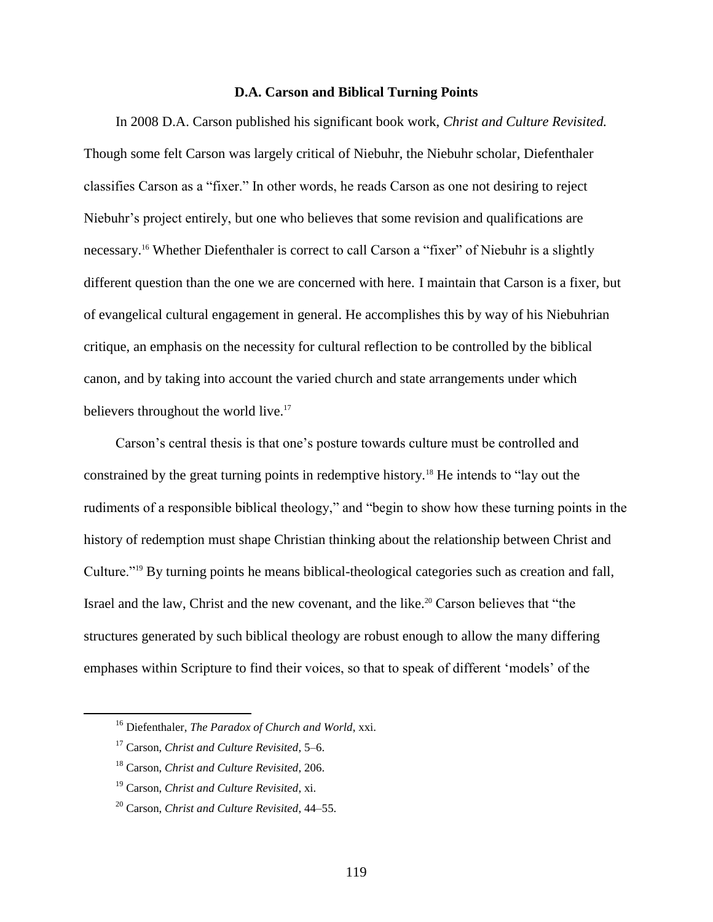### D.A. Carson and Biblical Turning Points

In 2008 D.A. Carson published his significant book work, *Christ and Culture Revisited.* Though some felt Carson was largely critical of Niebuhr, the Niebuhr scholar, Diefenthaler classifies Carson as a "fixer." In other words, he reads Carson as one not desiring to reject Niebuhr's project entirely, but one who believes that some revision and qualifications are necessary.[16] Whether Diefenthaler is correct to call Carson a "fixer" of Niebuhr is a slightly different question than the one we are concerned with here. I maintain that Carson is a fixer, but of evangelical cultural engagement in general. He accomplishes this by way of his Niebuhrian critique, an emphasis on the necessity for cultural reflection to be controlled by the biblical canon, and by taking into account the varied church and state arrangements under which believers throughout the world live.[17]

Carson's central thesis is that one's posture towards culture must be controlled and constrained by the great turning points in redemptive history.[18] He intends to "lay out the rudiments of a responsible biblical theology," and "begin to show how these turning points in the history of redemption must shape Christian thinking about the relationship between Christ and Culture."[19] By turning points he means biblical-theological categories such as creation and fall, Israel and the law, Christ and the new covenant, and the like.[20] Carson believes that "the structures generated by such biblical theology are robust enough to allow the many differing emphases within Scripture to find their voices, so that to speak of different 'models' of the

---

[16] Diefenthaler, *The Paradox of Church and World*, xxi.

[17] Carson, *Christ and Culture Revisited*, 5–6.

[18] Carson, *Christ and Culture Revisited*, 206.

[19] Carson, *Christ and Culture Revisited*, xi.

[20] Carson, *Christ and Culture Revisited*, 44–55.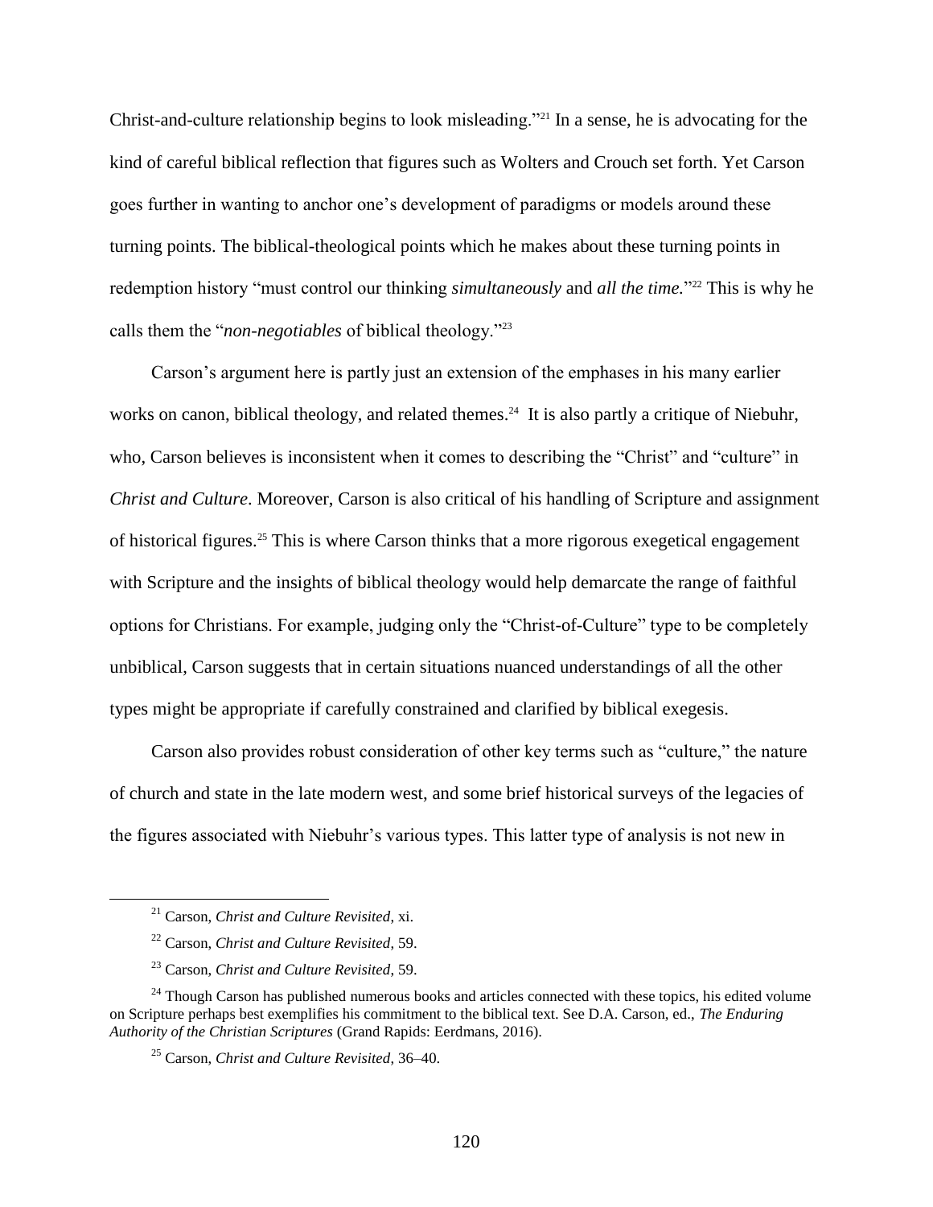Christ-and-culture relationship begins to look misleading."[21] In a sense, he is advocating for the kind of careful biblical reflection that figures such as Wolters and Crouch set forth. Yet Carson goes further in wanting to anchor one's development of paradigms or models around these turning points. The biblical-theological points which he makes about these turning points in redemption history "must control our thinking *simultaneously* and *all the time.*"[22] This is why he calls them the "*non-negotiables* of biblical theology."[23]

Carson's argument here is partly just an extension of the emphases in his many earlier works on canon, biblical theology, and related themes.[24] It is also partly a critique of Niebuhr, who, Carson believes is inconsistent when it comes to describing the "Christ" and "culture" in *Christ and Culture*. Moreover, Carson is also critical of his handling of Scripture and assignment of historical figures.[25] This is where Carson thinks that a more rigorous exegetical engagement with Scripture and the insights of biblical theology would help demarcate the range of faithful options for Christians. For example, judging only the "Christ-of-Culture" type to be completely unbiblical, Carson suggests that in certain situations nuanced understandings of all the other types might be appropriate if carefully constrained and clarified by biblical exegesis.

Carson also provides robust consideration of other key terms such as "culture," the nature of church and state in the late modern west, and some brief historical surveys of the legacies of the figures associated with Niebuhr's various types. This latter type of analysis is not new in

---

[21] Carson, *Christ and Culture Revisited*, xi.

[22] Carson, *Christ and Culture Revisited*, 59.

[23] Carson, *Christ and Culture Revisited*, 59.

[24] Though Carson has published numerous books and articles connected with these topics, his edited volume on Scripture perhaps best exemplifies his commitment to the biblical text. See D.A. Carson, ed., *The Enduring Authority of the Christian Scriptures* (Grand Rapids: Eerdmans, 2016).

[25] Carson, *Christ and Culture Revisited*, 36–40.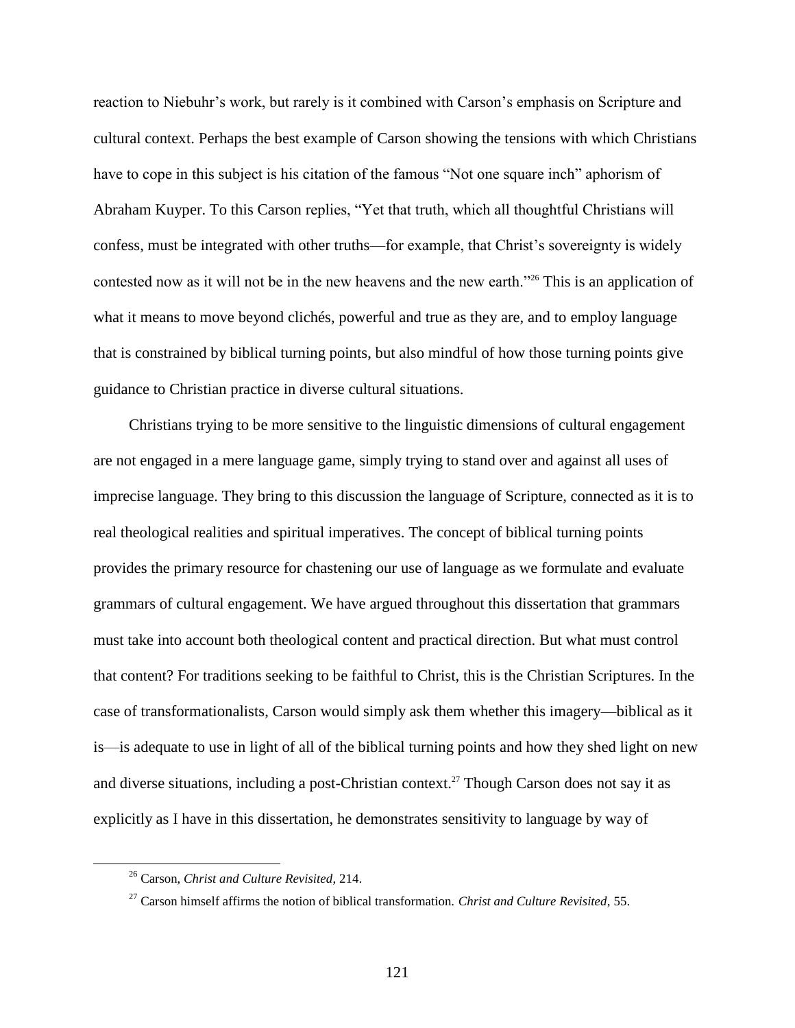reaction to Niebuhr's work, but rarely is it combined with Carson's emphasis on Scripture and cultural context. Perhaps the best example of Carson showing the tensions with which Christians have to cope in this subject is his citation of the famous "Not one square inch" aphorism of Abraham Kuyper. To this Carson replies, "Yet that truth, which all thoughtful Christians will confess, must be integrated with other truths—for example, that Christ's sovereignty is widely contested now as it will not be in the new heavens and the new earth."[26] This is an application of what it means to move beyond clichés, powerful and true as they are, and to employ language that is constrained by biblical turning points, but also mindful of how those turning points give guidance to Christian practice in diverse cultural situations.

Christians trying to be more sensitive to the linguistic dimensions of cultural engagement are not engaged in a mere language game, simply trying to stand over and against all uses of imprecise language. They bring to this discussion the language of Scripture, connected as it is to real theological realities and spiritual imperatives. The concept of biblical turning points provides the primary resource for chastening our use of language as we formulate and evaluate grammars of cultural engagement. We have argued throughout this dissertation that grammars must take into account both theological content and practical direction. But what must control that content? For traditions seeking to be faithful to Christ, this is the Christian Scriptures. In the case of transformationalists, Carson would simply ask them whether this imagery—biblical as it is—is adequate to use in light of all of the biblical turning points and how they shed light on new and diverse situations, including a post-Christian context.[27] Though Carson does not say it as explicitly as I have in this dissertation, he demonstrates sensitivity to language by way of

---

[26] Carson, *Christ and Culture Revisited*, 214.

[27] Carson himself affirms the notion of biblical transformation. *Christ and Culture Revisited*, 55.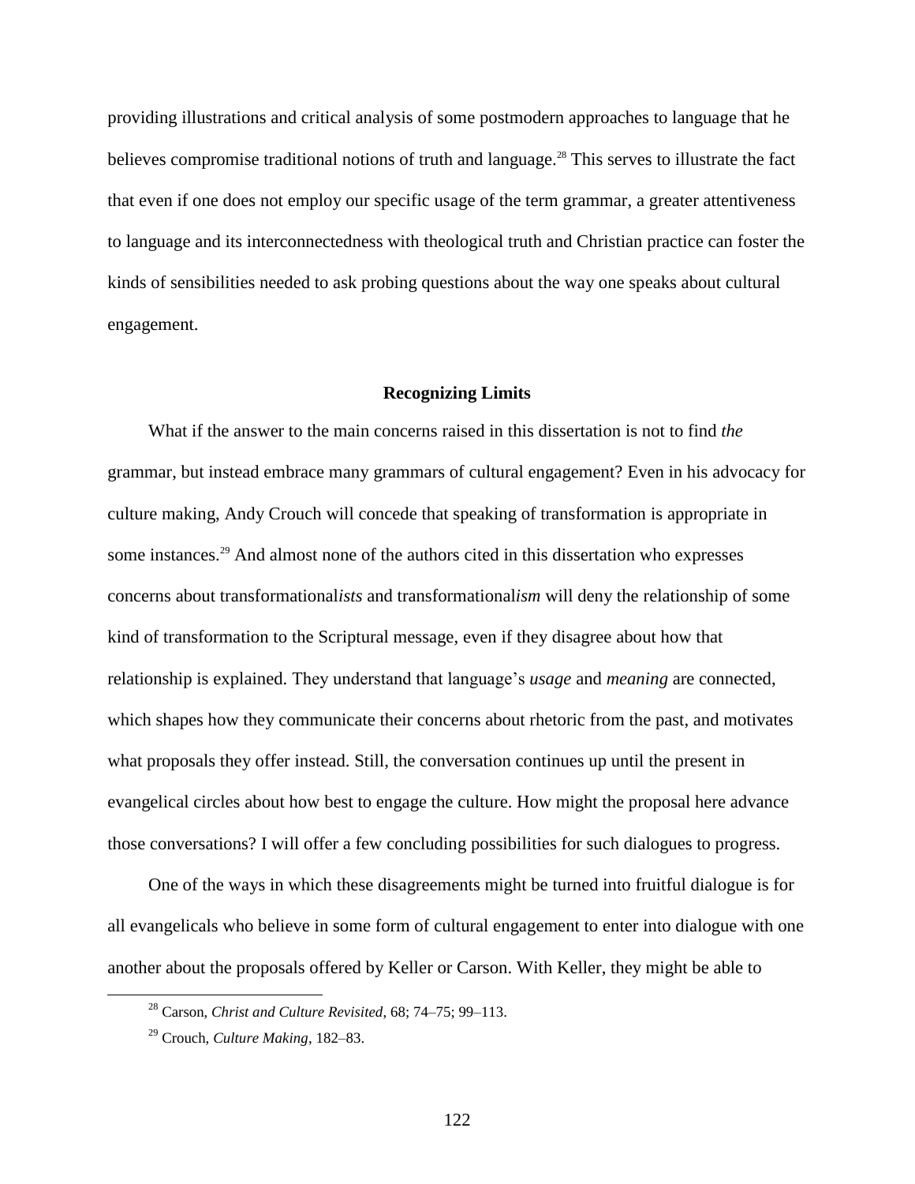providing illustrations and critical analysis of some postmodern approaches to language that he believes compromise traditional notions of truth and language.[28] This serves to illustrate the fact that even if one does not employ our specific usage of the term grammar, a greater attentiveness to language and its interconnectedness with theological truth and Christian practice can foster the kinds of sensibilities needed to ask probing questions about the way one speaks about cultural engagement.

## Recognizing Limits

What if the answer to the main concerns raised in this dissertation is not to find *the* grammar, but instead embrace many grammars of cultural engagement? Even in his advocacy for culture making, Andy Crouch will concede that speaking of transformation is appropriate in some instances.[29] And almost none of the authors cited in this dissertation who expresses concerns about transformational*ists* and transformational*ism* will deny the relationship of some kind of transformation to the Scriptural message, even if they disagree about how that relationship is explained. They understand that language's *usage* and *meaning* are connected, which shapes how they communicate their concerns about rhetoric from the past, and motivates what proposals they offer instead. Still, the conversation continues up until the present in evangelical circles about how best to engage the culture. How might the proposal here advance those conversations? I will offer a few concluding possibilities for such dialogues to progress.

One of the ways in which these disagreements might be turned into fruitful dialogue is for all evangelicals who believe in some form of cultural engagement to enter into dialogue with one another about the proposals offered by Keller or Carson. With Keller, they might be able to

---

[28] Carson, *Christ and Culture Revisited*, 68; 74–75; 99–113.

[29] Crouch, *Culture Making*, 182–83.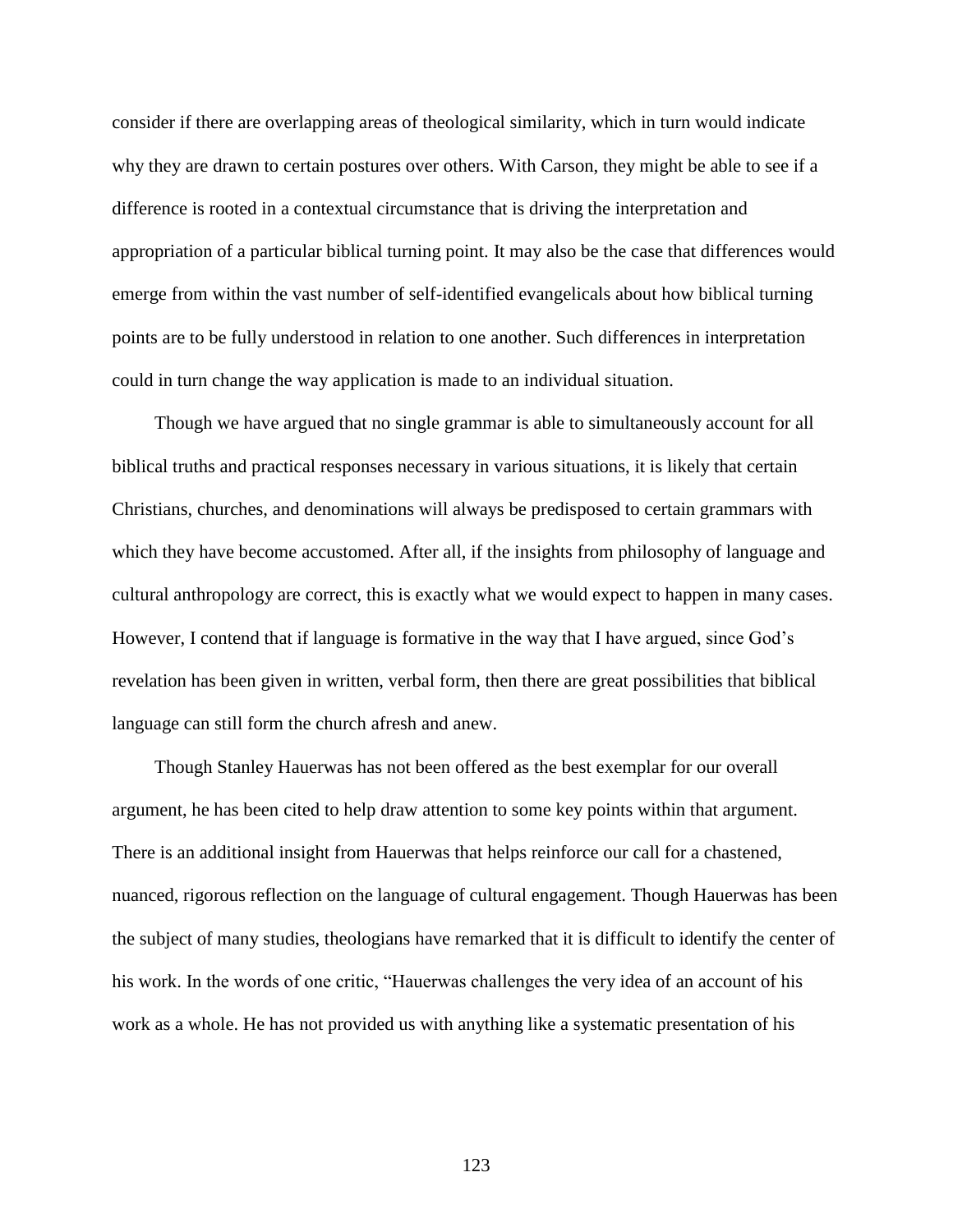consider if there are overlapping areas of theological similarity, which in turn would indicate why they are drawn to certain postures over others. With Carson, they might be able to see if a difference is rooted in a contextual circumstance that is driving the interpretation and appropriation of a particular biblical turning point. It may also be the case that differences would emerge from within the vast number of self-identified evangelicals about how biblical turning points are to be fully understood in relation to one another. Such differences in interpretation could in turn change the way application is made to an individual situation.

Though we have argued that no single grammar is able to simultaneously account for all biblical truths and practical responses necessary in various situations, it is likely that certain Christians, churches, and denominations will always be predisposed to certain grammars with which they have become accustomed. After all, if the insights from philosophy of language and cultural anthropology are correct, this is exactly what we would expect to happen in many cases. However, I contend that if language is formative in the way that I have argued, since God's revelation has been given in written, verbal form, then there are great possibilities that biblical language can still form the church afresh and anew.

Though Stanley Hauerwas has not been offered as the best exemplar for our overall argument, he has been cited to help draw attention to some key points within that argument. There is an additional insight from Hauerwas that helps reinforce our call for a chastened, nuanced, rigorous reflection on the language of cultural engagement. Though Hauerwas has been the subject of many studies, theologians have remarked that it is difficult to identify the center of his work. In the words of one critic, "Hauerwas challenges the very idea of an account of his work as a whole. He has not provided us with anything like a systematic presentation of his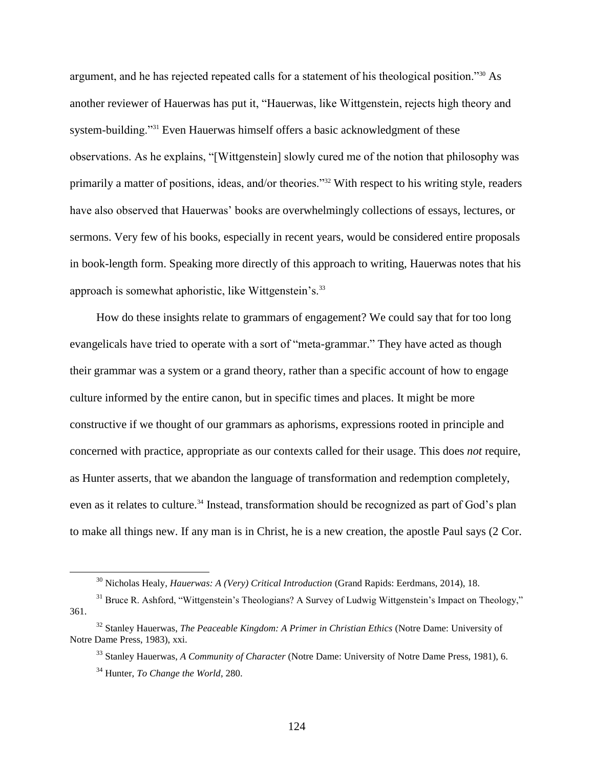argument, and he has rejected repeated calls for a statement of his theological position."[30] As another reviewer of Hauerwas has put it, "Hauerwas, like Wittgenstein, rejects high theory and system-building."[31] Even Hauerwas himself offers a basic acknowledgment of these observations. As he explains, "[Wittgenstein] slowly cured me of the notion that philosophy was primarily a matter of positions, ideas, and/or theories."[32] With respect to his writing style, readers have also observed that Hauerwas' books are overwhelmingly collections of essays, lectures, or sermons. Very few of his books, especially in recent years, would be considered entire proposals in book-length form. Speaking more directly of this approach to writing, Hauerwas notes that his approach is somewhat aphoristic, like Wittgenstein's.[33]

How do these insights relate to grammars of engagement? We could say that for too long evangelicals have tried to operate with a sort of "meta-grammar." They have acted as though their grammar was a system or a grand theory, rather than a specific account of how to engage culture informed by the entire canon, but in specific times and places. It might be more constructive if we thought of our grammars as aphorisms, expressions rooted in principle and concerned with practice, appropriate as our contexts called for their usage. This does *not* require, as Hunter asserts, that we abandon the language of transformation and redemption completely, even as it relates to culture.[34] Instead, transformation should be recognized as part of God's plan to make all things new. If any man is in Christ, he is a new creation, the apostle Paul says (2 Cor.

---

[30] Nicholas Healy, *Hauerwas: A (Very) Critical Introduction* (Grand Rapids: Eerdmans, 2014), 18.

[31] Bruce R. Ashford, "Wittgenstein's Theologians? A Survey of Ludwig Wittgenstein's Impact on Theology," 361.

[32] Stanley Hauerwas, *The Peaceable Kingdom: A Primer in Christian Ethics* (Notre Dame: University of Notre Dame Press, 1983), xxi.

[33] Stanley Hauerwas, *A Community of Character* (Notre Dame: University of Notre Dame Press, 1981), 6.

[34] Hunter, *To Change the World*, 280.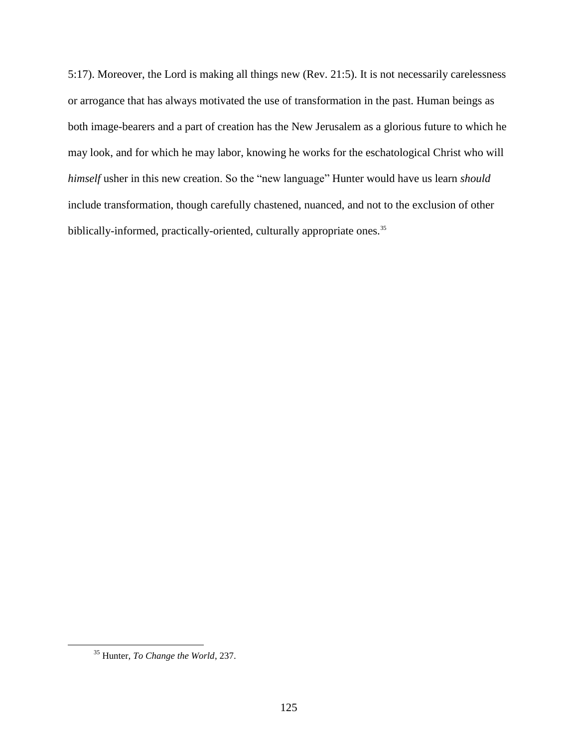5:17). Moreover, the Lord is making all things new (Rev. 21:5). It is not necessarily carelessness or arrogance that has always motivated the use of transformation in the past. Human beings as both image-bearers and a part of creation has the New Jerusalem as a glorious future to which he may look, and for which he may labor, knowing he works for the eschatological Christ who will *himself* usher in this new creation. So the "new language" Hunter would have us learn *should* include transformation, though carefully chastened, nuanced, and not to the exclusion of other biblically-informed, practically-oriented, culturally appropriate ones.[35]

---

[35] Hunter, *To Change the World*, 237.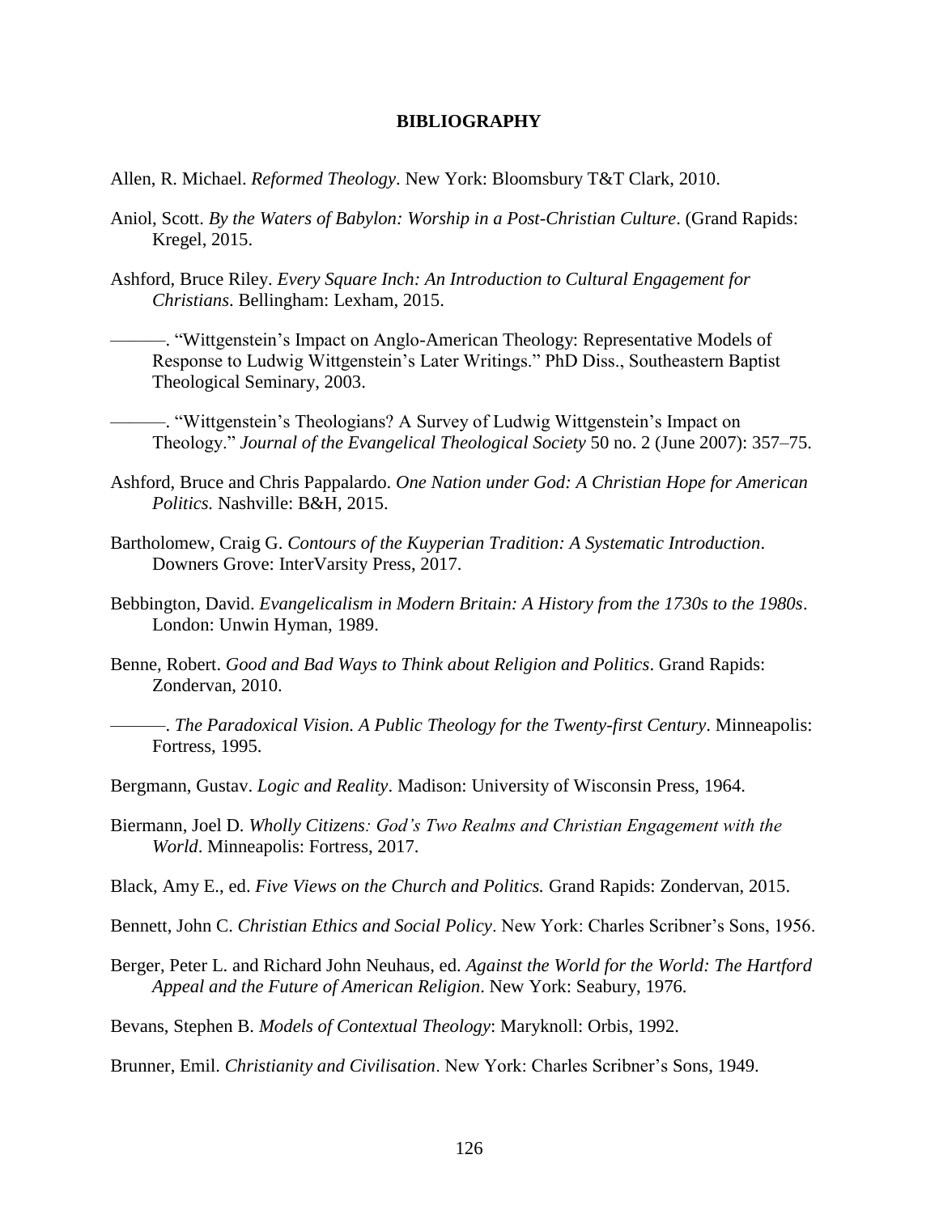**BIBLIOGRAPHY**

Allen, R. Michael. *Reformed Theology*. New York: Bloomsbury T&T Clark, 2010.

Aniol, Scott. *By the Waters of Babylon: Worship in a Post-Christian Culture*. (Grand Rapids: Kregel, 2015.

Ashford, Bruce Riley. *Every Square Inch: An Introduction to Cultural Engagement for Christians*. Bellingham: Lexham, 2015.

———. "Wittgenstein's Impact on Anglo-American Theology: Representative Models of Response to Ludwig Wittgenstein's Later Writings." PhD Diss., Southeastern Baptist Theological Seminary, 2003.

———. "Wittgenstein's Theologians? A Survey of Ludwig Wittgenstein's Impact on Theology." *Journal of the Evangelical Theological Society* 50 no. 2 (June 2007): 357–75.

Ashford, Bruce and Chris Pappalardo. *One Nation under God: A Christian Hope for American Politics.* Nashville: B&H, 2015.

Bartholomew, Craig G. *Contours of the Kuyperian Tradition: A Systematic Introduction*. Downers Grove: InterVarsity Press, 2017.

Bebbington, David. *Evangelicalism in Modern Britain: A History from the 1730s to the 1980s*. London: Unwin Hyman, 1989.

Benne, Robert. *Good and Bad Ways to Think about Religion and Politics*. Grand Rapids: Zondervan, 2010.

———. *The Paradoxical Vision. A Public Theology for the Twenty-first Century*. Minneapolis: Fortress, 1995.

Bergmann, Gustav. *Logic and Reality*. Madison: University of Wisconsin Press, 1964.

Biermann, Joel D. *Wholly Citizens: God's Two Realms and Christian Engagement with the World*. Minneapolis: Fortress, 2017.

Black, Amy E., ed. *Five Views on the Church and Politics.* Grand Rapids: Zondervan, 2015.

Bennett, John C. *Christian Ethics and Social Policy*. New York: Charles Scribner's Sons, 1956.

Berger, Peter L. and Richard John Neuhaus, ed. *Against the World for the World: The Hartford Appeal and the Future of American Religion*. New York: Seabury, 1976.

Bevans, Stephen B. *Models of Contextual Theology*: Maryknoll: Orbis, 1992.

Brunner, Emil. *Christianity and Civilisation*. New York: Charles Scribner's Sons, 1949.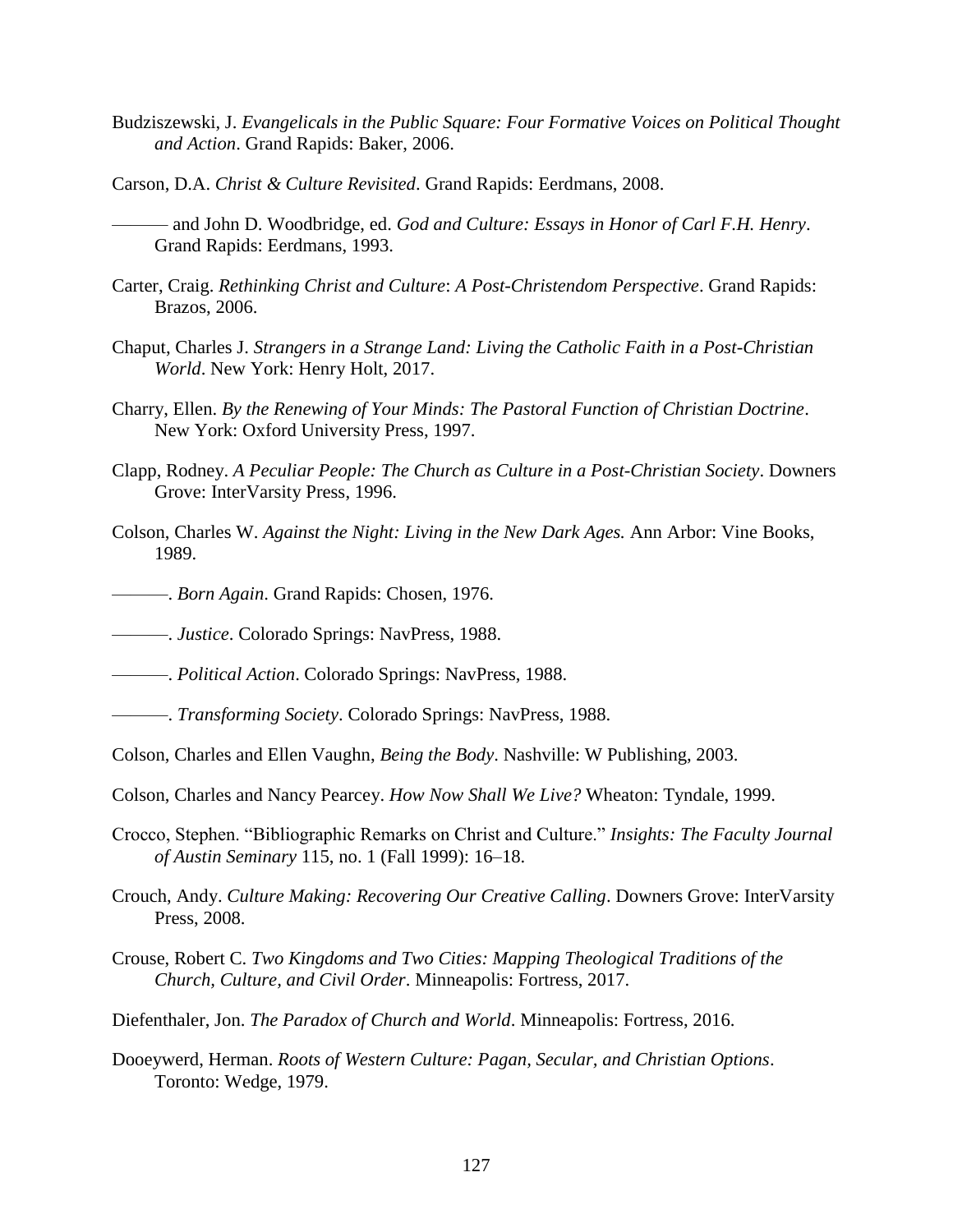Budziszewski, J. *Evangelicals in the Public Square: Four Formative Voices on Political Thought and Action*. Grand Rapids: Baker, 2006.

Carson, D.A. *Christ & Culture Revisited*. Grand Rapids: Eerdmans, 2008.

——— and John D. Woodbridge, ed. *God and Culture: Essays in Honor of Carl F.H. Henry*. Grand Rapids: Eerdmans, 1993.

Carter, Craig. *Rethinking Christ and Culture*: *A Post-Christendom Perspective*. Grand Rapids: Brazos, 2006.

Chaput, Charles J. *Strangers in a Strange Land: Living the Catholic Faith in a Post-Christian World*. New York: Henry Holt, 2017.

Charry, Ellen. *By the Renewing of Your Minds: The Pastoral Function of Christian Doctrine*. New York: Oxford University Press, 1997.

Clapp, Rodney. *A Peculiar People: The Church as Culture in a Post-Christian Society*. Downers Grove: InterVarsity Press, 1996.

Colson, Charles W. *Against the Night: Living in the New Dark Ages.* Ann Arbor: Vine Books, 1989.

———. *Born Again*. Grand Rapids: Chosen, 1976.

———. *Justice*. Colorado Springs: NavPress, 1988.

———. *Political Action*. Colorado Springs: NavPress, 1988.

———. *Transforming Society*. Colorado Springs: NavPress, 1988.

Colson, Charles and Ellen Vaughn, *Being the Body*. Nashville: W Publishing, 2003.

Colson, Charles and Nancy Pearcey. *How Now Shall We Live?* Wheaton: Tyndale, 1999.

Crocco, Stephen. "Bibliographic Remarks on Christ and Culture." *Insights: The Faculty Journal of Austin Seminary* 115, no. 1 (Fall 1999): 16–18.

Crouch, Andy. *Culture Making: Recovering Our Creative Calling*. Downers Grove: InterVarsity Press, 2008.

Crouse, Robert C. *Two Kingdoms and Two Cities: Mapping Theological Traditions of the Church, Culture, and Civil Order*. Minneapolis: Fortress, 2017.

Diefenthaler, Jon. *The Paradox of Church and World*. Minneapolis: Fortress, 2016.

Dooeywerd, Herman. *Roots of Western Culture: Pagan, Secular, and Christian Options*. Toronto: Wedge, 1979.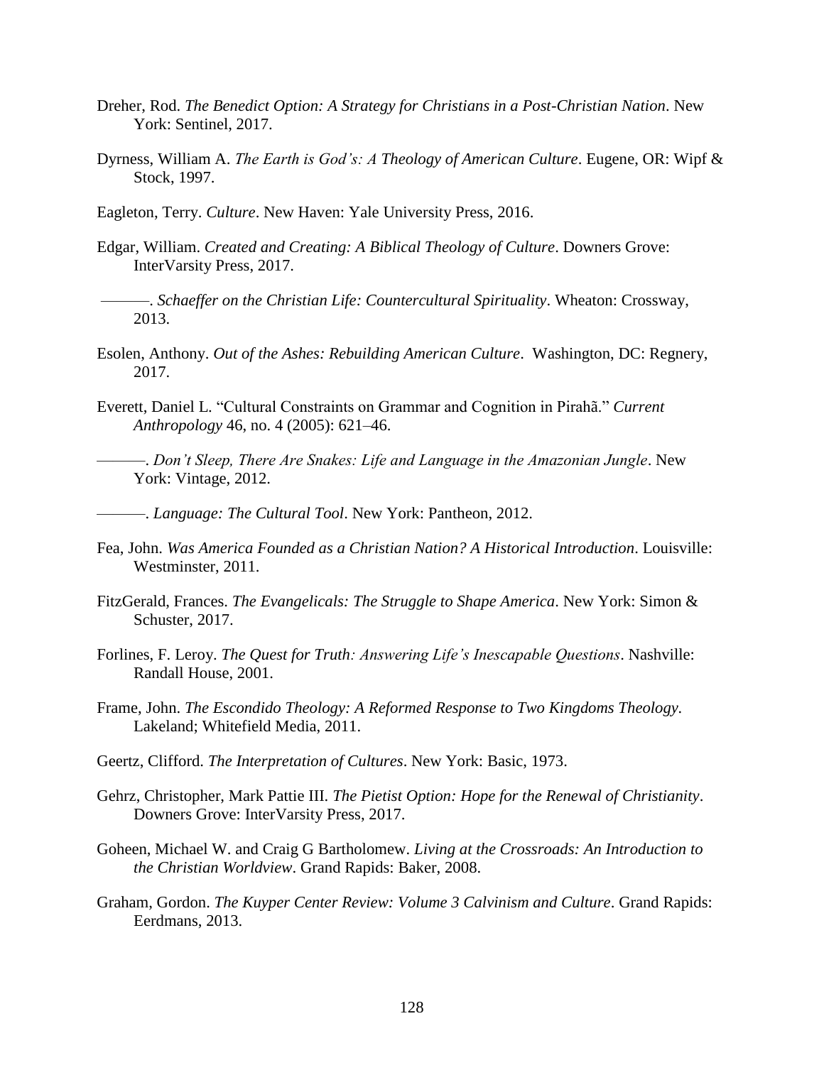Dreher, Rod. *The Benedict Option: A Strategy for Christians in a Post-Christian Nation*. New York: Sentinel, 2017.

Dyrness, William A. *The Earth is God's: A Theology of American Culture*. Eugene, OR: Wipf & Stock, 1997.

Eagleton, Terry. *Culture*. New Haven: Yale University Press, 2016.

Edgar, William. *Created and Creating: A Biblical Theology of Culture*. Downers Grove: InterVarsity Press, 2017.

———. *Schaeffer on the Christian Life: Countercultural Spirituality*. Wheaton: Crossway, 2013.

Esolen, Anthony. *Out of the Ashes: Rebuilding American Culture*. Washington, DC: Regnery, 2017.

Everett, Daniel L. "Cultural Constraints on Grammar and Cognition in Pirahã." *Current Anthropology* 46, no. 4 (2005): 621–46.

———. *Don't Sleep, There Are Snakes: Life and Language in the Amazonian Jungle*. New York: Vintage, 2012.

———. *Language: The Cultural Tool*. New York: Pantheon, 2012.

Fea, John. *Was America Founded as a Christian Nation? A Historical Introduction*. Louisville: Westminster, 2011.

FitzGerald, Frances. *The Evangelicals: The Struggle to Shape America*. New York: Simon & Schuster, 2017.

Forlines, F. Leroy. *The Quest for Truth: Answering Life's Inescapable Questions*. Nashville: Randall House, 2001.

Frame, John. *The Escondido Theology: A Reformed Response to Two Kingdoms Theology.* Lakeland; Whitefield Media, 2011.

Geertz, Clifford. *The Interpretation of Cultures*. New York: Basic, 1973.

Gehrz, Christopher, Mark Pattie III. *The Pietist Option: Hope for the Renewal of Christianity*. Downers Grove: InterVarsity Press, 2017.

Goheen, Michael W. and Craig G Bartholomew. *Living at the Crossroads: An Introduction to the Christian Worldview*. Grand Rapids: Baker, 2008.

Graham, Gordon. *The Kuyper Center Review: Volume 3 Calvinism and Culture*. Grand Rapids: Eerdmans, 2013.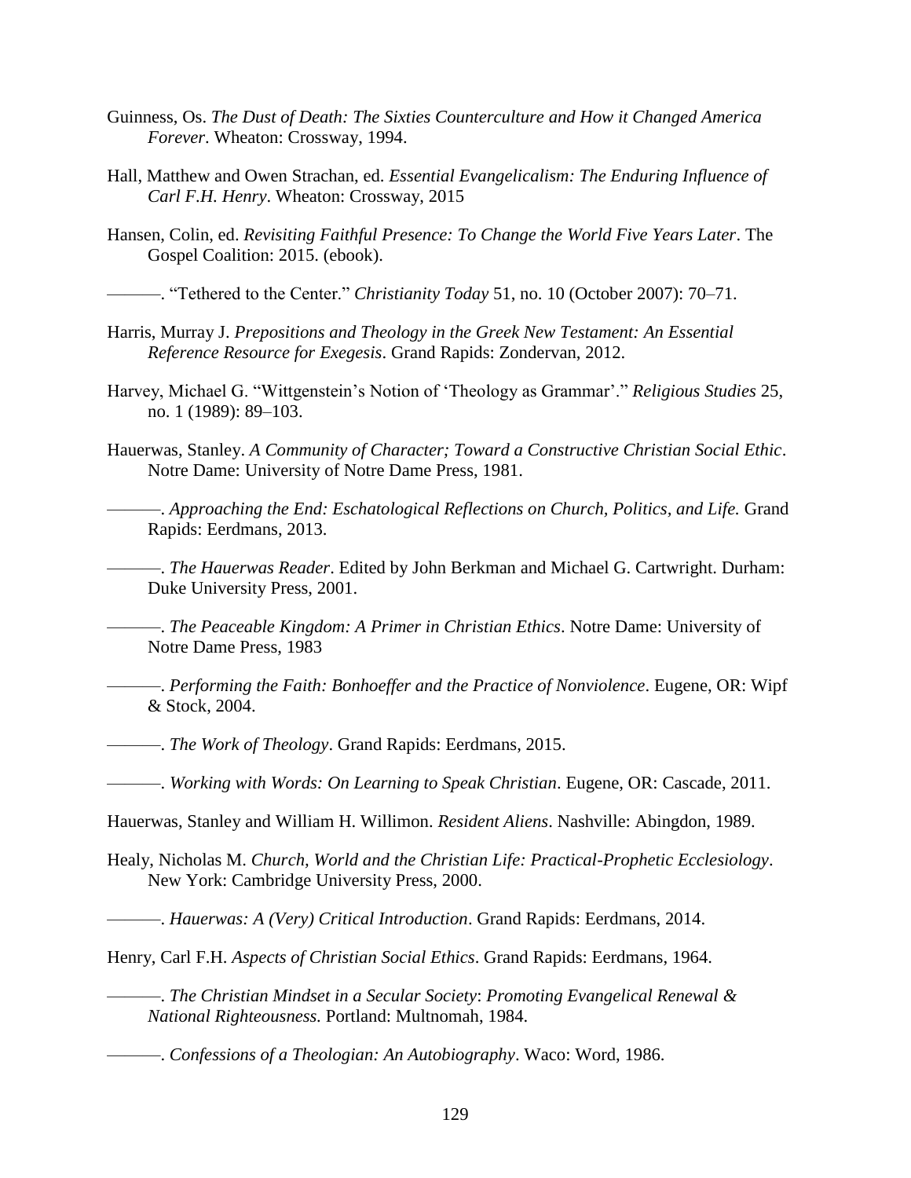Guinness, Os. *The Dust of Death: The Sixties Counterculture and How it Changed America Forever*. Wheaton: Crossway, 1994.

Hall, Matthew and Owen Strachan, ed. *Essential Evangelicalism: The Enduring Influence of Carl F.H. Henry*. Wheaton: Crossway, 2015

Hansen, Colin, ed. *Revisiting Faithful Presence: To Change the World Five Years Later*. The Gospel Coalition: 2015. (ebook).

———. "Tethered to the Center." *Christianity Today* 51, no. 10 (October 2007): 70–71.

Harris, Murray J. *Prepositions and Theology in the Greek New Testament: An Essential Reference Resource for Exegesis*. Grand Rapids: Zondervan, 2012.

Harvey, Michael G. "Wittgenstein's Notion of 'Theology as Grammar'." *Religious Studies* 25, no. 1 (1989): 89–103.

Hauerwas, Stanley. *A Community of Character; Toward a Constructive Christian Social Ethic*. Notre Dame: University of Notre Dame Press, 1981.

———. *Approaching the End: Eschatological Reflections on Church, Politics, and Life.* Grand Rapids: Eerdmans, 2013.

———. *The Hauerwas Reader*. Edited by John Berkman and Michael G. Cartwright. Durham: Duke University Press, 2001.

———. *The Peaceable Kingdom: A Primer in Christian Ethics*. Notre Dame: University of Notre Dame Press, 1983

———. *Performing the Faith: Bonhoeffer and the Practice of Nonviolence*. Eugene, OR: Wipf & Stock, 2004.

———. *The Work of Theology*. Grand Rapids: Eerdmans, 2015.

———. *Working with Words: On Learning to Speak Christian*. Eugene, OR: Cascade, 2011.

Hauerwas, Stanley and William H. Willimon. *Resident Aliens*. Nashville: Abingdon, 1989.

Healy, Nicholas M. *Church, World and the Christian Life: Practical-Prophetic Ecclesiology*. New York: Cambridge University Press, 2000.

———. *Hauerwas: A (Very) Critical Introduction*. Grand Rapids: Eerdmans, 2014.

Henry, Carl F.H. *Aspects of Christian Social Ethics*. Grand Rapids: Eerdmans, 1964.

———. *The Christian Mindset in a Secular Society*: *Promoting Evangelical Renewal & National Righteousness.* Portland: Multnomah, 1984.

———. *Confessions of a Theologian: An Autobiography*. Waco: Word, 1986.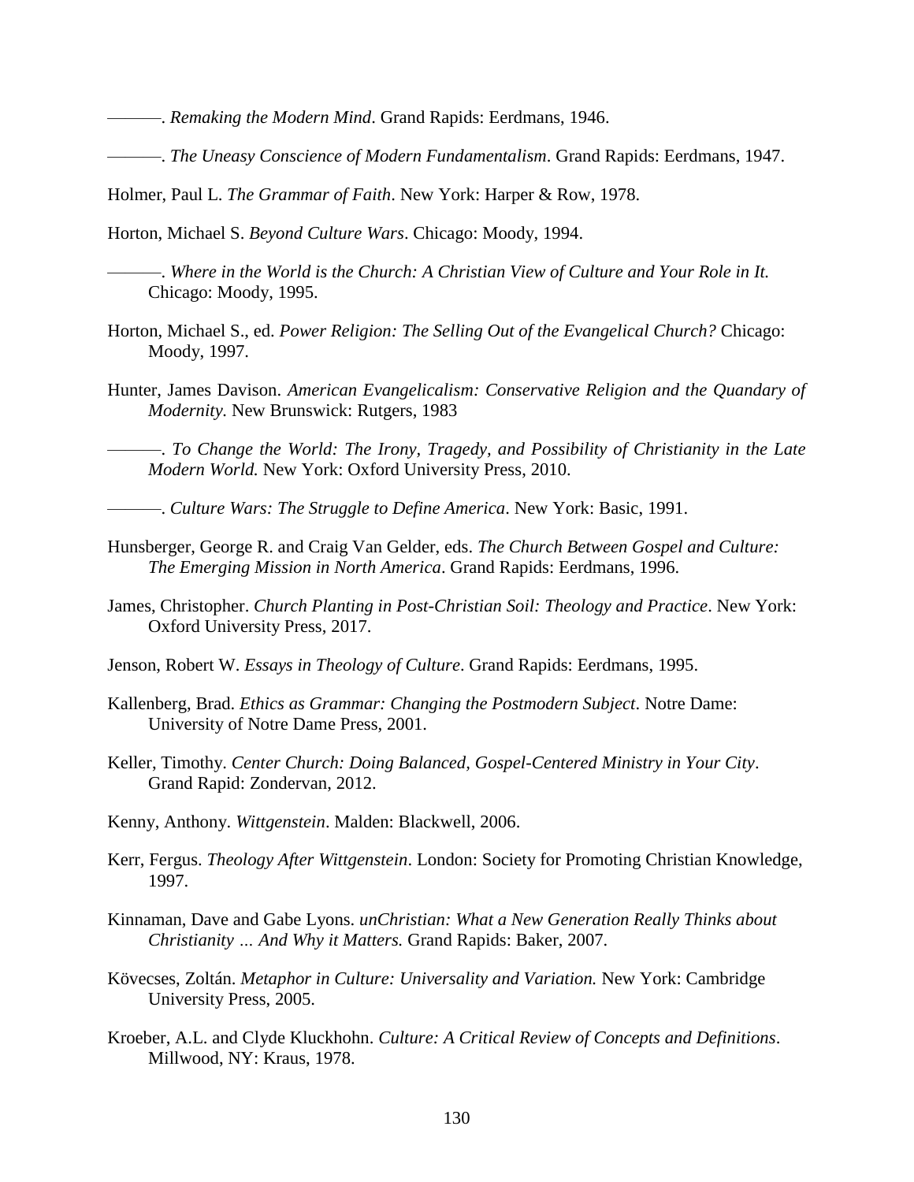———. *Remaking the Modern Mind*. Grand Rapids: Eerdmans, 1946.

———. *The Uneasy Conscience of Modern Fundamentalism*. Grand Rapids: Eerdmans, 1947.

Holmer, Paul L. *The Grammar of Faith*. New York: Harper & Row, 1978.

Horton, Michael S. *Beyond Culture Wars*. Chicago: Moody, 1994.

———. *Where in the World is the Church: A Christian View of Culture and Your Role in It.* Chicago: Moody, 1995.

Horton, Michael S., ed. *Power Religion: The Selling Out of the Evangelical Church?* Chicago: Moody, 1997.

Hunter, James Davison. *American Evangelicalism: Conservative Religion and the Quandary of Modernity.* New Brunswick: Rutgers, 1983

———. *To Change the World: The Irony, Tragedy, and Possibility of Christianity in the Late Modern World.* New York: Oxford University Press, 2010.

———. *Culture Wars: The Struggle to Define America*. New York: Basic, 1991.

Hunsberger, George R. and Craig Van Gelder, eds. *The Church Between Gospel and Culture: The Emerging Mission in North America*. Grand Rapids: Eerdmans, 1996.

James, Christopher. *Church Planting in Post-Christian Soil: Theology and Practice*. New York: Oxford University Press, 2017.

Jenson, Robert W. *Essays in Theology of Culture*. Grand Rapids: Eerdmans, 1995.

Kallenberg, Brad. *Ethics as Grammar: Changing the Postmodern Subject*. Notre Dame: University of Notre Dame Press, 2001.

Keller, Timothy. *Center Church: Doing Balanced, Gospel-Centered Ministry in Your City*. Grand Rapid: Zondervan, 2012.

Kenny, Anthony. *Wittgenstein*. Malden: Blackwell, 2006.

Kerr, Fergus. *Theology After Wittgenstein*. London: Society for Promoting Christian Knowledge, 1997.

Kinnaman, Dave and Gabe Lyons. *unChristian: What a New Generation Really Thinks about Christianity … And Why it Matters.* Grand Rapids: Baker, 2007.

Kövecses, Zoltán. *Metaphor in Culture: Universality and Variation.* New York: Cambridge University Press, 2005.

Kroeber, A.L. and Clyde Kluckhohn. *Culture: A Critical Review of Concepts and Definitions*. Millwood, NY: Kraus, 1978.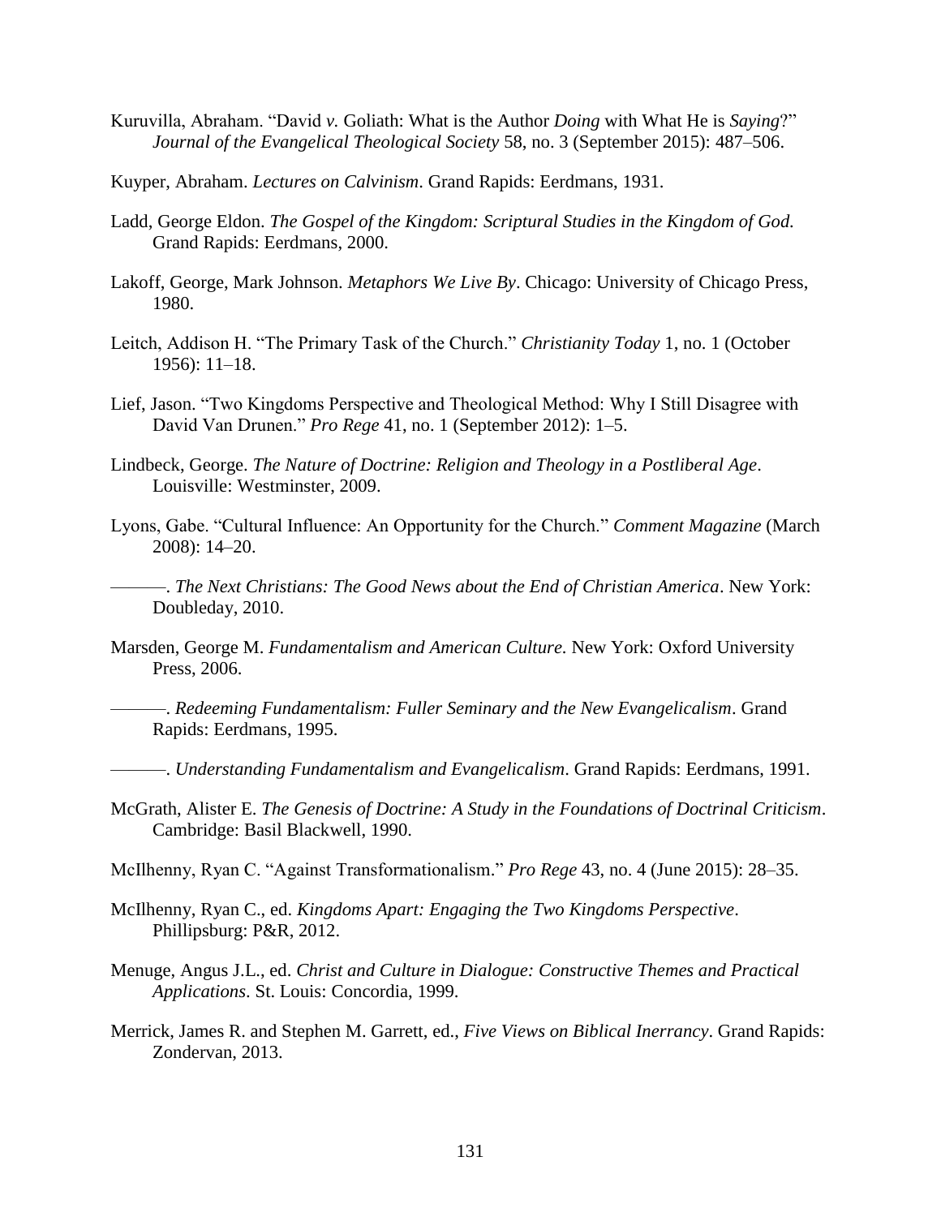Kuruvilla, Abraham. “David *v.* Goliath: What is the Author *Doing* with What He is *Saying*?” *Journal of the Evangelical Theological Society* 58, no. 3 (September 2015): 487–506.

Kuyper, Abraham. *Lectures on Calvinism*. Grand Rapids: Eerdmans, 1931.

Ladd, George Eldon. *The Gospel of the Kingdom: Scriptural Studies in the Kingdom of God*. Grand Rapids: Eerdmans, 2000.

Lakoff, George, Mark Johnson. *Metaphors We Live By*. Chicago: University of Chicago Press, 1980.

Leitch, Addison H. “The Primary Task of the Church.” *Christianity Today* 1, no. 1 (October 1956): 11–18.

Lief, Jason. “Two Kingdoms Perspective and Theological Method: Why I Still Disagree with David Van Drunen.” *Pro Rege* 41, no. 1 (September 2012): 1–5.

Lindbeck, George. *The Nature of Doctrine: Religion and Theology in a Postliberal Age*. Louisville: Westminster, 2009.

Lyons, Gabe. “Cultural Influence: An Opportunity for the Church.” *Comment Magazine* (March 2008): 14–20.

———. *The Next Christians: The Good News about the End of Christian America*. New York: Doubleday, 2010.

Marsden, George M. *Fundamentalism and American Culture*. New York: Oxford University Press, 2006.

———. *Redeeming Fundamentalism: Fuller Seminary and the New Evangelicalism*. Grand Rapids: Eerdmans, 1995.

———. *Understanding Fundamentalism and Evangelicalism*. Grand Rapids: Eerdmans, 1991.

McGrath, Alister E. *The Genesis of Doctrine: A Study in the Foundations of Doctrinal Criticism*. Cambridge: Basil Blackwell, 1990.

McIlhenny, Ryan C. “Against Transformationalism.” *Pro Rege* 43, no. 4 (June 2015): 28–35.

McIlhenny, Ryan C., ed. *Kingdoms Apart: Engaging the Two Kingdoms Perspective*. Phillipsburg: P&R, 2012.

Menuge, Angus J.L., ed. *Christ and Culture in Dialogue: Constructive Themes and Practical Applications*. St. Louis: Concordia, 1999.

Merrick, James R. and Stephen M. Garrett, ed., *Five Views on Biblical Inerrancy*. Grand Rapids: Zondervan, 2013.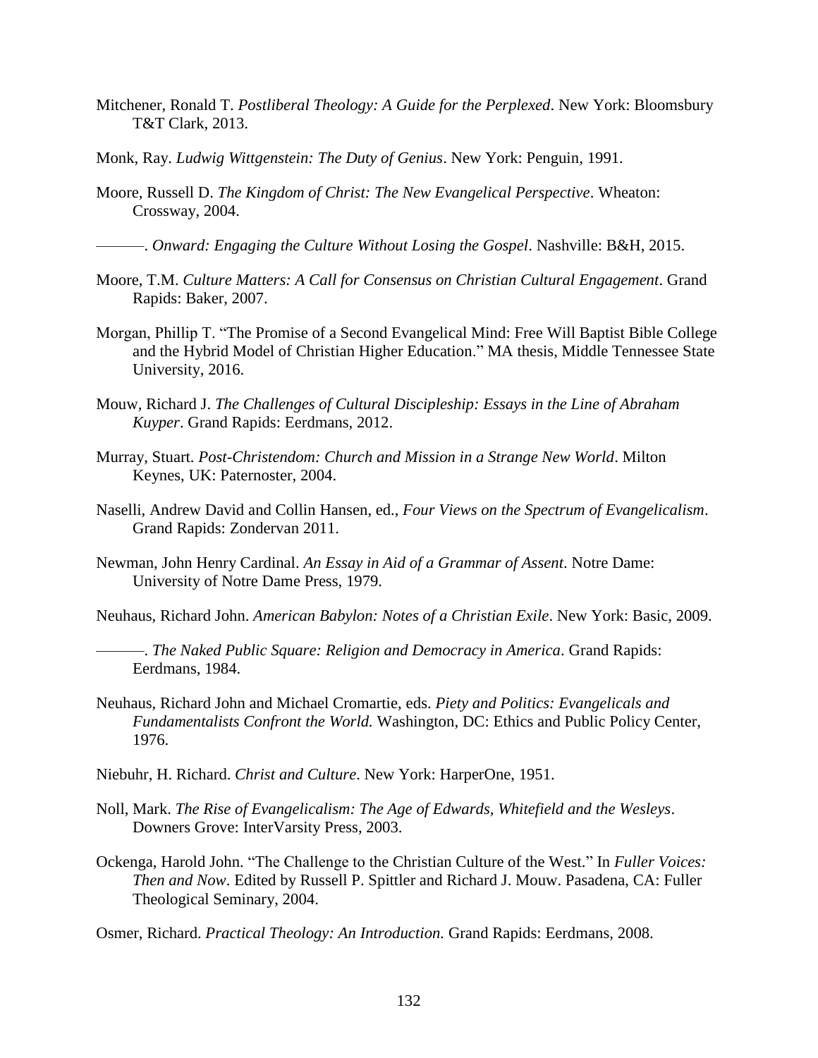Mitchener, Ronald T. *Postliberal Theology: A Guide for the Perplexed*. New York: Bloomsbury T&T Clark, 2013.

Monk, Ray. *Ludwig Wittgenstein: The Duty of Genius*. New York: Penguin, 1991.

Moore, Russell D. *The Kingdom of Christ: The New Evangelical Perspective*. Wheaton: Crossway, 2004.

———. *Onward: Engaging the Culture Without Losing the Gospel*. Nashville: B&H, 2015.

Moore, T.M. *Culture Matters: A Call for Consensus on Christian Cultural Engagement*. Grand Rapids: Baker, 2007.

Morgan, Phillip T. "The Promise of a Second Evangelical Mind: Free Will Baptist Bible College and the Hybrid Model of Christian Higher Education." MA thesis, Middle Tennessee State University, 2016.

Mouw, Richard J. *The Challenges of Cultural Discipleship: Essays in the Line of Abraham Kuyper*. Grand Rapids: Eerdmans, 2012.

Murray, Stuart. *Post-Christendom: Church and Mission in a Strange New World*. Milton Keynes, UK: Paternoster, 2004.

Naselli, Andrew David and Collin Hansen, ed., *Four Views on the Spectrum of Evangelicalism*. Grand Rapids: Zondervan 2011.

Newman, John Henry Cardinal. *An Essay in Aid of a Grammar of Assent*. Notre Dame: University of Notre Dame Press, 1979.

Neuhaus, Richard John. *American Babylon: Notes of a Christian Exile*. New York: Basic, 2009.

———. *The Naked Public Square: Religion and Democracy in America*. Grand Rapids: Eerdmans, 1984.

Neuhaus, Richard John and Michael Cromartie, eds. *Piety and Politics: Evangelicals and Fundamentalists Confront the World.* Washington, DC: Ethics and Public Policy Center, 1976.

Niebuhr, H. Richard. *Christ and Culture*. New York: HarperOne, 1951.

Noll, Mark. *The Rise of Evangelicalism: The Age of Edwards, Whitefield and the Wesleys*. Downers Grove: InterVarsity Press, 2003.

Ockenga, Harold John. "The Challenge to the Christian Culture of the West." In *Fuller Voices: Then and Now*. Edited by Russell P. Spittler and Richard J. Mouw. Pasadena, CA: Fuller Theological Seminary, 2004.

Osmer, Richard. *Practical Theology: An Introduction.* Grand Rapids: Eerdmans, 2008.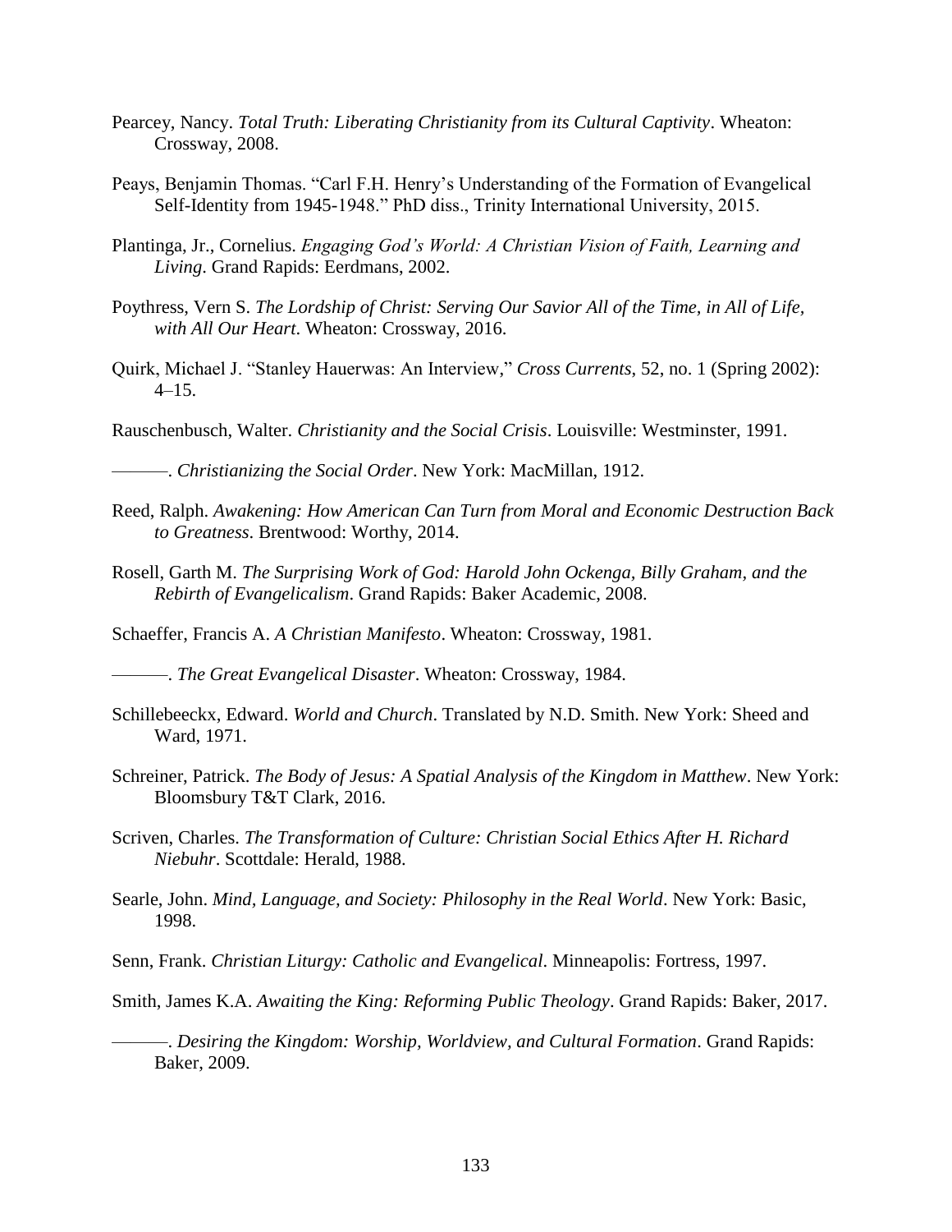Pearcey, Nancy. *Total Truth: Liberating Christianity from its Cultural Captivity*. Wheaton: Crossway, 2008.

Peays, Benjamin Thomas. "Carl F.H. Henry's Understanding of the Formation of Evangelical Self-Identity from 1945-1948." PhD diss., Trinity International University, 2015.

Plantinga, Jr., Cornelius. *Engaging God's World: A Christian Vision of Faith, Learning and Living*. Grand Rapids: Eerdmans, 2002.

Poythress, Vern S. *The Lordship of Christ: Serving Our Savior All of the Time, in All of Life, with All Our Heart*. Wheaton: Crossway, 2016.

Quirk, Michael J. "Stanley Hauerwas: An Interview," *Cross Currents*, 52, no. 1 (Spring 2002): 4–15.

Rauschenbusch, Walter. *Christianity and the Social Crisis*. Louisville: Westminster, 1991.

———. *Christianizing the Social Order*. New York: MacMillan, 1912.

Reed, Ralph. *Awakening: How American Can Turn from Moral and Economic Destruction Back to Greatness*. Brentwood: Worthy, 2014.

Rosell, Garth M. *The Surprising Work of God: Harold John Ockenga, Billy Graham, and the Rebirth of Evangelicalism*. Grand Rapids: Baker Academic, 2008.

Schaeffer, Francis A. *A Christian Manifesto*. Wheaton: Crossway, 1981.

———. *The Great Evangelical Disaster*. Wheaton: Crossway, 1984.

Schillebeeckx, Edward. *World and Church*. Translated by N.D. Smith. New York: Sheed and Ward, 1971.

Schreiner, Patrick. *The Body of Jesus: A Spatial Analysis of the Kingdom in Matthew*. New York: Bloomsbury T&T Clark, 2016.

Scriven, Charles. *The Transformation of Culture: Christian Social Ethics After H. Richard Niebuhr*. Scottdale: Herald, 1988.

Searle, John. *Mind, Language, and Society: Philosophy in the Real World*. New York: Basic, 1998.

Senn, Frank. *Christian Liturgy: Catholic and Evangelical*. Minneapolis: Fortress, 1997.

Smith, James K.A. *Awaiting the King: Reforming Public Theology*. Grand Rapids: Baker, 2017.

———. *Desiring the Kingdom: Worship, Worldview, and Cultural Formation*. Grand Rapids: Baker, 2009.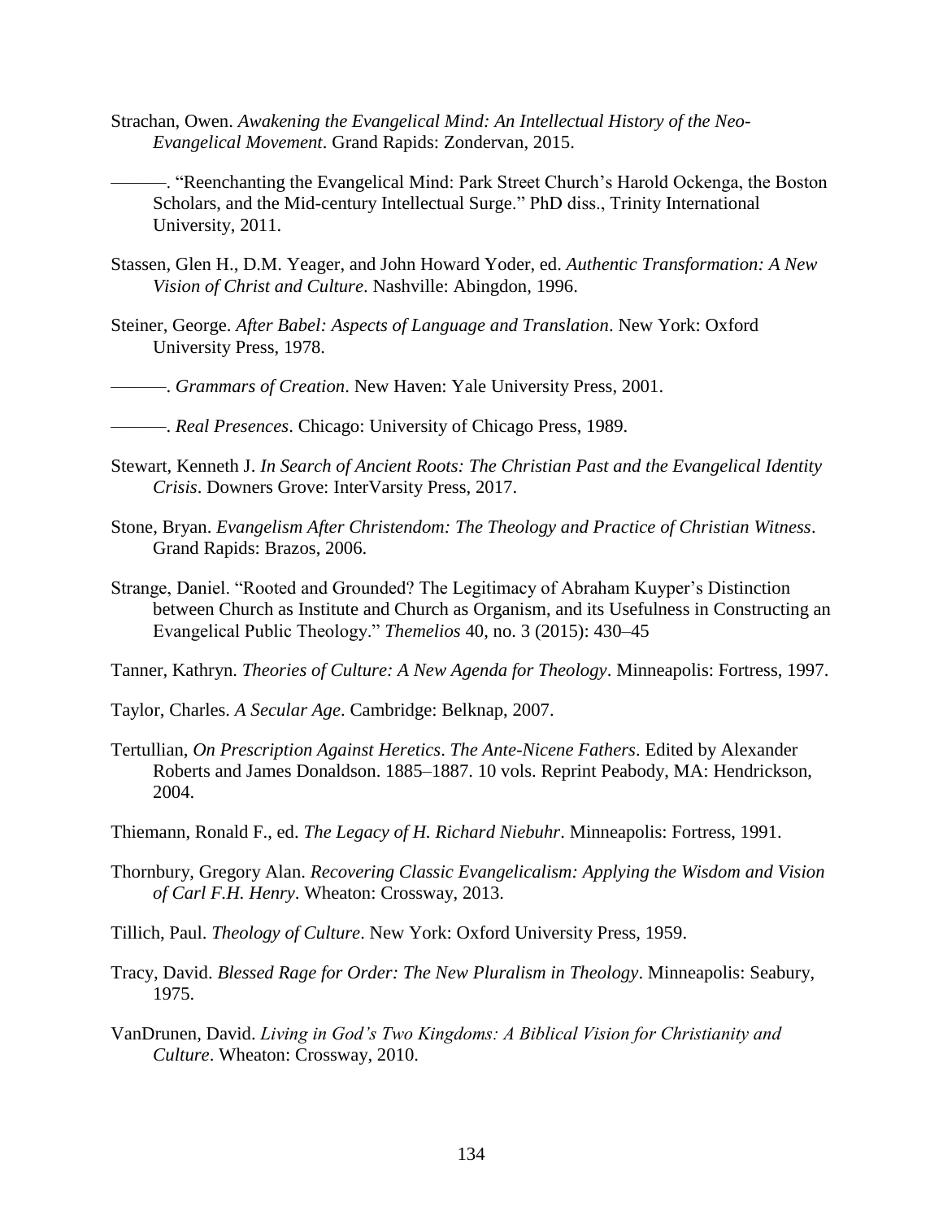Strachan, Owen. *Awakening the Evangelical Mind: An Intellectual History of the Neo-Evangelical Movement*. Grand Rapids: Zondervan, 2015.

———. "Reenchanting the Evangelical Mind: Park Street Church's Harold Ockenga, the Boston Scholars, and the Mid-century Intellectual Surge." PhD diss., Trinity International University, 2011.

Stassen, Glen H., D.M. Yeager, and John Howard Yoder, ed. *Authentic Transformation: A New Vision of Christ and Culture*. Nashville: Abingdon, 1996.

Steiner, George. *After Babel: Aspects of Language and Translation*. New York: Oxford University Press, 1978.

———. *Grammars of Creation*. New Haven: Yale University Press, 2001.

———. *Real Presences*. Chicago: University of Chicago Press, 1989.

Stewart, Kenneth J. *In Search of Ancient Roots: The Christian Past and the Evangelical Identity Crisis*. Downers Grove: InterVarsity Press, 2017.

Stone, Bryan. *Evangelism After Christendom: The Theology and Practice of Christian Witness*. Grand Rapids: Brazos, 2006.

Strange, Daniel. "Rooted and Grounded? The Legitimacy of Abraham Kuyper's Distinction between Church as Institute and Church as Organism, and its Usefulness in Constructing an Evangelical Public Theology." *Themelios* 40, no. 3 (2015): 430–45

Tanner, Kathryn. *Theories of Culture: A New Agenda for Theology*. Minneapolis: Fortress, 1997.

Taylor, Charles. *A Secular Age*. Cambridge: Belknap, 2007.

Tertullian, *On Prescription Against Heretics*. *The Ante-Nicene Fathers*. Edited by Alexander Roberts and James Donaldson. 1885–1887. 10 vols. Reprint Peabody, MA: Hendrickson, 2004.

Thiemann, Ronald F., ed. *The Legacy of H. Richard Niebuhr*. Minneapolis: Fortress, 1991.

Thornbury, Gregory Alan. *Recovering Classic Evangelicalism: Applying the Wisdom and Vision of Carl F.H. Henry*. Wheaton: Crossway, 2013.

Tillich, Paul. *Theology of Culture*. New York: Oxford University Press, 1959.

Tracy, David. *Blessed Rage for Order: The New Pluralism in Theology*. Minneapolis: Seabury, 1975.

VanDrunen, David. *Living in God's Two Kingdoms: A Biblical Vision for Christianity and Culture*. Wheaton: Crossway, 2010.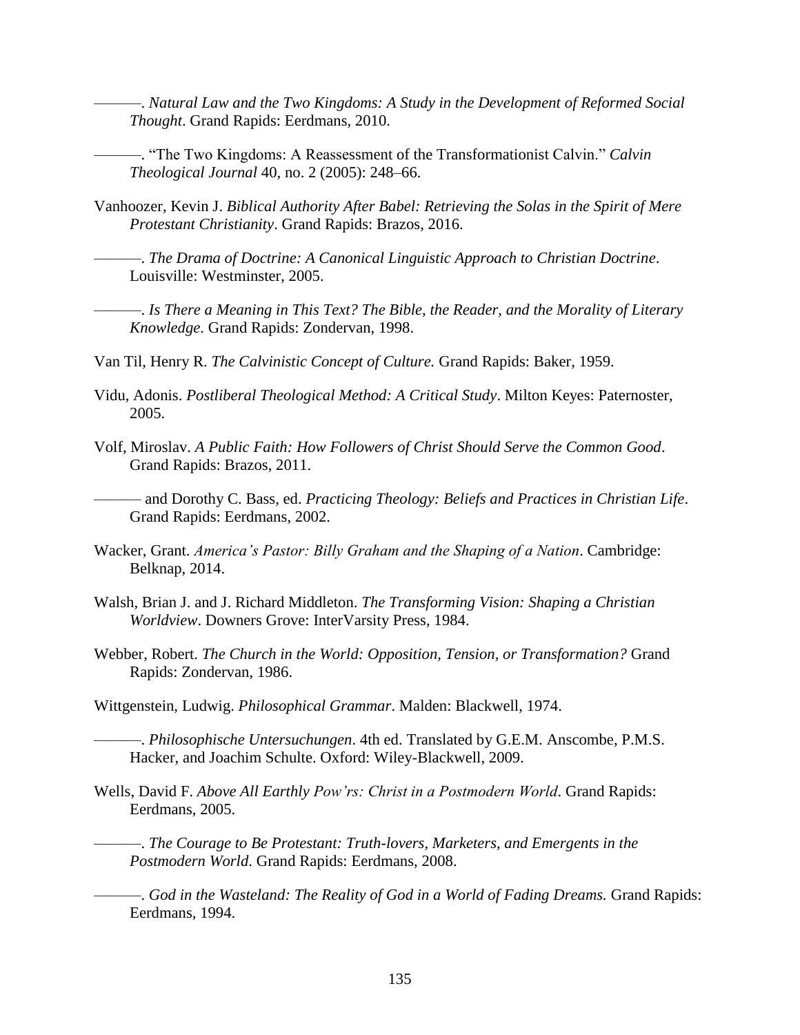———. *Natural Law and the Two Kingdoms: A Study in the Development of Reformed Social Thought*. Grand Rapids: Eerdmans, 2010.

———. "The Two Kingdoms: A Reassessment of the Transformationist Calvin." *Calvin Theological Journal* 40, no. 2 (2005): 248–66.

Vanhoozer, Kevin J. *Biblical Authority After Babel: Retrieving the Solas in the Spirit of Mere Protestant Christianity*. Grand Rapids: Brazos, 2016.

———. *The Drama of Doctrine: A Canonical Linguistic Approach to Christian Doctrine*. Louisville: Westminster, 2005.

———. *Is There a Meaning in This Text? The Bible, the Reader, and the Morality of Literary Knowledge*. Grand Rapids: Zondervan, 1998.

Van Til, Henry R. *The Calvinistic Concept of Culture.* Grand Rapids: Baker, 1959.

Vidu, Adonis. *Postliberal Theological Method: A Critical Study*. Milton Keyes: Paternoster, 2005.

Volf, Miroslav. *A Public Faith: How Followers of Christ Should Serve the Common Good*. Grand Rapids: Brazos, 2011.

——— and Dorothy C. Bass, ed. *Practicing Theology: Beliefs and Practices in Christian Life*. Grand Rapids: Eerdmans, 2002.

Wacker, Grant. *America's Pastor: Billy Graham and the Shaping of a Nation*. Cambridge: Belknap, 2014.

Walsh, Brian J. and J. Richard Middleton. *The Transforming Vision: Shaping a Christian Worldview*. Downers Grove: InterVarsity Press, 1984.

Webber, Robert. *The Church in the World: Opposition, Tension, or Transformation?* Grand Rapids: Zondervan, 1986.

Wittgenstein, Ludwig. *Philosophical Grammar*. Malden: Blackwell, 1974.

———. *Philosophische Untersuchungen*. 4th ed. Translated by G.E.M. Anscombe, P.M.S. Hacker, and Joachim Schulte. Oxford: Wiley-Blackwell, 2009.

Wells, David F. *Above All Earthly Pow'rs: Christ in a Postmodern World*. Grand Rapids: Eerdmans, 2005.

———. *The Courage to Be Protestant: Truth-lovers, Marketers, and Emergents in the Postmodern World*. Grand Rapids: Eerdmans, 2008.

———. *God in the Wasteland: The Reality of God in a World of Fading Dreams.* Grand Rapids: Eerdmans, 1994.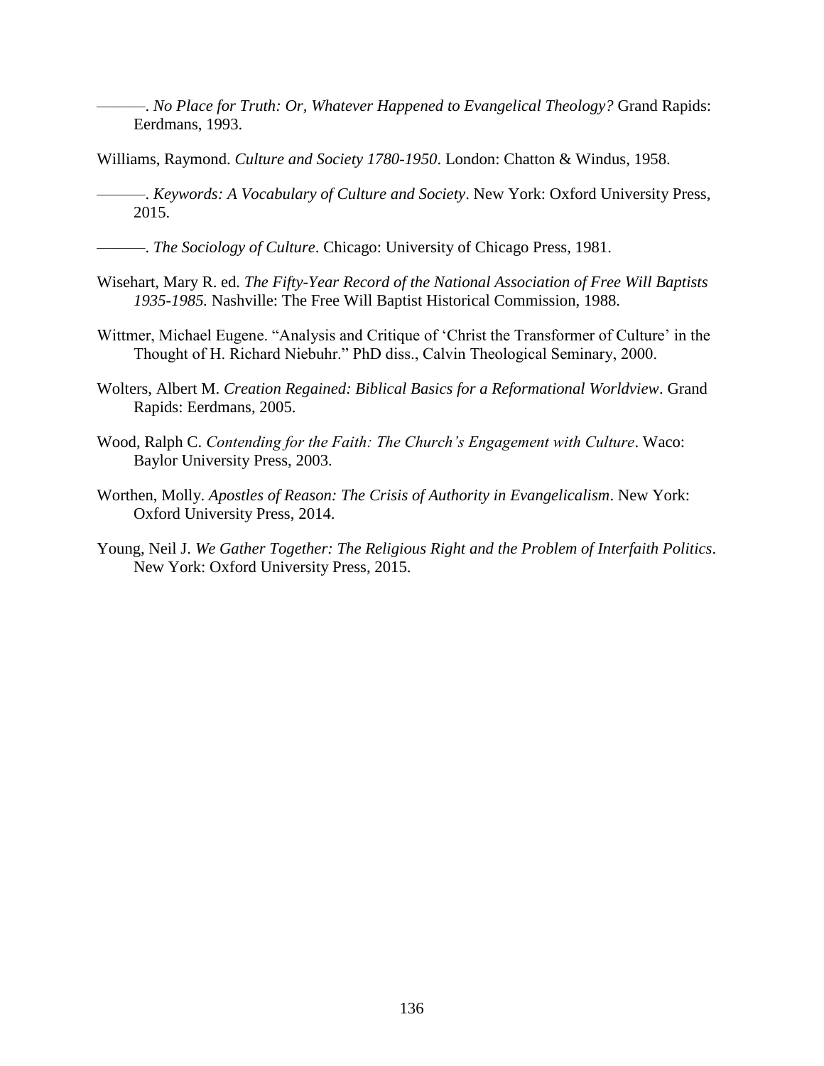———. *No Place for Truth: Or, Whatever Happened to Evangelical Theology?* Grand Rapids: Eerdmans, 1993.

Williams, Raymond. *Culture and Society 1780-1950*. London: Chatton & Windus, 1958.

———. *Keywords: A Vocabulary of Culture and Society*. New York: Oxford University Press, 2015.

———. *The Sociology of Culture*. Chicago: University of Chicago Press, 1981.

Wisehart, Mary R. ed. *The Fifty-Year Record of the National Association of Free Will Baptists 1935-1985.* Nashville: The Free Will Baptist Historical Commission, 1988.

Wittmer, Michael Eugene. "Analysis and Critique of 'Christ the Transformer of Culture' in the Thought of H. Richard Niebuhr." PhD diss., Calvin Theological Seminary, 2000.

Wolters, Albert M. *Creation Regained: Biblical Basics for a Reformational Worldview*. Grand Rapids: Eerdmans, 2005.

Wood, Ralph C. *Contending for the Faith: The Church's Engagement with Culture*. Waco: Baylor University Press, 2003.

Worthen, Molly. *Apostles of Reason: The Crisis of Authority in Evangelicalism*. New York: Oxford University Press, 2014.

Young, Neil J. *We Gather Together: The Religious Right and the Problem of Interfaith Politics*. New York: Oxford University Press, 2015.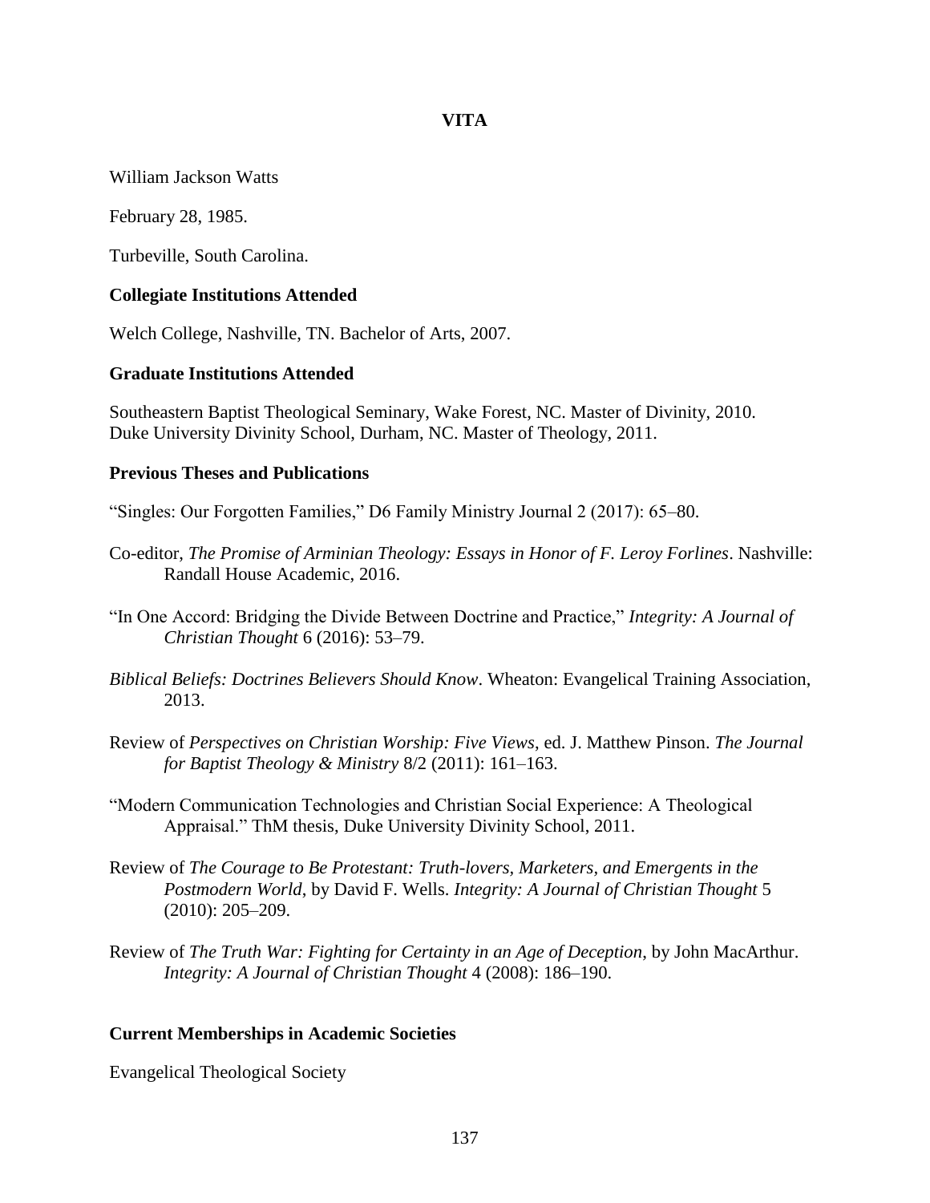# VITA

William Jackson Watts

February 28, 1985.

Turbeville, South Carolina.

### Collegiate Institutions Attended

Welch College, Nashville, TN. Bachelor of Arts, 2007.

### Graduate Institutions Attended

Southeastern Baptist Theological Seminary, Wake Forest, NC. Master of Divinity, 2010.
Duke University Divinity School, Durham, NC. Master of Theology, 2011.

### Previous Theses and Publications

"Singles: Our Forgotten Families," D6 Family Ministry Journal 2 (2017): 65–80.

Co-editor, *The Promise of Arminian Theology: Essays in Honor of F. Leroy Forlines*. Nashville: Randall House Academic, 2016.

"In One Accord: Bridging the Divide Between Doctrine and Practice," *Integrity: A Journal of Christian Thought* 6 (2016): 53–79.

*Biblical Beliefs: Doctrines Believers Should Know*. Wheaton: Evangelical Training Association, 2013.

Review of *Perspectives on Christian Worship: Five Views*, ed. J. Matthew Pinson. *The Journal for Baptist Theology & Ministry* 8/2 (2011): 161–163.

"Modern Communication Technologies and Christian Social Experience: A Theological Appraisal." ThM thesis, Duke University Divinity School, 2011.

Review of *The Courage to Be Protestant: Truth-lovers, Marketers, and Emergents in the Postmodern World*, by David F. Wells. *Integrity: A Journal of Christian Thought* 5 (2010): 205–209.

Review of *The Truth War: Fighting for Certainty in an Age of Deception*, by John MacArthur. *Integrity: A Journal of Christian Thought* 4 (2008): 186–190.

### Current Memberships in Academic Societies

Evangelical Theological Society